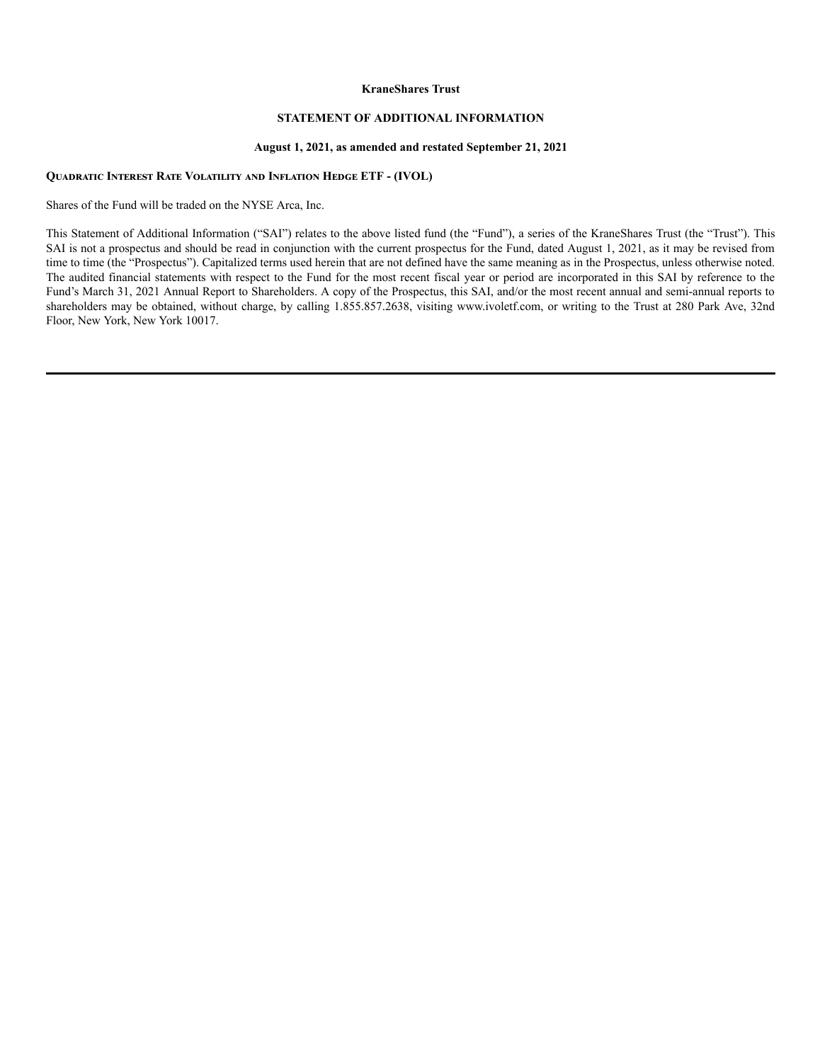**KraneShares Trust**

# STATEMENT OF ADDITIONAL INFORMATION

**August 1, 2021, as amended and restated September 21, 2021**

**Quadratic Interest Rate Volatility and Inflation Hedge ETF - (IVOL)**

Shares of the Fund will be traded on the NYSE Arca, Inc.

This Statement of Additional Information ("SAI") relates to the above listed fund (the "Fund"), a series of the KraneShares Trust (the "Trust"). This SAI is not a prospectus and should be read in conjunction with the current prospectus for the Fund, dated August 1, 2021, as it may be revised from time to time (the "Prospectus"). Capitalized terms used herein that are not defined have the same meaning as in the Prospectus, unless otherwise noted. The audited financial statements with respect to the Fund for the most recent fiscal year or period are incorporated in this SAI by reference to the Fund's March 31, 2021 Annual Report to Shareholders. A copy of the Prospectus, this SAI, and/or the most recent annual and semi-annual reports to shareholders may be obtained, without charge, by calling 1.855.857.2638, visiting www.ivoletf.com, or writing to the Trust at 280 Park Ave, 32nd Floor, New York, New York 10017.

---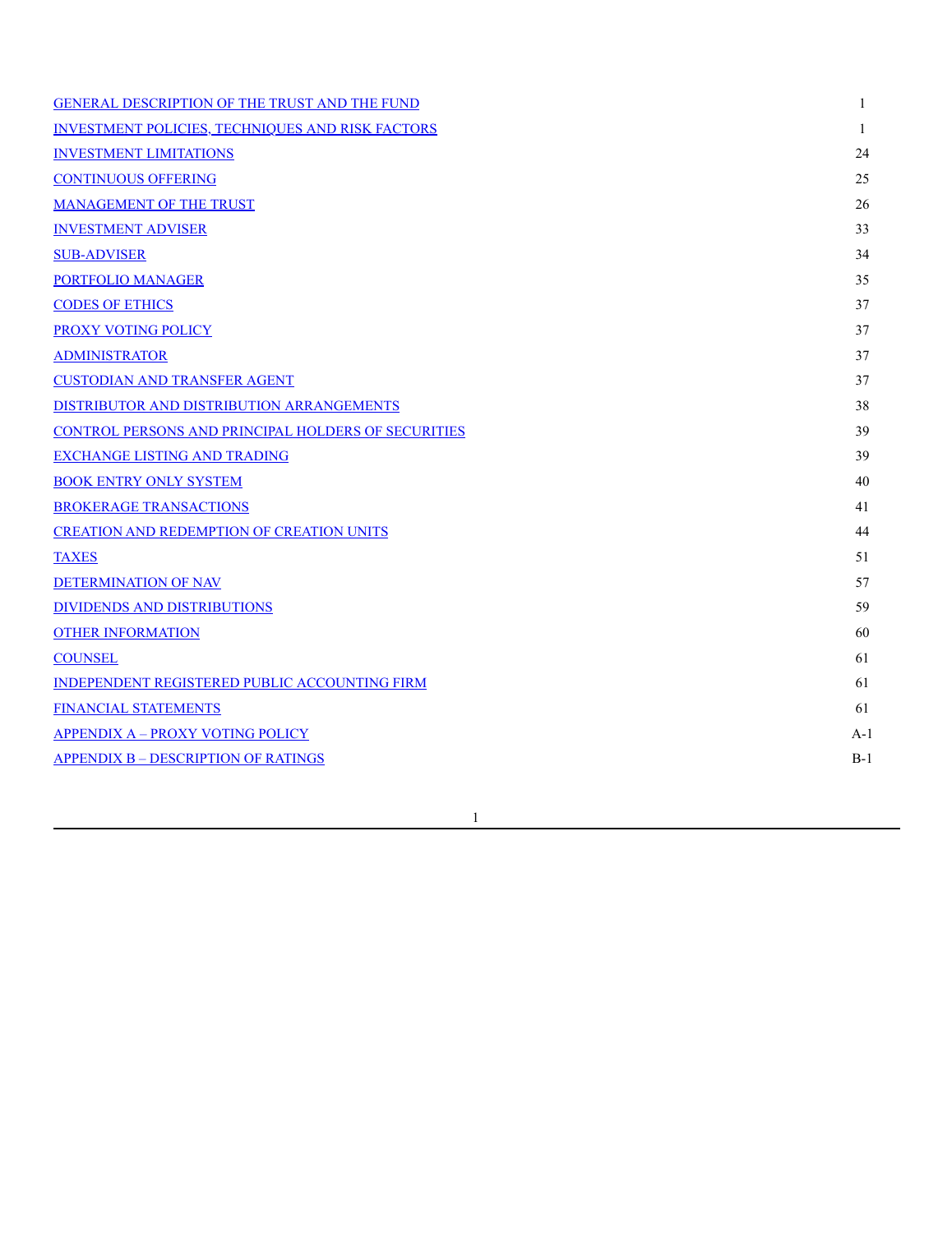| | |
|---|---|
| GENERAL DESCRIPTION OF THE TRUST AND THE FUND | 1 |
| INVESTMENT POLICIES, TECHNIQUES AND RISK FACTORS | 1 |
| INVESTMENT LIMITATIONS | 24 |
| CONTINUOUS OFFERING | 25 |
| MANAGEMENT OF THE TRUST | 26 |
| INVESTMENT ADVISER | 33 |
| SUB-ADVISER | 34 |
| PORTFOLIO MANAGER | 35 |
| CODES OF ETHICS | 37 |
| PROXY VOTING POLICY | 37 |
| ADMINISTRATOR | 37 |
| CUSTODIAN AND TRANSFER AGENT | 37 |
| DISTRIBUTOR AND DISTRIBUTION ARRANGEMENTS | 38 |
| CONTROL PERSONS AND PRINCIPAL HOLDERS OF SECURITIES | 39 |
| EXCHANGE LISTING AND TRADING | 39 |
| BOOK ENTRY ONLY SYSTEM | 40 |
| BROKERAGE TRANSACTIONS | 41 |
| CREATION AND REDEMPTION OF CREATION UNITS | 44 |
| TAXES | 51 |
| DETERMINATION OF NAV | 57 |
| DIVIDENDS AND DISTRIBUTIONS | 59 |
| OTHER INFORMATION | 60 |
| COUNSEL | 61 |
| INDEPENDENT REGISTERED PUBLIC ACCOUNTING FIRM | 61 |
| FINANCIAL STATEMENTS | 61 |
| APPENDIX A – PROXY VOTING POLICY | A-1 |
| APPENDIX B – DESCRIPTION OF RATINGS | B-1 |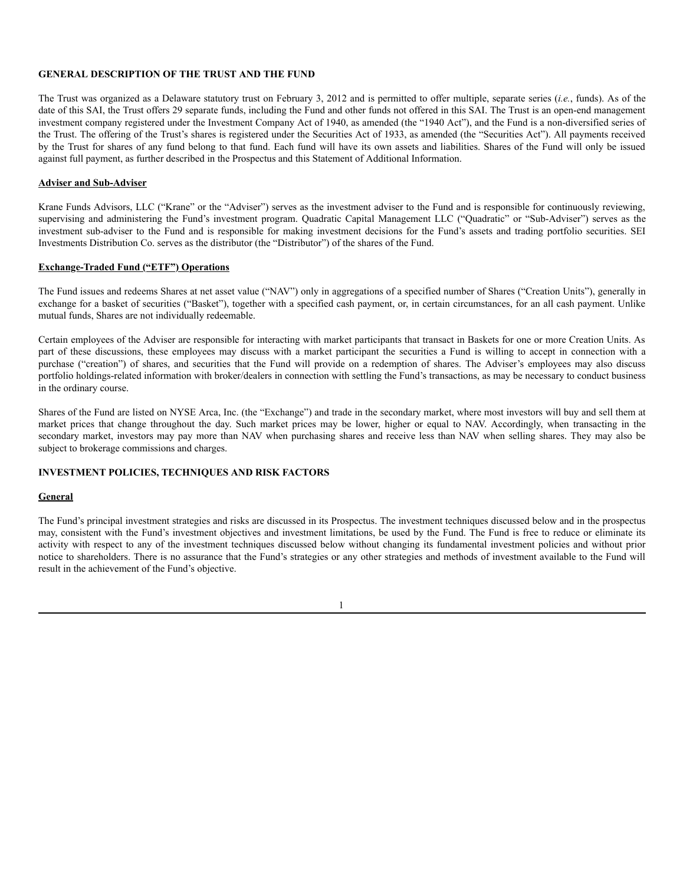## GENERAL DESCRIPTION OF THE TRUST AND THE FUND

The Trust was organized as a Delaware statutory trust on February 3, 2012 and is permitted to offer multiple, separate series (*i.e.*, funds). As of the date of this SAI, the Trust offers 29 separate funds, including the Fund and other funds not offered in this SAI. The Trust is an open-end management investment company registered under the Investment Company Act of 1940, as amended (the "1940 Act"), and the Fund is a non-diversified series of the Trust. The offering of the Trust's shares is registered under the Securities Act of 1933, as amended (the "Securities Act"). All payments received by the Trust for shares of any fund belong to that fund. Each fund will have its own assets and liabilities. Shares of the Fund will only be issued against full payment, as further described in the Prospectus and this Statement of Additional Information.

### Adviser and Sub-Adviser

Krane Funds Advisors, LLC ("Krane" or the "Adviser") serves as the investment adviser to the Fund and is responsible for continuously reviewing, supervising and administering the Fund's investment program. Quadratic Capital Management LLC ("Quadratic" or "Sub-Adviser") serves as the investment sub-adviser to the Fund and is responsible for making investment decisions for the Fund's assets and trading portfolio securities. SEI Investments Distribution Co. serves as the distributor (the "Distributor") of the shares of the Fund.

### Exchange-Traded Fund ("ETF") Operations

The Fund issues and redeems Shares at net asset value ("NAV") only in aggregations of a specified number of Shares ("Creation Units"), generally in exchange for a basket of securities ("Basket"), together with a specified cash payment, or, in certain circumstances, for an all cash payment. Unlike mutual funds, Shares are not individually redeemable.

Certain employees of the Adviser are responsible for interacting with market participants that transact in Baskets for one or more Creation Units. As part of these discussions, these employees may discuss with a market participant the securities a Fund is willing to accept in connection with a purchase ("creation") of shares, and securities that the Fund will provide on a redemption of shares. The Adviser's employees may also discuss portfolio holdings-related information with broker/dealers in connection with settling the Fund's transactions, as may be necessary to conduct business in the ordinary course.

Shares of the Fund are listed on NYSE Arca, Inc. (the "Exchange") and trade in the secondary market, where most investors will buy and sell them at market prices that change throughout the day. Such market prices may be lower, higher or equal to NAV. Accordingly, when transacting in the secondary market, investors may pay more than NAV when purchasing shares and receive less than NAV when selling shares. They may also be subject to brokerage commissions and charges.

## INVESTMENT POLICIES, TECHNIQUES AND RISK FACTORS

### General

The Fund's principal investment strategies and risks are discussed in its Prospectus. The investment techniques discussed below and in the prospectus may, consistent with the Fund's investment objectives and investment limitations, be used by the Fund. The Fund is free to reduce or eliminate its activity with respect to any of the investment techniques discussed below without changing its fundamental investment policies and without prior notice to shareholders. There is no assurance that the Fund's strategies or any other strategies and methods of investment available to the Fund will result in the achievement of the Fund's objective.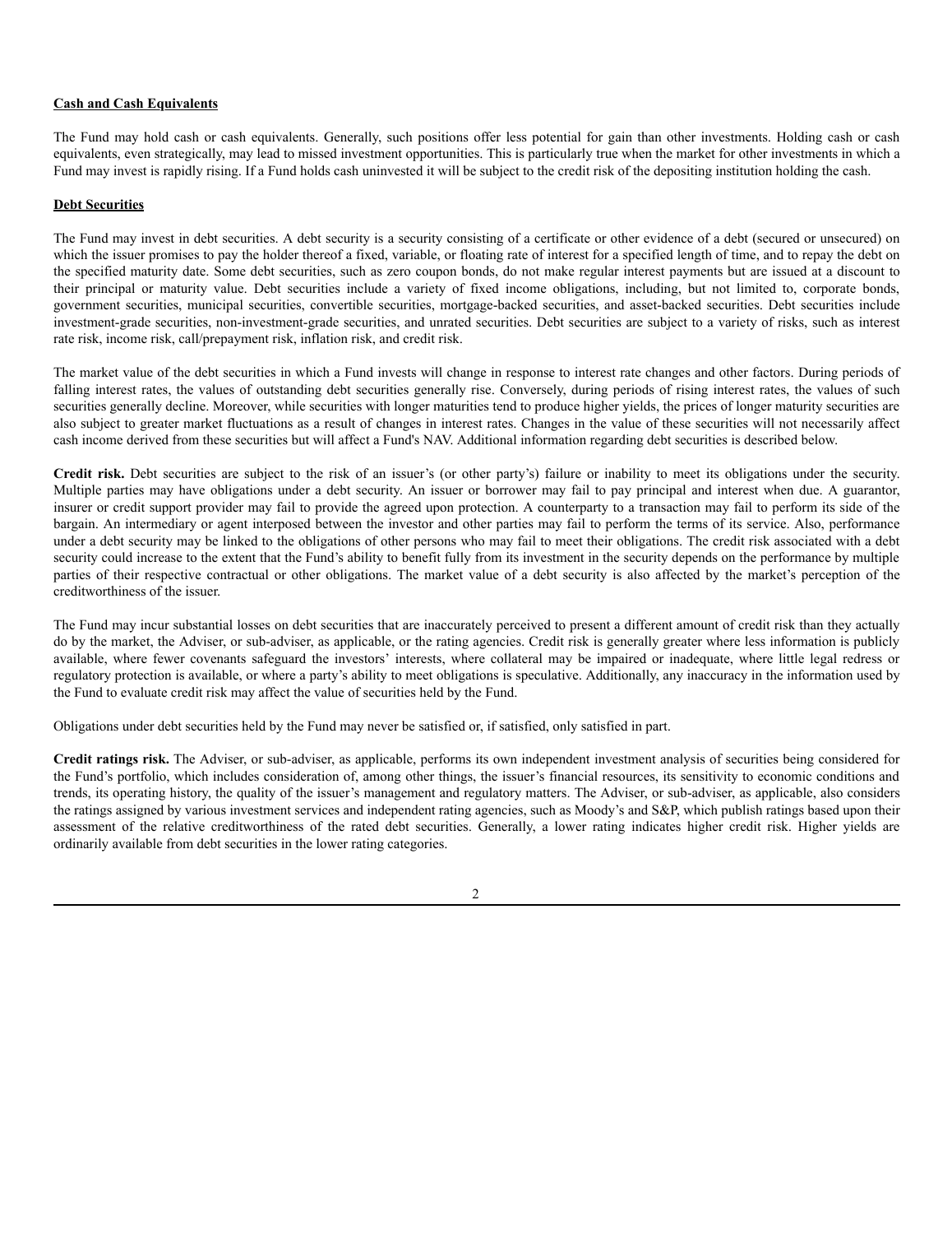**Cash and Cash Equivalents**

The Fund may hold cash or cash equivalents. Generally, such positions offer less potential for gain than other investments. Holding cash or cash equivalents, even strategically, may lead to missed investment opportunities. This is particularly true when the market for other investments in which a Fund may invest is rapidly rising. If a Fund holds cash uninvested it will be subject to the credit risk of the depositing institution holding the cash.

**Debt Securities**

The Fund may invest in debt securities. A debt security is a security consisting of a certificate or other evidence of a debt (secured or unsecured) on which the issuer promises to pay the holder thereof a fixed, variable, or floating rate of interest for a specified length of time, and to repay the debt on the specified maturity date. Some debt securities, such as zero coupon bonds, do not make regular interest payments but are issued at a discount to their principal or maturity value. Debt securities include a variety of fixed income obligations, including, but not limited to, corporate bonds, government securities, municipal securities, convertible securities, mortgage-backed securities, and asset-backed securities. Debt securities include investment-grade securities, non-investment-grade securities, and unrated securities. Debt securities are subject to a variety of risks, such as interest rate risk, income risk, call/prepayment risk, inflation risk, and credit risk.

The market value of the debt securities in which a Fund invests will change in response to interest rate changes and other factors. During periods of falling interest rates, the values of outstanding debt securities generally rise. Conversely, during periods of rising interest rates, the values of such securities generally decline. Moreover, while securities with longer maturities tend to produce higher yields, the prices of longer maturity securities are also subject to greater market fluctuations as a result of changes in interest rates. Changes in the value of these securities will not necessarily affect cash income derived from these securities but will affect a Fund's NAV. Additional information regarding debt securities is described below.

**Credit risk.** Debt securities are subject to the risk of an issuer's (or other party's) failure or inability to meet its obligations under the security. Multiple parties may have obligations under a debt security. An issuer or borrower may fail to pay principal and interest when due. A guarantor, insurer or credit support provider may fail to provide the agreed upon protection. A counterparty to a transaction may fail to perform its side of the bargain. An intermediary or agent interposed between the investor and other parties may fail to perform the terms of its service. Also, performance under a debt security may be linked to the obligations of other persons who may fail to meet their obligations. The credit risk associated with a debt security could increase to the extent that the Fund's ability to benefit fully from its investment in the security depends on the performance by multiple parties of their respective contractual or other obligations. The market value of a debt security is also affected by the market's perception of the creditworthiness of the issuer.

The Fund may incur substantial losses on debt securities that are inaccurately perceived to present a different amount of credit risk than they actually do by the market, the Adviser, or sub-adviser, as applicable, or the rating agencies. Credit risk is generally greater where less information is publicly available, where fewer covenants safeguard the investors' interests, where collateral may be impaired or inadequate, where little legal redress or regulatory protection is available, or where a party's ability to meet obligations is speculative. Additionally, any inaccuracy in the information used by the Fund to evaluate credit risk may affect the value of securities held by the Fund.

Obligations under debt securities held by the Fund may never be satisfied or, if satisfied, only satisfied in part.

**Credit ratings risk.** The Adviser, or sub-adviser, as applicable, performs its own independent investment analysis of securities being considered for the Fund's portfolio, which includes consideration of, among other things, the issuer's financial resources, its sensitivity to economic conditions and trends, its operating history, the quality of the issuer's management and regulatory matters. The Adviser, or sub-adviser, as applicable, also considers the ratings assigned by various investment services and independent rating agencies, such as Moody's and S&P, which publish ratings based upon their assessment of the relative creditworthiness of the rated debt securities. Generally, a lower rating indicates higher credit risk. Higher yields are ordinarily available from debt securities in the lower rating categories.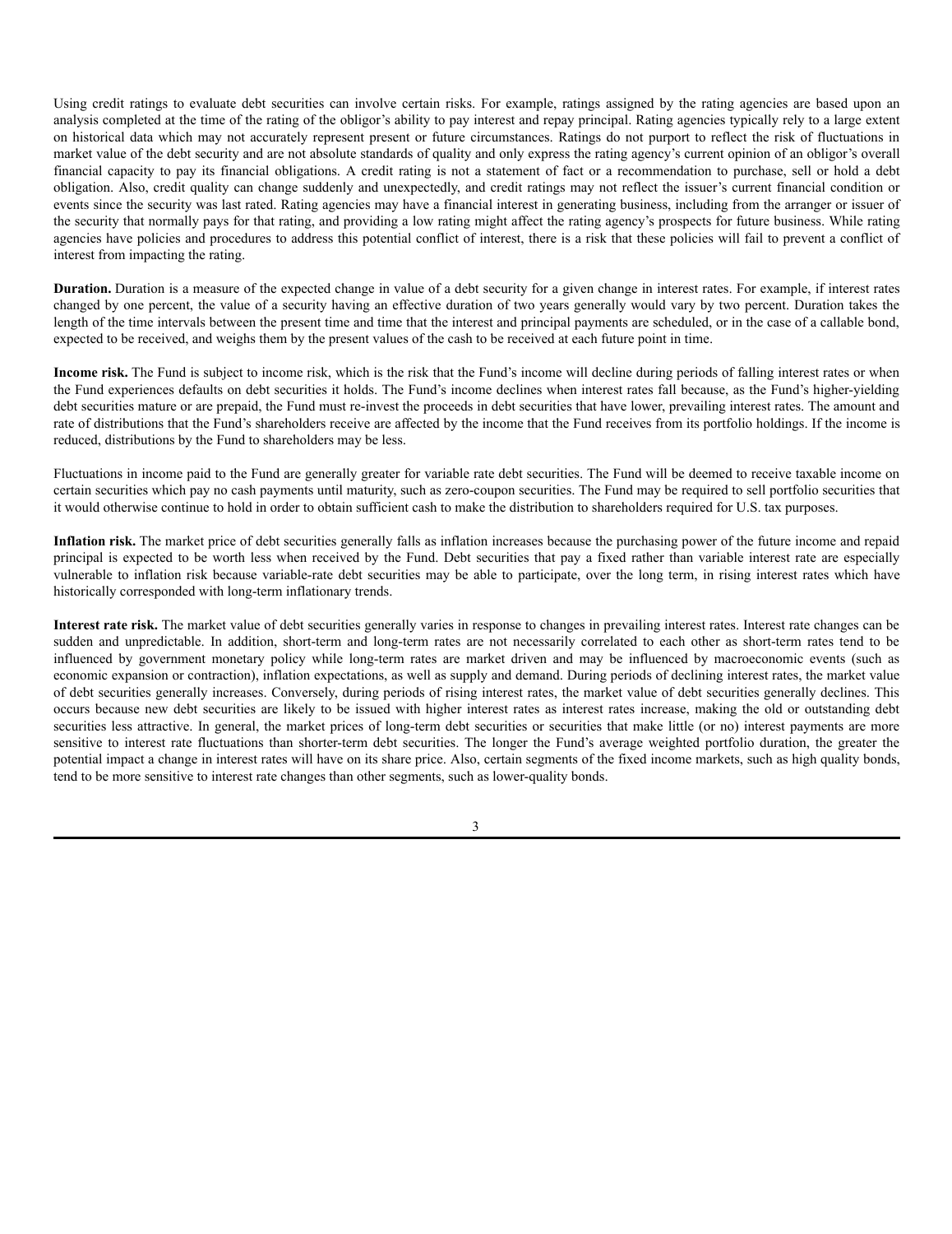Using credit ratings to evaluate debt securities can involve certain risks. For example, ratings assigned by the rating agencies are based upon an analysis completed at the time of the rating of the obligor's ability to pay interest and repay principal. Rating agencies typically rely to a large extent on historical data which may not accurately represent present or future circumstances. Ratings do not purport to reflect the risk of fluctuations in market value of the debt security and are not absolute standards of quality and only express the rating agency's current opinion of an obligor's overall financial capacity to pay its financial obligations. A credit rating is not a statement of fact or a recommendation to purchase, sell or hold a debt obligation. Also, credit quality can change suddenly and unexpectedly, and credit ratings may not reflect the issuer's current financial condition or events since the security was last rated. Rating agencies may have a financial interest in generating business, including from the arranger or issuer of the security that normally pays for that rating, and providing a low rating might affect the rating agency's prospects for future business. While rating agencies have policies and procedures to address this potential conflict of interest, there is a risk that these policies will fail to prevent a conflict of interest from impacting the rating.

**Duration.** Duration is a measure of the expected change in value of a debt security for a given change in interest rates. For example, if interest rates changed by one percent, the value of a security having an effective duration of two years generally would vary by two percent. Duration takes the length of the time intervals between the present time and time that the interest and principal payments are scheduled, or in the case of a callable bond, expected to be received, and weighs them by the present values of the cash to be received at each future point in time.

**Income risk.** The Fund is subject to income risk, which is the risk that the Fund's income will decline during periods of falling interest rates or when the Fund experiences defaults on debt securities it holds. The Fund's income declines when interest rates fall because, as the Fund's higher-yielding debt securities mature or are prepaid, the Fund must re-invest the proceeds in debt securities that have lower, prevailing interest rates. The amount and rate of distributions that the Fund's shareholders receive are affected by the income that the Fund receives from its portfolio holdings. If the income is reduced, distributions by the Fund to shareholders may be less.

Fluctuations in income paid to the Fund are generally greater for variable rate debt securities. The Fund will be deemed to receive taxable income on certain securities which pay no cash payments until maturity, such as zero-coupon securities. The Fund may be required to sell portfolio securities that it would otherwise continue to hold in order to obtain sufficient cash to make the distribution to shareholders required for U.S. tax purposes.

**Inflation risk.** The market price of debt securities generally falls as inflation increases because the purchasing power of the future income and repaid principal is expected to be worth less when received by the Fund. Debt securities that pay a fixed rather than variable interest rate are especially vulnerable to inflation risk because variable-rate debt securities may be able to participate, over the long term, in rising interest rates which have historically corresponded with long-term inflationary trends.

**Interest rate risk.** The market value of debt securities generally varies in response to changes in prevailing interest rates. Interest rate changes can be sudden and unpredictable. In addition, short-term and long-term rates are not necessarily correlated to each other as short-term rates tend to be influenced by government monetary policy while long-term rates are market driven and may be influenced by macroeconomic events (such as economic expansion or contraction), inflation expectations, as well as supply and demand. During periods of declining interest rates, the market value of debt securities generally increases. Conversely, during periods of rising interest rates, the market value of debt securities generally declines. This occurs because new debt securities are likely to be issued with higher interest rates as interest rates increase, making the old or outstanding debt securities less attractive. In general, the market prices of long-term debt securities or securities that make little (or no) interest payments are more sensitive to interest rate fluctuations than shorter-term debt securities. The longer the Fund's average weighted portfolio duration, the greater the potential impact a change in interest rates will have on its share price. Also, certain segments of the fixed income markets, such as high quality bonds, tend to be more sensitive to interest rate changes than other segments, such as lower-quality bonds.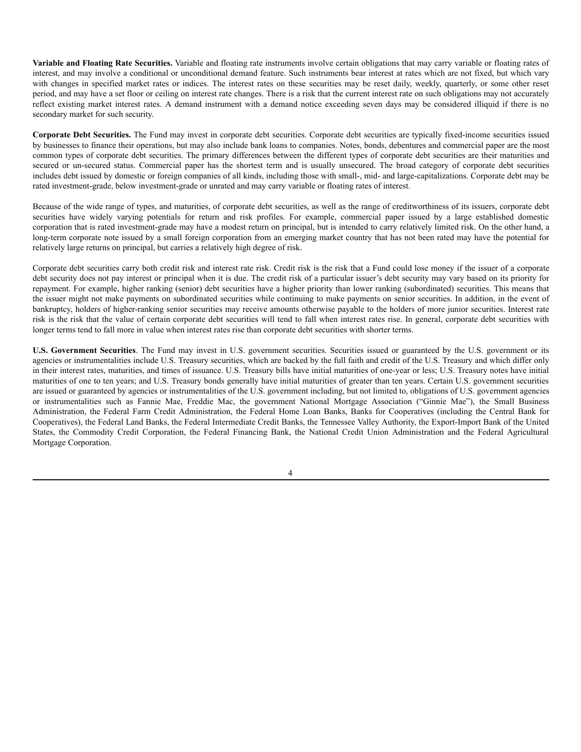**Variable and Floating Rate Securities.** Variable and floating rate instruments involve certain obligations that may carry variable or floating rates of interest, and may involve a conditional or unconditional demand feature. Such instruments bear interest at rates which are not fixed, but which vary with changes in specified market rates or indices. The interest rates on these securities may be reset daily, weekly, quarterly, or some other reset period, and may have a set floor or ceiling on interest rate changes. There is a risk that the current interest rate on such obligations may not accurately reflect existing market interest rates. A demand instrument with a demand notice exceeding seven days may be considered illiquid if there is no secondary market for such security.

**Corporate Debt Securities.** The Fund may invest in corporate debt securities. Corporate debt securities are typically fixed-income securities issued by businesses to finance their operations, but may also include bank loans to companies. Notes, bonds, debentures and commercial paper are the most common types of corporate debt securities. The primary differences between the different types of corporate debt securities are their maturities and secured or un-secured status. Commercial paper has the shortest term and is usually unsecured. The broad category of corporate debt securities includes debt issued by domestic or foreign companies of all kinds, including those with small-, mid- and large-capitalizations. Corporate debt may be rated investment-grade, below investment-grade or unrated and may carry variable or floating rates of interest.

Because of the wide range of types, and maturities, of corporate debt securities, as well as the range of creditworthiness of its issuers, corporate debt securities have widely varying potentials for return and risk profiles. For example, commercial paper issued by a large established domestic corporation that is rated investment-grade may have a modest return on principal, but is intended to carry relatively limited risk. On the other hand, a long-term corporate note issued by a small foreign corporation from an emerging market country that has not been rated may have the potential for relatively large returns on principal, but carries a relatively high degree of risk.

Corporate debt securities carry both credit risk and interest rate risk. Credit risk is the risk that a Fund could lose money if the issuer of a corporate debt security does not pay interest or principal when it is due. The credit risk of a particular issuer's debt security may vary based on its priority for repayment. For example, higher ranking (senior) debt securities have a higher priority than lower ranking (subordinated) securities. This means that the issuer might not make payments on subordinated securities while continuing to make payments on senior securities. In addition, in the event of bankruptcy, holders of higher-ranking senior securities may receive amounts otherwise payable to the holders of more junior securities. Interest rate risk is the risk that the value of certain corporate debt securities will tend to fall when interest rates rise. In general, corporate debt securities with longer terms tend to fall more in value when interest rates rise than corporate debt securities with shorter terms.

**U.S. Government Securities**. The Fund may invest in U.S. government securities. Securities issued or guaranteed by the U.S. government or its agencies or instrumentalities include U.S. Treasury securities, which are backed by the full faith and credit of the U.S. Treasury and which differ only in their interest rates, maturities, and times of issuance. U.S. Treasury bills have initial maturities of one-year or less; U.S. Treasury notes have initial maturities of one to ten years; and U.S. Treasury bonds generally have initial maturities of greater than ten years. Certain U.S. government securities are issued or guaranteed by agencies or instrumentalities of the U.S. government including, but not limited to, obligations of U.S. government agencies or instrumentalities such as Fannie Mae, Freddie Mac, the government National Mortgage Association ("Ginnie Mae"), the Small Business Administration, the Federal Farm Credit Administration, the Federal Home Loan Banks, Banks for Cooperatives (including the Central Bank for Cooperatives), the Federal Land Banks, the Federal Intermediate Credit Banks, the Tennessee Valley Authority, the Export-Import Bank of the United States, the Commodity Credit Corporation, the Federal Financing Bank, the National Credit Union Administration and the Federal Agricultural Mortgage Corporation.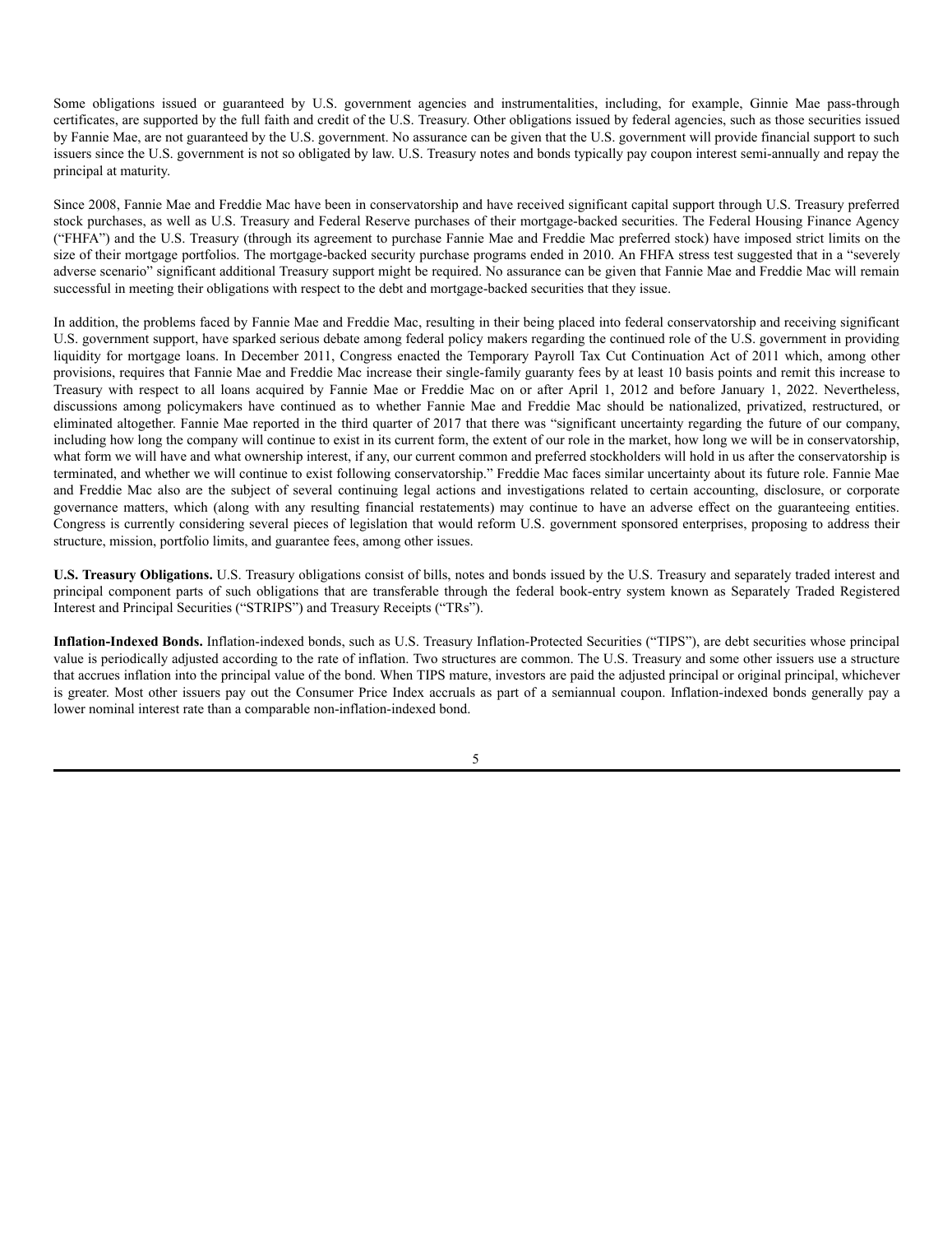Some obligations issued or guaranteed by U.S. government agencies and instrumentalities, including, for example, Ginnie Mae pass-through certificates, are supported by the full faith and credit of the U.S. Treasury. Other obligations issued by federal agencies, such as those securities issued by Fannie Mae, are not guaranteed by the U.S. government. No assurance can be given that the U.S. government will provide financial support to such issuers since the U.S. government is not so obligated by law. U.S. Treasury notes and bonds typically pay coupon interest semi-annually and repay the principal at maturity.

Since 2008, Fannie Mae and Freddie Mac have been in conservatorship and have received significant capital support through U.S. Treasury preferred stock purchases, as well as U.S. Treasury and Federal Reserve purchases of their mortgage-backed securities. The Federal Housing Finance Agency ("FHFA") and the U.S. Treasury (through its agreement to purchase Fannie Mae and Freddie Mac preferred stock) have imposed strict limits on the size of their mortgage portfolios. The mortgage-backed security purchase programs ended in 2010. An FHFA stress test suggested that in a "severely adverse scenario" significant additional Treasury support might be required. No assurance can be given that Fannie Mae and Freddie Mac will remain successful in meeting their obligations with respect to the debt and mortgage-backed securities that they issue.

In addition, the problems faced by Fannie Mae and Freddie Mac, resulting in their being placed into federal conservatorship and receiving significant U.S. government support, have sparked serious debate among federal policy makers regarding the continued role of the U.S. government in providing liquidity for mortgage loans. In December 2011, Congress enacted the Temporary Payroll Tax Cut Continuation Act of 2011 which, among other provisions, requires that Fannie Mae and Freddie Mac increase their single-family guaranty fees by at least 10 basis points and remit this increase to Treasury with respect to all loans acquired by Fannie Mae or Freddie Mac on or after April 1, 2012 and before January 1, 2022. Nevertheless, discussions among policymakers have continued as to whether Fannie Mae and Freddie Mac should be nationalized, privatized, restructured, or eliminated altogether. Fannie Mae reported in the third quarter of 2017 that there was "significant uncertainty regarding the future of our company, including how long the company will continue to exist in its current form, the extent of our role in the market, how long we will be in conservatorship, what form we will have and what ownership interest, if any, our current common and preferred stockholders will hold in us after the conservatorship is terminated, and whether we will continue to exist following conservatorship." Freddie Mac faces similar uncertainty about its future role. Fannie Mae and Freddie Mac also are the subject of several continuing legal actions and investigations related to certain accounting, disclosure, or corporate governance matters, which (along with any resulting financial restatements) may continue to have an adverse effect on the guaranteeing entities. Congress is currently considering several pieces of legislation that would reform U.S. government sponsored enterprises, proposing to address their structure, mission, portfolio limits, and guarantee fees, among other issues.

**U.S. Treasury Obligations.** U.S. Treasury obligations consist of bills, notes and bonds issued by the U.S. Treasury and separately traded interest and principal component parts of such obligations that are transferable through the federal book-entry system known as Separately Traded Registered Interest and Principal Securities ("STRIPS") and Treasury Receipts ("TRs").

**Inflation-Indexed Bonds.** Inflation-indexed bonds, such as U.S. Treasury Inflation-Protected Securities ("TIPS"), are debt securities whose principal value is periodically adjusted according to the rate of inflation. Two structures are common. The U.S. Treasury and some other issuers use a structure that accrues inflation into the principal value of the bond. When TIPS mature, investors are paid the adjusted principal or original principal, whichever is greater. Most other issuers pay out the Consumer Price Index accruals as part of a semiannual coupon. Inflation-indexed bonds generally pay a lower nominal interest rate than a comparable non-inflation-indexed bond.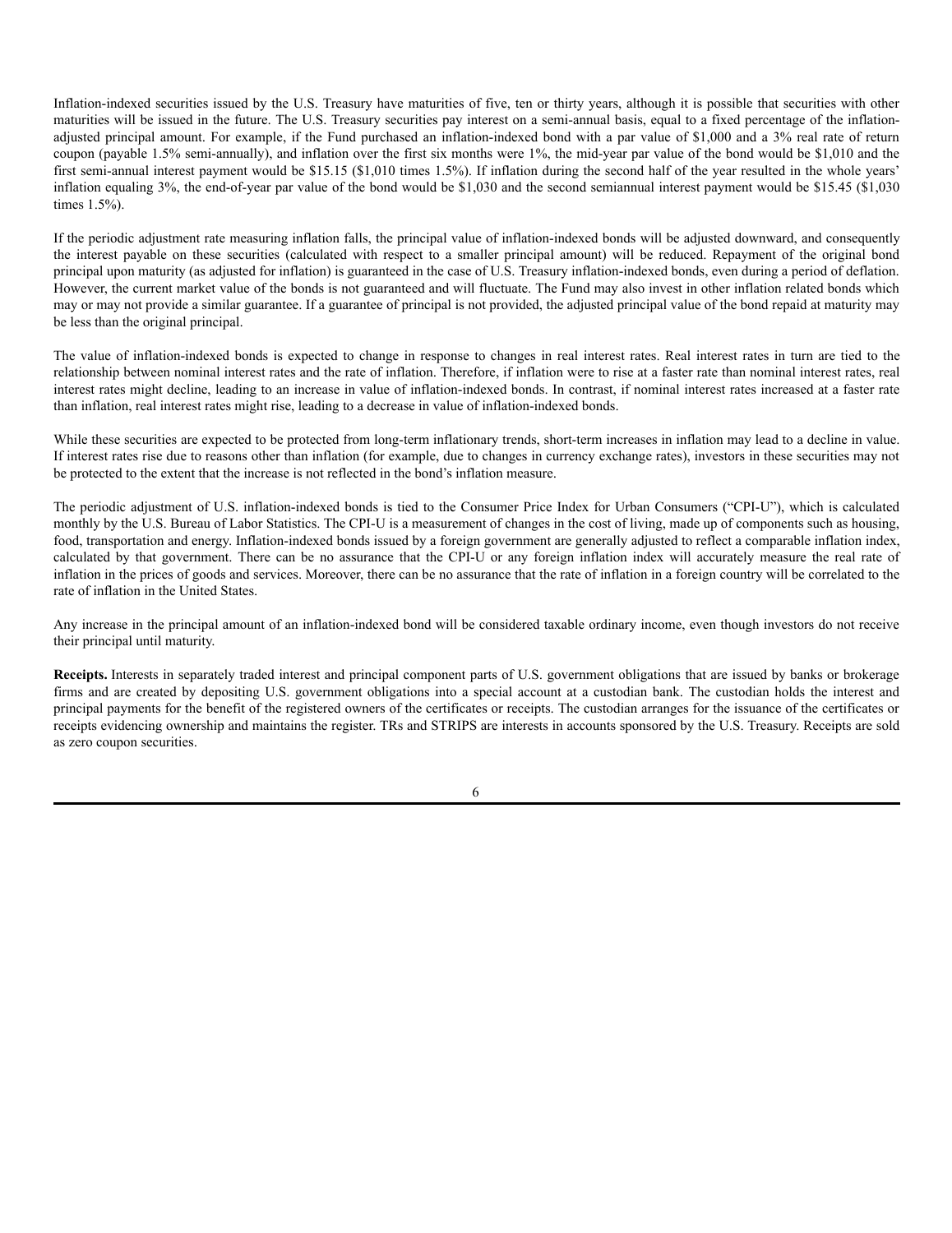Inflation-indexed securities issued by the U.S. Treasury have maturities of five, ten or thirty years, although it is possible that securities with other maturities will be issued in the future. The U.S. Treasury securities pay interest on a semi-annual basis, equal to a fixed percentage of the inflation-adjusted principal amount. For example, if the Fund purchased an inflation-indexed bond with a par value of $1,000 and a 3% real rate of return coupon (payable 1.5% semi-annually), and inflation over the first six months were 1%, the mid-year par value of the bond would be $1,010 and the first semi-annual interest payment would be $15.15 ($1,010 times 1.5%). If inflation during the second half of the year resulted in the whole years' inflation equaling 3%, the end-of-year par value of the bond would be $1,030 and the second semiannual interest payment would be $15.45 ($1,030 times 1.5%).

If the periodic adjustment rate measuring inflation falls, the principal value of inflation-indexed bonds will be adjusted downward, and consequently the interest payable on these securities (calculated with respect to a smaller principal amount) will be reduced. Repayment of the original bond principal upon maturity (as adjusted for inflation) is guaranteed in the case of U.S. Treasury inflation-indexed bonds, even during a period of deflation. However, the current market value of the bonds is not guaranteed and will fluctuate. The Fund may also invest in other inflation related bonds which may or may not provide a similar guarantee. If a guarantee of principal is not provided, the adjusted principal value of the bond repaid at maturity may be less than the original principal.

The value of inflation-indexed bonds is expected to change in response to changes in real interest rates. Real interest rates in turn are tied to the relationship between nominal interest rates and the rate of inflation. Therefore, if inflation were to rise at a faster rate than nominal interest rates, real interest rates might decline, leading to an increase in value of inflation-indexed bonds. In contrast, if nominal interest rates increased at a faster rate than inflation, real interest rates might rise, leading to a decrease in value of inflation-indexed bonds.

While these securities are expected to be protected from long-term inflationary trends, short-term increases in inflation may lead to a decline in value. If interest rates rise due to reasons other than inflation (for example, due to changes in currency exchange rates), investors in these securities may not be protected to the extent that the increase is not reflected in the bond's inflation measure.

The periodic adjustment of U.S. inflation-indexed bonds is tied to the Consumer Price Index for Urban Consumers ("CPI-U"), which is calculated monthly by the U.S. Bureau of Labor Statistics. The CPI-U is a measurement of changes in the cost of living, made up of components such as housing, food, transportation and energy. Inflation-indexed bonds issued by a foreign government are generally adjusted to reflect a comparable inflation index, calculated by that government. There can be no assurance that the CPI-U or any foreign inflation index will accurately measure the real rate of inflation in the prices of goods and services. Moreover, there can be no assurance that the rate of inflation in a foreign country will be correlated to the rate of inflation in the United States.

Any increase in the principal amount of an inflation-indexed bond will be considered taxable ordinary income, even though investors do not receive their principal until maturity.

**Receipts.** Interests in separately traded interest and principal component parts of U.S. government obligations that are issued by banks or brokerage firms and are created by depositing U.S. government obligations into a special account at a custodian bank. The custodian holds the interest and principal payments for the benefit of the registered owners of the certificates or receipts. The custodian arranges for the issuance of the certificates or receipts evidencing ownership and maintains the register. TRs and STRIPS are interests in accounts sponsored by the U.S. Treasury. Receipts are sold as zero coupon securities.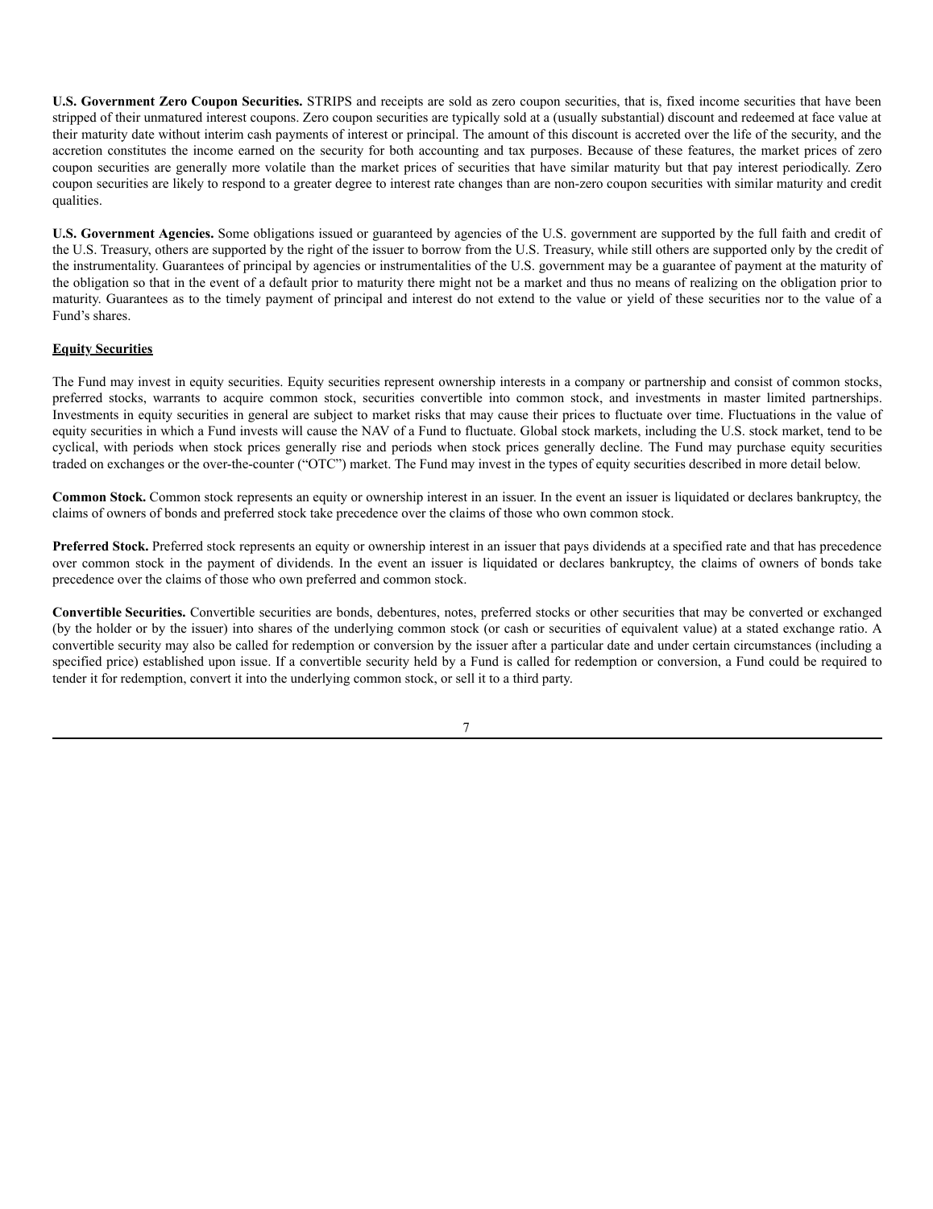**U.S. Government Zero Coupon Securities.** STRIPS and receipts are sold as zero coupon securities, that is, fixed income securities that have been stripped of their unmatured interest coupons. Zero coupon securities are typically sold at a (usually substantial) discount and redeemed at face value at their maturity date without interim cash payments of interest or principal. The amount of this discount is accreted over the life of the security, and the accretion constitutes the income earned on the security for both accounting and tax purposes. Because of these features, the market prices of zero coupon securities are generally more volatile than the market prices of securities that have similar maturity but that pay interest periodically. Zero coupon securities are likely to respond to a greater degree to interest rate changes than are non-zero coupon securities with similar maturity and credit qualities.

**U.S. Government Agencies.** Some obligations issued or guaranteed by agencies of the U.S. government are supported by the full faith and credit of the U.S. Treasury, others are supported by the right of the issuer to borrow from the U.S. Treasury, while still others are supported only by the credit of the instrumentality. Guarantees of principal by agencies or instrumentalities of the U.S. government may be a guarantee of payment at the maturity of the obligation so that in the event of a default prior to maturity there might not be a market and thus no means of realizing on the obligation prior to maturity. Guarantees as to the timely payment of principal and interest do not extend to the value or yield of these securities nor to the value of a Fund's shares.

## Equity Securities

The Fund may invest in equity securities. Equity securities represent ownership interests in a company or partnership and consist of common stocks, preferred stocks, warrants to acquire common stock, securities convertible into common stock, and investments in master limited partnerships. Investments in equity securities in general are subject to market risks that may cause their prices to fluctuate over time. Fluctuations in the value of equity securities in which a Fund invests will cause the NAV of a Fund to fluctuate. Global stock markets, including the U.S. stock market, tend to be cyclical, with periods when stock prices generally rise and periods when stock prices generally decline. The Fund may purchase equity securities traded on exchanges or the over-the-counter ("OTC") market. The Fund may invest in the types of equity securities described in more detail below.

**Common Stock.** Common stock represents an equity or ownership interest in an issuer. In the event an issuer is liquidated or declares bankruptcy, the claims of owners of bonds and preferred stock take precedence over the claims of those who own common stock.

**Preferred Stock.** Preferred stock represents an equity or ownership interest in an issuer that pays dividends at a specified rate and that has precedence over common stock in the payment of dividends. In the event an issuer is liquidated or declares bankruptcy, the claims of owners of bonds take precedence over the claims of those who own preferred and common stock.

**Convertible Securities.** Convertible securities are bonds, debentures, notes, preferred stocks or other securities that may be converted or exchanged (by the holder or by the issuer) into shares of the underlying common stock (or cash or securities of equivalent value) at a stated exchange ratio. A convertible security may also be called for redemption or conversion by the issuer after a particular date and under certain circumstances (including a specified price) established upon issue. If a convertible security held by a Fund is called for redemption or conversion, a Fund could be required to tender it for redemption, convert it into the underlying common stock, or sell it to a third party.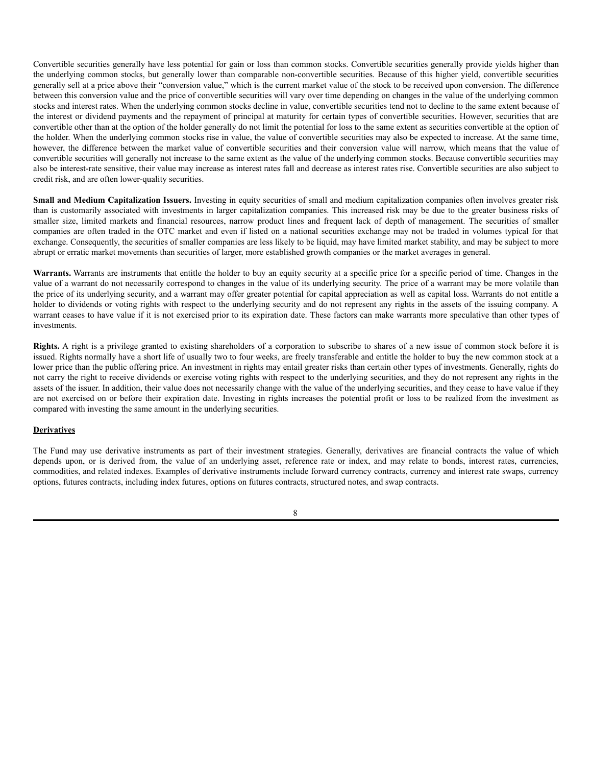Convertible securities generally have less potential for gain or loss than common stocks. Convertible securities generally provide yields higher than the underlying common stocks, but generally lower than comparable non-convertible securities. Because of this higher yield, convertible securities generally sell at a price above their "conversion value," which is the current market value of the stock to be received upon conversion. The difference between this conversion value and the price of convertible securities will vary over time depending on changes in the value of the underlying common stocks and interest rates. When the underlying common stocks decline in value, convertible securities tend not to decline to the same extent because of the interest or dividend payments and the repayment of principal at maturity for certain types of convertible securities. However, securities that are convertible other than at the option of the holder generally do not limit the potential for loss to the same extent as securities convertible at the option of the holder. When the underlying common stocks rise in value, the value of convertible securities may also be expected to increase. At the same time, however, the difference between the market value of convertible securities and their conversion value will narrow, which means that the value of convertible securities will generally not increase to the same extent as the value of the underlying common stocks. Because convertible securities may also be interest-rate sensitive, their value may increase as interest rates fall and decrease as interest rates rise. Convertible securities are also subject to credit risk, and are often lower-quality securities.

**Small and Medium Capitalization Issuers.** Investing in equity securities of small and medium capitalization companies often involves greater risk than is customarily associated with investments in larger capitalization companies. This increased risk may be due to the greater business risks of smaller size, limited markets and financial resources, narrow product lines and frequent lack of depth of management. The securities of smaller companies are often traded in the OTC market and even if listed on a national securities exchange may not be traded in volumes typical for that exchange. Consequently, the securities of smaller companies are less likely to be liquid, may have limited market stability, and may be subject to more abrupt or erratic market movements than securities of larger, more established growth companies or the market averages in general.

**Warrants.** Warrants are instruments that entitle the holder to buy an equity security at a specific price for a specific period of time. Changes in the value of a warrant do not necessarily correspond to changes in the value of its underlying security. The price of a warrant may be more volatile than the price of its underlying security, and a warrant may offer greater potential for capital appreciation as well as capital loss. Warrants do not entitle a holder to dividends or voting rights with respect to the underlying security and do not represent any rights in the assets of the issuing company. A warrant ceases to have value if it is not exercised prior to its expiration date. These factors can make warrants more speculative than other types of investments.

**Rights.** A right is a privilege granted to existing shareholders of a corporation to subscribe to shares of a new issue of common stock before it is issued. Rights normally have a short life of usually two to four weeks, are freely transferable and entitle the holder to buy the new common stock at a lower price than the public offering price. An investment in rights may entail greater risks than certain other types of investments. Generally, rights do not carry the right to receive dividends or exercise voting rights with respect to the underlying securities, and they do not represent any rights in the assets of the issuer. In addition, their value does not necessarily change with the value of the underlying securities, and they cease to have value if they are not exercised on or before their expiration date. Investing in rights increases the potential profit or loss to be realized from the investment as compared with investing the same amount in the underlying securities.

## Derivatives

The Fund may use derivative instruments as part of their investment strategies. Generally, derivatives are financial contracts the value of which depends upon, or is derived from, the value of an underlying asset, reference rate or index, and may relate to bonds, interest rates, currencies, commodities, and related indexes. Examples of derivative instruments include forward currency contracts, currency and interest rate swaps, currency options, futures contracts, including index futures, options on futures contracts, structured notes, and swap contracts.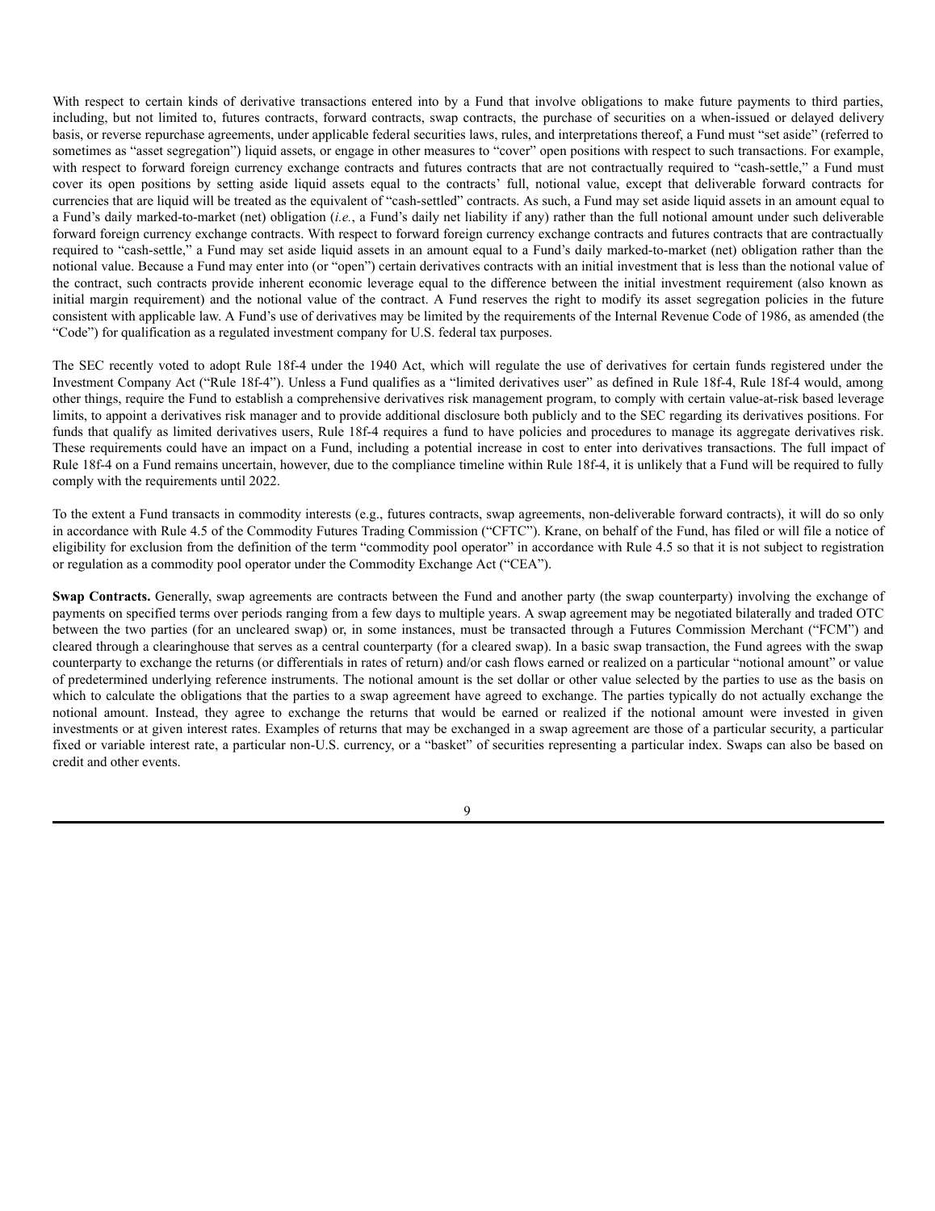With respect to certain kinds of derivative transactions entered into by a Fund that involve obligations to make future payments to third parties, including, but not limited to, futures contracts, forward contracts, swap contracts, the purchase of securities on a when-issued or delayed delivery basis, or reverse repurchase agreements, under applicable federal securities laws, rules, and interpretations thereof, a Fund must "set aside" (referred to sometimes as "asset segregation") liquid assets, or engage in other measures to "cover" open positions with respect to such transactions. For example, with respect to forward foreign currency exchange contracts and futures contracts that are not contractually required to "cash-settle," a Fund must cover its open positions by setting aside liquid assets equal to the contracts' full, notional value, except that deliverable forward contracts for currencies that are liquid will be treated as the equivalent of "cash-settled" contracts. As such, a Fund may set aside liquid assets in an amount equal to a Fund's daily marked-to-market (net) obligation (*i.e.*, a Fund's daily net liability if any) rather than the full notional amount under such deliverable forward foreign currency exchange contracts. With respect to forward foreign currency exchange contracts and futures contracts that are contractually required to "cash-settle," a Fund may set aside liquid assets in an amount equal to a Fund's daily marked-to-market (net) obligation rather than the notional value. Because a Fund may enter into (or "open") certain derivatives contracts with an initial investment that is less than the notional value of the contract, such contracts provide inherent economic leverage equal to the difference between the initial investment requirement (also known as initial margin requirement) and the notional value of the contract. A Fund reserves the right to modify its asset segregation policies in the future consistent with applicable law. A Fund's use of derivatives may be limited by the requirements of the Internal Revenue Code of 1986, as amended (the "Code") for qualification as a regulated investment company for U.S. federal tax purposes.

The SEC recently voted to adopt Rule 18f-4 under the 1940 Act, which will regulate the use of derivatives for certain funds registered under the Investment Company Act ("Rule 18f-4"). Unless a Fund qualifies as a "limited derivatives user" as defined in Rule 18f-4, Rule 18f-4 would, among other things, require the Fund to establish a comprehensive derivatives risk management program, to comply with certain value-at-risk based leverage limits, to appoint a derivatives risk manager and to provide additional disclosure both publicly and to the SEC regarding its derivatives positions. For funds that qualify as limited derivatives users, Rule 18f-4 requires a fund to have policies and procedures to manage its aggregate derivatives risk. These requirements could have an impact on a Fund, including a potential increase in cost to enter into derivatives transactions. The full impact of Rule 18f-4 on a Fund remains uncertain, however, due to the compliance timeline within Rule 18f-4, it is unlikely that a Fund will be required to fully comply with the requirements until 2022.

To the extent a Fund transacts in commodity interests (e.g., futures contracts, swap agreements, non-deliverable forward contracts), it will do so only in accordance with Rule 4.5 of the Commodity Futures Trading Commission ("CFTC"). Krane, on behalf of the Fund, has filed or will file a notice of eligibility for exclusion from the definition of the term "commodity pool operator" in accordance with Rule 4.5 so that it is not subject to registration or regulation as a commodity pool operator under the Commodity Exchange Act ("CEA").

**Swap Contracts.** Generally, swap agreements are contracts between the Fund and another party (the swap counterparty) involving the exchange of payments on specified terms over periods ranging from a few days to multiple years. A swap agreement may be negotiated bilaterally and traded OTC between the two parties (for an uncleared swap) or, in some instances, must be transacted through a Futures Commission Merchant ("FCM") and cleared through a clearinghouse that serves as a central counterparty (for a cleared swap). In a basic swap transaction, the Fund agrees with the swap counterparty to exchange the returns (or differentials in rates of return) and/or cash flows earned or realized on a particular "notional amount" or value of predetermined underlying reference instruments. The notional amount is the set dollar or other value selected by the parties to use as the basis on which to calculate the obligations that the parties to a swap agreement have agreed to exchange. The parties typically do not actually exchange the notional amount. Instead, they agree to exchange the returns that would be earned or realized if the notional amount were invested in given investments or at given interest rates. Examples of returns that may be exchanged in a swap agreement are those of a particular security, a particular fixed or variable interest rate, a particular non-U.S. currency, or a "basket" of securities representing a particular index. Swaps can also be based on credit and other events.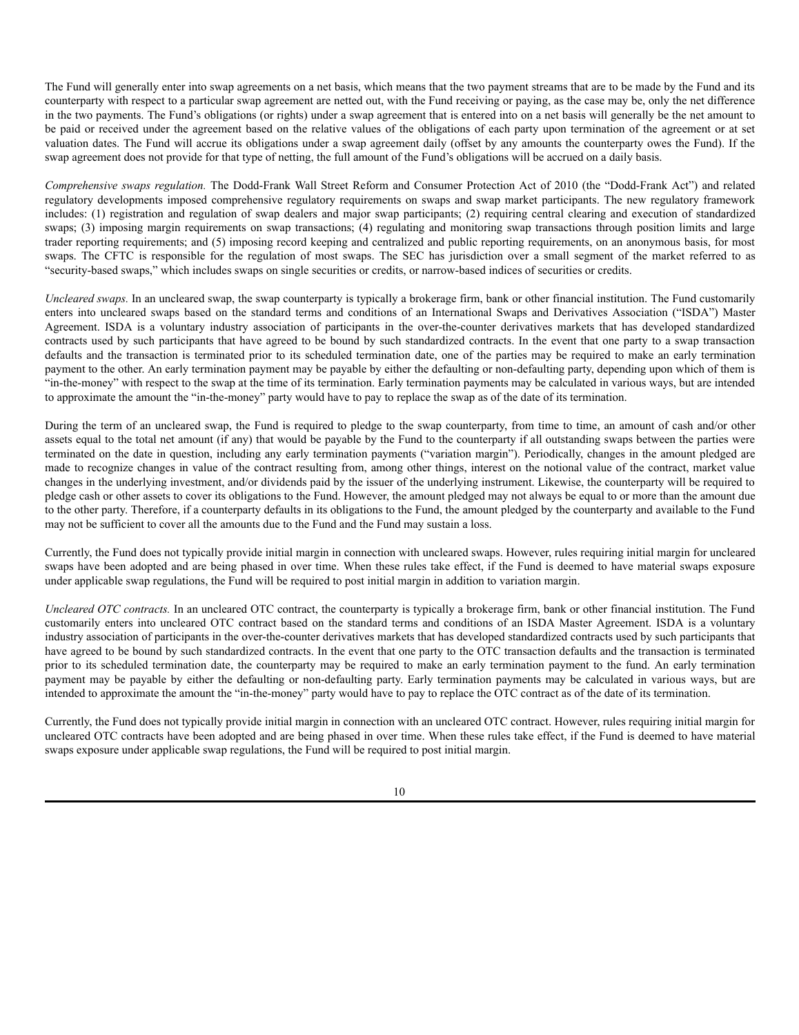The Fund will generally enter into swap agreements on a net basis, which means that the two payment streams that are to be made by the Fund and its counterparty with respect to a particular swap agreement are netted out, with the Fund receiving or paying, as the case may be, only the net difference in the two payments. The Fund's obligations (or rights) under a swap agreement that is entered into on a net basis will generally be the net amount to be paid or received under the agreement based on the relative values of the obligations of each party upon termination of the agreement or at set valuation dates. The Fund will accrue its obligations under a swap agreement daily (offset by any amounts the counterparty owes the Fund). If the swap agreement does not provide for that type of netting, the full amount of the Fund's obligations will be accrued on a daily basis.

*Comprehensive swaps regulation.* The Dodd-Frank Wall Street Reform and Consumer Protection Act of 2010 (the "Dodd-Frank Act") and related regulatory developments imposed comprehensive regulatory requirements on swaps and swap market participants. The new regulatory framework includes: (1) registration and regulation of swap dealers and major swap participants; (2) requiring central clearing and execution of standardized swaps; (3) imposing margin requirements on swap transactions; (4) regulating and monitoring swap transactions through position limits and large trader reporting requirements; and (5) imposing record keeping and centralized and public reporting requirements, on an anonymous basis, for most swaps. The CFTC is responsible for the regulation of most swaps. The SEC has jurisdiction over a small segment of the market referred to as "security-based swaps," which includes swaps on single securities or credits, or narrow-based indices of securities or credits.

*Uncleared swaps.* In an uncleared swap, the swap counterparty is typically a brokerage firm, bank or other financial institution. The Fund customarily enters into uncleared swaps based on the standard terms and conditions of an International Swaps and Derivatives Association ("ISDA") Master Agreement. ISDA is a voluntary industry association of participants in the over-the-counter derivatives markets that has developed standardized contracts used by such participants that have agreed to be bound by such standardized contracts. In the event that one party to a swap transaction defaults and the transaction is terminated prior to its scheduled termination date, one of the parties may be required to make an early termination payment to the other. An early termination payment may be payable by either the defaulting or non-defaulting party, depending upon which of them is "in-the-money" with respect to the swap at the time of its termination. Early termination payments may be calculated in various ways, but are intended to approximate the amount the "in-the-money" party would have to pay to replace the swap as of the date of its termination.

During the term of an uncleared swap, the Fund is required to pledge to the swap counterparty, from time to time, an amount of cash and/or other assets equal to the total net amount (if any) that would be payable by the Fund to the counterparty if all outstanding swaps between the parties were terminated on the date in question, including any early termination payments ("variation margin"). Periodically, changes in the amount pledged are made to recognize changes in value of the contract resulting from, among other things, interest on the notional value of the contract, market value changes in the underlying investment, and/or dividends paid by the issuer of the underlying instrument. Likewise, the counterparty will be required to pledge cash or other assets to cover its obligations to the Fund. However, the amount pledged may not always be equal to or more than the amount due to the other party. Therefore, if a counterparty defaults in its obligations to the Fund, the amount pledged by the counterparty and available to the Fund may not be sufficient to cover all the amounts due to the Fund and the Fund may sustain a loss.

Currently, the Fund does not typically provide initial margin in connection with uncleared swaps. However, rules requiring initial margin for uncleared swaps have been adopted and are being phased in over time. When these rules take effect, if the Fund is deemed to have material swaps exposure under applicable swap regulations, the Fund will be required to post initial margin in addition to variation margin.

*Uncleared OTC contracts.* In an uncleared OTC contract, the counterparty is typically a brokerage firm, bank or other financial institution. The Fund customarily enters into uncleared OTC contract based on the standard terms and conditions of an ISDA Master Agreement. ISDA is a voluntary industry association of participants in the over-the-counter derivatives markets that has developed standardized contracts used by such participants that have agreed to be bound by such standardized contracts. In the event that one party to the OTC transaction defaults and the transaction is terminated prior to its scheduled termination date, the counterparty may be required to make an early termination payment to the fund. An early termination payment may be payable by either the defaulting or non-defaulting party. Early termination payments may be calculated in various ways, but are intended to approximate the amount the "in-the-money" party would have to pay to replace the OTC contract as of the date of its termination.

Currently, the Fund does not typically provide initial margin in connection with an uncleared OTC contract. However, rules requiring initial margin for uncleared OTC contracts have been adopted and are being phased in over time. When these rules take effect, if the Fund is deemed to have material swaps exposure under applicable swap regulations, the Fund will be required to post initial margin.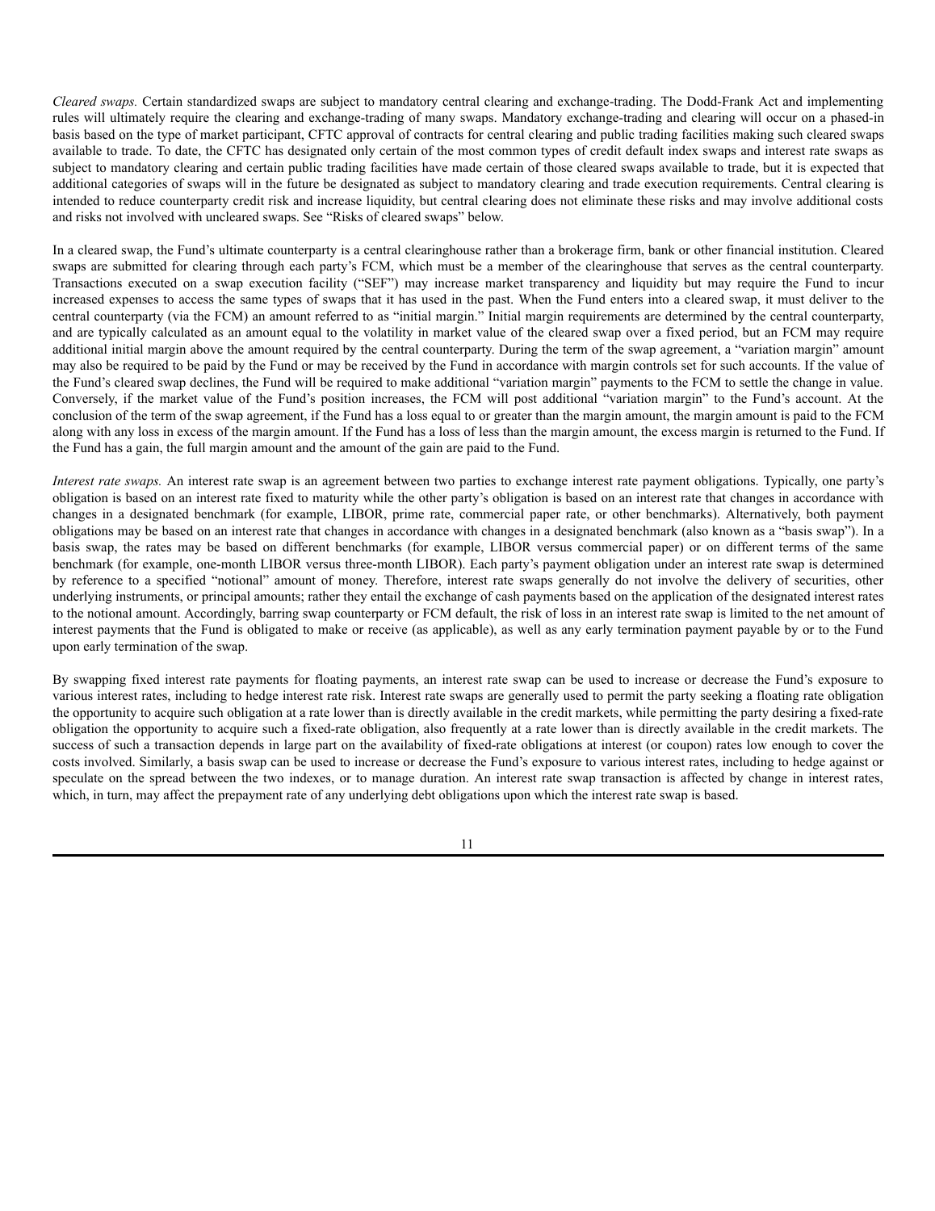*Cleared swaps.* Certain standardized swaps are subject to mandatory central clearing and exchange-trading. The Dodd-Frank Act and implementing rules will ultimately require the clearing and exchange-trading of many swaps. Mandatory exchange-trading and clearing will occur on a phased-in basis based on the type of market participant, CFTC approval of contracts for central clearing and public trading facilities making such cleared swaps available to trade. To date, the CFTC has designated only certain of the most common types of credit default index swaps and interest rate swaps as subject to mandatory clearing and certain public trading facilities have made certain of those cleared swaps available to trade, but it is expected that additional categories of swaps will in the future be designated as subject to mandatory clearing and trade execution requirements. Central clearing is intended to reduce counterparty credit risk and increase liquidity, but central clearing does not eliminate these risks and may involve additional costs and risks not involved with uncleared swaps. See "Risks of cleared swaps" below.

In a cleared swap, the Fund's ultimate counterparty is a central clearinghouse rather than a brokerage firm, bank or other financial institution. Cleared swaps are submitted for clearing through each party's FCM, which must be a member of the clearinghouse that serves as the central counterparty. Transactions executed on a swap execution facility ("SEF") may increase market transparency and liquidity but may require the Fund to incur increased expenses to access the same types of swaps that it has used in the past. When the Fund enters into a cleared swap, it must deliver to the central counterparty (via the FCM) an amount referred to as "initial margin." Initial margin requirements are determined by the central counterparty, and are typically calculated as an amount equal to the volatility in market value of the cleared swap over a fixed period, but an FCM may require additional initial margin above the amount required by the central counterparty. During the term of the swap agreement, a "variation margin" amount may also be required to be paid by the Fund or may be received by the Fund in accordance with margin controls set for such accounts. If the value of the Fund's cleared swap declines, the Fund will be required to make additional "variation margin" payments to the FCM to settle the change in value. Conversely, if the market value of the Fund's position increases, the FCM will post additional "variation margin" to the Fund's account. At the conclusion of the term of the swap agreement, if the Fund has a loss equal to or greater than the margin amount, the margin amount is paid to the FCM along with any loss in excess of the margin amount. If the Fund has a loss of less than the margin amount, the excess margin is returned to the Fund. If the Fund has a gain, the full margin amount and the amount of the gain are paid to the Fund.

*Interest rate swaps.* An interest rate swap is an agreement between two parties to exchange interest rate payment obligations. Typically, one party's obligation is based on an interest rate fixed to maturity while the other party's obligation is based on an interest rate that changes in accordance with changes in a designated benchmark (for example, LIBOR, prime rate, commercial paper rate, or other benchmarks). Alternatively, both payment obligations may be based on an interest rate that changes in accordance with changes in a designated benchmark (also known as a "basis swap"). In a basis swap, the rates may be based on different benchmarks (for example, LIBOR versus commercial paper) or on different terms of the same benchmark (for example, one-month LIBOR versus three-month LIBOR). Each party's payment obligation under an interest rate swap is determined by reference to a specified "notional" amount of money. Therefore, interest rate swaps generally do not involve the delivery of securities, other underlying instruments, or principal amounts; rather they entail the exchange of cash payments based on the application of the designated interest rates to the notional amount. Accordingly, barring swap counterparty or FCM default, the risk of loss in an interest rate swap is limited to the net amount of interest payments that the Fund is obligated to make or receive (as applicable), as well as any early termination payment payable by or to the Fund upon early termination of the swap.

By swapping fixed interest rate payments for floating payments, an interest rate swap can be used to increase or decrease the Fund's exposure to various interest rates, including to hedge interest rate risk. Interest rate swaps are generally used to permit the party seeking a floating rate obligation the opportunity to acquire such obligation at a rate lower than is directly available in the credit markets, while permitting the party desiring a fixed-rate obligation the opportunity to acquire such a fixed-rate obligation, also frequently at a rate lower than is directly available in the credit markets. The success of such a transaction depends in large part on the availability of fixed-rate obligations at interest (or coupon) rates low enough to cover the costs involved. Similarly, a basis swap can be used to increase or decrease the Fund's exposure to various interest rates, including to hedge against or speculate on the spread between the two indexes, or to manage duration. An interest rate swap transaction is affected by change in interest rates, which, in turn, may affect the prepayment rate of any underlying debt obligations upon which the interest rate swap is based.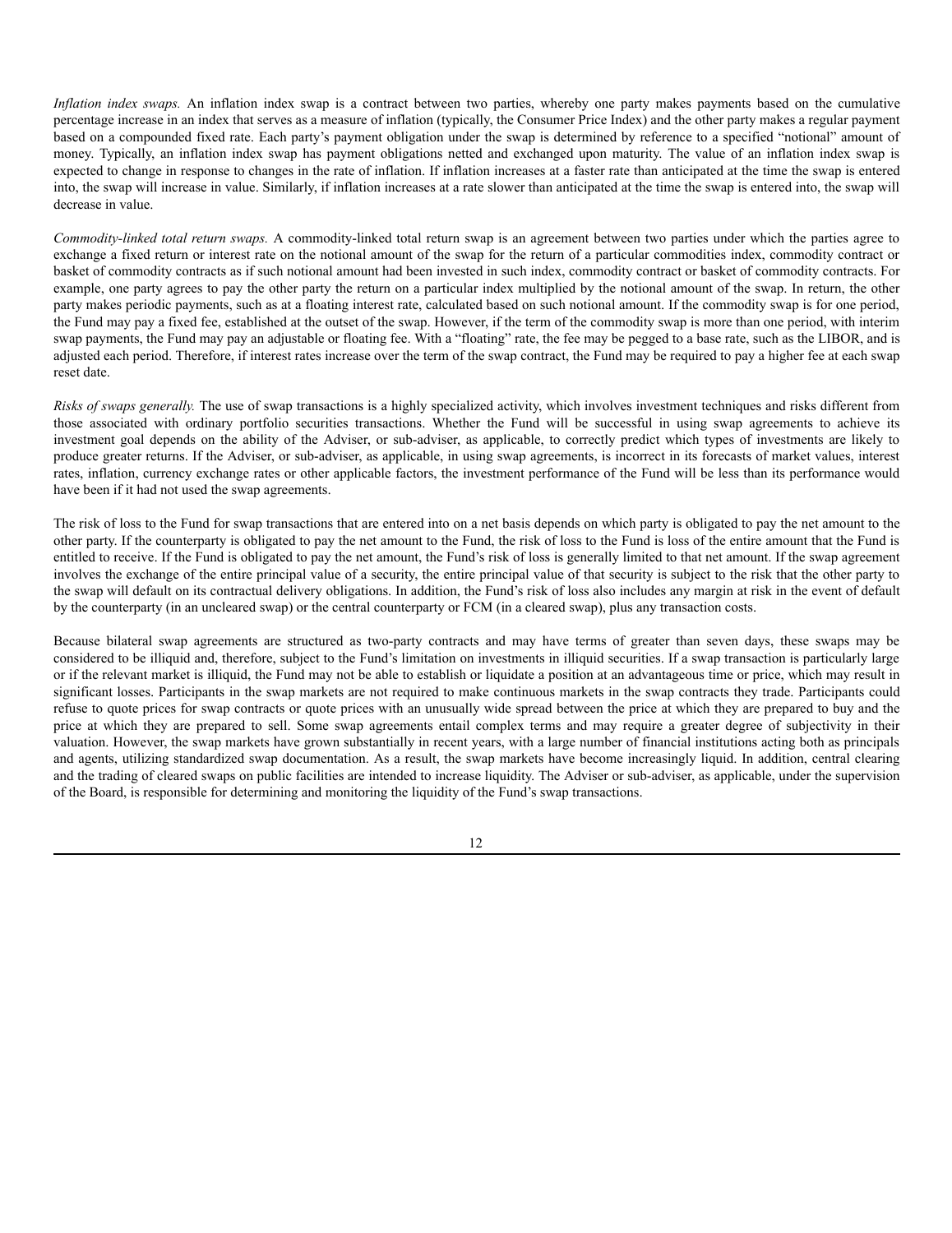*Inflation index swaps.* An inflation index swap is a contract between two parties, whereby one party makes payments based on the cumulative percentage increase in an index that serves as a measure of inflation (typically, the Consumer Price Index) and the other party makes a regular payment based on a compounded fixed rate. Each party's payment obligation under the swap is determined by reference to a specified "notional" amount of money. Typically, an inflation index swap has payment obligations netted and exchanged upon maturity. The value of an inflation index swap is expected to change in response to changes in the rate of inflation. If inflation increases at a faster rate than anticipated at the time the swap is entered into, the swap will increase in value. Similarly, if inflation increases at a rate slower than anticipated at the time the swap is entered into, the swap will decrease in value.

*Commodity-linked total return swaps.* A commodity-linked total return swap is an agreement between two parties under which the parties agree to exchange a fixed return or interest rate on the notional amount of the swap for the return of a particular commodities index, commodity contract or basket of commodity contracts as if such notional amount had been invested in such index, commodity contract or basket of commodity contracts. For example, one party agrees to pay the other party the return on a particular index multiplied by the notional amount of the swap. In return, the other party makes periodic payments, such as at a floating interest rate, calculated based on such notional amount. If the commodity swap is for one period, the Fund may pay a fixed fee, established at the outset of the swap. However, if the term of the commodity swap is more than one period, with interim swap payments, the Fund may pay an adjustable or floating fee. With a "floating" rate, the fee may be pegged to a base rate, such as the LIBOR, and is adjusted each period. Therefore, if interest rates increase over the term of the swap contract, the Fund may be required to pay a higher fee at each swap reset date.

*Risks of swaps generally.* The use of swap transactions is a highly specialized activity, which involves investment techniques and risks different from those associated with ordinary portfolio securities transactions. Whether the Fund will be successful in using swap agreements to achieve its investment goal depends on the ability of the Adviser, or sub-adviser, as applicable, to correctly predict which types of investments are likely to produce greater returns. If the Adviser, or sub-adviser, as applicable, in using swap agreements, is incorrect in its forecasts of market values, interest rates, inflation, currency exchange rates or other applicable factors, the investment performance of the Fund will be less than its performance would have been if it had not used the swap agreements.

The risk of loss to the Fund for swap transactions that are entered into on a net basis depends on which party is obligated to pay the net amount to the other party. If the counterparty is obligated to pay the net amount to the Fund, the risk of loss to the Fund is loss of the entire amount that the Fund is entitled to receive. If the Fund is obligated to pay the net amount, the Fund's risk of loss is generally limited to that net amount. If the swap agreement involves the exchange of the entire principal value of a security, the entire principal value of that security is subject to the risk that the other party to the swap will default on its contractual delivery obligations. In addition, the Fund's risk of loss also includes any margin at risk in the event of default by the counterparty (in an uncleared swap) or the central counterparty or FCM (in a cleared swap), plus any transaction costs.

Because bilateral swap agreements are structured as two-party contracts and may have terms of greater than seven days, these swaps may be considered to be illiquid and, therefore, subject to the Fund's limitation on investments in illiquid securities. If a swap transaction is particularly large or if the relevant market is illiquid, the Fund may not be able to establish or liquidate a position at an advantageous time or price, which may result in significant losses. Participants in the swap markets are not required to make continuous markets in the swap contracts they trade. Participants could refuse to quote prices for swap contracts or quote prices with an unusually wide spread between the price at which they are prepared to buy and the price at which they are prepared to sell. Some swap agreements entail complex terms and may require a greater degree of subjectivity in their valuation. However, the swap markets have grown substantially in recent years, with a large number of financial institutions acting both as principals and agents, utilizing standardized swap documentation. As a result, the swap markets have become increasingly liquid. In addition, central clearing and the trading of cleared swaps on public facilities are intended to increase liquidity. The Adviser or sub-adviser, as applicable, under the supervision of the Board, is responsible for determining and monitoring the liquidity of the Fund's swap transactions.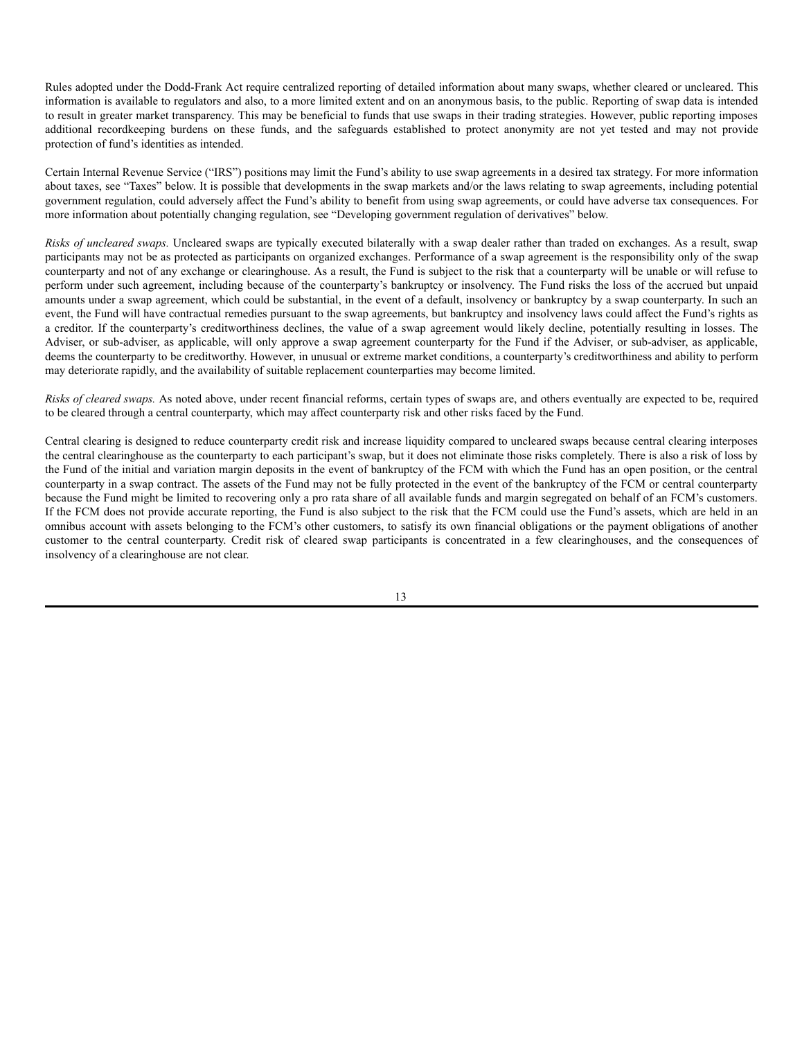Rules adopted under the Dodd-Frank Act require centralized reporting of detailed information about many swaps, whether cleared or uncleared. This information is available to regulators and also, to a more limited extent and on an anonymous basis, to the public. Reporting of swap data is intended to result in greater market transparency. This may be beneficial to funds that use swaps in their trading strategies. However, public reporting imposes additional recordkeeping burdens on these funds, and the safeguards established to protect anonymity are not yet tested and may not provide protection of fund's identities as intended.

Certain Internal Revenue Service ("IRS") positions may limit the Fund's ability to use swap agreements in a desired tax strategy. For more information about taxes, see "Taxes" below. It is possible that developments in the swap markets and/or the laws relating to swap agreements, including potential government regulation, could adversely affect the Fund's ability to benefit from using swap agreements, or could have adverse tax consequences. For more information about potentially changing regulation, see "Developing government regulation of derivatives" below.

*Risks of uncleared swaps.* Uncleared swaps are typically executed bilaterally with a swap dealer rather than traded on exchanges. As a result, swap participants may not be as protected as participants on organized exchanges. Performance of a swap agreement is the responsibility only of the swap counterparty and not of any exchange or clearinghouse. As a result, the Fund is subject to the risk that a counterparty will be unable or will refuse to perform under such agreement, including because of the counterparty's bankruptcy or insolvency. The Fund risks the loss of the accrued but unpaid amounts under a swap agreement, which could be substantial, in the event of a default, insolvency or bankruptcy by a swap counterparty. In such an event, the Fund will have contractual remedies pursuant to the swap agreements, but bankruptcy and insolvency laws could affect the Fund's rights as a creditor. If the counterparty's creditworthiness declines, the value of a swap agreement would likely decline, potentially resulting in losses. The Adviser, or sub-adviser, as applicable, will only approve a swap agreement counterparty for the Fund if the Adviser, or sub-adviser, as applicable, deems the counterparty to be creditworthy. However, in unusual or extreme market conditions, a counterparty's creditworthiness and ability to perform may deteriorate rapidly, and the availability of suitable replacement counterparties may become limited.

*Risks of cleared swaps.* As noted above, under recent financial reforms, certain types of swaps are, and others eventually are expected to be, required to be cleared through a central counterparty, which may affect counterparty risk and other risks faced by the Fund.

Central clearing is designed to reduce counterparty credit risk and increase liquidity compared to uncleared swaps because central clearing interposes the central clearinghouse as the counterparty to each participant's swap, but it does not eliminate those risks completely. There is also a risk of loss by the Fund of the initial and variation margin deposits in the event of bankruptcy of the FCM with which the Fund has an open position, or the central counterparty in a swap contract. The assets of the Fund may not be fully protected in the event of the bankruptcy of the FCM or central counterparty because the Fund might be limited to recovering only a pro rata share of all available funds and margin segregated on behalf of an FCM's customers. If the FCM does not provide accurate reporting, the Fund is also subject to the risk that the FCM could use the Fund's assets, which are held in an omnibus account with assets belonging to the FCM's other customers, to satisfy its own financial obligations or the payment obligations of another customer to the central counterparty. Credit risk of cleared swap participants is concentrated in a few clearinghouses, and the consequences of insolvency of a clearinghouse are not clear.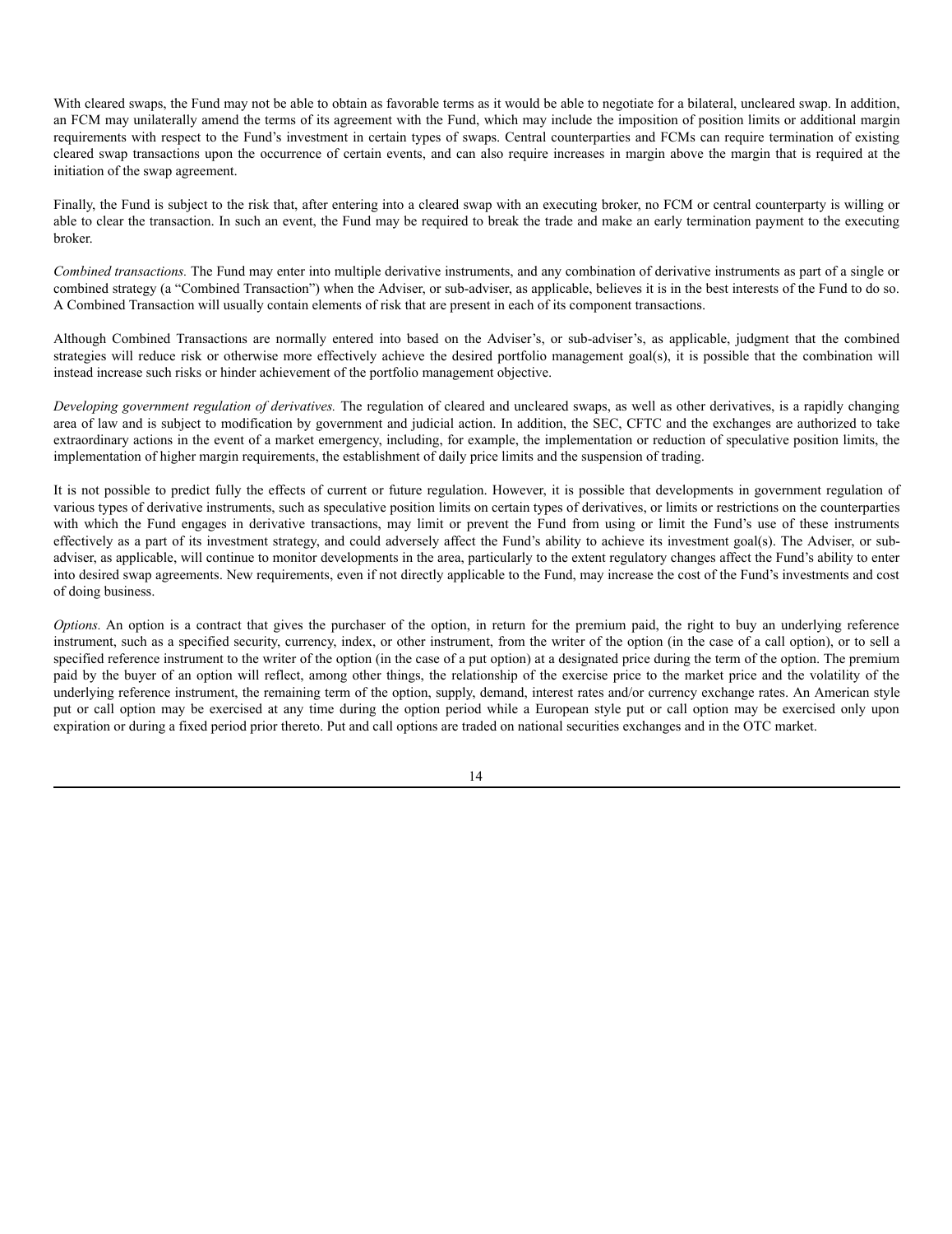With cleared swaps, the Fund may not be able to obtain as favorable terms as it would be able to negotiate for a bilateral, uncleared swap. In addition, an FCM may unilaterally amend the terms of its agreement with the Fund, which may include the imposition of position limits or additional margin requirements with respect to the Fund's investment in certain types of swaps. Central counterparties and FCMs can require termination of existing cleared swap transactions upon the occurrence of certain events, and can also require increases in margin above the margin that is required at the initiation of the swap agreement.

Finally, the Fund is subject to the risk that, after entering into a cleared swap with an executing broker, no FCM or central counterparty is willing or able to clear the transaction. In such an event, the Fund may be required to break the trade and make an early termination payment to the executing broker.

*Combined transactions.* The Fund may enter into multiple derivative instruments, and any combination of derivative instruments as part of a single or combined strategy (a "Combined Transaction") when the Adviser, or sub-adviser, as applicable, believes it is in the best interests of the Fund to do so. A Combined Transaction will usually contain elements of risk that are present in each of its component transactions.

Although Combined Transactions are normally entered into based on the Adviser's, or sub-adviser's, as applicable, judgment that the combined strategies will reduce risk or otherwise more effectively achieve the desired portfolio management goal(s), it is possible that the combination will instead increase such risks or hinder achievement of the portfolio management objective.

*Developing government regulation of derivatives.* The regulation of cleared and uncleared swaps, as well as other derivatives, is a rapidly changing area of law and is subject to modification by government and judicial action. In addition, the SEC, CFTC and the exchanges are authorized to take extraordinary actions in the event of a market emergency, including, for example, the implementation or reduction of speculative position limits, the implementation of higher margin requirements, the establishment of daily price limits and the suspension of trading.

It is not possible to predict fully the effects of current or future regulation. However, it is possible that developments in government regulation of various types of derivative instruments, such as speculative position limits on certain types of derivatives, or limits or restrictions on the counterparties with which the Fund engages in derivative transactions, may limit or prevent the Fund from using or limit the Fund's use of these instruments effectively as a part of its investment strategy, and could adversely affect the Fund's ability to achieve its investment goal(s). The Adviser, or sub-adviser, as applicable, will continue to monitor developments in the area, particularly to the extent regulatory changes affect the Fund's ability to enter into desired swap agreements. New requirements, even if not directly applicable to the Fund, may increase the cost of the Fund's investments and cost of doing business.

*Options.* An option is a contract that gives the purchaser of the option, in return for the premium paid, the right to buy an underlying reference instrument, such as a specified security, currency, index, or other instrument, from the writer of the option (in the case of a call option), or to sell a specified reference instrument to the writer of the option (in the case of a put option) at a designated price during the term of the option. The premium paid by the buyer of an option will reflect, among other things, the relationship of the exercise price to the market price and the volatility of the underlying reference instrument, the remaining term of the option, supply, demand, interest rates and/or currency exchange rates. An American style put or call option may be exercised at any time during the option period while a European style put or call option may be exercised only upon expiration or during a fixed period prior thereto. Put and call options are traded on national securities exchanges and in the OTC market.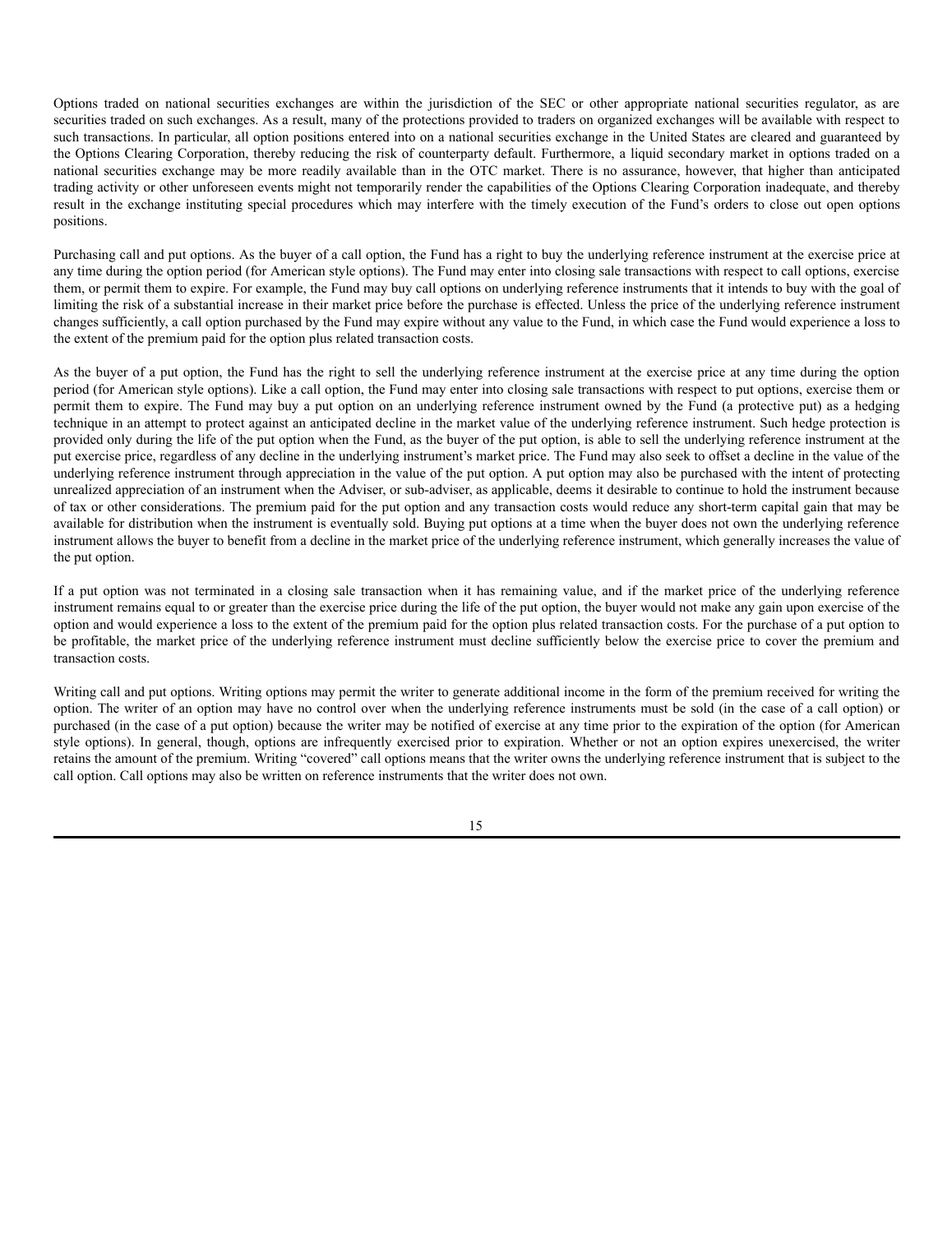Options traded on national securities exchanges are within the jurisdiction of the SEC or other appropriate national securities regulator, as are securities traded on such exchanges. As a result, many of the protections provided to traders on organized exchanges will be available with respect to such transactions. In particular, all option positions entered into on a national securities exchange in the United States are cleared and guaranteed by the Options Clearing Corporation, thereby reducing the risk of counterparty default. Furthermore, a liquid secondary market in options traded on a national securities exchange may be more readily available than in the OTC market. There is no assurance, however, that higher than anticipated trading activity or other unforeseen events might not temporarily render the capabilities of the Options Clearing Corporation inadequate, and thereby result in the exchange instituting special procedures which may interfere with the timely execution of the Fund's orders to close out open options positions.

Purchasing call and put options. As the buyer of a call option, the Fund has a right to buy the underlying reference instrument at the exercise price at any time during the option period (for American style options). The Fund may enter into closing sale transactions with respect to call options, exercise them, or permit them to expire. For example, the Fund may buy call options on underlying reference instruments that it intends to buy with the goal of limiting the risk of a substantial increase in their market price before the purchase is effected. Unless the price of the underlying reference instrument changes sufficiently, a call option purchased by the Fund may expire without any value to the Fund, in which case the Fund would experience a loss to the extent of the premium paid for the option plus related transaction costs.

As the buyer of a put option, the Fund has the right to sell the underlying reference instrument at the exercise price at any time during the option period (for American style options). Like a call option, the Fund may enter into closing sale transactions with respect to put options, exercise them or permit them to expire. The Fund may buy a put option on an underlying reference instrument owned by the Fund (a protective put) as a hedging technique in an attempt to protect against an anticipated decline in the market value of the underlying reference instrument. Such hedge protection is provided only during the life of the put option when the Fund, as the buyer of the put option, is able to sell the underlying reference instrument at the put exercise price, regardless of any decline in the underlying instrument's market price. The Fund may also seek to offset a decline in the value of the underlying reference instrument through appreciation in the value of the put option. A put option may also be purchased with the intent of protecting unrealized appreciation of an instrument when the Adviser, or sub-adviser, as applicable, deems it desirable to continue to hold the instrument because of tax or other considerations. The premium paid for the put option and any transaction costs would reduce any short-term capital gain that may be available for distribution when the instrument is eventually sold. Buying put options at a time when the buyer does not own the underlying reference instrument allows the buyer to benefit from a decline in the market price of the underlying reference instrument, which generally increases the value of the put option.

If a put option was not terminated in a closing sale transaction when it has remaining value, and if the market price of the underlying reference instrument remains equal to or greater than the exercise price during the life of the put option, the buyer would not make any gain upon exercise of the option and would experience a loss to the extent of the premium paid for the option plus related transaction costs. For the purchase of a put option to be profitable, the market price of the underlying reference instrument must decline sufficiently below the exercise price to cover the premium and transaction costs.

Writing call and put options. Writing options may permit the writer to generate additional income in the form of the premium received for writing the option. The writer of an option may have no control over when the underlying reference instruments must be sold (in the case of a call option) or purchased (in the case of a put option) because the writer may be notified of exercise at any time prior to the expiration of the option (for American style options). In general, though, options are infrequently exercised prior to expiration. Whether or not an option expires unexercised, the writer retains the amount of the premium. Writing "covered" call options means that the writer owns the underlying reference instrument that is subject to the call option. Call options may also be written on reference instruments that the writer does not own.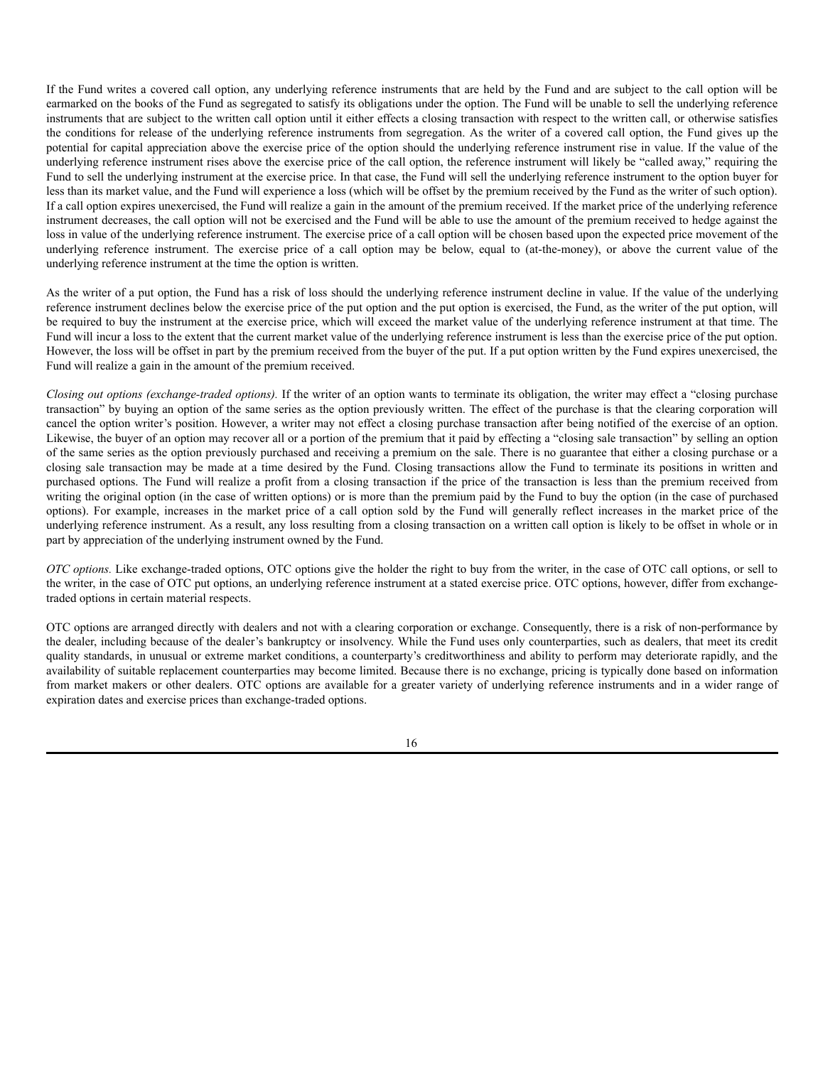If the Fund writes a covered call option, any underlying reference instruments that are held by the Fund and are subject to the call option will be earmarked on the books of the Fund as segregated to satisfy its obligations under the option. The Fund will be unable to sell the underlying reference instruments that are subject to the written call option until it either effects a closing transaction with respect to the written call, or otherwise satisfies the conditions for release of the underlying reference instruments from segregation. As the writer of a covered call option, the Fund gives up the potential for capital appreciation above the exercise price of the option should the underlying reference instrument rise in value. If the value of the underlying reference instrument rises above the exercise price of the call option, the reference instrument will likely be "called away," requiring the Fund to sell the underlying instrument at the exercise price. In that case, the Fund will sell the underlying reference instrument to the option buyer for less than its market value, and the Fund will experience a loss (which will be offset by the premium received by the Fund as the writer of such option). If a call option expires unexercised, the Fund will realize a gain in the amount of the premium received. If the market price of the underlying reference instrument decreases, the call option will not be exercised and the Fund will be able to use the amount of the premium received to hedge against the loss in value of the underlying reference instrument. The exercise price of a call option will be chosen based upon the expected price movement of the underlying reference instrument. The exercise price of a call option may be below, equal to (at-the-money), or above the current value of the underlying reference instrument at the time the option is written.

As the writer of a put option, the Fund has a risk of loss should the underlying reference instrument decline in value. If the value of the underlying reference instrument declines below the exercise price of the put option and the put option is exercised, the Fund, as the writer of the put option, will be required to buy the instrument at the exercise price, which will exceed the market value of the underlying reference instrument at that time. The Fund will incur a loss to the extent that the current market value of the underlying reference instrument is less than the exercise price of the put option. However, the loss will be offset in part by the premium received from the buyer of the put. If a put option written by the Fund expires unexercised, the Fund will realize a gain in the amount of the premium received.

*Closing out options (exchange-traded options).* If the writer of an option wants to terminate its obligation, the writer may effect a "closing purchase transaction" by buying an option of the same series as the option previously written. The effect of the purchase is that the clearing corporation will cancel the option writer's position. However, a writer may not effect a closing purchase transaction after being notified of the exercise of an option. Likewise, the buyer of an option may recover all or a portion of the premium that it paid by effecting a "closing sale transaction" by selling an option of the same series as the option previously purchased and receiving a premium on the sale. There is no guarantee that either a closing purchase or a closing sale transaction may be made at a time desired by the Fund. Closing transactions allow the Fund to terminate its positions in written and purchased options. The Fund will realize a profit from a closing transaction if the price of the transaction is less than the premium received from writing the original option (in the case of written options) or is more than the premium paid by the Fund to buy the option (in the case of purchased options). For example, increases in the market price of a call option sold by the Fund will generally reflect increases in the market price of the underlying reference instrument. As a result, any loss resulting from a closing transaction on a written call option is likely to be offset in whole or in part by appreciation of the underlying instrument owned by the Fund.

*OTC options.* Like exchange-traded options, OTC options give the holder the right to buy from the writer, in the case of OTC call options, or sell to the writer, in the case of OTC put options, an underlying reference instrument at a stated exercise price. OTC options, however, differ from exchange-traded options in certain material respects.

OTC options are arranged directly with dealers and not with a clearing corporation or exchange. Consequently, there is a risk of non-performance by the dealer, including because of the dealer's bankruptcy or insolvency. While the Fund uses only counterparties, such as dealers, that meet its credit quality standards, in unusual or extreme market conditions, a counterparty's creditworthiness and ability to perform may deteriorate rapidly, and the availability of suitable replacement counterparties may become limited. Because there is no exchange, pricing is typically done based on information from market makers or other dealers. OTC options are available for a greater variety of underlying reference instruments and in a wider range of expiration dates and exercise prices than exchange-traded options.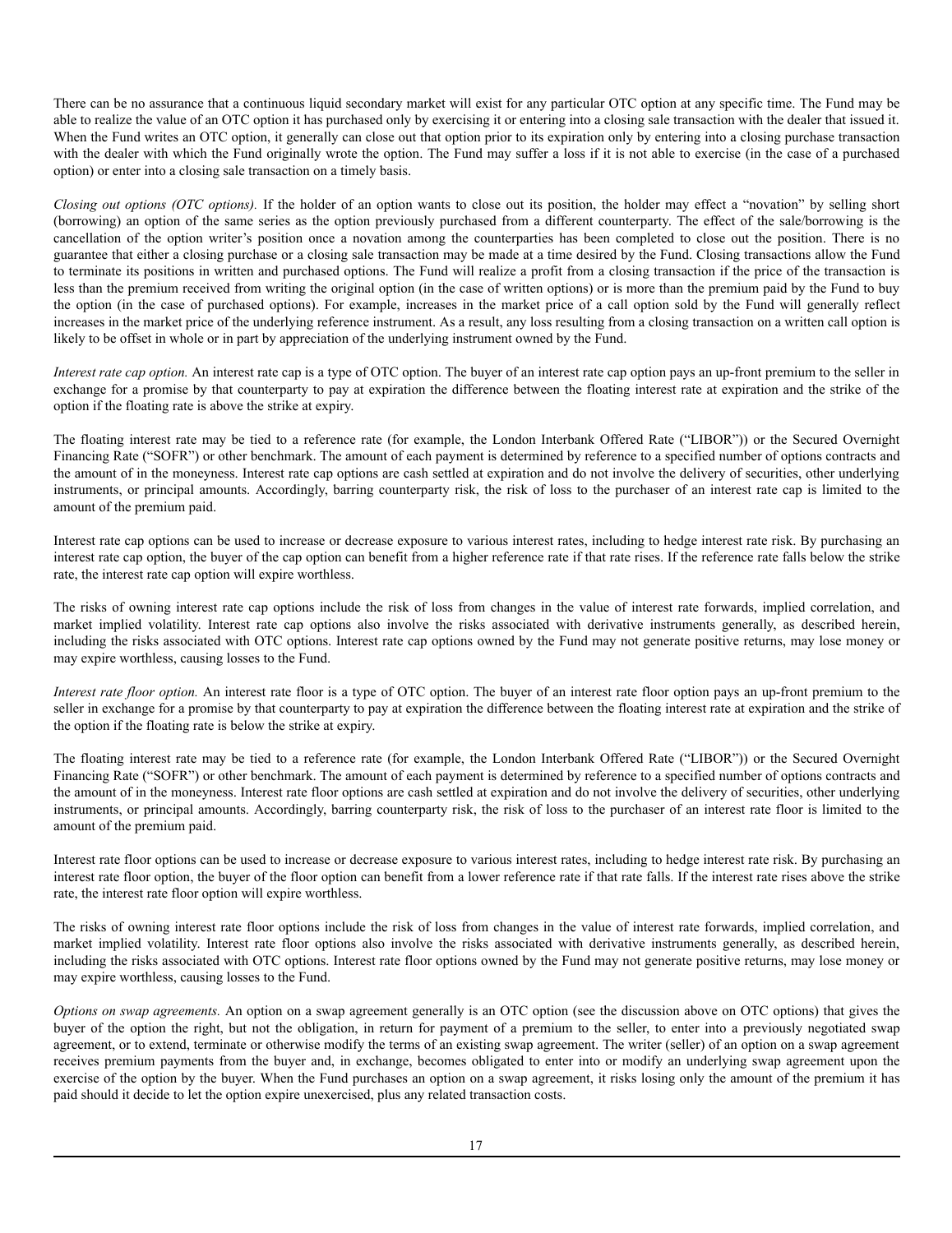There can be no assurance that a continuous liquid secondary market will exist for any particular OTC option at any specific time. The Fund may be able to realize the value of an OTC option it has purchased only by exercising it or entering into a closing sale transaction with the dealer that issued it. When the Fund writes an OTC option, it generally can close out that option prior to its expiration only by entering into a closing purchase transaction with the dealer with which the Fund originally wrote the option. The Fund may suffer a loss if it is not able to exercise (in the case of a purchased option) or enter into a closing sale transaction on a timely basis.

*Closing out options (OTC options).* If the holder of an option wants to close out its position, the holder may effect a "novation" by selling short (borrowing) an option of the same series as the option previously purchased from a different counterparty. The effect of the sale/borrowing is the cancellation of the option writer's position once a novation among the counterparties has been completed to close out the position. There is no guarantee that either a closing purchase or a closing sale transaction may be made at a time desired by the Fund. Closing transactions allow the Fund to terminate its positions in written and purchased options. The Fund will realize a profit from a closing transaction if the price of the transaction is less than the premium received from writing the original option (in the case of written options) or is more than the premium paid by the Fund to buy the option (in the case of purchased options). For example, increases in the market price of a call option sold by the Fund will generally reflect increases in the market price of the underlying reference instrument. As a result, any loss resulting from a closing transaction on a written call option is likely to be offset in whole or in part by appreciation of the underlying instrument owned by the Fund.

*Interest rate cap option.* An interest rate cap is a type of OTC option. The buyer of an interest rate cap option pays an up-front premium to the seller in exchange for a promise by that counterparty to pay at expiration the difference between the floating interest rate at expiration and the strike of the option if the floating rate is above the strike at expiry.

The floating interest rate may be tied to a reference rate (for example, the London Interbank Offered Rate ("LIBOR")) or the Secured Overnight Financing Rate ("SOFR") or other benchmark. The amount of each payment is determined by reference to a specified number of options contracts and the amount of in the moneyness. Interest rate cap options are cash settled at expiration and do not involve the delivery of securities, other underlying instruments, or principal amounts. Accordingly, barring counterparty risk, the risk of loss to the purchaser of an interest rate cap is limited to the amount of the premium paid.

Interest rate cap options can be used to increase or decrease exposure to various interest rates, including to hedge interest rate risk. By purchasing an interest rate cap option, the buyer of the cap option can benefit from a higher reference rate if that rate rises. If the reference rate falls below the strike rate, the interest rate cap option will expire worthless.

The risks of owning interest rate cap options include the risk of loss from changes in the value of interest rate forwards, implied correlation, and market implied volatility. Interest rate cap options also involve the risks associated with derivative instruments generally, as described herein, including the risks associated with OTC options. Interest rate cap options owned by the Fund may not generate positive returns, may lose money or may expire worthless, causing losses to the Fund.

*Interest rate floor option.* An interest rate floor is a type of OTC option. The buyer of an interest rate floor option pays an up-front premium to the seller in exchange for a promise by that counterparty to pay at expiration the difference between the floating interest rate at expiration and the strike of the option if the floating rate is below the strike at expiry.

The floating interest rate may be tied to a reference rate (for example, the London Interbank Offered Rate ("LIBOR")) or the Secured Overnight Financing Rate ("SOFR") or other benchmark. The amount of each payment is determined by reference to a specified number of options contracts and the amount of in the moneyness. Interest rate floor options are cash settled at expiration and do not involve the delivery of securities, other underlying instruments, or principal amounts. Accordingly, barring counterparty risk, the risk of loss to the purchaser of an interest rate floor is limited to the amount of the premium paid.

Interest rate floor options can be used to increase or decrease exposure to various interest rates, including to hedge interest rate risk. By purchasing an interest rate floor option, the buyer of the floor option can benefit from a lower reference rate if that rate falls. If the interest rate rises above the strike rate, the interest rate floor option will expire worthless.

The risks of owning interest rate floor options include the risk of loss from changes in the value of interest rate forwards, implied correlation, and market implied volatility. Interest rate floor options also involve the risks associated with derivative instruments generally, as described herein, including the risks associated with OTC options. Interest rate floor options owned by the Fund may not generate positive returns, may lose money or may expire worthless, causing losses to the Fund.

*Options on swap agreements.* An option on a swap agreement generally is an OTC option (see the discussion above on OTC options) that gives the buyer of the option the right, but not the obligation, in return for payment of a premium to the seller, to enter into a previously negotiated swap agreement, or to extend, terminate or otherwise modify the terms of an existing swap agreement. The writer (seller) of an option on a swap agreement receives premium payments from the buyer and, in exchange, becomes obligated to enter into or modify an underlying swap agreement upon the exercise of the option by the buyer. When the Fund purchases an option on a swap agreement, it risks losing only the amount of the premium it has paid should it decide to let the option expire unexercised, plus any related transaction costs.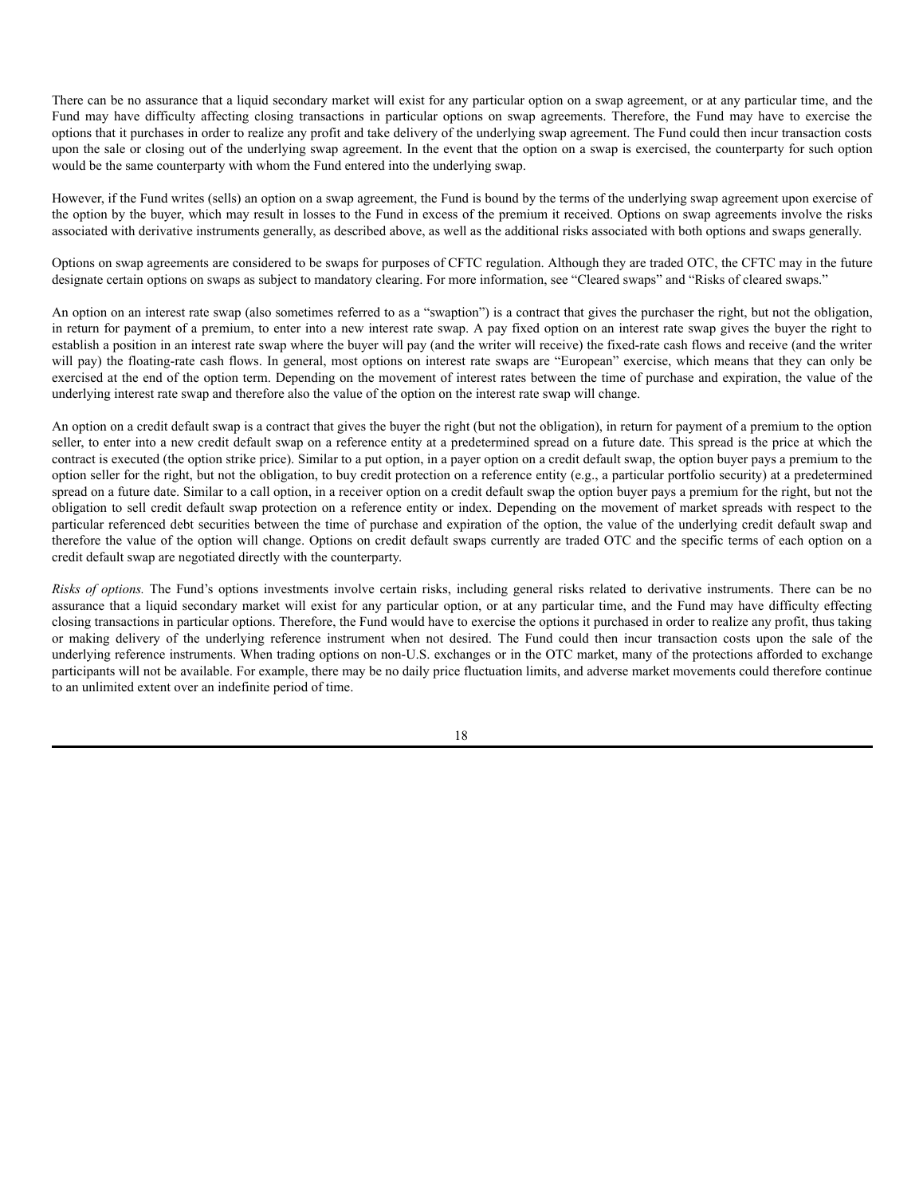There can be no assurance that a liquid secondary market will exist for any particular option on a swap agreement, or at any particular time, and the Fund may have difficulty affecting closing transactions in particular options on swap agreements. Therefore, the Fund may have to exercise the options that it purchases in order to realize any profit and take delivery of the underlying swap agreement. The Fund could then incur transaction costs upon the sale or closing out of the underlying swap agreement. In the event that the option on a swap is exercised, the counterparty for such option would be the same counterparty with whom the Fund entered into the underlying swap.

However, if the Fund writes (sells) an option on a swap agreement, the Fund is bound by the terms of the underlying swap agreement upon exercise of the option by the buyer, which may result in losses to the Fund in excess of the premium it received. Options on swap agreements involve the risks associated with derivative instruments generally, as described above, as well as the additional risks associated with both options and swaps generally.

Options on swap agreements are considered to be swaps for purposes of CFTC regulation. Although they are traded OTC, the CFTC may in the future designate certain options on swaps as subject to mandatory clearing. For more information, see "Cleared swaps" and "Risks of cleared swaps."

An option on an interest rate swap (also sometimes referred to as a "swaption") is a contract that gives the purchaser the right, but not the obligation, in return for payment of a premium, to enter into a new interest rate swap. A pay fixed option on an interest rate swap gives the buyer the right to establish a position in an interest rate swap where the buyer will pay (and the writer will receive) the fixed-rate cash flows and receive (and the writer will pay) the floating-rate cash flows. In general, most options on interest rate swaps are "European" exercise, which means that they can only be exercised at the end of the option term. Depending on the movement of interest rates between the time of purchase and expiration, the value of the underlying interest rate swap and therefore also the value of the option on the interest rate swap will change.

An option on a credit default swap is a contract that gives the buyer the right (but not the obligation), in return for payment of a premium to the option seller, to enter into a new credit default swap on a reference entity at a predetermined spread on a future date. This spread is the price at which the contract is executed (the option strike price). Similar to a put option, in a payer option on a credit default swap, the option buyer pays a premium to the option seller for the right, but not the obligation, to buy credit protection on a reference entity (e.g., a particular portfolio security) at a predetermined spread on a future date. Similar to a call option, in a receiver option on a credit default swap the option buyer pays a premium for the right, but not the obligation to sell credit default swap protection on a reference entity or index. Depending on the movement of market spreads with respect to the particular referenced debt securities between the time of purchase and expiration of the option, the value of the underlying credit default swap and therefore the value of the option will change. Options on credit default swaps currently are traded OTC and the specific terms of each option on a credit default swap are negotiated directly with the counterparty.

*Risks of options.* The Fund's options investments involve certain risks, including general risks related to derivative instruments. There can be no assurance that a liquid secondary market will exist for any particular option, or at any particular time, and the Fund may have difficulty effecting closing transactions in particular options. Therefore, the Fund would have to exercise the options it purchased in order to realize any profit, thus taking or making delivery of the underlying reference instrument when not desired. The Fund could then incur transaction costs upon the sale of the underlying reference instruments. When trading options on non-U.S. exchanges or in the OTC market, many of the protections afforded to exchange participants will not be available. For example, there may be no daily price fluctuation limits, and adverse market movements could therefore continue to an unlimited extent over an indefinite period of time.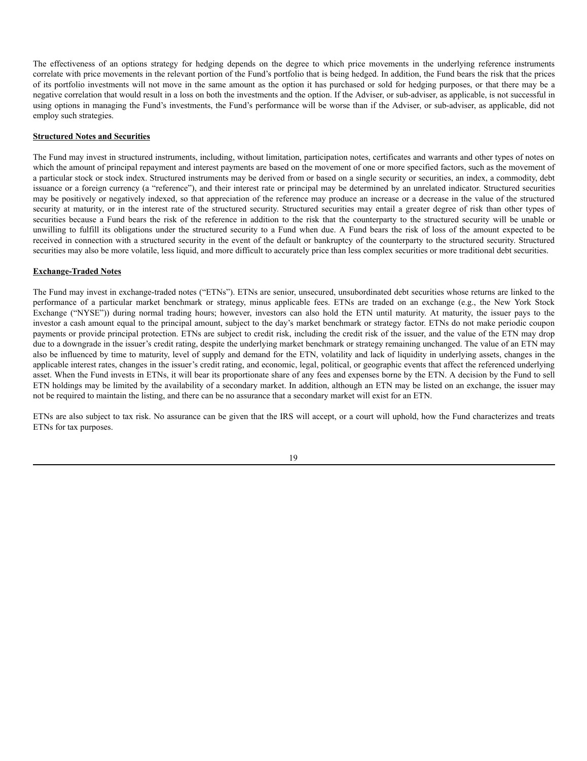The effectiveness of an options strategy for hedging depends on the degree to which price movements in the underlying reference instruments correlate with price movements in the relevant portion of the Fund's portfolio that is being hedged. In addition, the Fund bears the risk that the prices of its portfolio investments will not move in the same amount as the option it has purchased or sold for hedging purposes, or that there may be a negative correlation that would result in a loss on both the investments and the option. If the Adviser, or sub-adviser, as applicable, is not successful in using options in managing the Fund's investments, the Fund's performance will be worse than if the Adviser, or sub-adviser, as applicable, did not employ such strategies.

**Structured Notes and Securities**

The Fund may invest in structured instruments, including, without limitation, participation notes, certificates and warrants and other types of notes on which the amount of principal repayment and interest payments are based on the movement of one or more specified factors, such as the movement of a particular stock or stock index. Structured instruments may be derived from or based on a single security or securities, an index, a commodity, debt issuance or a foreign currency (a "reference"), and their interest rate or principal may be determined by an unrelated indicator. Structured securities may be positively or negatively indexed, so that appreciation of the reference may produce an increase or a decrease in the value of the structured security at maturity, or in the interest rate of the structured security. Structured securities may entail a greater degree of risk than other types of securities because a Fund bears the risk of the reference in addition to the risk that the counterparty to the structured security will be unable or unwilling to fulfill its obligations under the structured security to a Fund when due. A Fund bears the risk of loss of the amount expected to be received in connection with a structured security in the event of the default or bankruptcy of the counterparty to the structured security. Structured securities may also be more volatile, less liquid, and more difficult to accurately price than less complex securities or more traditional debt securities.

**Exchange-Traded Notes**

The Fund may invest in exchange-traded notes ("ETNs"). ETNs are senior, unsecured, unsubordinated debt securities whose returns are linked to the performance of a particular market benchmark or strategy, minus applicable fees. ETNs are traded on an exchange (e.g., the New York Stock Exchange ("NYSE")) during normal trading hours; however, investors can also hold the ETN until maturity. At maturity, the issuer pays to the investor a cash amount equal to the principal amount, subject to the day's market benchmark or strategy factor. ETNs do not make periodic coupon payments or provide principal protection. ETNs are subject to credit risk, including the credit risk of the issuer, and the value of the ETN may drop due to a downgrade in the issuer's credit rating, despite the underlying market benchmark or strategy remaining unchanged. The value of an ETN may also be influenced by time to maturity, level of supply and demand for the ETN, volatility and lack of liquidity in underlying assets, changes in the applicable interest rates, changes in the issuer's credit rating, and economic, legal, political, or geographic events that affect the referenced underlying asset. When the Fund invests in ETNs, it will bear its proportionate share of any fees and expenses borne by the ETN. A decision by the Fund to sell ETN holdings may be limited by the availability of a secondary market. In addition, although an ETN may be listed on an exchange, the issuer may not be required to maintain the listing, and there can be no assurance that a secondary market will exist for an ETN.

ETNs are also subject to tax risk. No assurance can be given that the IRS will accept, or a court will uphold, how the Fund characterizes and treats ETNs for tax purposes.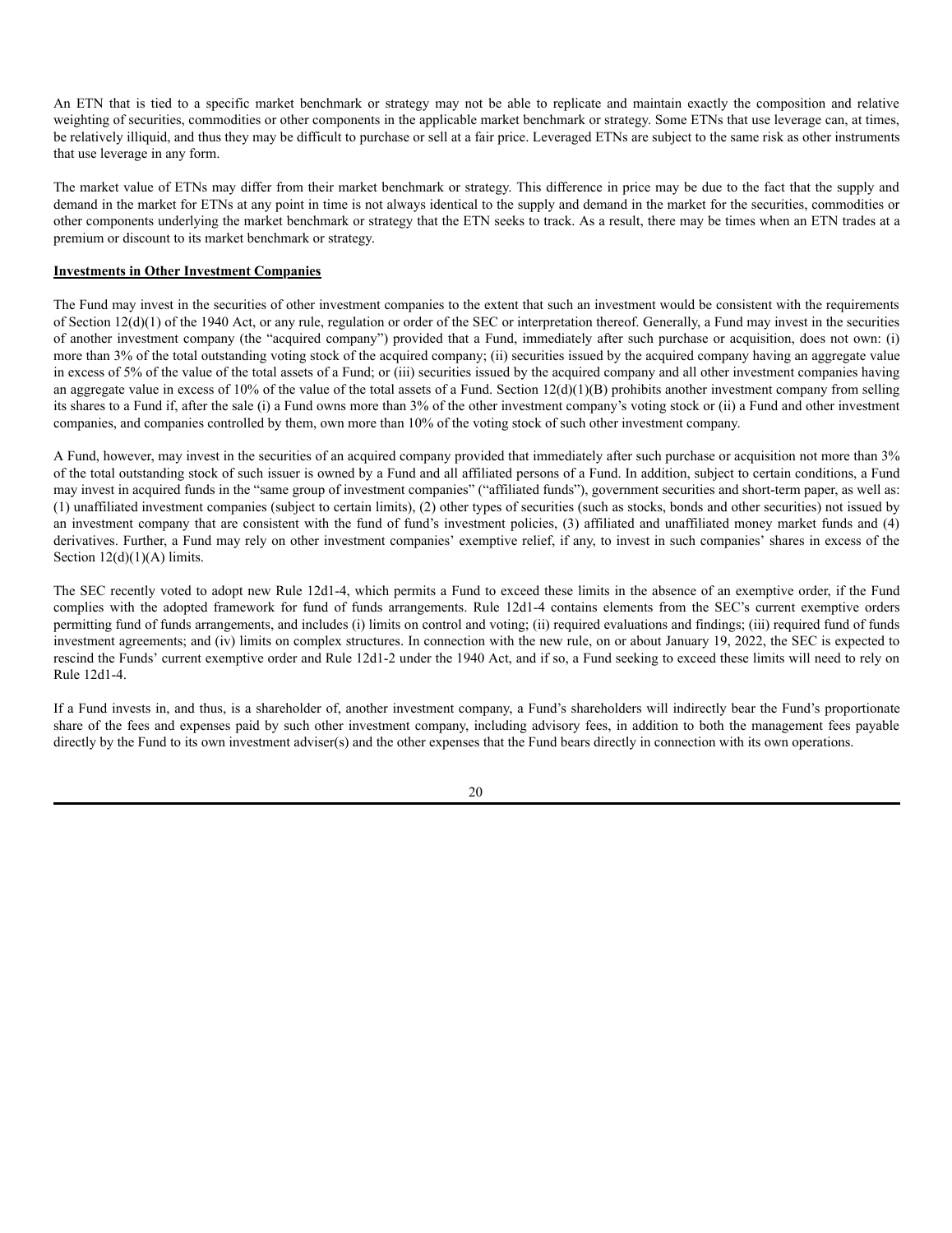An ETN that is tied to a specific market benchmark or strategy may not be able to replicate and maintain exactly the composition and relative weighting of securities, commodities or other components in the applicable market benchmark or strategy. Some ETNs that use leverage can, at times, be relatively illiquid, and thus they may be difficult to purchase or sell at a fair price. Leveraged ETNs are subject to the same risk as other instruments that use leverage in any form.

The market value of ETNs may differ from their market benchmark or strategy. This difference in price may be due to the fact that the supply and demand in the market for ETNs at any point in time is not always identical to the supply and demand in the market for the securities, commodities or other components underlying the market benchmark or strategy that the ETN seeks to track. As a result, there may be times when an ETN trades at a premium or discount to its market benchmark or strategy.

**Investments in Other Investment Companies**

The Fund may invest in the securities of other investment companies to the extent that such an investment would be consistent with the requirements of Section 12(d)(1) of the 1940 Act, or any rule, regulation or order of the SEC or interpretation thereof. Generally, a Fund may invest in the securities of another investment company (the "acquired company") provided that a Fund, immediately after such purchase or acquisition, does not own: (i) more than 3% of the total outstanding voting stock of the acquired company; (ii) securities issued by the acquired company having an aggregate value in excess of 5% of the value of the total assets of a Fund; or (iii) securities issued by the acquired company and all other investment companies having an aggregate value in excess of 10% of the value of the total assets of a Fund. Section 12(d)(1)(B) prohibits another investment company from selling its shares to a Fund if, after the sale (i) a Fund owns more than 3% of the other investment company's voting stock or (ii) a Fund and other investment companies, and companies controlled by them, own more than 10% of the voting stock of such other investment company.

A Fund, however, may invest in the securities of an acquired company provided that immediately after such purchase or acquisition not more than 3% of the total outstanding stock of such issuer is owned by a Fund and all affiliated persons of a Fund. In addition, subject to certain conditions, a Fund may invest in acquired funds in the "same group of investment companies" ("affiliated funds"), government securities and short-term paper, as well as: (1) unaffiliated investment companies (subject to certain limits), (2) other types of securities (such as stocks, bonds and other securities) not issued by an investment company that are consistent with the fund of fund's investment policies, (3) affiliated and unaffiliated money market funds and (4) derivatives. Further, a Fund may rely on other investment companies' exemptive relief, if any, to invest in such companies' shares in excess of the Section 12(d)(1)(A) limits.

The SEC recently voted to adopt new Rule 12d1-4, which permits a Fund to exceed these limits in the absence of an exemptive order, if the Fund complies with the adopted framework for fund of funds arrangements. Rule 12d1-4 contains elements from the SEC's current exemptive orders permitting fund of funds arrangements, and includes (i) limits on control and voting; (ii) required evaluations and findings; (iii) required fund of funds investment agreements; and (iv) limits on complex structures. In connection with the new rule, on or about January 19, 2022, the SEC is expected to rescind the Funds' current exemptive order and Rule 12d1-2 under the 1940 Act, and if so, a Fund seeking to exceed these limits will need to rely on Rule 12d1-4.

If a Fund invests in, and thus, is a shareholder of, another investment company, a Fund's shareholders will indirectly bear the Fund's proportionate share of the fees and expenses paid by such other investment company, including advisory fees, in addition to both the management fees payable directly by the Fund to its own investment adviser(s) and the other expenses that the Fund bears directly in connection with its own operations.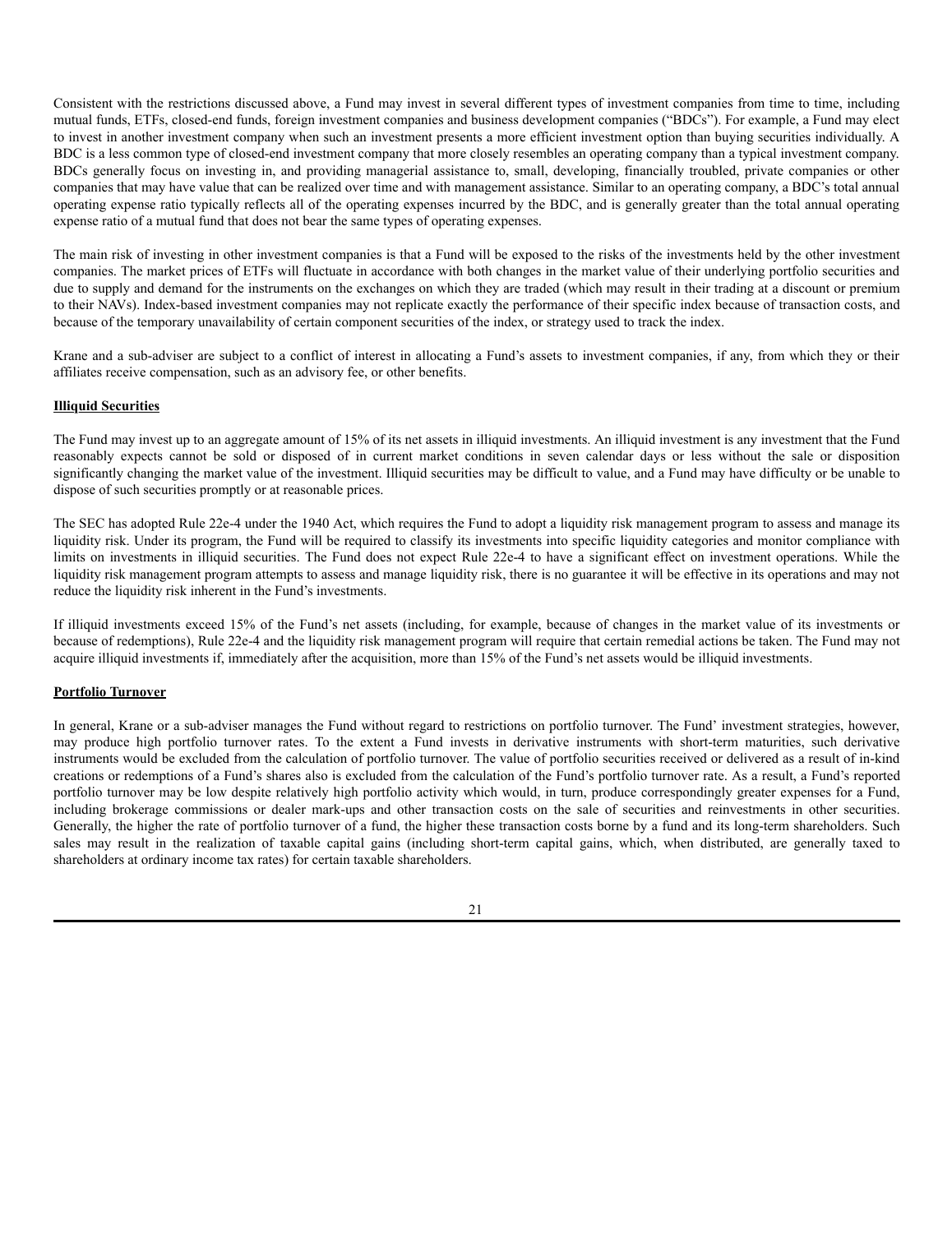Consistent with the restrictions discussed above, a Fund may invest in several different types of investment companies from time to time, including mutual funds, ETFs, closed-end funds, foreign investment companies and business development companies (“BDCs”). For example, a Fund may elect to invest in another investment company when such an investment presents a more efficient investment option than buying securities individually. A BDC is a less common type of closed-end investment company that more closely resembles an operating company than a typical investment company. BDCs generally focus on investing in, and providing managerial assistance to, small, developing, financially troubled, private companies or other companies that may have value that can be realized over time and with management assistance. Similar to an operating company, a BDC’s total annual operating expense ratio typically reflects all of the operating expenses incurred by the BDC, and is generally greater than the total annual operating expense ratio of a mutual fund that does not bear the same types of operating expenses.

The main risk of investing in other investment companies is that a Fund will be exposed to the risks of the investments held by the other investment companies. The market prices of ETFs will fluctuate in accordance with both changes in the market value of their underlying portfolio securities and due to supply and demand for the instruments on the exchanges on which they are traded (which may result in their trading at a discount or premium to their NAVs). Index-based investment companies may not replicate exactly the performance of their specific index because of transaction costs, and because of the temporary unavailability of certain component securities of the index, or strategy used to track the index.

Krane and a sub-adviser are subject to a conflict of interest in allocating a Fund’s assets to investment companies, if any, from which they or their affiliates receive compensation, such as an advisory fee, or other benefits.

**Illiquid Securities**

The Fund may invest up to an aggregate amount of 15% of its net assets in illiquid investments. An illiquid investment is any investment that the Fund reasonably expects cannot be sold or disposed of in current market conditions in seven calendar days or less without the sale or disposition significantly changing the market value of the investment. Illiquid securities may be difficult to value, and a Fund may have difficulty or be unable to dispose of such securities promptly or at reasonable prices.

The SEC has adopted Rule 22e-4 under the 1940 Act, which requires the Fund to adopt a liquidity risk management program to assess and manage its liquidity risk. Under its program, the Fund will be required to classify its investments into specific liquidity categories and monitor compliance with limits on investments in illiquid securities. The Fund does not expect Rule 22e-4 to have a significant effect on investment operations. While the liquidity risk management program attempts to assess and manage liquidity risk, there is no guarantee it will be effective in its operations and may not reduce the liquidity risk inherent in the Fund’s investments.

If illiquid investments exceed 15% of the Fund’s net assets (including, for example, because of changes in the market value of its investments or because of redemptions), Rule 22e-4 and the liquidity risk management program will require that certain remedial actions be taken. The Fund may not acquire illiquid investments if, immediately after the acquisition, more than 15% of the Fund’s net assets would be illiquid investments.

**Portfolio Turnover**

In general, Krane or a sub-adviser manages the Fund without regard to restrictions on portfolio turnover. The Fund’ investment strategies, however, may produce high portfolio turnover rates. To the extent a Fund invests in derivative instruments with short-term maturities, such derivative instruments would be excluded from the calculation of portfolio turnover. The value of portfolio securities received or delivered as a result of in-kind creations or redemptions of a Fund’s shares also is excluded from the calculation of the Fund’s portfolio turnover rate. As a result, a Fund’s reported portfolio turnover may be low despite relatively high portfolio activity which would, in turn, produce correspondingly greater expenses for a Fund, including brokerage commissions or dealer mark-ups and other transaction costs on the sale of securities and reinvestments in other securities. Generally, the higher the rate of portfolio turnover of a fund, the higher these transaction costs borne by a fund and its long-term shareholders. Such sales may result in the realization of taxable capital gains (including short-term capital gains, which, when distributed, are generally taxed to shareholders at ordinary income tax rates) for certain taxable shareholders.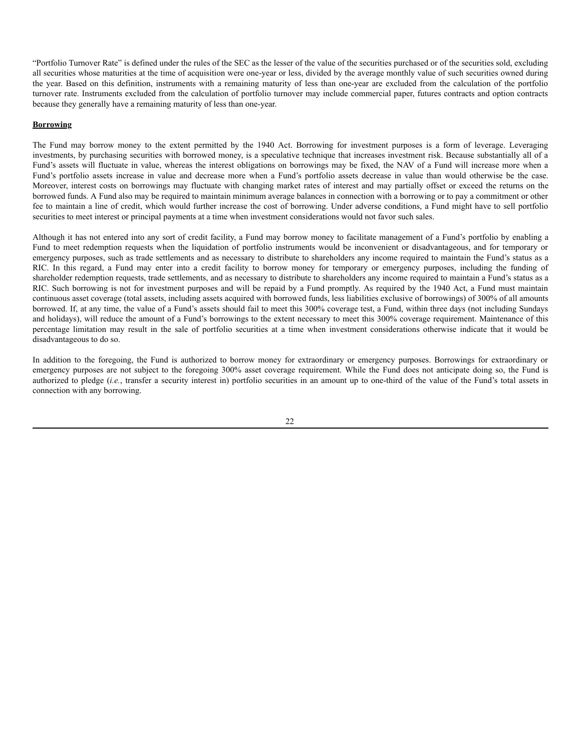"Portfolio Turnover Rate" is defined under the rules of the SEC as the lesser of the value of the securities purchased or of the securities sold, excluding all securities whose maturities at the time of acquisition were one-year or less, divided by the average monthly value of such securities owned during the year. Based on this definition, instruments with a remaining maturity of less than one-year are excluded from the calculation of the portfolio turnover rate. Instruments excluded from the calculation of portfolio turnover may include commercial paper, futures contracts and option contracts because they generally have a remaining maturity of less than one-year.

**Borrowing**

The Fund may borrow money to the extent permitted by the 1940 Act. Borrowing for investment purposes is a form of leverage. Leveraging investments, by purchasing securities with borrowed money, is a speculative technique that increases investment risk. Because substantially all of a Fund's assets will fluctuate in value, whereas the interest obligations on borrowings may be fixed, the NAV of a Fund will increase more when a Fund's portfolio assets increase in value and decrease more when a Fund's portfolio assets decrease in value than would otherwise be the case. Moreover, interest costs on borrowings may fluctuate with changing market rates of interest and may partially offset or exceed the returns on the borrowed funds. A Fund also may be required to maintain minimum average balances in connection with a borrowing or to pay a commitment or other fee to maintain a line of credit, which would further increase the cost of borrowing. Under adverse conditions, a Fund might have to sell portfolio securities to meet interest or principal payments at a time when investment considerations would not favor such sales.

Although it has not entered into any sort of credit facility, a Fund may borrow money to facilitate management of a Fund's portfolio by enabling a Fund to meet redemption requests when the liquidation of portfolio instruments would be inconvenient or disadvantageous, and for temporary or emergency purposes, such as trade settlements and as necessary to distribute to shareholders any income required to maintain the Fund's status as a RIC. In this regard, a Fund may enter into a credit facility to borrow money for temporary or emergency purposes, including the funding of shareholder redemption requests, trade settlements, and as necessary to distribute to shareholders any income required to maintain a Fund's status as a RIC. Such borrowing is not for investment purposes and will be repaid by a Fund promptly. As required by the 1940 Act, a Fund must maintain continuous asset coverage (total assets, including assets acquired with borrowed funds, less liabilities exclusive of borrowings) of 300% of all amounts borrowed. If, at any time, the value of a Fund's assets should fail to meet this 300% coverage test, a Fund, within three days (not including Sundays and holidays), will reduce the amount of a Fund's borrowings to the extent necessary to meet this 300% coverage requirement. Maintenance of this percentage limitation may result in the sale of portfolio securities at a time when investment considerations otherwise indicate that it would be disadvantageous to do so.

In addition to the foregoing, the Fund is authorized to borrow money for extraordinary or emergency purposes. Borrowings for extraordinary or emergency purposes are not subject to the foregoing 300% asset coverage requirement. While the Fund does not anticipate doing so, the Fund is authorized to pledge (*i.e.*, transfer a security interest in) portfolio securities in an amount up to one-third of the value of the Fund's total assets in connection with any borrowing.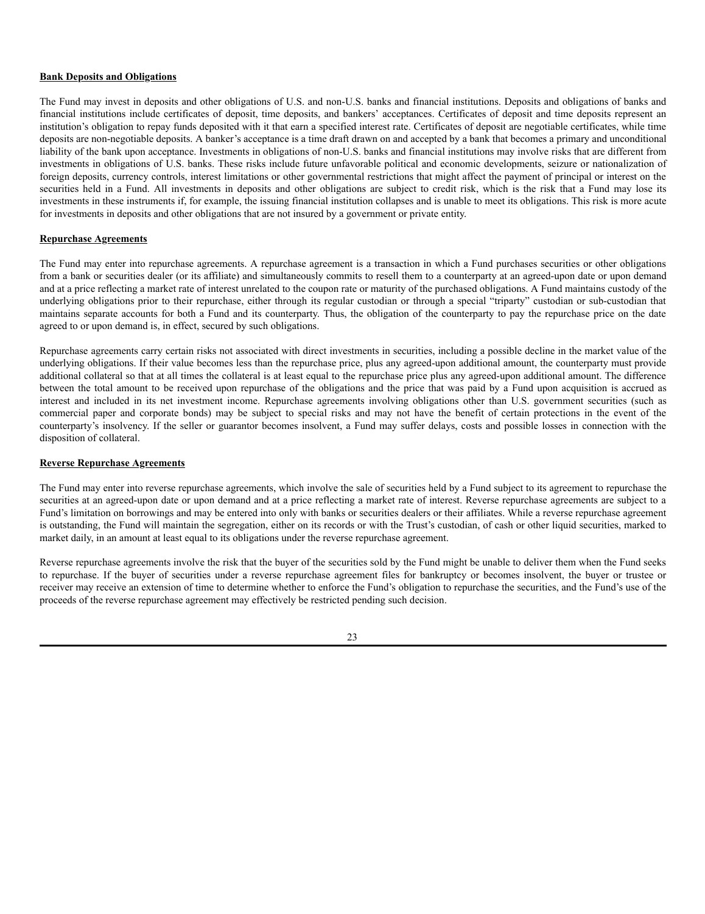**Bank Deposits and Obligations**

The Fund may invest in deposits and other obligations of U.S. and non-U.S. banks and financial institutions. Deposits and obligations of banks and financial institutions include certificates of deposit, time deposits, and bankers' acceptances. Certificates of deposit and time deposits represent an institution's obligation to repay funds deposited with it that earn a specified interest rate. Certificates of deposit are negotiable certificates, while time deposits are non-negotiable deposits. A banker's acceptance is a time draft drawn on and accepted by a bank that becomes a primary and unconditional liability of the bank upon acceptance. Investments in obligations of non-U.S. banks and financial institutions may involve risks that are different from investments in obligations of U.S. banks. These risks include future unfavorable political and economic developments, seizure or nationalization of foreign deposits, currency controls, interest limitations or other governmental restrictions that might affect the payment of principal or interest on the securities held in a Fund. All investments in deposits and other obligations are subject to credit risk, which is the risk that a Fund may lose its investments in these instruments if, for example, the issuing financial institution collapses and is unable to meet its obligations. This risk is more acute for investments in deposits and other obligations that are not insured by a government or private entity.

**Repurchase Agreements**

The Fund may enter into repurchase agreements. A repurchase agreement is a transaction in which a Fund purchases securities or other obligations from a bank or securities dealer (or its affiliate) and simultaneously commits to resell them to a counterparty at an agreed-upon date or upon demand and at a price reflecting a market rate of interest unrelated to the coupon rate or maturity of the purchased obligations. A Fund maintains custody of the underlying obligations prior to their repurchase, either through its regular custodian or through a special "triparty" custodian or sub-custodian that maintains separate accounts for both a Fund and its counterparty. Thus, the obligation of the counterparty to pay the repurchase price on the date agreed to or upon demand is, in effect, secured by such obligations.

Repurchase agreements carry certain risks not associated with direct investments in securities, including a possible decline in the market value of the underlying obligations. If their value becomes less than the repurchase price, plus any agreed-upon additional amount, the counterparty must provide additional collateral so that at all times the collateral is at least equal to the repurchase price plus any agreed-upon additional amount. The difference between the total amount to be received upon repurchase of the obligations and the price that was paid by a Fund upon acquisition is accrued as interest and included in its net investment income. Repurchase agreements involving obligations other than U.S. government securities (such as commercial paper and corporate bonds) may be subject to special risks and may not have the benefit of certain protections in the event of the counterparty's insolvency. If the seller or guarantor becomes insolvent, a Fund may suffer delays, costs and possible losses in connection with the disposition of collateral.

**Reverse Repurchase Agreements**

The Fund may enter into reverse repurchase agreements, which involve the sale of securities held by a Fund subject to its agreement to repurchase the securities at an agreed-upon date or upon demand and at a price reflecting a market rate of interest. Reverse repurchase agreements are subject to a Fund's limitation on borrowings and may be entered into only with banks or securities dealers or their affiliates. While a reverse repurchase agreement is outstanding, the Fund will maintain the segregation, either on its records or with the Trust's custodian, of cash or other liquid securities, marked to market daily, in an amount at least equal to its obligations under the reverse repurchase agreement.

Reverse repurchase agreements involve the risk that the buyer of the securities sold by the Fund might be unable to deliver them when the Fund seeks to repurchase. If the buyer of securities under a reverse repurchase agreement files for bankruptcy or becomes insolvent, the buyer or trustee or receiver may receive an extension of time to determine whether to enforce the Fund's obligation to repurchase the securities, and the Fund's use of the proceeds of the reverse repurchase agreement may effectively be restricted pending such decision.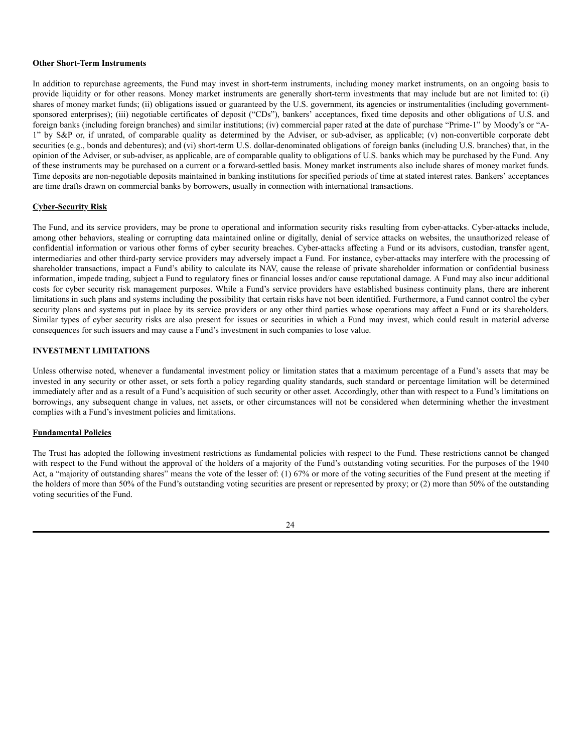**Other Short-Term Instruments**

In addition to repurchase agreements, the Fund may invest in short-term instruments, including money market instruments, on an ongoing basis to provide liquidity or for other reasons. Money market instruments are generally short-term investments that may include but are not limited to: (i) shares of money market funds; (ii) obligations issued or guaranteed by the U.S. government, its agencies or instrumentalities (including government-sponsored enterprises); (iii) negotiable certificates of deposit ("CDs"), bankers' acceptances, fixed time deposits and other obligations of U.S. and foreign banks (including foreign branches) and similar institutions; (iv) commercial paper rated at the date of purchase "Prime-1" by Moody's or "A-1" by S&P or, if unrated, of comparable quality as determined by the Adviser, or sub-adviser, as applicable; (v) non-convertible corporate debt securities (e.g., bonds and debentures); and (vi) short-term U.S. dollar-denominated obligations of foreign banks (including U.S. branches) that, in the opinion of the Adviser, or sub-adviser, as applicable, are of comparable quality to obligations of U.S. banks which may be purchased by the Fund. Any of these instruments may be purchased on a current or a forward-settled basis. Money market instruments also include shares of money market funds. Time deposits are non-negotiable deposits maintained in banking institutions for specified periods of time at stated interest rates. Bankers' acceptances are time drafts drawn on commercial banks by borrowers, usually in connection with international transactions.

**Cyber-Security Risk**

The Fund, and its service providers, may be prone to operational and information security risks resulting from cyber-attacks. Cyber-attacks include, among other behaviors, stealing or corrupting data maintained online or digitally, denial of service attacks on websites, the unauthorized release of confidential information or various other forms of cyber security breaches. Cyber-attacks affecting a Fund or its advisors, custodian, transfer agent, intermediaries and other third-party service providers may adversely impact a Fund. For instance, cyber-attacks may interfere with the processing of shareholder transactions, impact a Fund's ability to calculate its NAV, cause the release of private shareholder information or confidential business information, impede trading, subject a Fund to regulatory fines or financial losses and/or cause reputational damage. A Fund may also incur additional costs for cyber security risk management purposes. While a Fund's service providers have established business continuity plans, there are inherent limitations in such plans and systems including the possibility that certain risks have not been identified. Furthermore, a Fund cannot control the cyber security plans and systems put in place by its service providers or any other third parties whose operations may affect a Fund or its shareholders. Similar types of cyber security risks are also present for issues or securities in which a Fund may invest, which could result in material adverse consequences for such issuers and may cause a Fund's investment in such companies to lose value.

## INVESTMENT LIMITATIONS

Unless otherwise noted, whenever a fundamental investment policy or limitation states that a maximum percentage of a Fund's assets that may be invested in any security or other asset, or sets forth a policy regarding quality standards, such standard or percentage limitation will be determined immediately after and as a result of a Fund's acquisition of such security or other asset. Accordingly, other than with respect to a Fund's limitations on borrowings, any subsequent change in values, net assets, or other circumstances will not be considered when determining whether the investment complies with a Fund's investment policies and limitations.

**Fundamental Policies**

The Trust has adopted the following investment restrictions as fundamental policies with respect to the Fund. These restrictions cannot be changed with respect to the Fund without the approval of the holders of a majority of the Fund's outstanding voting securities. For the purposes of the 1940 Act, a "majority of outstanding shares" means the vote of the lesser of: (1) 67% or more of the voting securities of the Fund present at the meeting if the holders of more than 50% of the Fund's outstanding voting securities are present or represented by proxy; or (2) more than 50% of the outstanding voting securities of the Fund.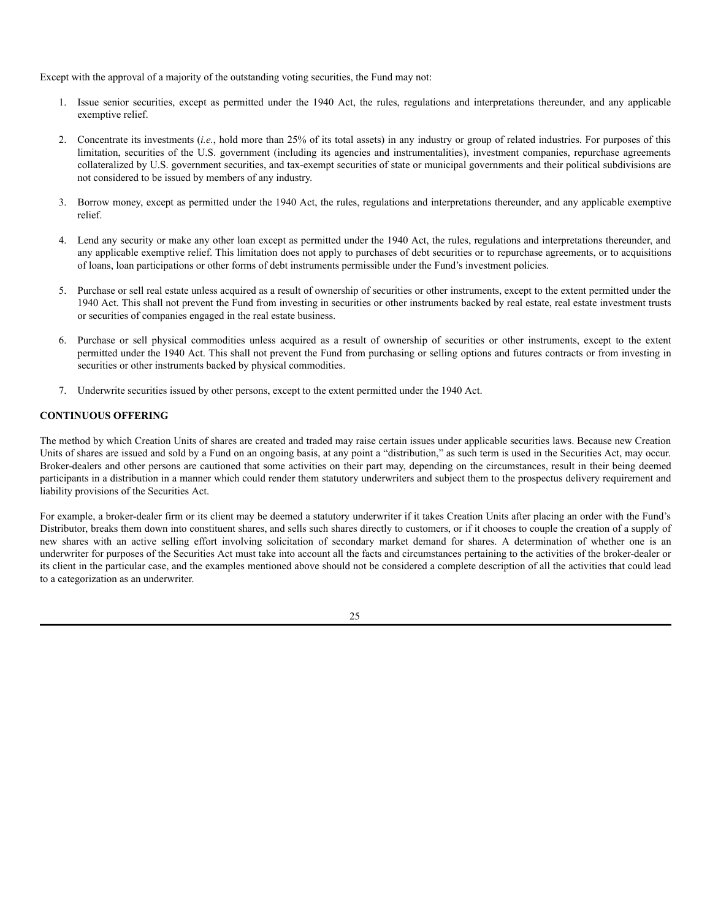Except with the approval of a majority of the outstanding voting securities, the Fund may not:

1. Issue senior securities, except as permitted under the 1940 Act, the rules, regulations and interpretations thereunder, and any applicable exemptive relief.

2. Concentrate its investments (*i.e.*, hold more than 25% of its total assets) in any industry or group of related industries. For purposes of this limitation, securities of the U.S. government (including its agencies and instrumentalities), investment companies, repurchase agreements collateralized by U.S. government securities, and tax-exempt securities of state or municipal governments and their political subdivisions are not considered to be issued by members of any industry.

3. Borrow money, except as permitted under the 1940 Act, the rules, regulations and interpretations thereunder, and any applicable exemptive relief.

4. Lend any security or make any other loan except as permitted under the 1940 Act, the rules, regulations and interpretations thereunder, and any applicable exemptive relief. This limitation does not apply to purchases of debt securities or to repurchase agreements, or to acquisitions of loans, loan participations or other forms of debt instruments permissible under the Fund's investment policies.

5. Purchase or sell real estate unless acquired as a result of ownership of securities or other instruments, except to the extent permitted under the 1940 Act. This shall not prevent the Fund from investing in securities or other instruments backed by real estate, real estate investment trusts or securities of companies engaged in the real estate business.

6. Purchase or sell physical commodities unless acquired as a result of ownership of securities or other instruments, except to the extent permitted under the 1940 Act. This shall not prevent the Fund from purchasing or selling options and futures contracts or from investing in securities or other instruments backed by physical commodities.

7. Underwrite securities issued by other persons, except to the extent permitted under the 1940 Act.

**CONTINUOUS OFFERING**

The method by which Creation Units of shares are created and traded may raise certain issues under applicable securities laws. Because new Creation Units of shares are issued and sold by a Fund on an ongoing basis, at any point a "distribution," as such term is used in the Securities Act, may occur. Broker-dealers and other persons are cautioned that some activities on their part may, depending on the circumstances, result in their being deemed participants in a distribution in a manner which could render them statutory underwriters and subject them to the prospectus delivery requirement and liability provisions of the Securities Act.

For example, a broker-dealer firm or its client may be deemed a statutory underwriter if it takes Creation Units after placing an order with the Fund's Distributor, breaks them down into constituent shares, and sells such shares directly to customers, or if it chooses to couple the creation of a supply of new shares with an active selling effort involving solicitation of secondary market demand for shares. A determination of whether one is an underwriter for purposes of the Securities Act must take into account all the facts and circumstances pertaining to the activities of the broker-dealer or its client in the particular case, and the examples mentioned above should not be considered a complete description of all the activities that could lead to a categorization as an underwriter.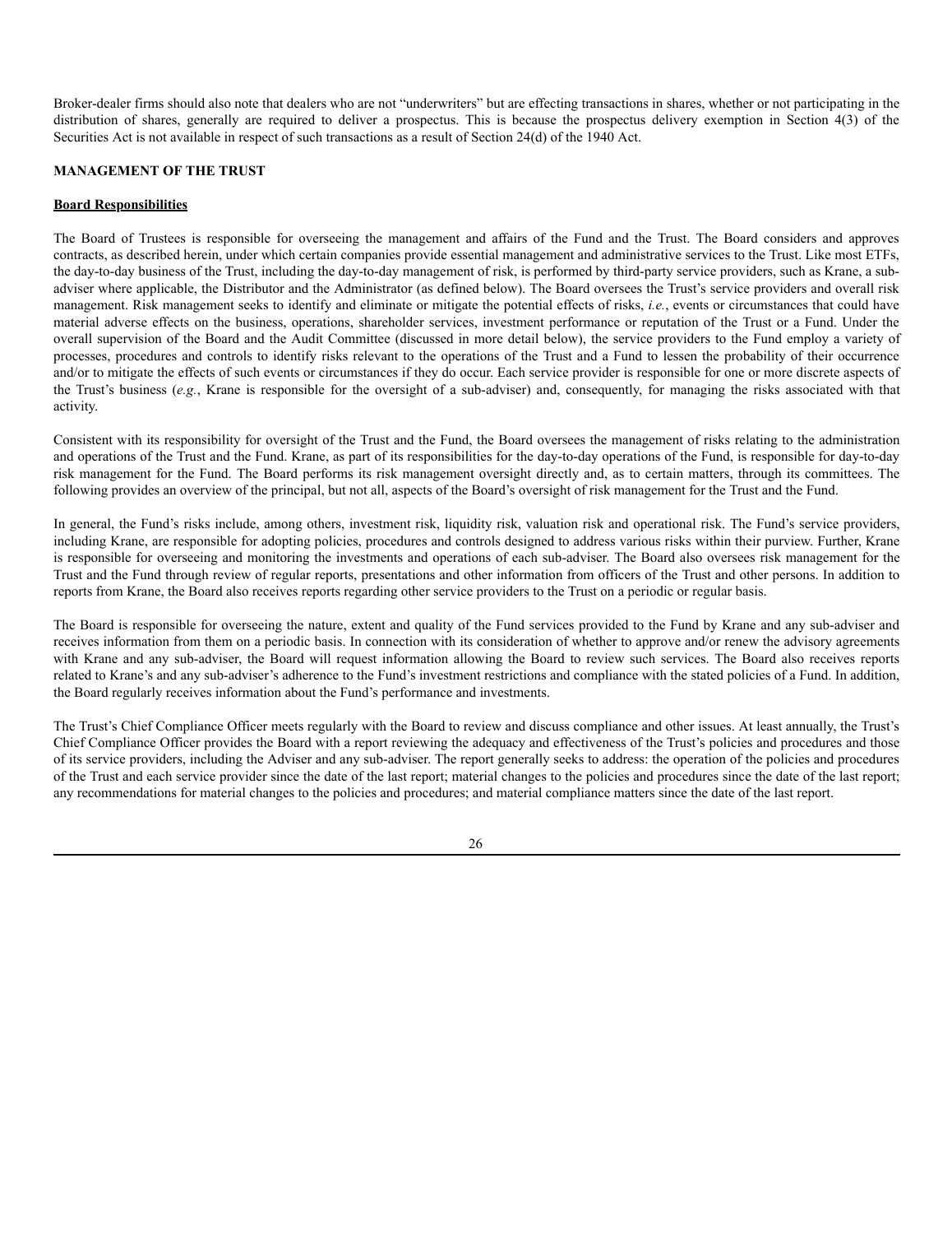Broker-dealer firms should also note that dealers who are not "underwriters" but are effecting transactions in shares, whether or not participating in the distribution of shares, generally are required to deliver a prospectus. This is because the prospectus delivery exemption in Section 4(3) of the Securities Act is not available in respect of such transactions as a result of Section 24(d) of the 1940 Act.

## MANAGEMENT OF THE TRUST

### Board Responsibilities

The Board of Trustees is responsible for overseeing the management and affairs of the Fund and the Trust. The Board considers and approves contracts, as described herein, under which certain companies provide essential management and administrative services to the Trust. Like most ETFs, the day-to-day business of the Trust, including the day-to-day management of risk, is performed by third-party service providers, such as Krane, a sub-adviser where applicable, the Distributor and the Administrator (as defined below). The Board oversees the Trust's service providers and overall risk management. Risk management seeks to identify and eliminate or mitigate the potential effects of risks, *i.e.*, events or circumstances that could have material adverse effects on the business, operations, shareholder services, investment performance or reputation of the Trust or a Fund. Under the overall supervision of the Board and the Audit Committee (discussed in more detail below), the service providers to the Fund employ a variety of processes, procedures and controls to identify risks relevant to the operations of the Trust and a Fund to lessen the probability of their occurrence and/or to mitigate the effects of such events or circumstances if they do occur. Each service provider is responsible for one or more discrete aspects of the Trust's business (*e.g.*, Krane is responsible for the oversight of a sub-adviser) and, consequently, for managing the risks associated with that activity.

Consistent with its responsibility for oversight of the Trust and the Fund, the Board oversees the management of risks relating to the administration and operations of the Trust and the Fund. Krane, as part of its responsibilities for the day-to-day operations of the Fund, is responsible for day-to-day risk management for the Fund. The Board performs its risk management oversight directly and, as to certain matters, through its committees. The following provides an overview of the principal, but not all, aspects of the Board's oversight of risk management for the Trust and the Fund.

In general, the Fund's risks include, among others, investment risk, liquidity risk, valuation risk and operational risk. The Fund's service providers, including Krane, are responsible for adopting policies, procedures and controls designed to address various risks within their purview. Further, Krane is responsible for overseeing and monitoring the investments and operations of each sub-adviser. The Board also oversees risk management for the Trust and the Fund through review of regular reports, presentations and other information from officers of the Trust and other persons. In addition to reports from Krane, the Board also receives reports regarding other service providers to the Trust on a periodic or regular basis.

The Board is responsible for overseeing the nature, extent and quality of the Fund services provided to the Fund by Krane and any sub-adviser and receives information from them on a periodic basis. In connection with its consideration of whether to approve and/or renew the advisory agreements with Krane and any sub-adviser, the Board will request information allowing the Board to review such services. The Board also receives reports related to Krane's and any sub-adviser's adherence to the Fund's investment restrictions and compliance with the stated policies of a Fund. In addition, the Board regularly receives information about the Fund's performance and investments.

The Trust's Chief Compliance Officer meets regularly with the Board to review and discuss compliance and other issues. At least annually, the Trust's Chief Compliance Officer provides the Board with a report reviewing the adequacy and effectiveness of the Trust's policies and procedures and those of its service providers, including the Adviser and any sub-adviser. The report generally seeks to address: the operation of the policies and procedures of the Trust and each service provider since the date of the last report; material changes to the policies and procedures since the date of the last report; any recommendations for material changes to the policies and procedures; and material compliance matters since the date of the last report.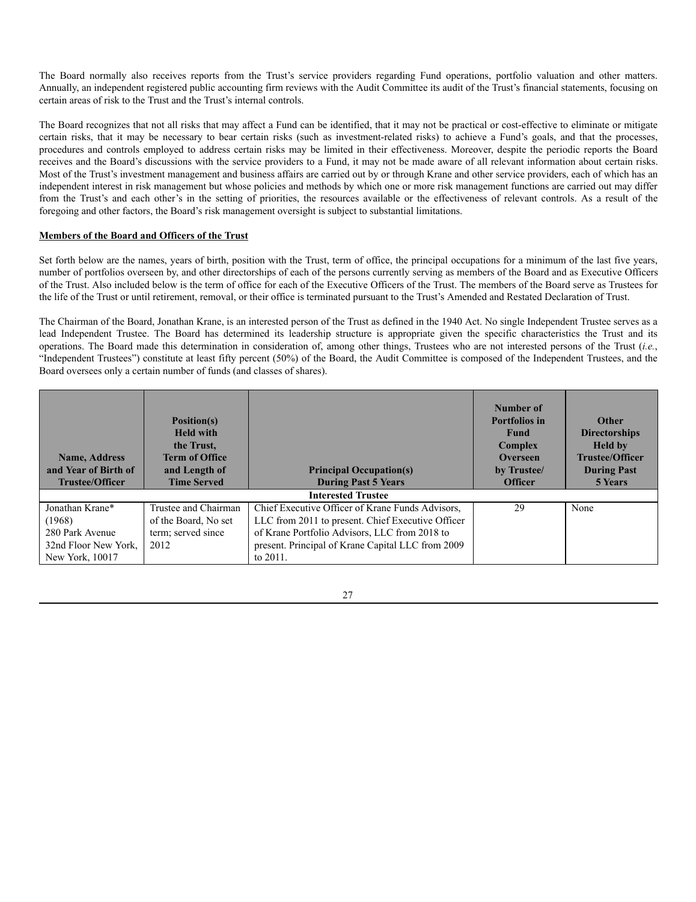The Board normally also receives reports from the Trust's service providers regarding Fund operations, portfolio valuation and other matters. Annually, an independent registered public accounting firm reviews with the Audit Committee its audit of the Trust's financial statements, focusing on certain areas of risk to the Trust and the Trust's internal controls.

The Board recognizes that not all risks that may affect a Fund can be identified, that it may not be practical or cost-effective to eliminate or mitigate certain risks, that it may be necessary to bear certain risks (such as investment-related risks) to achieve a Fund's goals, and that the processes, procedures and controls employed to address certain risks may be limited in their effectiveness. Moreover, despite the periodic reports the Board receives and the Board's discussions with the service providers to a Fund, it may not be made aware of all relevant information about certain risks. Most of the Trust's investment management and business affairs are carried out by or through Krane and other service providers, each of which has an independent interest in risk management but whose policies and methods by which one or more risk management functions are carried out may differ from the Trust's and each other's in the setting of priorities, the resources available or the effectiveness of relevant controls. As a result of the foregoing and other factors, the Board's risk management oversight is subject to substantial limitations.

**Members of the Board and Officers of the Trust**

Set forth below are the names, years of birth, position with the Trust, term of office, the principal occupations for a minimum of the last five years, number of portfolios overseen by, and other directorships of each of the persons currently serving as members of the Board and as Executive Officers of the Trust. Also included below is the term of office for each of the Executive Officers of the Trust. The members of the Board serve as Trustees for the life of the Trust or until retirement, removal, or their office is terminated pursuant to the Trust's Amended and Restated Declaration of Trust.

The Chairman of the Board, Jonathan Krane, is an interested person of the Trust as defined in the 1940 Act. No single Independent Trustee serves as a lead Independent Trustee. The Board has determined its leadership structure is appropriate given the specific characteristics the Trust and its operations. The Board made this determination in consideration of, among other things, Trustees who are not interested persons of the Trust (*i.e.*, "Independent Trustees") constitute at least fifty percent (50%) of the Board, the Audit Committee is composed of the Independent Trustees, and the Board oversees only a certain number of funds (and classes of shares).

| Name, Address and Year of Birth of Trustee/Officer | Position(s) Held with the Trust, Term of Office and Length of Time Served | Principal Occupation(s) During Past 5 Years | Number of Portfolios in Fund Complex Overseen by Trustee/ Officer | Other Directorships Held by Trustee/Officer During Past 5 Years |
|---|---|---|---|---|
| **Interested Trustee** | | | | |
| Jonathan Krane* (1968) 280 Park Avenue 32nd Floor New York, New York, 10017 | Trustee and Chairman of the Board, No set term; served since 2012 | Chief Executive Officer of Krane Funds Advisors, LLC from 2011 to present. Chief Executive Officer of Krane Portfolio Advisors, LLC from 2018 to present. Principal of Krane Capital LLC from 2009 to 2011. | 29 | None |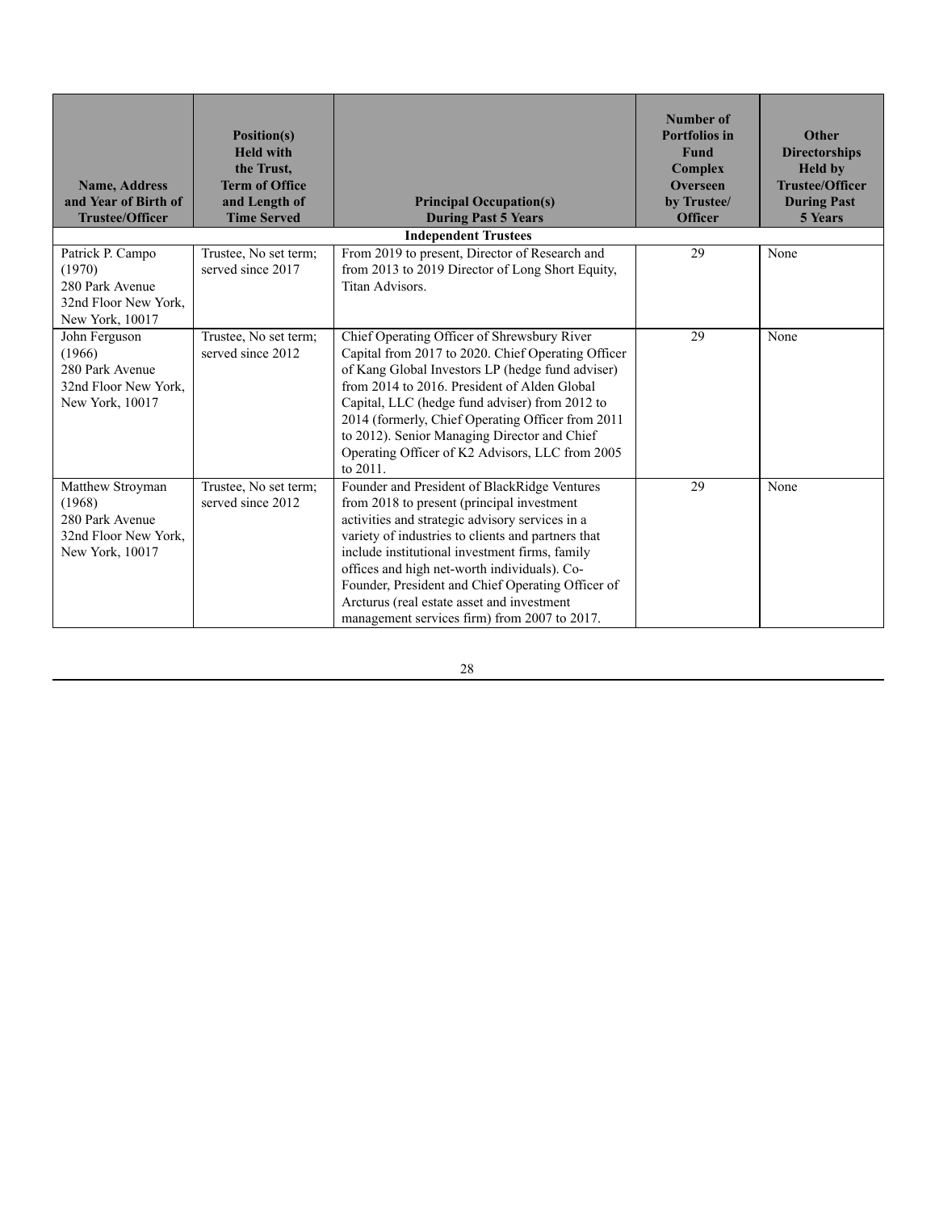| Name, Address and Year of Birth of Trustee/Officer | Position(s) Held with the Trust, Term of Office and Length of Time Served | Principal Occupation(s) During Past 5 Years | Number of Portfolios in Fund Complex Overseen by Trustee/ Officer | Other Directorships Held by Trustee/Officer During Past 5 Years |
|---|---|---|---|---|
| **Independent Trustees** | | | | |
| Patrick P. Campo (1970) 280 Park Avenue 32nd Floor New York, New York, 10017 | Trustee, No set term; served since 2017 | From 2019 to present, Director of Research and from 2013 to 2019 Director of Long Short Equity, Titan Advisors. | 29 | None |
| John Ferguson (1966) 280 Park Avenue 32nd Floor New York, New York, 10017 | Trustee, No set term; served since 2012 | Chief Operating Officer of Shrewsbury River Capital from 2017 to 2020. Chief Operating Officer of Kang Global Investors LP (hedge fund adviser) from 2014 to 2016. President of Alden Global Capital, LLC (hedge fund adviser) from 2012 to 2014 (formerly, Chief Operating Officer from 2011 to 2012). Senior Managing Director and Chief Operating Officer of K2 Advisors, LLC from 2005 to 2011. | 29 | None |
| Matthew Stroyman (1968) 280 Park Avenue 32nd Floor New York, New York, 10017 | Trustee, No set term; served since 2012 | Founder and President of BlackRidge Ventures from 2018 to present (principal investment activities and strategic advisory services in a variety of industries to clients and partners that include institutional investment firms, family offices and high net-worth individuals). Co-Founder, President and Chief Operating Officer of Arcturus (real estate asset and investment management services firm) from 2007 to 2017. | 29 | None |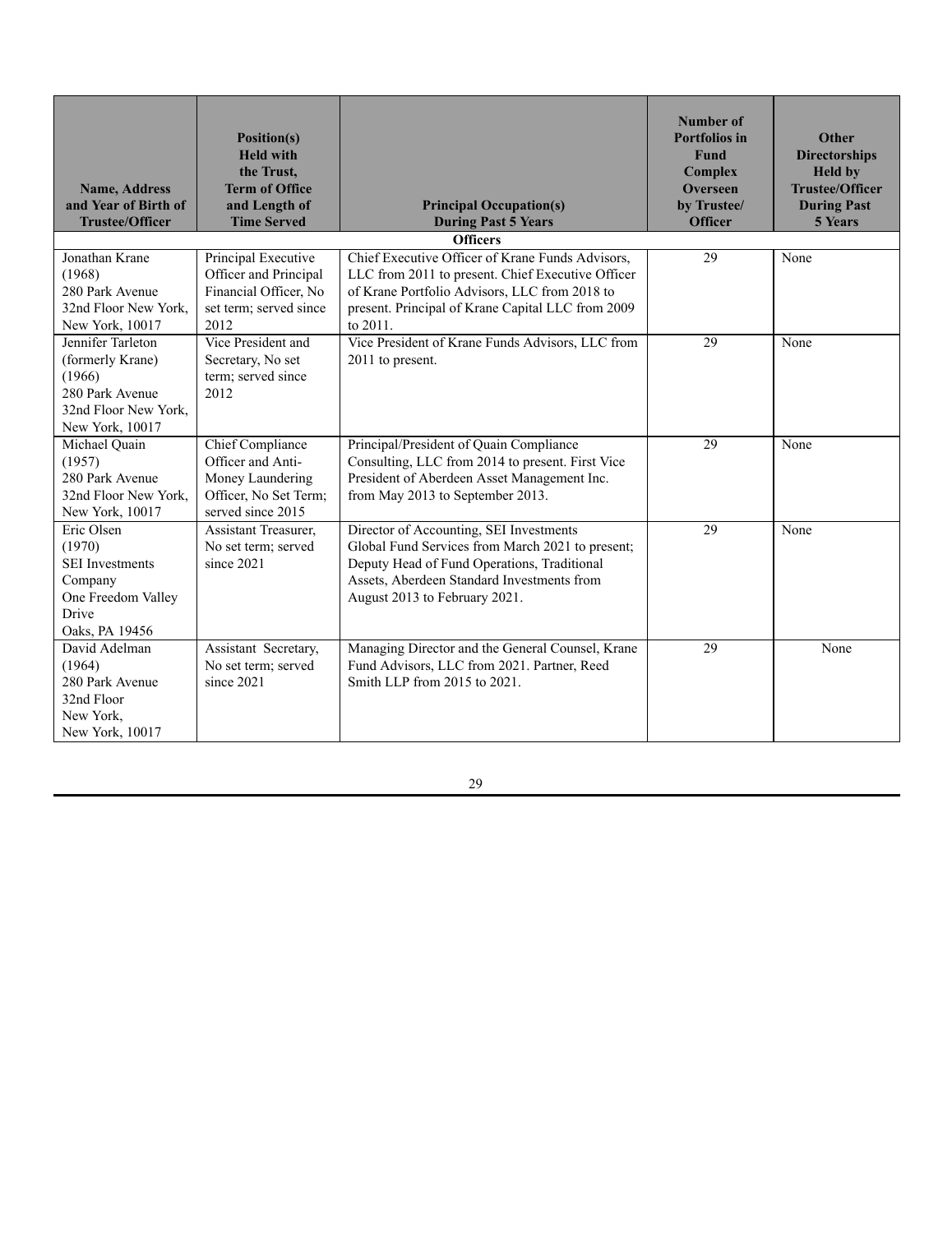| Name, Address and Year of Birth of Trustee/Officer | Position(s) Held with the Trust, Term of Office and Length of Time Served | Principal Occupation(s) During Past 5 Years | Number of Portfolios in Fund Complex Overseen by Trustee/ Officer | Other Directorships Held by Trustee/Officer During Past 5 Years |
|---|---|---|---|---|
| **Officers** | | | | |
| Jonathan Krane (1968) 280 Park Avenue 32nd Floor New York, New York, 10017 | Principal Executive Officer and Principal Financial Officer, No set term; served since 2012 | Chief Executive Officer of Krane Funds Advisors, LLC from 2011 to present. Chief Executive Officer of Krane Portfolio Advisors, LLC from 2018 to present. Principal of Krane Capital LLC from 2009 to 2011. | 29 | None |
| Jennifer Tarleton (formerly Krane) (1966) 280 Park Avenue 32nd Floor New York, New York, 10017 | Vice President and Secretary, No set term; served since 2012 | Vice President of Krane Funds Advisors, LLC from 2011 to present. | 29 | None |
| Michael Quain (1957) 280 Park Avenue 32nd Floor New York, New York, 10017 | Chief Compliance Officer and Anti-Money Laundering Officer, No Set Term; served since 2015 | Principal/President of Quain Compliance Consulting, LLC from 2014 to present. First Vice President of Aberdeen Asset Management Inc. from May 2013 to September 2013. | 29 | None |
| Eric Olsen (1970) SEI Investments Company One Freedom Valley Drive Oaks, PA 19456 | Assistant Treasurer, No set term; served since 2021 | Director of Accounting, SEI Investments Global Fund Services from March 2021 to present; Deputy Head of Fund Operations, Traditional Assets, Aberdeen Standard Investments from August 2013 to February 2021. | 29 | None |
| David Adelman (1964) 280 Park Avenue 32nd Floor New York, New York, 10017 | Assistant Secretary, No set term; served since 2021 | Managing Director and the General Counsel, Krane Fund Advisors, LLC from 2021. Partner, Reed Smith LLP from 2015 to 2021. | 29 | None |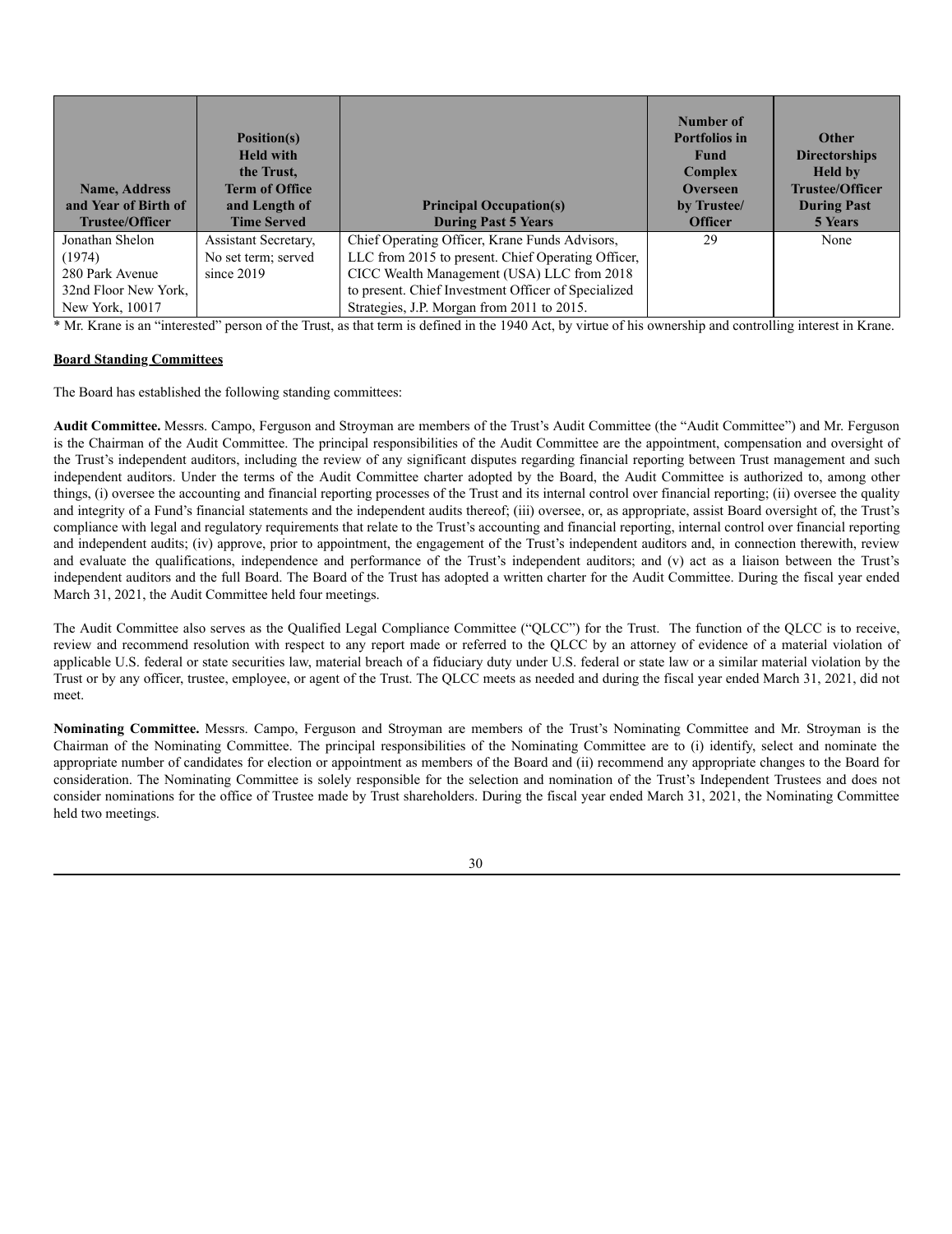| Name, Address and Year of Birth of Trustee/Officer | Position(s) Held with the Trust, Term of Office and Length of Time Served | Principal Occupation(s) During Past 5 Years | Number of Portfolios in Fund Complex Overseen by Trustee/ Officer | Other Directorships Held by Trustee/Officer During Past 5 Years |
|---|---|---|---|---|
| Jonathan Shelon (1974) 280 Park Avenue 32nd Floor New York, New York, 10017 | Assistant Secretary, No set term; served since 2019 | Chief Operating Officer, Krane Funds Advisors, LLC from 2015 to present. Chief Operating Officer, CICC Wealth Management (USA) LLC from 2018 to present. Chief Investment Officer of Specialized Strategies, J.P. Morgan from 2011 to 2015. | 29 | None |

* Mr. Krane is an "interested" person of the Trust, as that term is defined in the 1940 Act, by virtue of his ownership and controlling interest in Krane.

**Board Standing Committees**

The Board has established the following standing committees:

**Audit Committee.** Messrs. Campo, Ferguson and Stroyman are members of the Trust's Audit Committee (the "Audit Committee") and Mr. Ferguson is the Chairman of the Audit Committee. The principal responsibilities of the Audit Committee are the appointment, compensation and oversight of the Trust's independent auditors, including the review of any significant disputes regarding financial reporting between Trust management and such independent auditors. Under the terms of the Audit Committee charter adopted by the Board, the Audit Committee is authorized to, among other things, (i) oversee the accounting and financial reporting processes of the Trust and its internal control over financial reporting; (ii) oversee the quality and integrity of a Fund's financial statements and the independent audits thereof; (iii) oversee, or, as appropriate, assist Board oversight of, the Trust's compliance with legal and regulatory requirements that relate to the Trust's accounting and financial reporting, internal control over financial reporting and independent audits; (iv) approve, prior to appointment, the engagement of the Trust's independent auditors and, in connection therewith, review and evaluate the qualifications, independence and performance of the Trust's independent auditors; and (v) act as a liaison between the Trust's independent auditors and the full Board. The Board of the Trust has adopted a written charter for the Audit Committee. During the fiscal year ended March 31, 2021, the Audit Committee held four meetings.

The Audit Committee also serves as the Qualified Legal Compliance Committee ("QLCC") for the Trust. The function of the QLCC is to receive, review and recommend resolution with respect to any report made or referred to the QLCC by an attorney of evidence of a material violation of applicable U.S. federal or state securities law, material breach of a fiduciary duty under U.S. federal or state law or a similar material violation by the Trust or by any officer, trustee, employee, or agent of the Trust. The QLCC meets as needed and during the fiscal year ended March 31, 2021, did not meet.

**Nominating Committee.** Messrs. Campo, Ferguson and Stroyman are members of the Trust's Nominating Committee and Mr. Stroyman is the Chairman of the Nominating Committee. The principal responsibilities of the Nominating Committee are to (i) identify, select and nominate the appropriate number of candidates for election or appointment as members of the Board and (ii) recommend any appropriate changes to the Board for consideration. The Nominating Committee is solely responsible for the selection and nomination of the Trust's Independent Trustees and does not consider nominations for the office of Trustee made by Trust shareholders. During the fiscal year ended March 31, 2021, the Nominating Committee held two meetings.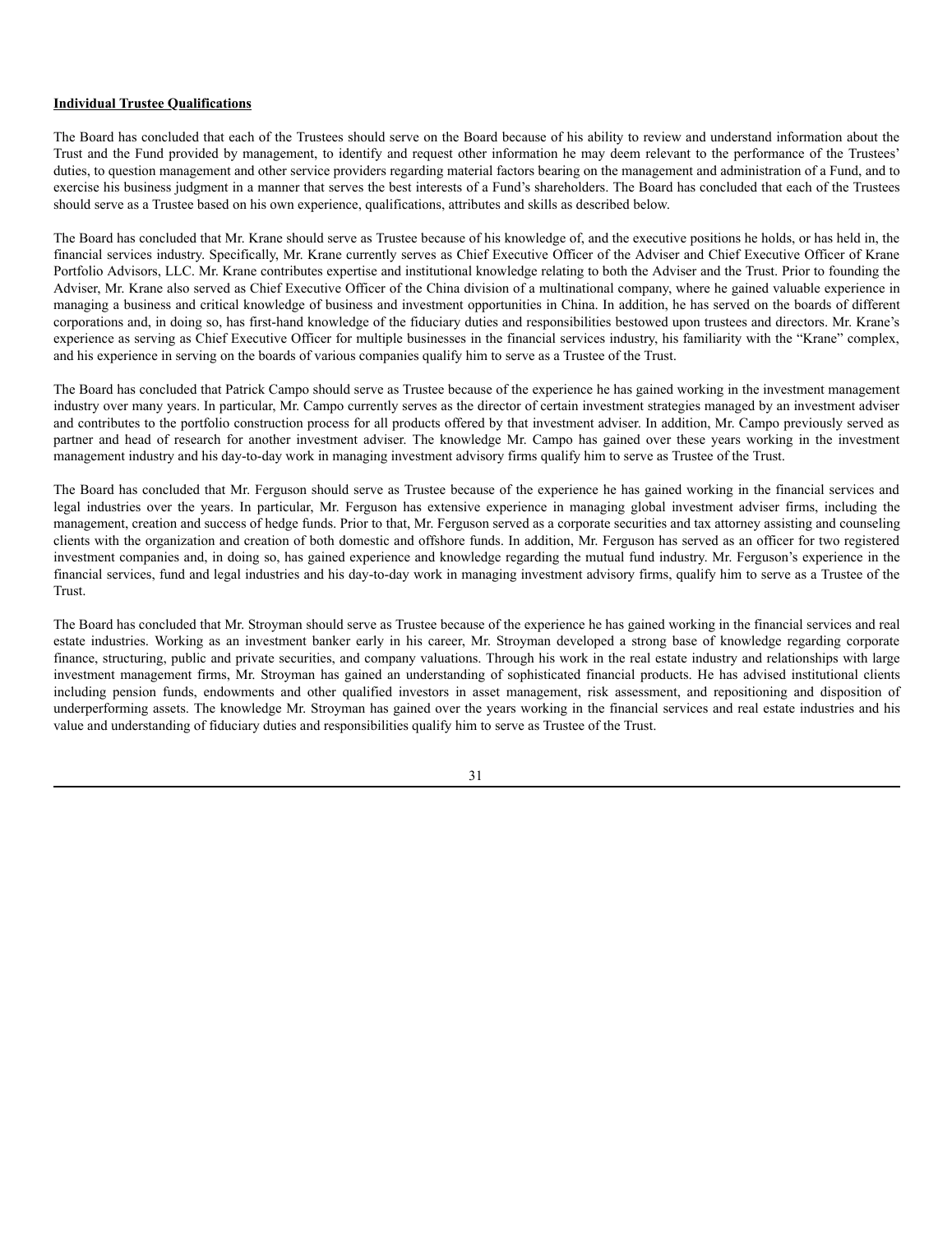**Individual Trustee Qualifications**

The Board has concluded that each of the Trustees should serve on the Board because of his ability to review and understand information about the Trust and the Fund provided by management, to identify and request other information he may deem relevant to the performance of the Trustees' duties, to question management and other service providers regarding material factors bearing on the management and administration of a Fund, and to exercise his business judgment in a manner that serves the best interests of a Fund's shareholders. The Board has concluded that each of the Trustees should serve as a Trustee based on his own experience, qualifications, attributes and skills as described below.

The Board has concluded that Mr. Krane should serve as Trustee because of his knowledge of, and the executive positions he holds, or has held in, the financial services industry. Specifically, Mr. Krane currently serves as Chief Executive Officer of the Adviser and Chief Executive Officer of Krane Portfolio Advisors, LLC. Mr. Krane contributes expertise and institutional knowledge relating to both the Adviser and the Trust. Prior to founding the Adviser, Mr. Krane also served as Chief Executive Officer of the China division of a multinational company, where he gained valuable experience in managing a business and critical knowledge of business and investment opportunities in China. In addition, he has served on the boards of different corporations and, in doing so, has first-hand knowledge of the fiduciary duties and responsibilities bestowed upon trustees and directors. Mr. Krane's experience as serving as Chief Executive Officer for multiple businesses in the financial services industry, his familiarity with the "Krane" complex, and his experience in serving on the boards of various companies qualify him to serve as a Trustee of the Trust.

The Board has concluded that Patrick Campo should serve as Trustee because of the experience he has gained working in the investment management industry over many years. In particular, Mr. Campo currently serves as the director of certain investment strategies managed by an investment adviser and contributes to the portfolio construction process for all products offered by that investment adviser. In addition, Mr. Campo previously served as partner and head of research for another investment adviser. The knowledge Mr. Campo has gained over these years working in the investment management industry and his day-to-day work in managing investment advisory firms qualify him to serve as Trustee of the Trust.

The Board has concluded that Mr. Ferguson should serve as Trustee because of the experience he has gained working in the financial services and legal industries over the years. In particular, Mr. Ferguson has extensive experience in managing global investment adviser firms, including the management, creation and success of hedge funds. Prior to that, Mr. Ferguson served as a corporate securities and tax attorney assisting and counseling clients with the organization and creation of both domestic and offshore funds. In addition, Mr. Ferguson has served as an officer for two registered investment companies and, in doing so, has gained experience and knowledge regarding the mutual fund industry. Mr. Ferguson's experience in the financial services, fund and legal industries and his day-to-day work in managing investment advisory firms, qualify him to serve as a Trustee of the Trust.

The Board has concluded that Mr. Stroyman should serve as Trustee because of the experience he has gained working in the financial services and real estate industries. Working as an investment banker early in his career, Mr. Stroyman developed a strong base of knowledge regarding corporate finance, structuring, public and private securities, and company valuations. Through his work in the real estate industry and relationships with large investment management firms, Mr. Stroyman has gained an understanding of sophisticated financial products. He has advised institutional clients including pension funds, endowments and other qualified investors in asset management, risk assessment, and repositioning and disposition of underperforming assets. The knowledge Mr. Stroyman has gained over the years working in the financial services and real estate industries and his value and understanding of fiduciary duties and responsibilities qualify him to serve as Trustee of the Trust.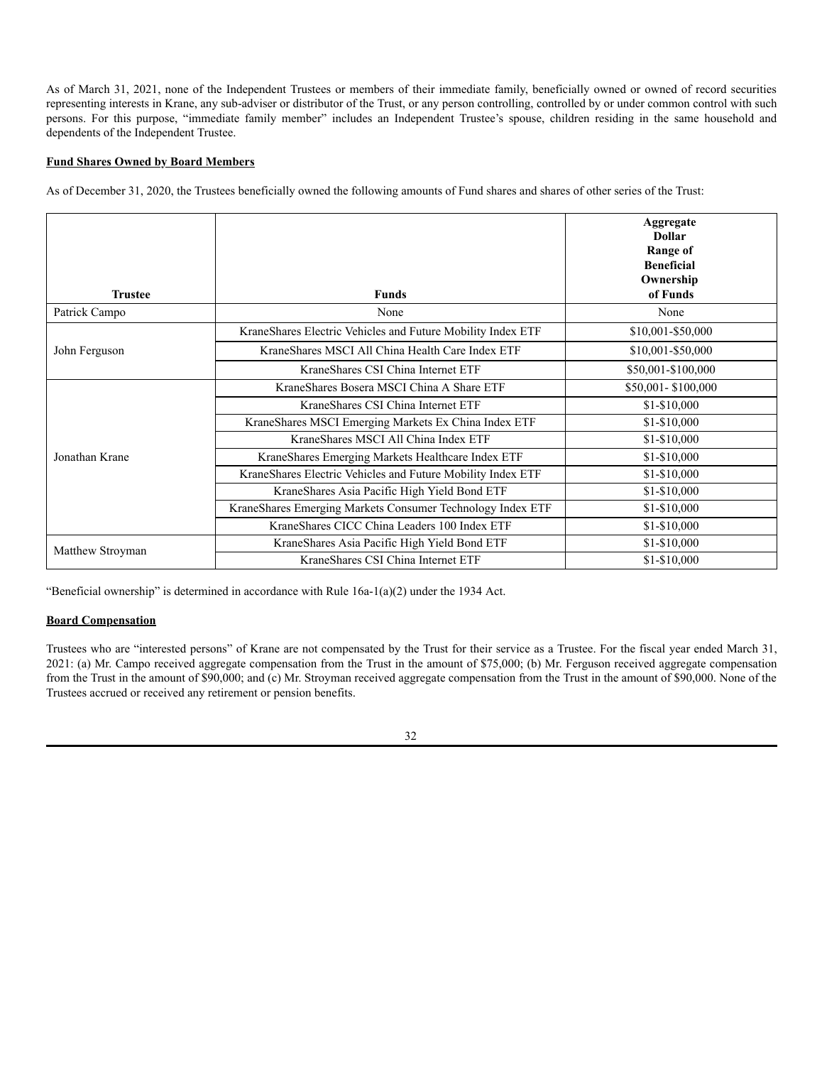As of March 31, 2021, none of the Independent Trustees or members of their immediate family, beneficially owned or owned of record securities representing interests in Krane, any sub-adviser or distributor of the Trust, or any person controlling, controlled by or under common control with such persons. For this purpose, "immediate family member" includes an Independent Trustee's spouse, children residing in the same household and dependents of the Independent Trustee.

**Fund Shares Owned by Board Members**

As of December 31, 2020, the Trustees beneficially owned the following amounts of Fund shares and shares of other series of the Trust:

| Trustee | Funds | Aggregate Dollar Range of Beneficial Ownership of Funds |
|---|---|---|
| Patrick Campo | None | None |
| John Ferguson | KraneShares Electric Vehicles and Future Mobility Index ETF | $10,001-$50,000 |
| | KraneShares MSCI All China Health Care Index ETF | $10,001-$50,000 |
| | KraneShares CSI China Internet ETF | $50,001-$100,000 |
| Jonathan Krane | KraneShares Bosera MSCI China A Share ETF | $50,001- $100,000 |
| | KraneShares CSI China Internet ETF | $1-$10,000 |
| | KraneShares MSCI Emerging Markets Ex China Index ETF | $1-$10,000 |
| | KraneShares MSCI All China Index ETF | $1-$10,000 |
| | KraneShares Emerging Markets Healthcare Index ETF | $1-$10,000 |
| | KraneShares Electric Vehicles and Future Mobility Index ETF | $1-$10,000 |
| | KraneShares Asia Pacific High Yield Bond ETF | $1-$10,000 |
| | KraneShares Emerging Markets Consumer Technology Index ETF | $1-$10,000 |
| | KraneShares CICC China Leaders 100 Index ETF | $1-$10,000 |
| Matthew Stroyman | KraneShares Asia Pacific High Yield Bond ETF | $1-$10,000 |
| | KraneShares CSI China Internet ETF | $1-$10,000 |

"Beneficial ownership" is determined in accordance with Rule 16a-1(a)(2) under the 1934 Act.

**Board Compensation**

Trustees who are "interested persons" of Krane are not compensated by the Trust for their service as a Trustee. For the fiscal year ended March 31, 2021: (a) Mr. Campo received aggregate compensation from the Trust in the amount of $75,000; (b) Mr. Ferguson received aggregate compensation from the Trust in the amount of $90,000; and (c) Mr. Stroyman received aggregate compensation from the Trust in the amount of $90,000. None of the Trustees accrued or received any retirement or pension benefits.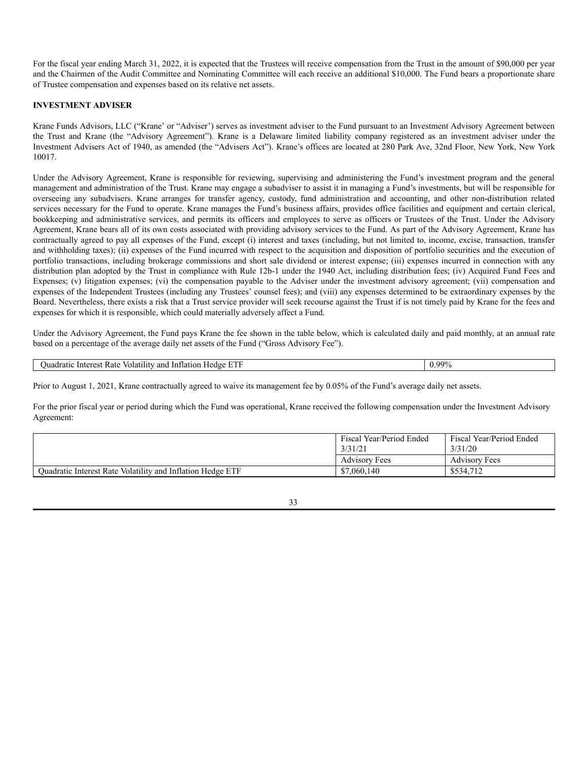For the fiscal year ending March 31, 2022, it is expected that the Trustees will receive compensation from the Trust in the amount of $90,000 per year and the Chairmen of the Audit Committee and Nominating Committee will each receive an additional $10,000. The Fund bears a proportionate share of Trustee compensation and expenses based on its relative net assets.

**INVESTMENT ADVISER**

Krane Funds Advisors, LLC ("Krane' or "Adviser') serves as investment adviser to the Fund pursuant to an Investment Advisory Agreement between the Trust and Krane (the "Advisory Agreement"). Krane is a Delaware limited liability company registered as an investment adviser under the Investment Advisers Act of 1940, as amended (the "Advisers Act"). Krane's offices are located at 280 Park Ave, 32nd Floor, New York, New York 10017.

Under the Advisory Agreement, Krane is responsible for reviewing, supervising and administering the Fund's investment program and the general management and administration of the Trust. Krane may engage a subadviser to assist it in managing a Fund's investments, but will be responsible for overseeing any subadvisers. Krane arranges for transfer agency, custody, fund administration and accounting, and other non-distribution related services necessary for the Fund to operate. Krane manages the Fund's business affairs, provides office facilities and equipment and certain clerical, bookkeeping and administrative services, and permits its officers and employees to serve as officers or Trustees of the Trust. Under the Advisory Agreement, Krane bears all of its own costs associated with providing advisory services to the Fund. As part of the Advisory Agreement, Krane has contractually agreed to pay all expenses of the Fund, except (i) interest and taxes (including, but not limited to, income, excise, transaction, transfer and withholding taxes); (ii) expenses of the Fund incurred with respect to the acquisition and disposition of portfolio securities and the execution of portfolio transactions, including brokerage commissions and short sale dividend or interest expense; (iii) expenses incurred in connection with any distribution plan adopted by the Trust in compliance with Rule 12b-1 under the 1940 Act, including distribution fees; (iv) Acquired Fund Fees and Expenses; (v) litigation expenses; (vi) the compensation payable to the Adviser under the investment advisory agreement; (vii) compensation and expenses of the Independent Trustees (including any Trustees' counsel fees); and (viii) any expenses determined to be extraordinary expenses by the Board. Nevertheless, there exists a risk that a Trust service provider will seek recourse against the Trust if is not timely paid by Krane for the fees and expenses for which it is responsible, which could materially adversely affect a Fund.

Under the Advisory Agreement, the Fund pays Krane the fee shown in the table below, which is calculated daily and paid monthly, at an annual rate based on a percentage of the average daily net assets of the Fund ("Gross Advisory Fee").

| | |
|---|---|
| Quadratic Interest Rate Volatility and Inflation Hedge ETF | 0.99% |

Prior to August 1, 2021, Krane contractually agreed to waive its management fee by 0.05% of the Fund's average daily net assets.

For the prior fiscal year or period during which the Fund was operational, Krane received the following compensation under the Investment Advisory Agreement:

| | Fiscal Year/Period Ended 3/31/21 | Fiscal Year/Period Ended 3/31/20 |
|---|---|---|
| | Advisory Fees | Advisory Fees |
| Quadratic Interest Rate Volatility and Inflation Hedge ETF | $7,060,140 | $534,712 |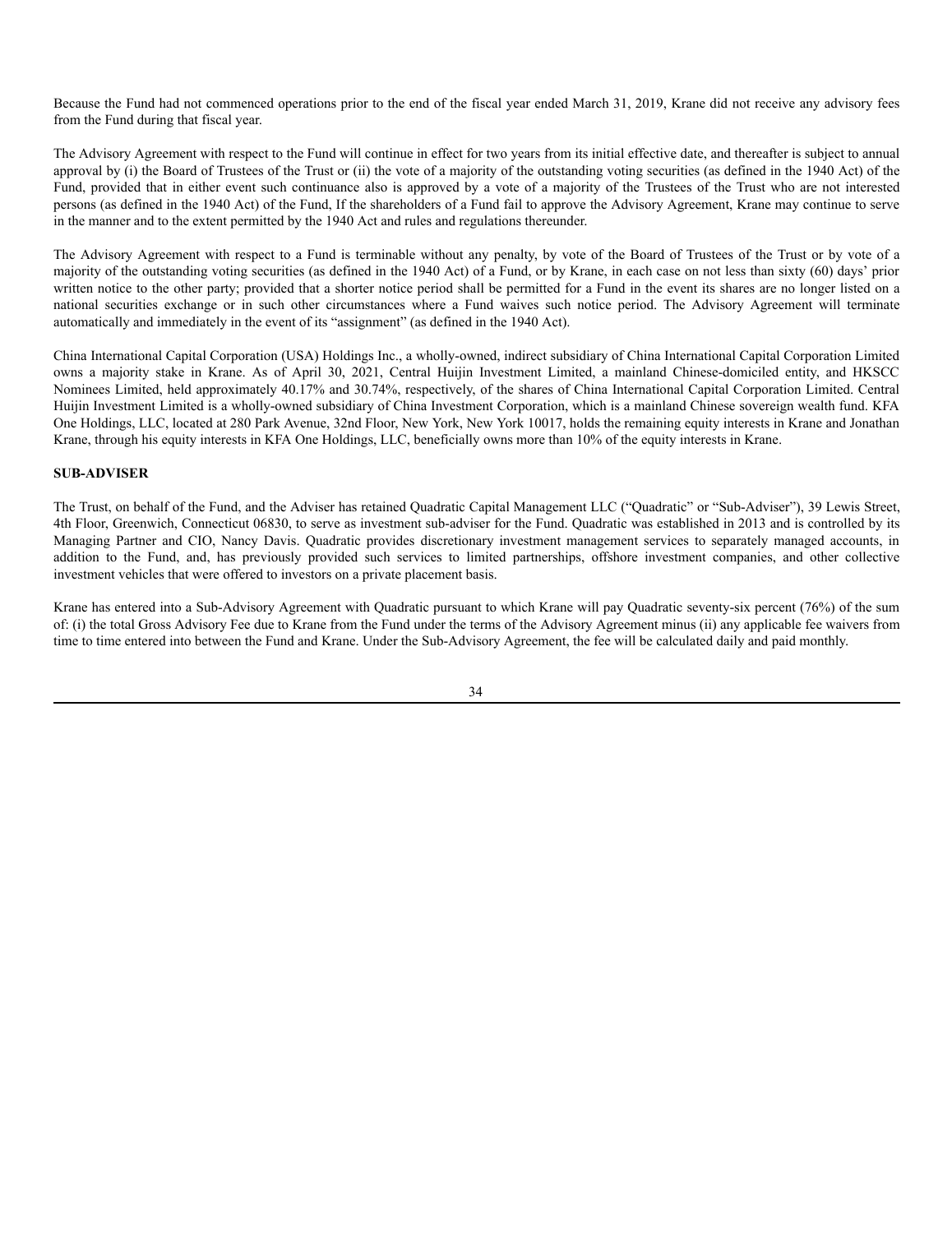Because the Fund had not commenced operations prior to the end of the fiscal year ended March 31, 2019, Krane did not receive any advisory fees from the Fund during that fiscal year.

The Advisory Agreement with respect to the Fund will continue in effect for two years from its initial effective date, and thereafter is subject to annual approval by (i) the Board of Trustees of the Trust or (ii) the vote of a majority of the outstanding voting securities (as defined in the 1940 Act) of the Fund, provided that in either event such continuance also is approved by a vote of a majority of the Trustees of the Trust who are not interested persons (as defined in the 1940 Act) of the Fund, If the shareholders of a Fund fail to approve the Advisory Agreement, Krane may continue to serve in the manner and to the extent permitted by the 1940 Act and rules and regulations thereunder.

The Advisory Agreement with respect to a Fund is terminable without any penalty, by vote of the Board of Trustees of the Trust or by vote of a majority of the outstanding voting securities (as defined in the 1940 Act) of a Fund, or by Krane, in each case on not less than sixty (60) days' prior written notice to the other party; provided that a shorter notice period shall be permitted for a Fund in the event its shares are no longer listed on a national securities exchange or in such other circumstances where a Fund waives such notice period. The Advisory Agreement will terminate automatically and immediately in the event of its "assignment" (as defined in the 1940 Act).

China International Capital Corporation (USA) Holdings Inc., a wholly-owned, indirect subsidiary of China International Capital Corporation Limited owns a majority stake in Krane. As of April 30, 2021, Central Huijin Investment Limited, a mainland Chinese-domiciled entity, and HKSCC Nominees Limited, held approximately 40.17% and 30.74%, respectively, of the shares of China International Capital Corporation Limited. Central Huijin Investment Limited is a wholly-owned subsidiary of China Investment Corporation, which is a mainland Chinese sovereign wealth fund. KFA One Holdings, LLC, located at 280 Park Avenue, 32nd Floor, New York, New York 10017, holds the remaining equity interests in Krane and Jonathan Krane, through his equity interests in KFA One Holdings, LLC, beneficially owns more than 10% of the equity interests in Krane.

**SUB-ADVISER**

The Trust, on behalf of the Fund, and the Adviser has retained Quadratic Capital Management LLC ("Quadratic" or "Sub-Adviser"), 39 Lewis Street, 4th Floor, Greenwich, Connecticut 06830, to serve as investment sub-adviser for the Fund. Quadratic was established in 2013 and is controlled by its Managing Partner and CIO, Nancy Davis. Quadratic provides discretionary investment management services to separately managed accounts, in addition to the Fund, and, has previously provided such services to limited partnerships, offshore investment companies, and other collective investment vehicles that were offered to investors on a private placement basis.

Krane has entered into a Sub-Advisory Agreement with Quadratic pursuant to which Krane will pay Quadratic seventy-six percent (76%) of the sum of: (i) the total Gross Advisory Fee due to Krane from the Fund under the terms of the Advisory Agreement minus (ii) any applicable fee waivers from time to time entered into between the Fund and Krane. Under the Sub-Advisory Agreement, the fee will be calculated daily and paid monthly.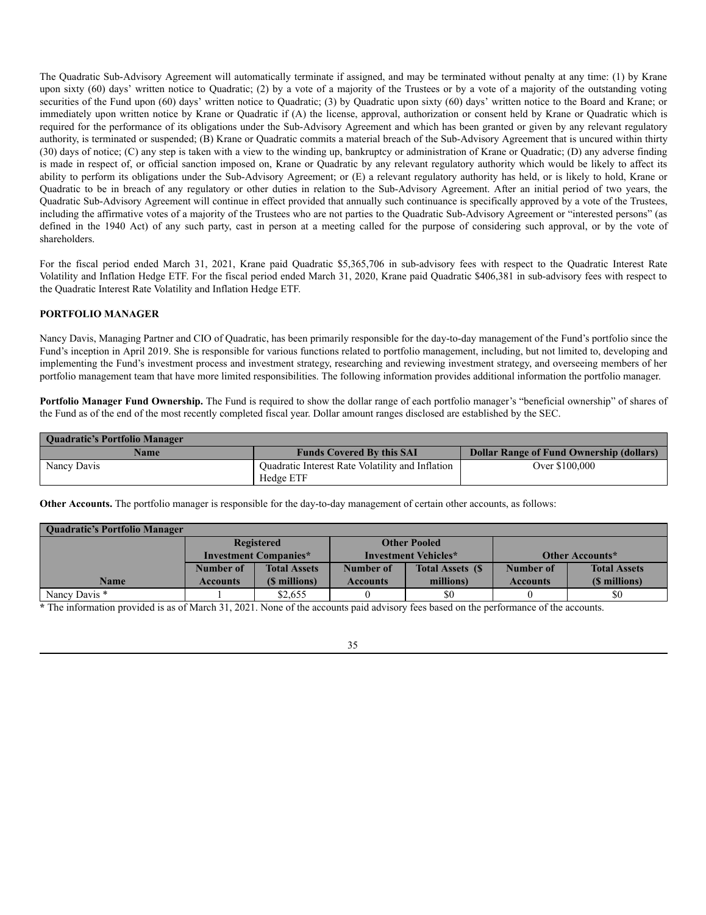The Quadratic Sub-Advisory Agreement will automatically terminate if assigned, and may be terminated without penalty at any time: (1) by Krane upon sixty (60) days' written notice to Quadratic; (2) by a vote of a majority of the Trustees or by a vote of a majority of the outstanding voting securities of the Fund upon (60) days' written notice to Quadratic; (3) by Quadratic upon sixty (60) days' written notice to the Board and Krane; or immediately upon written notice by Krane or Quadratic if (A) the license, approval, authorization or consent held by Krane or Quadratic which is required for the performance of its obligations under the Sub-Advisory Agreement and which has been granted or given by any relevant regulatory authority, is terminated or suspended; (B) Krane or Quadratic commits a material breach of the Sub-Advisory Agreement that is uncured within thirty (30) days of notice; (C) any step is taken with a view to the winding up, bankruptcy or administration of Krane or Quadratic; (D) any adverse finding is made in respect of, or official sanction imposed on, Krane or Quadratic by any relevant regulatory authority which would be likely to affect its ability to perform its obligations under the Sub-Advisory Agreement; or (E) a relevant regulatory authority has held, or is likely to hold, Krane or Quadratic to be in breach of any regulatory or other duties in relation to the Sub-Advisory Agreement. After an initial period of two years, the Quadratic Sub-Advisory Agreement will continue in effect provided that annually such continuance is specifically approved by a vote of the Trustees, including the affirmative votes of a majority of the Trustees who are not parties to the Quadratic Sub-Advisory Agreement or "interested persons" (as defined in the 1940 Act) of any such party, cast in person at a meeting called for the purpose of considering such approval, or by the vote of shareholders.

For the fiscal period ended March 31, 2021, Krane paid Quadratic $5,365,706 in sub-advisory fees with respect to the Quadratic Interest Rate Volatility and Inflation Hedge ETF. For the fiscal period ended March 31, 2020, Krane paid Quadratic $406,381 in sub-advisory fees with respect to the Quadratic Interest Rate Volatility and Inflation Hedge ETF.

**PORTFOLIO MANAGER**

Nancy Davis, Managing Partner and CIO of Quadratic, has been primarily responsible for the day-to-day management of the Fund's portfolio since the Fund's inception in April 2019. She is responsible for various functions related to portfolio management, including, but not limited to, developing and implementing the Fund's investment process and investment strategy, researching and reviewing investment strategy, and overseeing members of her portfolio management team that have more limited responsibilities. The following information provides additional information the portfolio manager.

**Portfolio Manager Fund Ownership.** The Fund is required to show the dollar range of each portfolio manager's "beneficial ownership" of shares of the Fund as of the end of the most recently completed fiscal year. Dollar amount ranges disclosed are established by the SEC.

| Quadratic's Portfolio Manager | | |
|---|---|---|
| Name | Funds Covered By this SAI | Dollar Range of Fund Ownership (dollars) |
| Nancy Davis | Quadratic Interest Rate Volatility and Inflation Hedge ETF | Over $100,000 |

**Other Accounts.** The portfolio manager is responsible for the day-to-day management of certain other accounts, as follows:

| Quadratic's Portfolio Manager | | | | | | |
|---|---|---|---|---|---|---|
| | Registered Investment Companies* | | Other Pooled Investment Vehicles* | | Other Accounts* | |
| Name | Number of Accounts | Total Assets ($ millions) | Number of Accounts | Total Assets ($ millions) | Number of Accounts | Total Assets ($ millions) |
| Nancy Davis * | 1 | $2,655 | 0 | $0 | 0 | $0 |

* The information provided is as of March 31, 2021. None of the accounts paid advisory fees based on the performance of the accounts.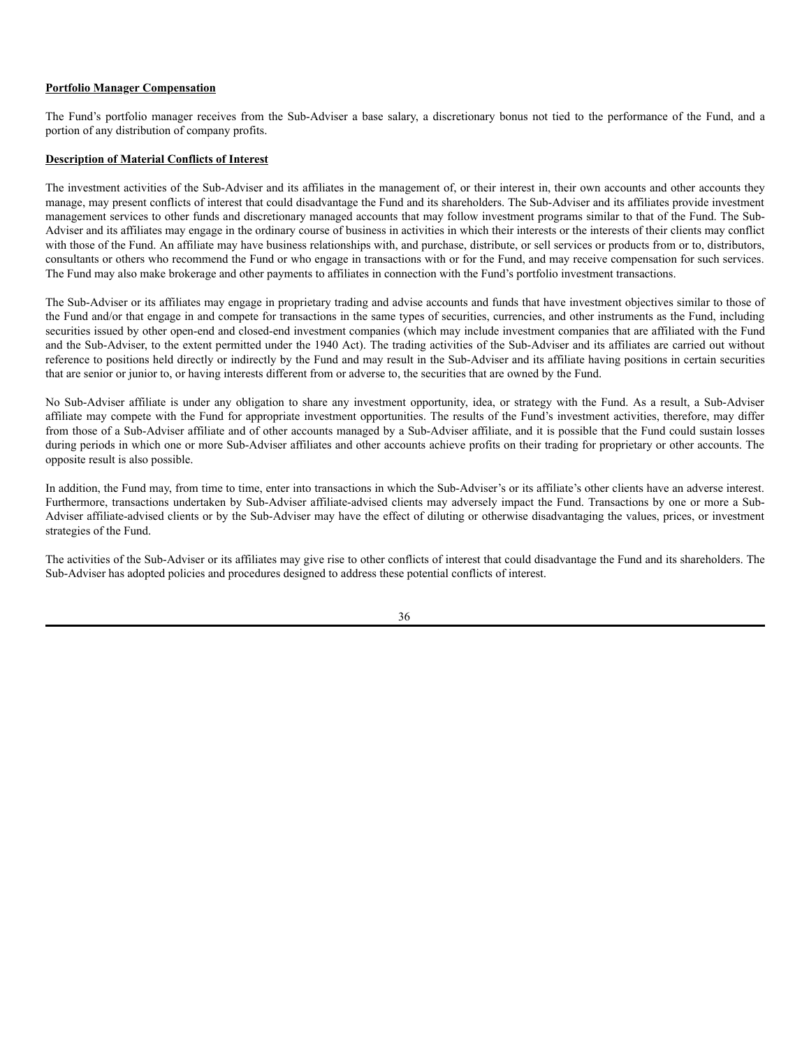**Portfolio Manager Compensation**

The Fund's portfolio manager receives from the Sub-Adviser a base salary, a discretionary bonus not tied to the performance of the Fund, and a portion of any distribution of company profits.

**Description of Material Conflicts of Interest**

The investment activities of the Sub-Adviser and its affiliates in the management of, or their interest in, their own accounts and other accounts they manage, may present conflicts of interest that could disadvantage the Fund and its shareholders. The Sub-Adviser and its affiliates provide investment management services to other funds and discretionary managed accounts that may follow investment programs similar to that of the Fund. The Sub-Adviser and its affiliates may engage in the ordinary course of business in activities in which their interests or the interests of their clients may conflict with those of the Fund. An affiliate may have business relationships with, and purchase, distribute, or sell services or products from or to, distributors, consultants or others who recommend the Fund or who engage in transactions with or for the Fund, and may receive compensation for such services. The Fund may also make brokerage and other payments to affiliates in connection with the Fund's portfolio investment transactions.

The Sub-Adviser or its affiliates may engage in proprietary trading and advise accounts and funds that have investment objectives similar to those of the Fund and/or that engage in and compete for transactions in the same types of securities, currencies, and other instruments as the Fund, including securities issued by other open-end and closed-end investment companies (which may include investment companies that are affiliated with the Fund and the Sub-Adviser, to the extent permitted under the 1940 Act). The trading activities of the Sub-Adviser and its affiliates are carried out without reference to positions held directly or indirectly by the Fund and may result in the Sub-Adviser and its affiliate having positions in certain securities that are senior or junior to, or having interests different from or adverse to, the securities that are owned by the Fund.

No Sub-Adviser affiliate is under any obligation to share any investment opportunity, idea, or strategy with the Fund. As a result, a Sub-Adviser affiliate may compete with the Fund for appropriate investment opportunities. The results of the Fund's investment activities, therefore, may differ from those of a Sub-Adviser affiliate and of other accounts managed by a Sub-Adviser affiliate, and it is possible that the Fund could sustain losses during periods in which one or more Sub-Adviser affiliates and other accounts achieve profits on their trading for proprietary or other accounts. The opposite result is also possible.

In addition, the Fund may, from time to time, enter into transactions in which the Sub-Adviser's or its affiliate's other clients have an adverse interest. Furthermore, transactions undertaken by Sub-Adviser affiliate-advised clients may adversely impact the Fund. Transactions by one or more a Sub-Adviser affiliate-advised clients or by the Sub-Adviser may have the effect of diluting or otherwise disadvantaging the values, prices, or investment strategies of the Fund.

The activities of the Sub-Adviser or its affiliates may give rise to other conflicts of interest that could disadvantage the Fund and its shareholders. The Sub-Adviser has adopted policies and procedures designed to address these potential conflicts of interest.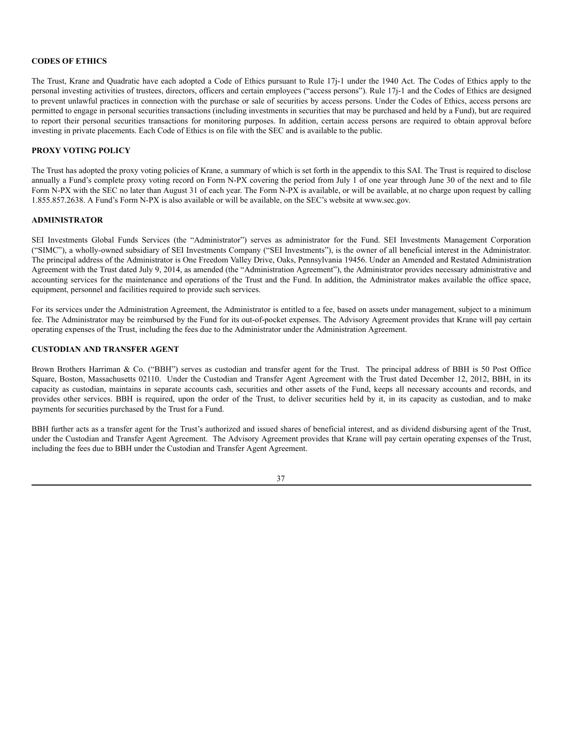## CODES OF ETHICS

The Trust, Krane and Quadratic have each adopted a Code of Ethics pursuant to Rule 17j-1 under the 1940 Act. The Codes of Ethics apply to the personal investing activities of trustees, directors, officers and certain employees ("access persons"). Rule 17j-1 and the Codes of Ethics are designed to prevent unlawful practices in connection with the purchase or sale of securities by access persons. Under the Codes of Ethics, access persons are permitted to engage in personal securities transactions (including investments in securities that may be purchased and held by a Fund), but are required to report their personal securities transactions for monitoring purposes. In addition, certain access persons are required to obtain approval before investing in private placements. Each Code of Ethics is on file with the SEC and is available to the public.

## PROXY VOTING POLICY

The Trust has adopted the proxy voting policies of Krane, a summary of which is set forth in the appendix to this SAI. The Trust is required to disclose annually a Fund's complete proxy voting record on Form N-PX covering the period from July 1 of one year through June 30 of the next and to file Form N-PX with the SEC no later than August 31 of each year. The Form N-PX is available, or will be available, at no charge upon request by calling 1.855.857.2638. A Fund's Form N-PX is also available or will be available, on the SEC's website at www.sec.gov.

## ADMINISTRATOR

SEI Investments Global Funds Services (the "Administrator") serves as administrator for the Fund. SEI Investments Management Corporation ("SIMC"), a wholly-owned subsidiary of SEI Investments Company ("SEI Investments"), is the owner of all beneficial interest in the Administrator. The principal address of the Administrator is One Freedom Valley Drive, Oaks, Pennsylvania 19456. Under an Amended and Restated Administration Agreement with the Trust dated July 9, 2014, as amended (the "Administration Agreement"), the Administrator provides necessary administrative and accounting services for the maintenance and operations of the Trust and the Fund. In addition, the Administrator makes available the office space, equipment, personnel and facilities required to provide such services.

For its services under the Administration Agreement, the Administrator is entitled to a fee, based on assets under management, subject to a minimum fee. The Administrator may be reimbursed by the Fund for its out-of-pocket expenses. The Advisory Agreement provides that Krane will pay certain operating expenses of the Trust, including the fees due to the Administrator under the Administration Agreement.

## CUSTODIAN AND TRANSFER AGENT

Brown Brothers Harriman & Co. ("BBH") serves as custodian and transfer agent for the Trust. The principal address of BBH is 50 Post Office Square, Boston, Massachusetts 02110. Under the Custodian and Transfer Agent Agreement with the Trust dated December 12, 2012, BBH, in its capacity as custodian, maintains in separate accounts cash, securities and other assets of the Fund, keeps all necessary accounts and records, and provides other services. BBH is required, upon the order of the Trust, to deliver securities held by it, in its capacity as custodian, and to make payments for securities purchased by the Trust for a Fund.

BBH further acts as a transfer agent for the Trust's authorized and issued shares of beneficial interest, and as dividend disbursing agent of the Trust, under the Custodian and Transfer Agent Agreement. The Advisory Agreement provides that Krane will pay certain operating expenses of the Trust, including the fees due to BBH under the Custodian and Transfer Agent Agreement.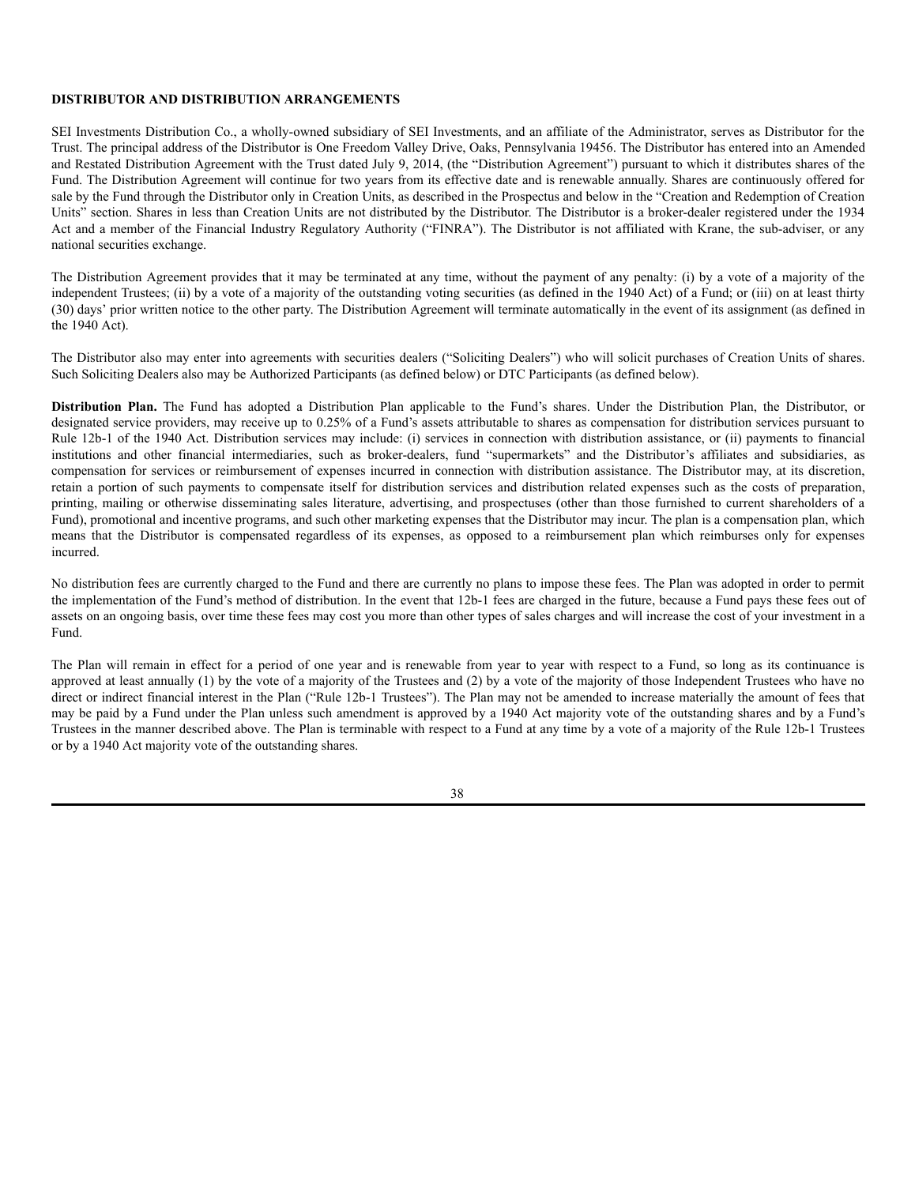**DISTRIBUTOR AND DISTRIBUTION ARRANGEMENTS**

SEI Investments Distribution Co., a wholly-owned subsidiary of SEI Investments, and an affiliate of the Administrator, serves as Distributor for the Trust. The principal address of the Distributor is One Freedom Valley Drive, Oaks, Pennsylvania 19456. The Distributor has entered into an Amended and Restated Distribution Agreement with the Trust dated July 9, 2014, (the "Distribution Agreement") pursuant to which it distributes shares of the Fund. The Distribution Agreement will continue for two years from its effective date and is renewable annually. Shares are continuously offered for sale by the Fund through the Distributor only in Creation Units, as described in the Prospectus and below in the "Creation and Redemption of Creation Units" section. Shares in less than Creation Units are not distributed by the Distributor. The Distributor is a broker-dealer registered under the 1934 Act and a member of the Financial Industry Regulatory Authority ("FINRA"). The Distributor is not affiliated with Krane, the sub-adviser, or any national securities exchange.

The Distribution Agreement provides that it may be terminated at any time, without the payment of any penalty: (i) by a vote of a majority of the independent Trustees; (ii) by a vote of a majority of the outstanding voting securities (as defined in the 1940 Act) of a Fund; or (iii) on at least thirty (30) days' prior written notice to the other party. The Distribution Agreement will terminate automatically in the event of its assignment (as defined in the 1940 Act).

The Distributor also may enter into agreements with securities dealers ("Soliciting Dealers") who will solicit purchases of Creation Units of shares. Such Soliciting Dealers also may be Authorized Participants (as defined below) or DTC Participants (as defined below).

**Distribution Plan.** The Fund has adopted a Distribution Plan applicable to the Fund's shares. Under the Distribution Plan, the Distributor, or designated service providers, may receive up to 0.25% of a Fund's assets attributable to shares as compensation for distribution services pursuant to Rule 12b-1 of the 1940 Act. Distribution services may include: (i) services in connection with distribution assistance, or (ii) payments to financial institutions and other financial intermediaries, such as broker-dealers, fund "supermarkets" and the Distributor's affiliates and subsidiaries, as compensation for services or reimbursement of expenses incurred in connection with distribution assistance. The Distributor may, at its discretion, retain a portion of such payments to compensate itself for distribution services and distribution related expenses such as the costs of preparation, printing, mailing or otherwise disseminating sales literature, advertising, and prospectuses (other than those furnished to current shareholders of a Fund), promotional and incentive programs, and such other marketing expenses that the Distributor may incur. The plan is a compensation plan, which means that the Distributor is compensated regardless of its expenses, as opposed to a reimbursement plan which reimburses only for expenses incurred.

No distribution fees are currently charged to the Fund and there are currently no plans to impose these fees. The Plan was adopted in order to permit the implementation of the Fund's method of distribution. In the event that 12b-1 fees are charged in the future, because a Fund pays these fees out of assets on an ongoing basis, over time these fees may cost you more than other types of sales charges and will increase the cost of your investment in a Fund.

The Plan will remain in effect for a period of one year and is renewable from year to year with respect to a Fund, so long as its continuance is approved at least annually (1) by the vote of a majority of the Trustees and (2) by a vote of the majority of those Independent Trustees who have no direct or indirect financial interest in the Plan ("Rule 12b-1 Trustees"). The Plan may not be amended to increase materially the amount of fees that may be paid by a Fund under the Plan unless such amendment is approved by a 1940 Act majority vote of the outstanding shares and by a Fund's Trustees in the manner described above. The Plan is terminable with respect to a Fund at any time by a vote of a majority of the Rule 12b-1 Trustees or by a 1940 Act majority vote of the outstanding shares.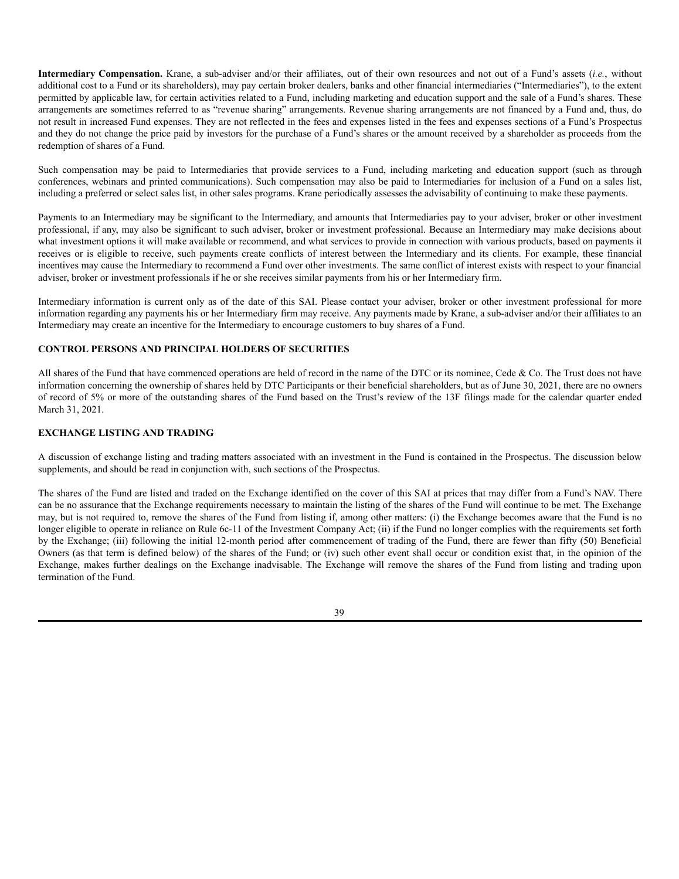**Intermediary Compensation.** Krane, a sub-adviser and/or their affiliates, out of their own resources and not out of a Fund's assets (*i.e.*, without additional cost to a Fund or its shareholders), may pay certain broker dealers, banks and other financial intermediaries ("Intermediaries"), to the extent permitted by applicable law, for certain activities related to a Fund, including marketing and education support and the sale of a Fund's shares. These arrangements are sometimes referred to as "revenue sharing" arrangements. Revenue sharing arrangements are not financed by a Fund and, thus, do not result in increased Fund expenses. They are not reflected in the fees and expenses listed in the fees and expenses sections of a Fund's Prospectus and they do not change the price paid by investors for the purchase of a Fund's shares or the amount received by a shareholder as proceeds from the redemption of shares of a Fund.

Such compensation may be paid to Intermediaries that provide services to a Fund, including marketing and education support (such as through conferences, webinars and printed communications). Such compensation may also be paid to Intermediaries for inclusion of a Fund on a sales list, including a preferred or select sales list, in other sales programs. Krane periodically assesses the advisability of continuing to make these payments.

Payments to an Intermediary may be significant to the Intermediary, and amounts that Intermediaries pay to your adviser, broker or other investment professional, if any, may also be significant to such adviser, broker or investment professional. Because an Intermediary may make decisions about what investment options it will make available or recommend, and what services to provide in connection with various products, based on payments it receives or is eligible to receive, such payments create conflicts of interest between the Intermediary and its clients. For example, these financial incentives may cause the Intermediary to recommend a Fund over other investments. The same conflict of interest exists with respect to your financial adviser, broker or investment professionals if he or she receives similar payments from his or her Intermediary firm.

Intermediary information is current only as of the date of this SAI. Please contact your adviser, broker or other investment professional for more information regarding any payments his or her Intermediary firm may receive. Any payments made by Krane, a sub-adviser and/or their affiliates to an Intermediary may create an incentive for the Intermediary to encourage customers to buy shares of a Fund.

## CONTROL PERSONS AND PRINCIPAL HOLDERS OF SECURITIES

All shares of the Fund that have commenced operations are held of record in the name of the DTC or its nominee, Cede & Co. The Trust does not have information concerning the ownership of shares held by DTC Participants or their beneficial shareholders, but as of June 30, 2021, there are no owners of record of 5% or more of the outstanding shares of the Fund based on the Trust's review of the 13F filings made for the calendar quarter ended March 31, 2021.

## EXCHANGE LISTING AND TRADING

A discussion of exchange listing and trading matters associated with an investment in the Fund is contained in the Prospectus. The discussion below supplements, and should be read in conjunction with, such sections of the Prospectus.

The shares of the Fund are listed and traded on the Exchange identified on the cover of this SAI at prices that may differ from a Fund's NAV. There can be no assurance that the Exchange requirements necessary to maintain the listing of the shares of the Fund will continue to be met. The Exchange may, but is not required to, remove the shares of the Fund from listing if, among other matters: (i) the Exchange becomes aware that the Fund is no longer eligible to operate in reliance on Rule 6c-11 of the Investment Company Act; (ii) if the Fund no longer complies with the requirements set forth by the Exchange; (iii) following the initial 12-month period after commencement of trading of the Fund, there are fewer than fifty (50) Beneficial Owners (as that term is defined below) of the shares of the Fund; or (iv) such other event shall occur or condition exist that, in the opinion of the Exchange, makes further dealings on the Exchange inadvisable. The Exchange will remove the shares of the Fund from listing and trading upon termination of the Fund.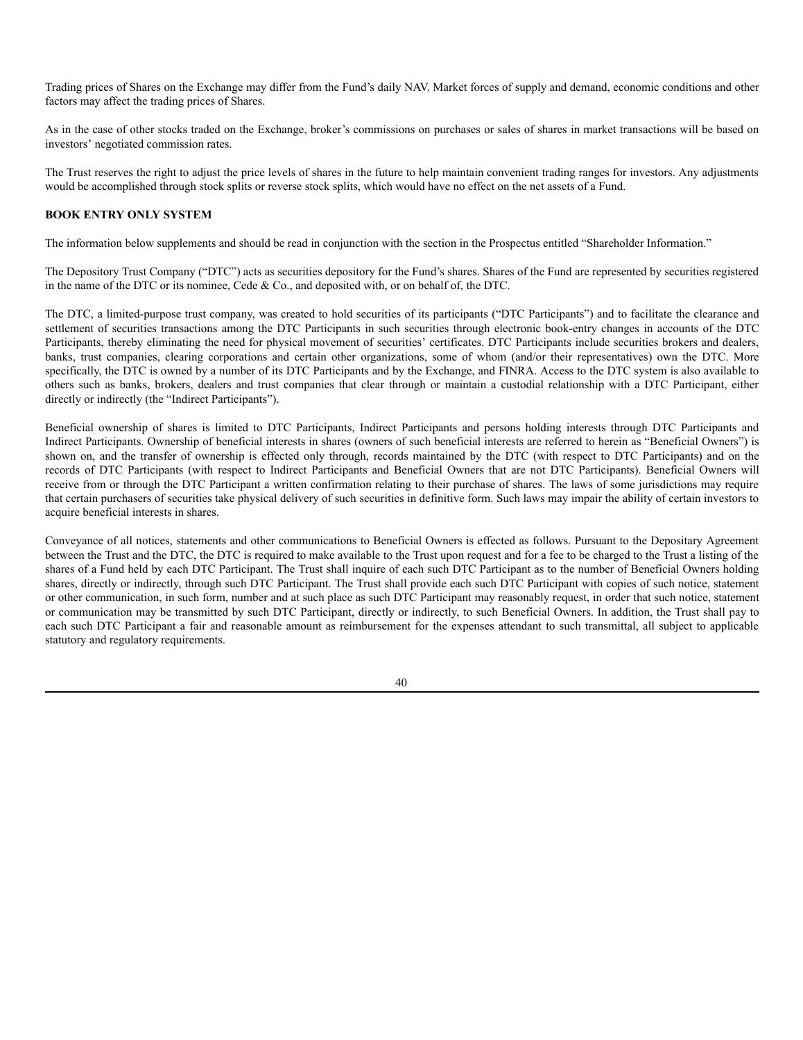Trading prices of Shares on the Exchange may differ from the Fund's daily NAV. Market forces of supply and demand, economic conditions and other factors may affect the trading prices of Shares.

As in the case of other stocks traded on the Exchange, broker's commissions on purchases or sales of shares in market transactions will be based on investors' negotiated commission rates.

The Trust reserves the right to adjust the price levels of shares in the future to help maintain convenient trading ranges for investors. Any adjustments would be accomplished through stock splits or reverse stock splits, which would have no effect on the net assets of a Fund.

**BOOK ENTRY ONLY SYSTEM**

The information below supplements and should be read in conjunction with the section in the Prospectus entitled "Shareholder Information."

The Depository Trust Company ("DTC") acts as securities depository for the Fund's shares. Shares of the Fund are represented by securities registered in the name of the DTC or its nominee, Cede & Co., and deposited with, or on behalf of, the DTC.

The DTC, a limited-purpose trust company, was created to hold securities of its participants ("DTC Participants") and to facilitate the clearance and settlement of securities transactions among the DTC Participants in such securities through electronic book-entry changes in accounts of the DTC Participants, thereby eliminating the need for physical movement of securities' certificates. DTC Participants include securities brokers and dealers, banks, trust companies, clearing corporations and certain other organizations, some of whom (and/or their representatives) own the DTC. More specifically, the DTC is owned by a number of its DTC Participants and by the Exchange, and FINRA. Access to the DTC system is also available to others such as banks, brokers, dealers and trust companies that clear through or maintain a custodial relationship with a DTC Participant, either directly or indirectly (the "Indirect Participants").

Beneficial ownership of shares is limited to DTC Participants, Indirect Participants and persons holding interests through DTC Participants and Indirect Participants. Ownership of beneficial interests in shares (owners of such beneficial interests are referred to herein as "Beneficial Owners") is shown on, and the transfer of ownership is effected only through, records maintained by the DTC (with respect to DTC Participants) and on the records of DTC Participants (with respect to Indirect Participants and Beneficial Owners that are not DTC Participants). Beneficial Owners will receive from or through the DTC Participant a written confirmation relating to their purchase of shares. The laws of some jurisdictions may require that certain purchasers of securities take physical delivery of such securities in definitive form. Such laws may impair the ability of certain investors to acquire beneficial interests in shares.

Conveyance of all notices, statements and other communications to Beneficial Owners is effected as follows. Pursuant to the Depositary Agreement between the Trust and the DTC, the DTC is required to make available to the Trust upon request and for a fee to be charged to the Trust a listing of the shares of a Fund held by each DTC Participant. The Trust shall inquire of each such DTC Participant as to the number of Beneficial Owners holding shares, directly or indirectly, through such DTC Participant. The Trust shall provide each such DTC Participant with copies of such notice, statement or other communication, in such form, number and at such place as such DTC Participant may reasonably request, in order that such notice, statement or communication may be transmitted by such DTC Participant, directly or indirectly, to such Beneficial Owners. In addition, the Trust shall pay to each such DTC Participant a fair and reasonable amount as reimbursement for the expenses attendant to such transmittal, all subject to applicable statutory and regulatory requirements.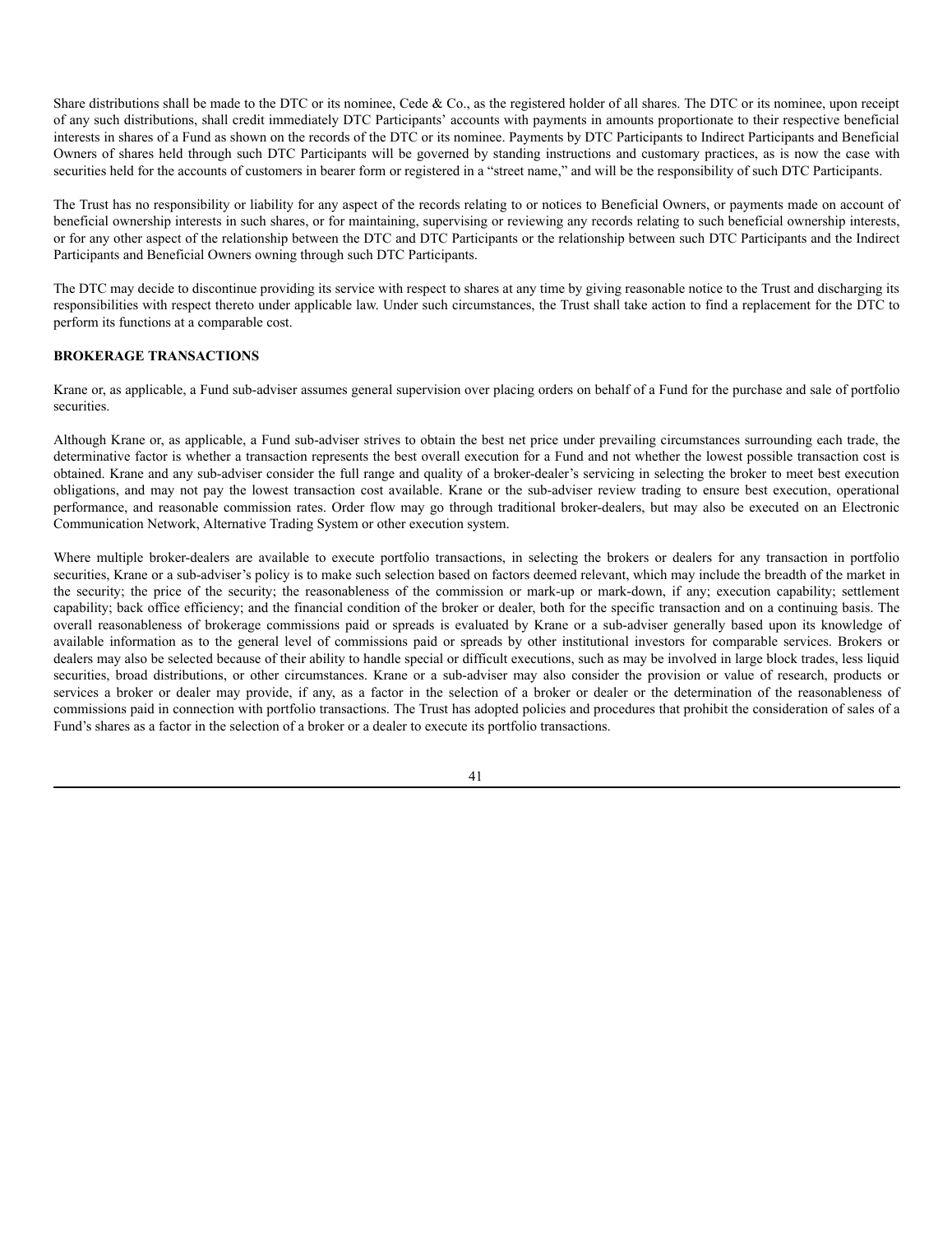Share distributions shall be made to the DTC or its nominee, Cede & Co., as the registered holder of all shares. The DTC or its nominee, upon receipt of any such distributions, shall credit immediately DTC Participants' accounts with payments in amounts proportionate to their respective beneficial interests in shares of a Fund as shown on the records of the DTC or its nominee. Payments by DTC Participants to Indirect Participants and Beneficial Owners of shares held through such DTC Participants will be governed by standing instructions and customary practices, as is now the case with securities held for the accounts of customers in bearer form or registered in a "street name," and will be the responsibility of such DTC Participants.

The Trust has no responsibility or liability for any aspect of the records relating to or notices to Beneficial Owners, or payments made on account of beneficial ownership interests in such shares, or for maintaining, supervising or reviewing any records relating to such beneficial ownership interests, or for any other aspect of the relationship between the DTC and DTC Participants or the relationship between such DTC Participants and the Indirect Participants and Beneficial Owners owning through such DTC Participants.

The DTC may decide to discontinue providing its service with respect to shares at any time by giving reasonable notice to the Trust and discharging its responsibilities with respect thereto under applicable law. Under such circumstances, the Trust shall take action to find a replacement for the DTC to perform its functions at a comparable cost.

## BROKERAGE TRANSACTIONS

Krane or, as applicable, a Fund sub-adviser assumes general supervision over placing orders on behalf of a Fund for the purchase and sale of portfolio securities.

Although Krane or, as applicable, a Fund sub-adviser strives to obtain the best net price under prevailing circumstances surrounding each trade, the determinative factor is whether a transaction represents the best overall execution for a Fund and not whether the lowest possible transaction cost is obtained. Krane and any sub-adviser consider the full range and quality of a broker-dealer's servicing in selecting the broker to meet best execution obligations, and may not pay the lowest transaction cost available. Krane or the sub-adviser review trading to ensure best execution, operational performance, and reasonable commission rates. Order flow may go through traditional broker-dealers, but may also be executed on an Electronic Communication Network, Alternative Trading System or other execution system.

Where multiple broker-dealers are available to execute portfolio transactions, in selecting the brokers or dealers for any transaction in portfolio securities, Krane or a sub-adviser's policy is to make such selection based on factors deemed relevant, which may include the breadth of the market in the security; the price of the security; the reasonableness of the commission or mark-up or mark-down, if any; execution capability; settlement capability; back office efficiency; and the financial condition of the broker or dealer, both for the specific transaction and on a continuing basis. The overall reasonableness of brokerage commissions paid or spreads is evaluated by Krane or a sub-adviser generally based upon its knowledge of available information as to the general level of commissions paid or spreads by other institutional investors for comparable services. Brokers or dealers may also be selected because of their ability to handle special or difficult executions, such as may be involved in large block trades, less liquid securities, broad distributions, or other circumstances. Krane or a sub-adviser may also consider the provision or value of research, products or services a broker or dealer may provide, if any, as a factor in the selection of a broker or dealer or the determination of the reasonableness of commissions paid in connection with portfolio transactions. The Trust has adopted policies and procedures that prohibit the consideration of sales of a Fund's shares as a factor in the selection of a broker or a dealer to execute its portfolio transactions.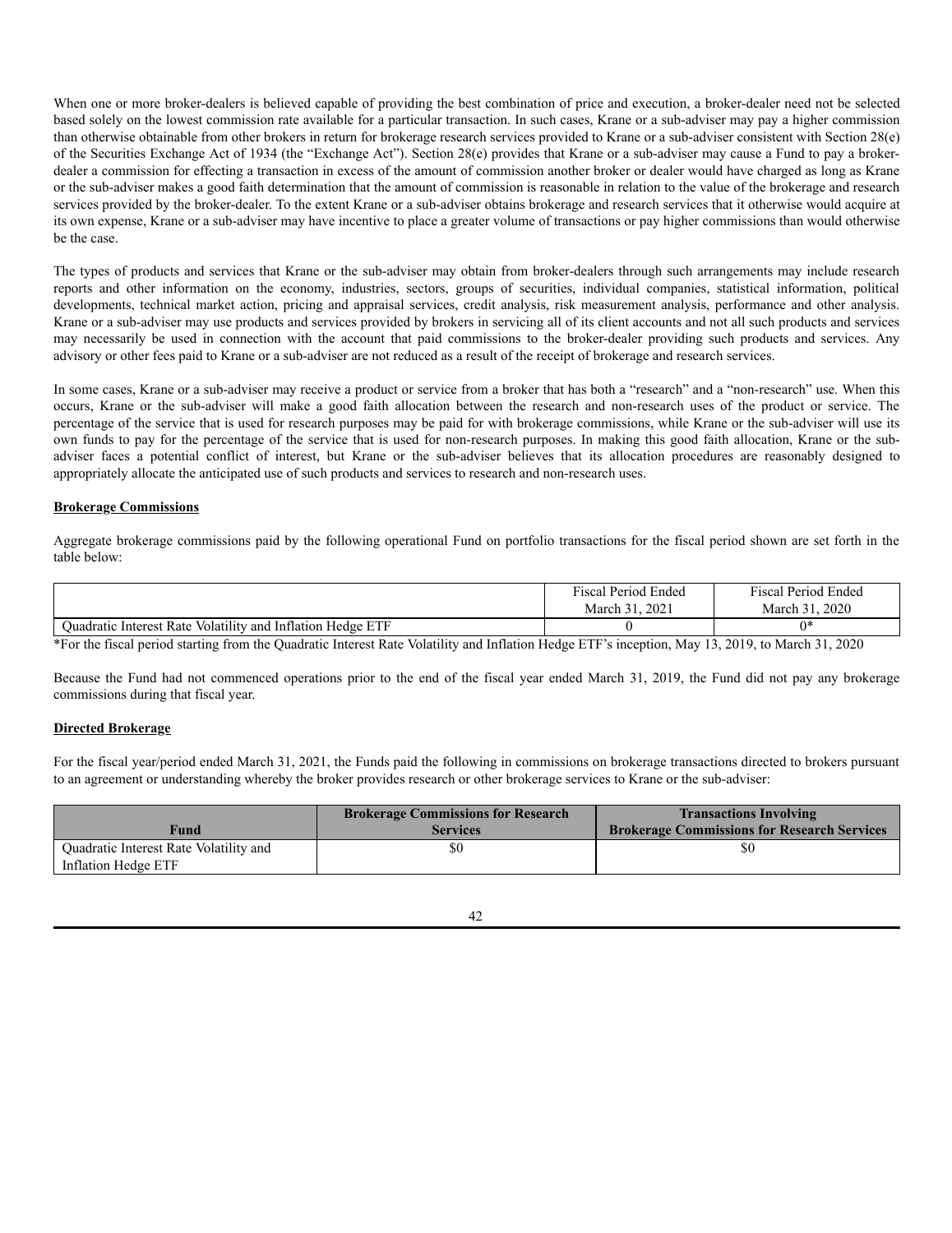When one or more broker-dealers is believed capable of providing the best combination of price and execution, a broker-dealer need not be selected based solely on the lowest commission rate available for a particular transaction. In such cases, Krane or a sub-adviser may pay a higher commission than otherwise obtainable from other brokers in return for brokerage research services provided to Krane or a sub-adviser consistent with Section 28(e) of the Securities Exchange Act of 1934 (the "Exchange Act"). Section 28(e) provides that Krane or a sub-adviser may cause a Fund to pay a broker-dealer a commission for effecting a transaction in excess of the amount of commission another broker or dealer would have charged as long as Krane or the sub-adviser makes a good faith determination that the amount of commission is reasonable in relation to the value of the brokerage and research services provided by the broker-dealer. To the extent Krane or a sub-adviser obtains brokerage and research services that it otherwise would acquire at its own expense, Krane or a sub-adviser may have incentive to place a greater volume of transactions or pay higher commissions than would otherwise be the case.

The types of products and services that Krane or the sub-adviser may obtain from broker-dealers through such arrangements may include research reports and other information on the economy, industries, sectors, groups of securities, individual companies, statistical information, political developments, technical market action, pricing and appraisal services, credit analysis, risk measurement analysis, performance and other analysis. Krane or a sub-adviser may use products and services provided by brokers in servicing all of its client accounts and not all such products and services may necessarily be used in connection with the account that paid commissions to the broker-dealer providing such products and services. Any advisory or other fees paid to Krane or a sub-adviser are not reduced as a result of the receipt of brokerage and research services.

In some cases, Krane or a sub-adviser may receive a product or service from a broker that has both a "research" and a "non-research" use. When this occurs, Krane or the sub-adviser will make a good faith allocation between the research and non-research uses of the product or service. The percentage of the service that is used for research purposes may be paid for with brokerage commissions, while Krane or the sub-adviser will use its own funds to pay for the percentage of the service that is used for non-research purposes. In making this good faith allocation, Krane or the sub-adviser faces a potential conflict of interest, but Krane or the sub-adviser believes that its allocation procedures are reasonably designed to appropriately allocate the anticipated use of such products and services to research and non-research uses.

**Brokerage Commissions**

Aggregate brokerage commissions paid by the following operational Fund on portfolio transactions for the fiscal period shown are set forth in the table below:

| | Fiscal Period Ended March 31, 2021 | Fiscal Period Ended March 31, 2020 |
|---|---|---|
| Quadratic Interest Rate Volatility and Inflation Hedge ETF | 0 | 0* |

*For the fiscal period starting from the Quadratic Interest Rate Volatility and Inflation Hedge ETF's inception, May 13, 2019, to March 31, 2020

Because the Fund had not commenced operations prior to the end of the fiscal year ended March 31, 2019, the Fund did not pay any brokerage commissions during that fiscal year.

**Directed Brokerage**

For the fiscal year/period ended March 31, 2021, the Funds paid the following in commissions on brokerage transactions directed to brokers pursuant to an agreement or understanding whereby the broker provides research or other brokerage services to Krane or the sub-adviser:

| Fund | Brokerage Commissions for Research Services | Transactions Involving Brokerage Commissions for Research Services |
|---|---|---|
| Quadratic Interest Rate Volatility and Inflation Hedge ETF | $0 | $0 |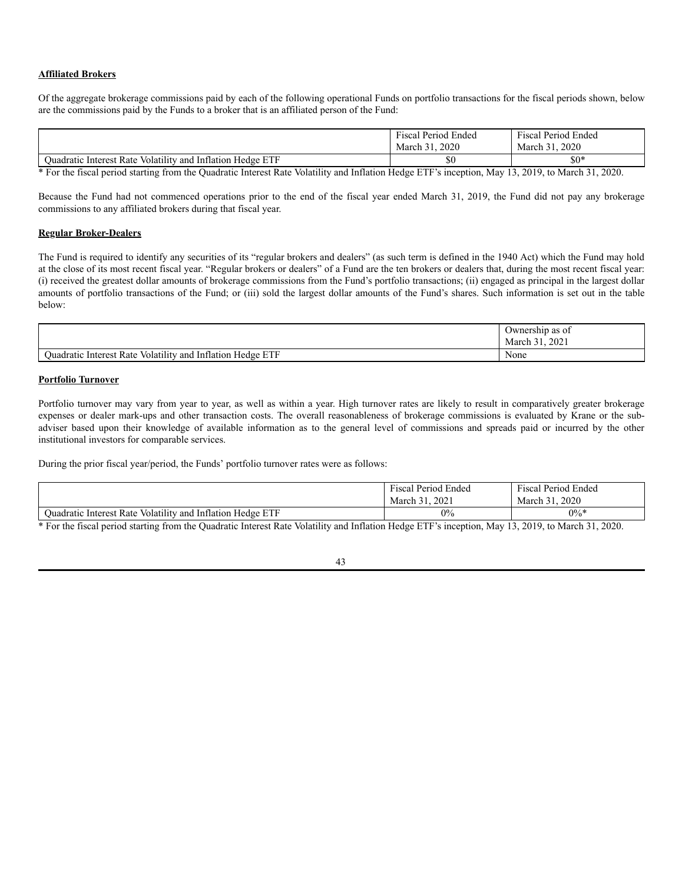**Affiliated Brokers**

Of the aggregate brokerage commissions paid by each of the following operational Funds on portfolio transactions for the fiscal periods shown, below are the commissions paid by the Funds to a broker that is an affiliated person of the Fund:

| | Fiscal Period Ended March 31, 2020 | Fiscal Period Ended March 31, 2020 |
|---|---|---|
| Quadratic Interest Rate Volatility and Inflation Hedge ETF | $0 | $0* |

* For the fiscal period starting from the Quadratic Interest Rate Volatility and Inflation Hedge ETF's inception, May 13, 2019, to March 31, 2020.

Because the Fund had not commenced operations prior to the end of the fiscal year ended March 31, 2019, the Fund did not pay any brokerage commissions to any affiliated brokers during that fiscal year.

**Regular Broker-Dealers**

The Fund is required to identify any securities of its "regular brokers and dealers" (as such term is defined in the 1940 Act) which the Fund may hold at the close of its most recent fiscal year. "Regular brokers or dealers" of a Fund are the ten brokers or dealers that, during the most recent fiscal year: (i) received the greatest dollar amounts of brokerage commissions from the Fund's portfolio transactions; (ii) engaged as principal in the largest dollar amounts of portfolio transactions of the Fund; or (iii) sold the largest dollar amounts of the Fund's shares. Such information is set out in the table below:

| | Ownership as of March 31, 2021 |
|---|---|
| Quadratic Interest Rate Volatility and Inflation Hedge ETF | None |

**Portfolio Turnover**

Portfolio turnover may vary from year to year, as well as within a year. High turnover rates are likely to result in comparatively greater brokerage expenses or dealer mark-ups and other transaction costs. The overall reasonableness of brokerage commissions is evaluated by Krane or the sub-adviser based upon their knowledge of available information as to the general level of commissions and spreads paid or incurred by the other institutional investors for comparable services.

During the prior fiscal year/period, the Funds' portfolio turnover rates were as follows:

| | Fiscal Period Ended March 31, 2021 | Fiscal Period Ended March 31, 2020 |
|---|---|---|
| Quadratic Interest Rate Volatility and Inflation Hedge ETF | 0% | 0%* |

* For the fiscal period starting from the Quadratic Interest Rate Volatility and Inflation Hedge ETF's inception, May 13, 2019, to March 31, 2020.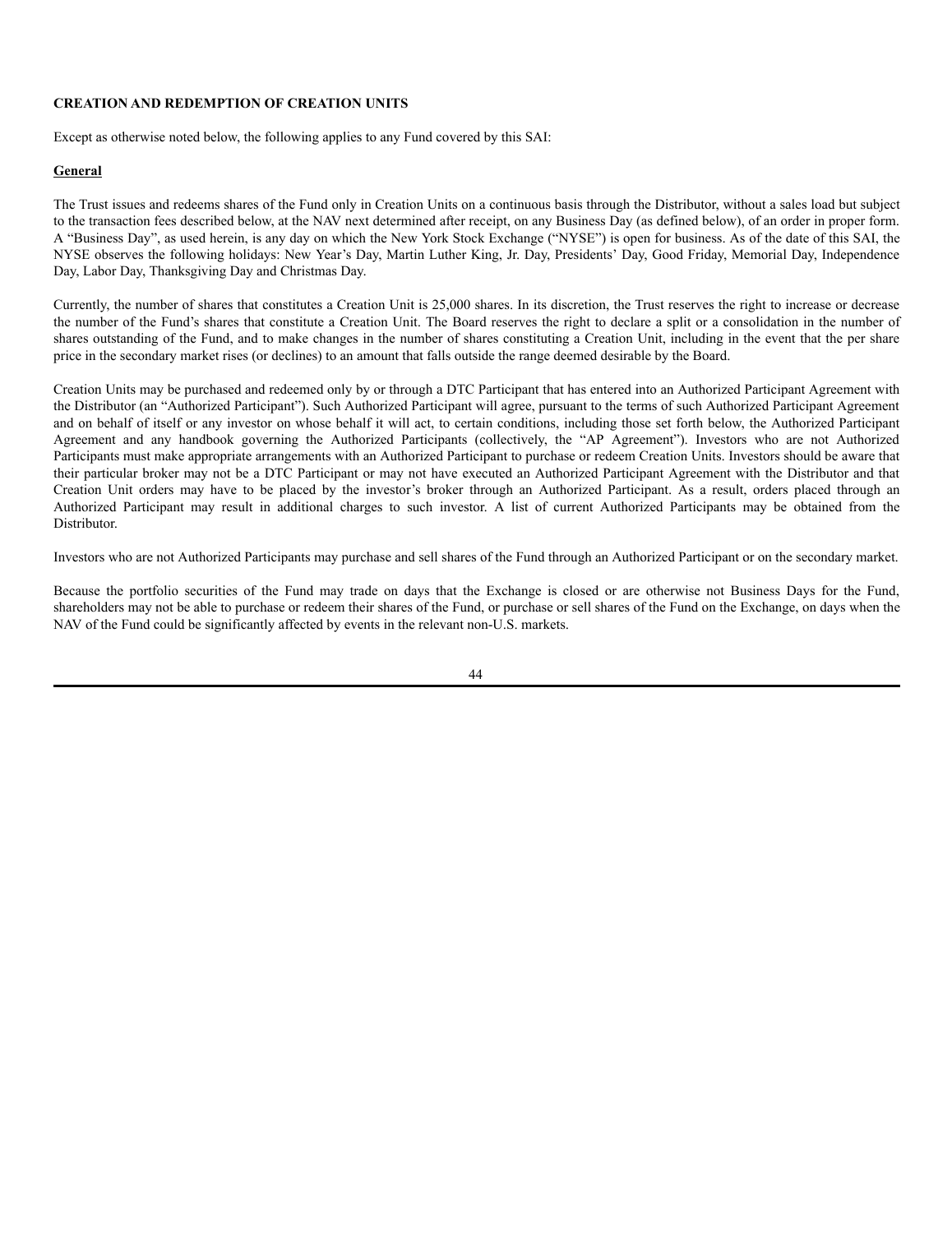## CREATION AND REDEMPTION OF CREATION UNITS

Except as otherwise noted below, the following applies to any Fund covered by this SAI:

### General

The Trust issues and redeems shares of the Fund only in Creation Units on a continuous basis through the Distributor, without a sales load but subject to the transaction fees described below, at the NAV next determined after receipt, on any Business Day (as defined below), of an order in proper form. A "Business Day", as used herein, is any day on which the New York Stock Exchange ("NYSE") is open for business. As of the date of this SAI, the NYSE observes the following holidays: New Year's Day, Martin Luther King, Jr. Day, Presidents' Day, Good Friday, Memorial Day, Independence Day, Labor Day, Thanksgiving Day and Christmas Day.

Currently, the number of shares that constitutes a Creation Unit is 25,000 shares. In its discretion, the Trust reserves the right to increase or decrease the number of the Fund's shares that constitute a Creation Unit. The Board reserves the right to declare a split or a consolidation in the number of shares outstanding of the Fund, and to make changes in the number of shares constituting a Creation Unit, including in the event that the per share price in the secondary market rises (or declines) to an amount that falls outside the range deemed desirable by the Board.

Creation Units may be purchased and redeemed only by or through a DTC Participant that has entered into an Authorized Participant Agreement with the Distributor (an "Authorized Participant"). Such Authorized Participant will agree, pursuant to the terms of such Authorized Participant Agreement and on behalf of itself or any investor on whose behalf it will act, to certain conditions, including those set forth below, the Authorized Participant Agreement and any handbook governing the Authorized Participants (collectively, the "AP Agreement"). Investors who are not Authorized Participants must make appropriate arrangements with an Authorized Participant to purchase or redeem Creation Units. Investors should be aware that their particular broker may not be a DTC Participant or may not have executed an Authorized Participant Agreement with the Distributor and that Creation Unit orders may have to be placed by the investor's broker through an Authorized Participant. As a result, orders placed through an Authorized Participant may result in additional charges to such investor. A list of current Authorized Participants may be obtained from the Distributor.

Investors who are not Authorized Participants may purchase and sell shares of the Fund through an Authorized Participant or on the secondary market.

Because the portfolio securities of the Fund may trade on days that the Exchange is closed or are otherwise not Business Days for the Fund, shareholders may not be able to purchase or redeem their shares of the Fund, or purchase or sell shares of the Fund on the Exchange, on days when the NAV of the Fund could be significantly affected by events in the relevant non-U.S. markets.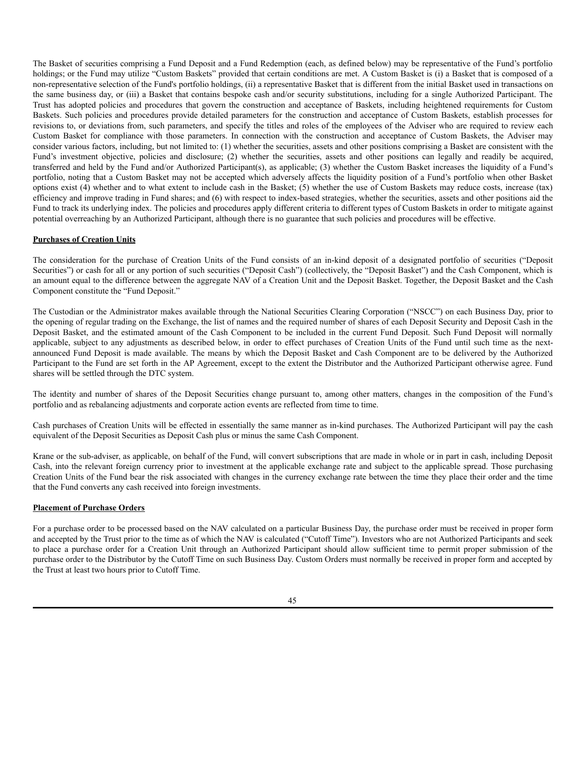The Basket of securities comprising a Fund Deposit and a Fund Redemption (each, as defined below) may be representative of the Fund's portfolio holdings; or the Fund may utilize "Custom Baskets" provided that certain conditions are met. A Custom Basket is (i) a Basket that is composed of a non-representative selection of the Fund's portfolio holdings, (ii) a representative Basket that is different from the initial Basket used in transactions on the same business day, or (iii) a Basket that contains bespoke cash and/or security substitutions, including for a single Authorized Participant. The Trust has adopted policies and procedures that govern the construction and acceptance of Baskets, including heightened requirements for Custom Baskets. Such policies and procedures provide detailed parameters for the construction and acceptance of Custom Baskets, establish processes for revisions to, or deviations from, such parameters, and specify the titles and roles of the employees of the Adviser who are required to review each Custom Basket for compliance with those parameters. In connection with the construction and acceptance of Custom Baskets, the Adviser may consider various factors, including, but not limited to: (1) whether the securities, assets and other positions comprising a Basket are consistent with the Fund's investment objective, policies and disclosure; (2) whether the securities, assets and other positions can legally and readily be acquired, transferred and held by the Fund and/or Authorized Participant(s), as applicable; (3) whether the Custom Basket increases the liquidity of a Fund's portfolio, noting that a Custom Basket may not be accepted which adversely affects the liquidity position of a Fund's portfolio when other Basket options exist (4) whether and to what extent to include cash in the Basket; (5) whether the use of Custom Baskets may reduce costs, increase (tax) efficiency and improve trading in Fund shares; and (6) with respect to index-based strategies, whether the securities, assets and other positions aid the Fund to track its underlying index. The policies and procedures apply different criteria to different types of Custom Baskets in order to mitigate against potential overreaching by an Authorized Participant, although there is no guarantee that such policies and procedures will be effective.

**Purchases of Creation Units**

The consideration for the purchase of Creation Units of the Fund consists of an in-kind deposit of a designated portfolio of securities ("Deposit Securities") or cash for all or any portion of such securities ("Deposit Cash") (collectively, the "Deposit Basket") and the Cash Component, which is an amount equal to the difference between the aggregate NAV of a Creation Unit and the Deposit Basket. Together, the Deposit Basket and the Cash Component constitute the "Fund Deposit."

The Custodian or the Administrator makes available through the National Securities Clearing Corporation ("NSCC") on each Business Day, prior to the opening of regular trading on the Exchange, the list of names and the required number of shares of each Deposit Security and Deposit Cash in the Deposit Basket, and the estimated amount of the Cash Component to be included in the current Fund Deposit. Such Fund Deposit will normally applicable, subject to any adjustments as described below, in order to effect purchases of Creation Units of the Fund until such time as the next-announced Fund Deposit is made available. The means by which the Deposit Basket and Cash Component are to be delivered by the Authorized Participant to the Fund are set forth in the AP Agreement, except to the extent the Distributor and the Authorized Participant otherwise agree. Fund shares will be settled through the DTC system.

The identity and number of shares of the Deposit Securities change pursuant to, among other matters, changes in the composition of the Fund's portfolio and as rebalancing adjustments and corporate action events are reflected from time to time.

Cash purchases of Creation Units will be effected in essentially the same manner as in-kind purchases. The Authorized Participant will pay the cash equivalent of the Deposit Securities as Deposit Cash plus or minus the same Cash Component.

Krane or the sub-adviser, as applicable, on behalf of the Fund, will convert subscriptions that are made in whole or in part in cash, including Deposit Cash, into the relevant foreign currency prior to investment at the applicable exchange rate and subject to the applicable spread. Those purchasing Creation Units of the Fund bear the risk associated with changes in the currency exchange rate between the time they place their order and the time that the Fund converts any cash received into foreign investments.

**Placement of Purchase Orders**

For a purchase order to be processed based on the NAV calculated on a particular Business Day, the purchase order must be received in proper form and accepted by the Trust prior to the time as of which the NAV is calculated ("Cutoff Time"). Investors who are not Authorized Participants and seek to place a purchase order for a Creation Unit through an Authorized Participant should allow sufficient time to permit proper submission of the purchase order to the Distributor by the Cutoff Time on such Business Day. Custom Orders must normally be received in proper form and accepted by the Trust at least two hours prior to Cutoff Time.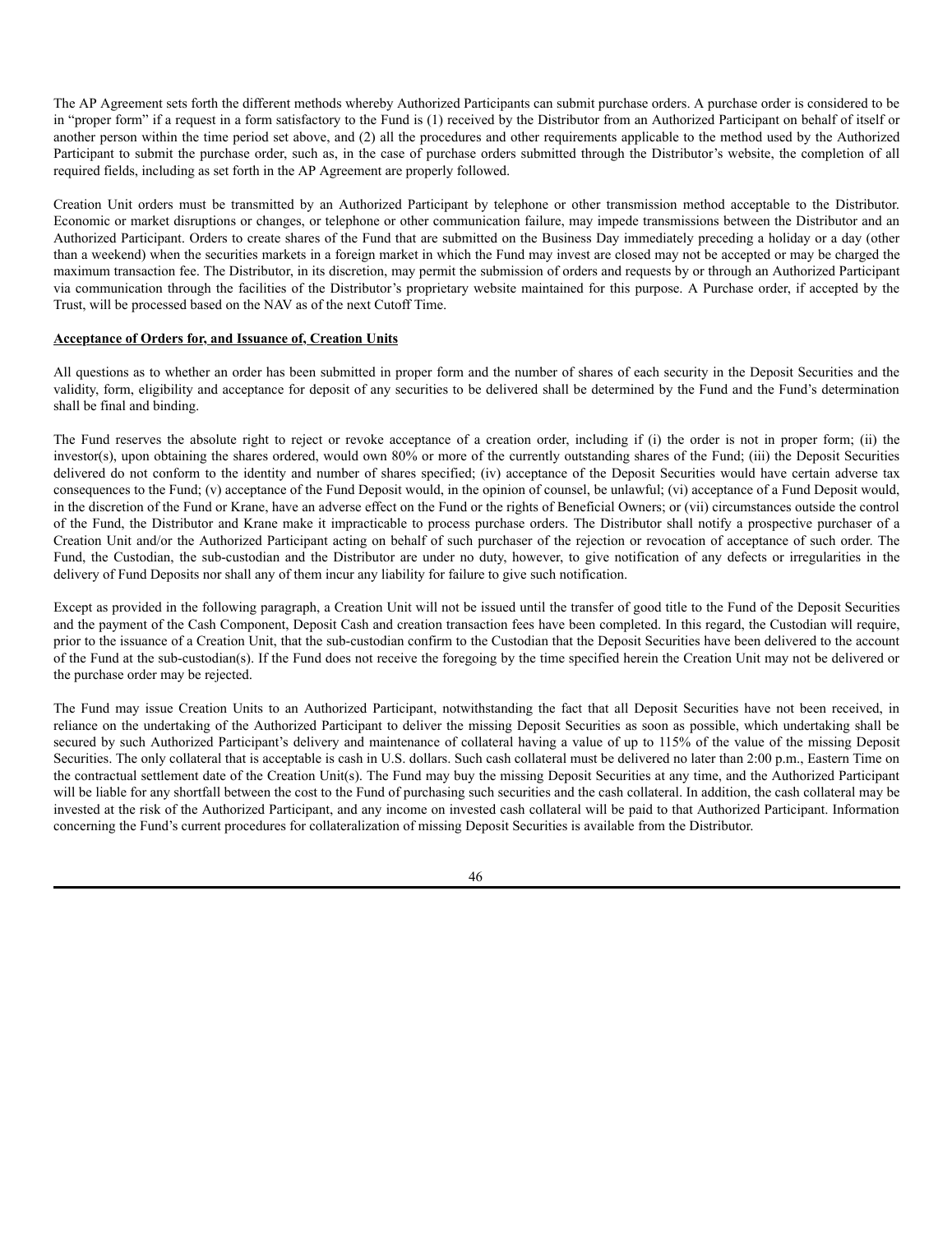The AP Agreement sets forth the different methods whereby Authorized Participants can submit purchase orders. A purchase order is considered to be in "proper form" if a request in a form satisfactory to the Fund is (1) received by the Distributor from an Authorized Participant on behalf of itself or another person within the time period set above, and (2) all the procedures and other requirements applicable to the method used by the Authorized Participant to submit the purchase order, such as, in the case of purchase orders submitted through the Distributor's website, the completion of all required fields, including as set forth in the AP Agreement are properly followed.

Creation Unit orders must be transmitted by an Authorized Participant by telephone or other transmission method acceptable to the Distributor. Economic or market disruptions or changes, or telephone or other communication failure, may impede transmissions between the Distributor and an Authorized Participant. Orders to create shares of the Fund that are submitted on the Business Day immediately preceding a holiday or a day (other than a weekend) when the securities markets in a foreign market in which the Fund may invest are closed may not be accepted or may be charged the maximum transaction fee. The Distributor, in its discretion, may permit the submission of orders and requests by or through an Authorized Participant via communication through the facilities of the Distributor's proprietary website maintained for this purpose. A Purchase order, if accepted by the Trust, will be processed based on the NAV as of the next Cutoff Time.

**Acceptance of Orders for, and Issuance of, Creation Units**

All questions as to whether an order has been submitted in proper form and the number of shares of each security in the Deposit Securities and the validity, form, eligibility and acceptance for deposit of any securities to be delivered shall be determined by the Fund and the Fund's determination shall be final and binding.

The Fund reserves the absolute right to reject or revoke acceptance of a creation order, including if (i) the order is not in proper form; (ii) the investor(s), upon obtaining the shares ordered, would own 80% or more of the currently outstanding shares of the Fund; (iii) the Deposit Securities delivered do not conform to the identity and number of shares specified; (iv) acceptance of the Deposit Securities would have certain adverse tax consequences to the Fund; (v) acceptance of the Fund Deposit would, in the opinion of counsel, be unlawful; (vi) acceptance of a Fund Deposit would, in the discretion of the Fund or Krane, have an adverse effect on the Fund or the rights of Beneficial Owners; or (vii) circumstances outside the control of the Fund, the Distributor and Krane make it impracticable to process purchase orders. The Distributor shall notify a prospective purchaser of a Creation Unit and/or the Authorized Participant acting on behalf of such purchaser of the rejection or revocation of acceptance of such order. The Fund, the Custodian, the sub-custodian and the Distributor are under no duty, however, to give notification of any defects or irregularities in the delivery of Fund Deposits nor shall any of them incur any liability for failure to give such notification.

Except as provided in the following paragraph, a Creation Unit will not be issued until the transfer of good title to the Fund of the Deposit Securities and the payment of the Cash Component, Deposit Cash and creation transaction fees have been completed. In this regard, the Custodian will require, prior to the issuance of a Creation Unit, that the sub-custodian confirm to the Custodian that the Deposit Securities have been delivered to the account of the Fund at the sub-custodian(s). If the Fund does not receive the foregoing by the time specified herein the Creation Unit may not be delivered or the purchase order may be rejected.

The Fund may issue Creation Units to an Authorized Participant, notwithstanding the fact that all Deposit Securities have not been received, in reliance on the undertaking of the Authorized Participant to deliver the missing Deposit Securities as soon as possible, which undertaking shall be secured by such Authorized Participant's delivery and maintenance of collateral having a value of up to 115% of the value of the missing Deposit Securities. The only collateral that is acceptable is cash in U.S. dollars. Such cash collateral must be delivered no later than 2:00 p.m., Eastern Time on the contractual settlement date of the Creation Unit(s). The Fund may buy the missing Deposit Securities at any time, and the Authorized Participant will be liable for any shortfall between the cost to the Fund of purchasing such securities and the cash collateral. In addition, the cash collateral may be invested at the risk of the Authorized Participant, and any income on invested cash collateral will be paid to that Authorized Participant. Information concerning the Fund's current procedures for collateralization of missing Deposit Securities is available from the Distributor.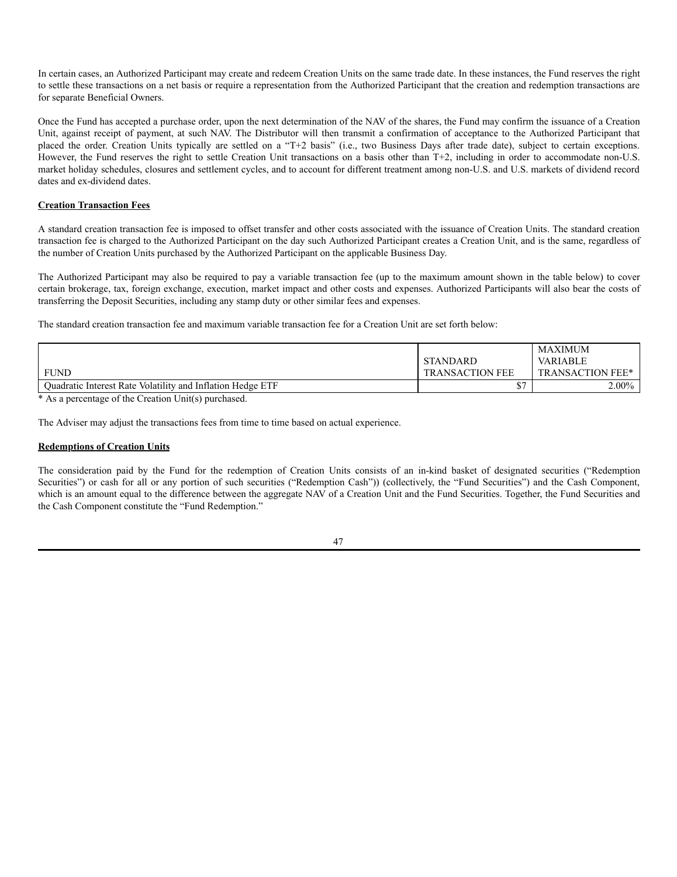In certain cases, an Authorized Participant may create and redeem Creation Units on the same trade date. In these instances, the Fund reserves the right to settle these transactions on a net basis or require a representation from the Authorized Participant that the creation and redemption transactions are for separate Beneficial Owners.

Once the Fund has accepted a purchase order, upon the next determination of the NAV of the shares, the Fund may confirm the issuance of a Creation Unit, against receipt of payment, at such NAV. The Distributor will then transmit a confirmation of acceptance to the Authorized Participant that placed the order. Creation Units typically are settled on a "T+2 basis" (i.e., two Business Days after trade date), subject to certain exceptions. However, the Fund reserves the right to settle Creation Unit transactions on a basis other than T+2, including in order to accommodate non-U.S. market holiday schedules, closures and settlement cycles, and to account for different treatment among non-U.S. and U.S. markets of dividend record dates and ex-dividend dates.

**Creation Transaction Fees**

A standard creation transaction fee is imposed to offset transfer and other costs associated with the issuance of Creation Units. The standard creation transaction fee is charged to the Authorized Participant on the day such Authorized Participant creates a Creation Unit, and is the same, regardless of the number of Creation Units purchased by the Authorized Participant on the applicable Business Day.

The Authorized Participant may also be required to pay a variable transaction fee (up to the maximum amount shown in the table below) to cover certain brokerage, tax, foreign exchange, execution, market impact and other costs and expenses. Authorized Participants will also bear the costs of transferring the Deposit Securities, including any stamp duty or other similar fees and expenses.

The standard creation transaction fee and maximum variable transaction fee for a Creation Unit are set forth below:

| FUND | STANDARD TRANSACTION FEE | MAXIMUM VARIABLE TRANSACTION FEE* |
|---|---|---|
| Quadratic Interest Rate Volatility and Inflation Hedge ETF | $7 | 2.00% |

* As a percentage of the Creation Unit(s) purchased.

The Adviser may adjust the transactions fees from time to time based on actual experience.

**Redemptions of Creation Units**

The consideration paid by the Fund for the redemption of Creation Units consists of an in-kind basket of designated securities ("Redemption Securities") or cash for all or any portion of such securities ("Redemption Cash")) (collectively, the "Fund Securities") and the Cash Component, which is an amount equal to the difference between the aggregate NAV of a Creation Unit and the Fund Securities. Together, the Fund Securities and the Cash Component constitute the "Fund Redemption."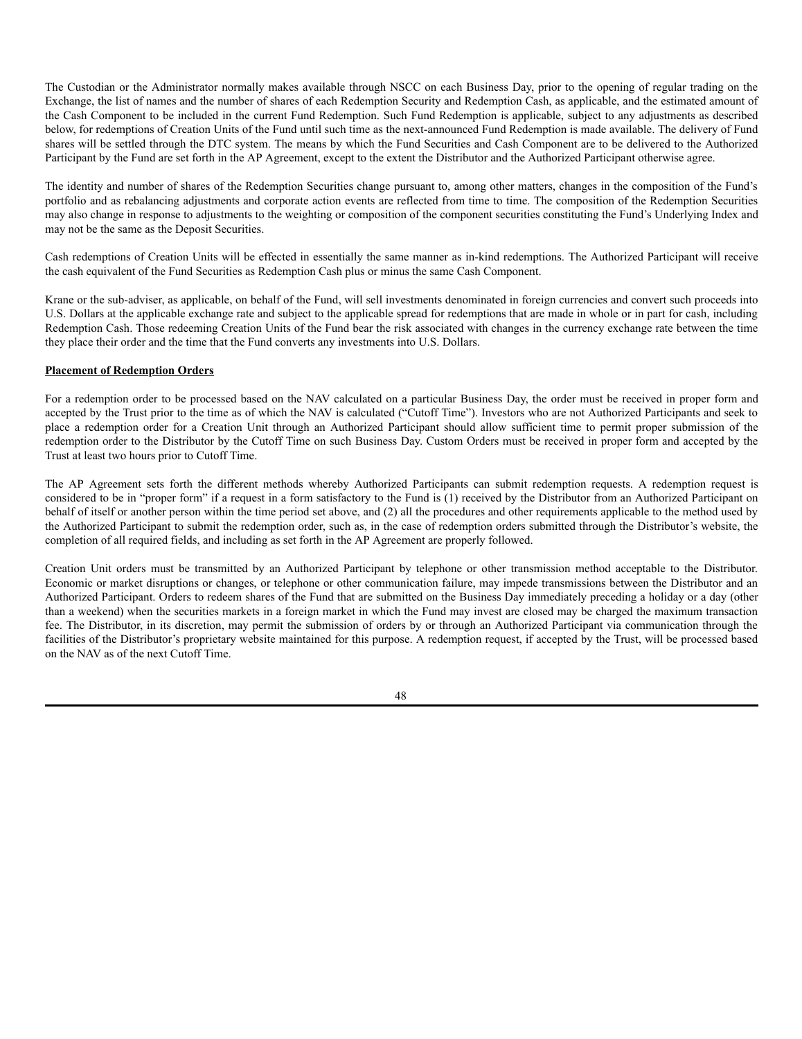The Custodian or the Administrator normally makes available through NSCC on each Business Day, prior to the opening of regular trading on the Exchange, the list of names and the number of shares of each Redemption Security and Redemption Cash, as applicable, and the estimated amount of the Cash Component to be included in the current Fund Redemption. Such Fund Redemption is applicable, subject to any adjustments as described below, for redemptions of Creation Units of the Fund until such time as the next-announced Fund Redemption is made available. The delivery of Fund shares will be settled through the DTC system. The means by which the Fund Securities and Cash Component are to be delivered to the Authorized Participant by the Fund are set forth in the AP Agreement, except to the extent the Distributor and the Authorized Participant otherwise agree.

The identity and number of shares of the Redemption Securities change pursuant to, among other matters, changes in the composition of the Fund's portfolio and as rebalancing adjustments and corporate action events are reflected from time to time. The composition of the Redemption Securities may also change in response to adjustments to the weighting or composition of the component securities constituting the Fund's Underlying Index and may not be the same as the Deposit Securities.

Cash redemptions of Creation Units will be effected in essentially the same manner as in-kind redemptions. The Authorized Participant will receive the cash equivalent of the Fund Securities as Redemption Cash plus or minus the same Cash Component.

Krane or the sub-adviser, as applicable, on behalf of the Fund, will sell investments denominated in foreign currencies and convert such proceeds into U.S. Dollars at the applicable exchange rate and subject to the applicable spread for redemptions that are made in whole or in part for cash, including Redemption Cash. Those redeeming Creation Units of the Fund bear the risk associated with changes in the currency exchange rate between the time they place their order and the time that the Fund converts any investments into U.S. Dollars.

**Placement of Redemption Orders**

For a redemption order to be processed based on the NAV calculated on a particular Business Day, the order must be received in proper form and accepted by the Trust prior to the time as of which the NAV is calculated ("Cutoff Time"). Investors who are not Authorized Participants and seek to place a redemption order for a Creation Unit through an Authorized Participant should allow sufficient time to permit proper submission of the redemption order to the Distributor by the Cutoff Time on such Business Day. Custom Orders must be received in proper form and accepted by the Trust at least two hours prior to Cutoff Time.

The AP Agreement sets forth the different methods whereby Authorized Participants can submit redemption requests. A redemption request is considered to be in "proper form" if a request in a form satisfactory to the Fund is (1) received by the Distributor from an Authorized Participant on behalf of itself or another person within the time period set above, and (2) all the procedures and other requirements applicable to the method used by the Authorized Participant to submit the redemption order, such as, in the case of redemption orders submitted through the Distributor's website, the completion of all required fields, and including as set forth in the AP Agreement are properly followed.

Creation Unit orders must be transmitted by an Authorized Participant by telephone or other transmission method acceptable to the Distributor. Economic or market disruptions or changes, or telephone or other communication failure, may impede transmissions between the Distributor and an Authorized Participant. Orders to redeem shares of the Fund that are submitted on the Business Day immediately preceding a holiday or a day (other than a weekend) when the securities markets in a foreign market in which the Fund may invest are closed may be charged the maximum transaction fee. The Distributor, in its discretion, may permit the submission of orders by or through an Authorized Participant via communication through the facilities of the Distributor's proprietary website maintained for this purpose. A redemption request, if accepted by the Trust, will be processed based on the NAV as of the next Cutoff Time.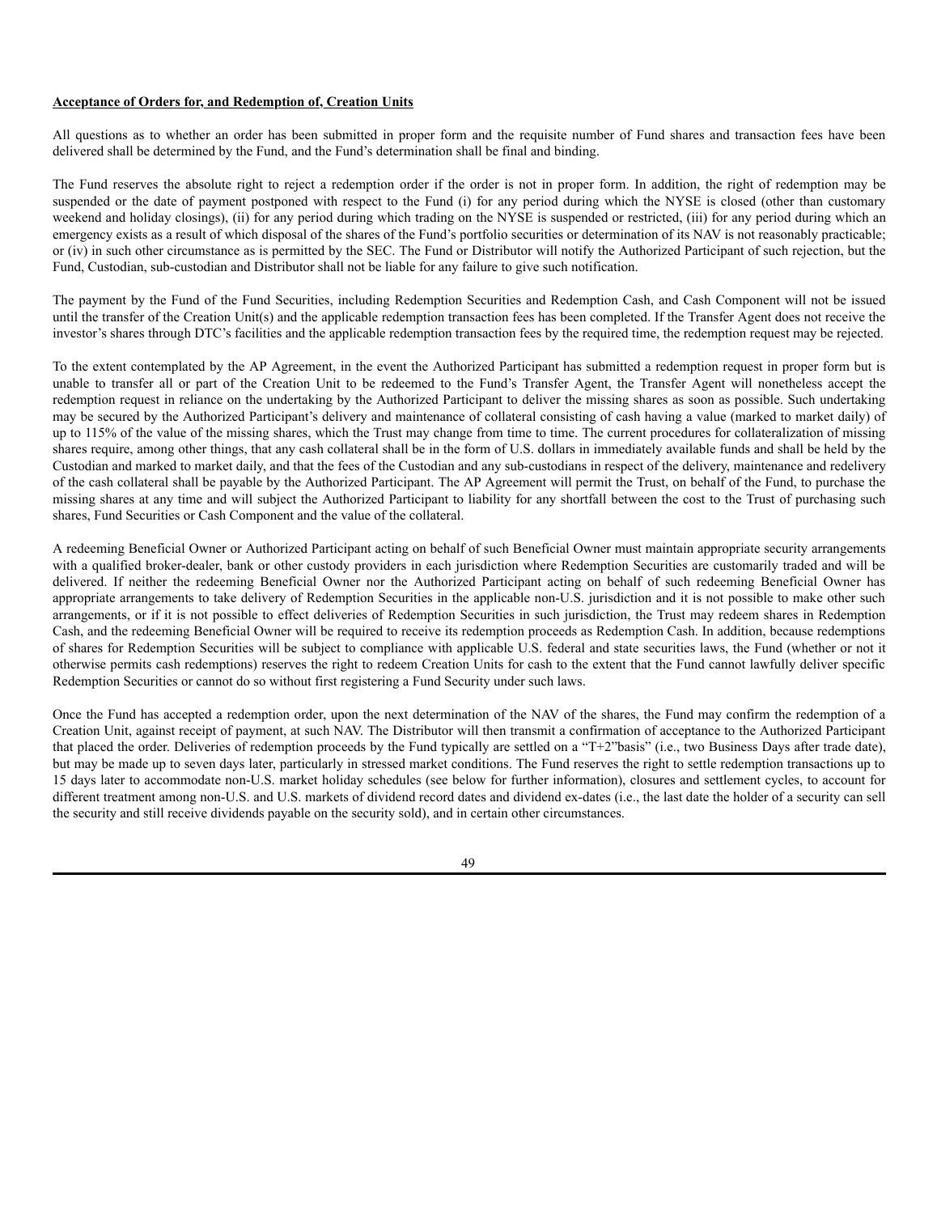**Acceptance of Orders for, and Redemption of, Creation Units**

All questions as to whether an order has been submitted in proper form and the requisite number of Fund shares and transaction fees have been delivered shall be determined by the Fund, and the Fund's determination shall be final and binding.

The Fund reserves the absolute right to reject a redemption order if the order is not in proper form. In addition, the right of redemption may be suspended or the date of payment postponed with respect to the Fund (i) for any period during which the NYSE is closed (other than customary weekend and holiday closings), (ii) for any period during which trading on the NYSE is suspended or restricted, (iii) for any period during which an emergency exists as a result of which disposal of the shares of the Fund's portfolio securities or determination of its NAV is not reasonably practicable; or (iv) in such other circumstance as is permitted by the SEC. The Fund or Distributor will notify the Authorized Participant of such rejection, but the Fund, Custodian, sub-custodian and Distributor shall not be liable for any failure to give such notification.

The payment by the Fund of the Fund Securities, including Redemption Securities and Redemption Cash, and Cash Component will not be issued until the transfer of the Creation Unit(s) and the applicable redemption transaction fees has been completed. If the Transfer Agent does not receive the investor's shares through DTC's facilities and the applicable redemption transaction fees by the required time, the redemption request may be rejected.

To the extent contemplated by the AP Agreement, in the event the Authorized Participant has submitted a redemption request in proper form but is unable to transfer all or part of the Creation Unit to be redeemed to the Fund's Transfer Agent, the Transfer Agent will nonetheless accept the redemption request in reliance on the undertaking by the Authorized Participant to deliver the missing shares as soon as possible. Such undertaking may be secured by the Authorized Participant's delivery and maintenance of collateral consisting of cash having a value (marked to market daily) of up to 115% of the value of the missing shares, which the Trust may change from time to time. The current procedures for collateralization of missing shares require, among other things, that any cash collateral shall be in the form of U.S. dollars in immediately available funds and shall be held by the Custodian and marked to market daily, and that the fees of the Custodian and any sub-custodians in respect of the delivery, maintenance and redelivery of the cash collateral shall be payable by the Authorized Participant. The AP Agreement will permit the Trust, on behalf of the Fund, to purchase the missing shares at any time and will subject the Authorized Participant to liability for any shortfall between the cost to the Trust of purchasing such shares, Fund Securities or Cash Component and the value of the collateral.

A redeeming Beneficial Owner or Authorized Participant acting on behalf of such Beneficial Owner must maintain appropriate security arrangements with a qualified broker-dealer, bank or other custody providers in each jurisdiction where Redemption Securities are customarily traded and will be delivered. If neither the redeeming Beneficial Owner nor the Authorized Participant acting on behalf of such redeeming Beneficial Owner has appropriate arrangements to take delivery of Redemption Securities in the applicable non-U.S. jurisdiction and it is not possible to make other such arrangements, or if it is not possible to effect deliveries of Redemption Securities in such jurisdiction, the Trust may redeem shares in Redemption Cash, and the redeeming Beneficial Owner will be required to receive its redemption proceeds as Redemption Cash. In addition, because redemptions of shares for Redemption Securities will be subject to compliance with applicable U.S. federal and state securities laws, the Fund (whether or not it otherwise permits cash redemptions) reserves the right to redeem Creation Units for cash to the extent that the Fund cannot lawfully deliver specific Redemption Securities or cannot do so without first registering a Fund Security under such laws.

Once the Fund has accepted a redemption order, upon the next determination of the NAV of the shares, the Fund may confirm the redemption of a Creation Unit, against receipt of payment, at such NAV. The Distributor will then transmit a confirmation of acceptance to the Authorized Participant that placed the order. Deliveries of redemption proceeds by the Fund typically are settled on a "T+2"basis" (i.e., two Business Days after trade date), but may be made up to seven days later, particularly in stressed market conditions. The Fund reserves the right to settle redemption transactions up to 15 days later to accommodate non-U.S. market holiday schedules (see below for further information), closures and settlement cycles, to account for different treatment among non-U.S. and U.S. markets of dividend record dates and dividend ex-dates (i.e., the last date the holder of a security can sell the security and still receive dividends payable on the security sold), and in certain other circumstances.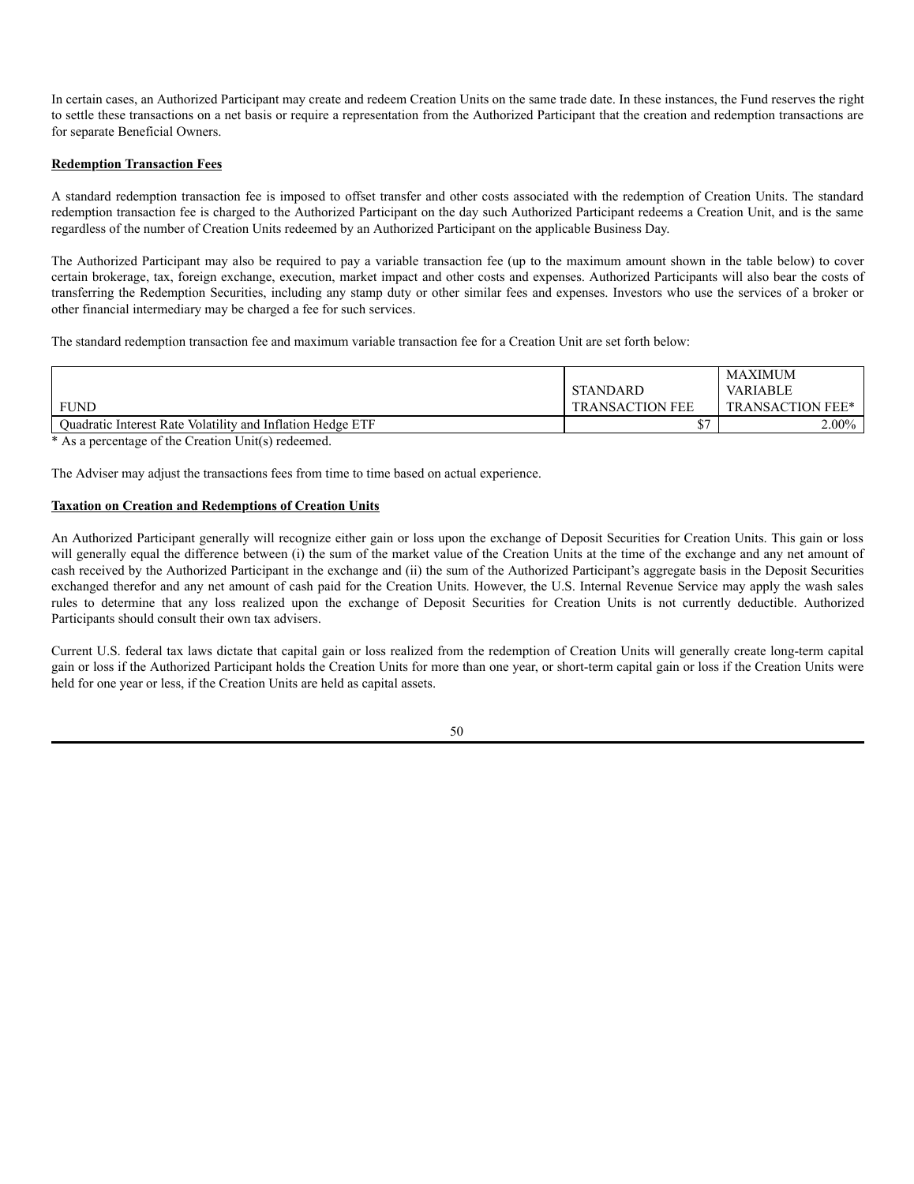In certain cases, an Authorized Participant may create and redeem Creation Units on the same trade date. In these instances, the Fund reserves the right to settle these transactions on a net basis or require a representation from the Authorized Participant that the creation and redemption transactions are for separate Beneficial Owners.

**Redemption Transaction Fees**

A standard redemption transaction fee is imposed to offset transfer and other costs associated with the redemption of Creation Units. The standard redemption transaction fee is charged to the Authorized Participant on the day such Authorized Participant redeems a Creation Unit, and is the same regardless of the number of Creation Units redeemed by an Authorized Participant on the applicable Business Day.

The Authorized Participant may also be required to pay a variable transaction fee (up to the maximum amount shown in the table below) to cover certain brokerage, tax, foreign exchange, execution, market impact and other costs and expenses. Authorized Participants will also bear the costs of transferring the Redemption Securities, including any stamp duty or other similar fees and expenses. Investors who use the services of a broker or other financial intermediary may be charged a fee for such services.

The standard redemption transaction fee and maximum variable transaction fee for a Creation Unit are set forth below:

| FUND | STANDARD TRANSACTION FEE | MAXIMUM VARIABLE TRANSACTION FEE* |
|---|---|---|
| Quadratic Interest Rate Volatility and Inflation Hedge ETF | $7 | 2.00% |

\* As a percentage of the Creation Unit(s) redeemed.

The Adviser may adjust the transactions fees from time to time based on actual experience.

**Taxation on Creation and Redemptions of Creation Units**

An Authorized Participant generally will recognize either gain or loss upon the exchange of Deposit Securities for Creation Units. This gain or loss will generally equal the difference between (i) the sum of the market value of the Creation Units at the time of the exchange and any net amount of cash received by the Authorized Participant in the exchange and (ii) the sum of the Authorized Participant's aggregate basis in the Deposit Securities exchanged therefor and any net amount of cash paid for the Creation Units. However, the U.S. Internal Revenue Service may apply the wash sales rules to determine that any loss realized upon the exchange of Deposit Securities for Creation Units is not currently deductible. Authorized Participants should consult their own tax advisers.

Current U.S. federal tax laws dictate that capital gain or loss realized from the redemption of Creation Units will generally create long-term capital gain or loss if the Authorized Participant holds the Creation Units for more than one year, or short-term capital gain or loss if the Creation Units were held for one year or less, if the Creation Units are held as capital assets.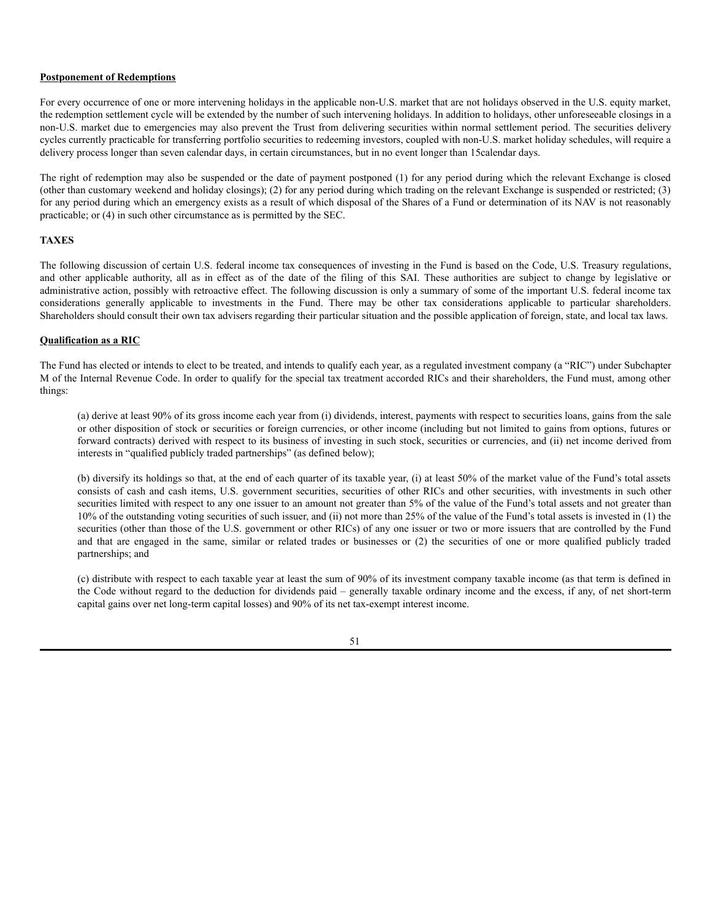**Postponement of Redemptions**

For every occurrence of one or more intervening holidays in the applicable non-U.S. market that are not holidays observed in the U.S. equity market, the redemption settlement cycle will be extended by the number of such intervening holidays. In addition to holidays, other unforeseeable closings in a non-U.S. market due to emergencies may also prevent the Trust from delivering securities within normal settlement period. The securities delivery cycles currently practicable for transferring portfolio securities to redeeming investors, coupled with non-U.S. market holiday schedules, will require a delivery process longer than seven calendar days, in certain circumstances, but in no event longer than 15calendar days.

The right of redemption may also be suspended or the date of payment postponed (1) for any period during which the relevant Exchange is closed (other than customary weekend and holiday closings); (2) for any period during which trading on the relevant Exchange is suspended or restricted; (3) for any period during which an emergency exists as a result of which disposal of the Shares of a Fund or determination of its NAV is not reasonably practicable; or (4) in such other circumstance as is permitted by the SEC.

**TAXES**

The following discussion of certain U.S. federal income tax consequences of investing in the Fund is based on the Code, U.S. Treasury regulations, and other applicable authority, all as in effect as of the date of the filing of this SAI. These authorities are subject to change by legislative or administrative action, possibly with retroactive effect. The following discussion is only a summary of some of the important U.S. federal income tax considerations generally applicable to investments in the Fund. There may be other tax considerations applicable to particular shareholders. Shareholders should consult their own tax advisers regarding their particular situation and the possible application of foreign, state, and local tax laws.

**Qualification as a RIC**

The Fund has elected or intends to elect to be treated, and intends to qualify each year, as a regulated investment company (a "RIC") under Subchapter M of the Internal Revenue Code. In order to qualify for the special tax treatment accorded RICs and their shareholders, the Fund must, among other things:

(a) derive at least 90% of its gross income each year from (i) dividends, interest, payments with respect to securities loans, gains from the sale or other disposition of stock or securities or foreign currencies, or other income (including but not limited to gains from options, futures or forward contracts) derived with respect to its business of investing in such stock, securities or currencies, and (ii) net income derived from interests in "qualified publicly traded partnerships" (as defined below);

(b) diversify its holdings so that, at the end of each quarter of its taxable year, (i) at least 50% of the market value of the Fund's total assets consists of cash and cash items, U.S. government securities, securities of other RICs and other securities, with investments in such other securities limited with respect to any one issuer to an amount not greater than 5% of the value of the Fund's total assets and not greater than 10% of the outstanding voting securities of such issuer, and (ii) not more than 25% of the value of the Fund's total assets is invested in (1) the securities (other than those of the U.S. government or other RICs) of any one issuer or two or more issuers that are controlled by the Fund and that are engaged in the same, similar or related trades or businesses or (2) the securities of one or more qualified publicly traded partnerships; and

(c) distribute with respect to each taxable year at least the sum of 90% of its investment company taxable income (as that term is defined in the Code without regard to the deduction for dividends paid – generally taxable ordinary income and the excess, if any, of net short-term capital gains over net long-term capital losses) and 90% of its net tax-exempt interest income.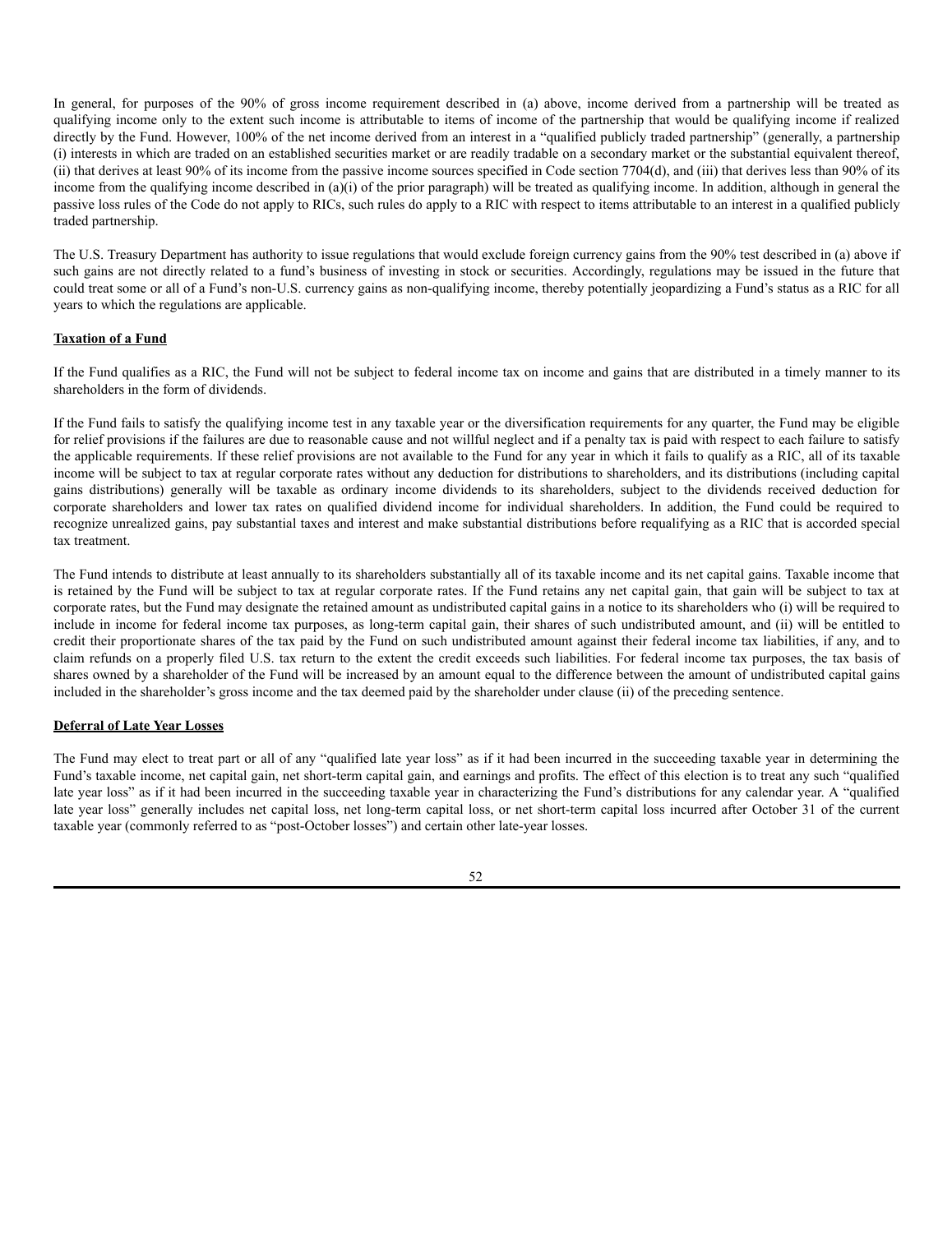In general, for purposes of the 90% of gross income requirement described in (a) above, income derived from a partnership will be treated as qualifying income only to the extent such income is attributable to items of income of the partnership that would be qualifying income if realized directly by the Fund. However, 100% of the net income derived from an interest in a "qualified publicly traded partnership" (generally, a partnership (i) interests in which are traded on an established securities market or are readily tradable on a secondary market or the substantial equivalent thereof, (ii) that derives at least 90% of its income from the passive income sources specified in Code section 7704(d), and (iii) that derives less than 90% of its income from the qualifying income described in (a)(i) of the prior paragraph) will be treated as qualifying income. In addition, although in general the passive loss rules of the Code do not apply to RICs, such rules do apply to a RIC with respect to items attributable to an interest in a qualified publicly traded partnership.

The U.S. Treasury Department has authority to issue regulations that would exclude foreign currency gains from the 90% test described in (a) above if such gains are not directly related to a fund's business of investing in stock or securities. Accordingly, regulations may be issued in the future that could treat some or all of a Fund's non-U.S. currency gains as non-qualifying income, thereby potentially jeopardizing a Fund's status as a RIC for all years to which the regulations are applicable.

**Taxation of a Fund**

If the Fund qualifies as a RIC, the Fund will not be subject to federal income tax on income and gains that are distributed in a timely manner to its shareholders in the form of dividends.

If the Fund fails to satisfy the qualifying income test in any taxable year or the diversification requirements for any quarter, the Fund may be eligible for relief provisions if the failures are due to reasonable cause and not willful neglect and if a penalty tax is paid with respect to each failure to satisfy the applicable requirements. If these relief provisions are not available to the Fund for any year in which it fails to qualify as a RIC, all of its taxable income will be subject to tax at regular corporate rates without any deduction for distributions to shareholders, and its distributions (including capital gains distributions) generally will be taxable as ordinary income dividends to its shareholders, subject to the dividends received deduction for corporate shareholders and lower tax rates on qualified dividend income for individual shareholders. In addition, the Fund could be required to recognize unrealized gains, pay substantial taxes and interest and make substantial distributions before requalifying as a RIC that is accorded special tax treatment.

The Fund intends to distribute at least annually to its shareholders substantially all of its taxable income and its net capital gains. Taxable income that is retained by the Fund will be subject to tax at regular corporate rates. If the Fund retains any net capital gain, that gain will be subject to tax at corporate rates, but the Fund may designate the retained amount as undistributed capital gains in a notice to its shareholders who (i) will be required to include in income for federal income tax purposes, as long-term capital gain, their shares of such undistributed amount, and (ii) will be entitled to credit their proportionate shares of the tax paid by the Fund on such undistributed amount against their federal income tax liabilities, if any, and to claim refunds on a properly filed U.S. tax return to the extent the credit exceeds such liabilities. For federal income tax purposes, the tax basis of shares owned by a shareholder of the Fund will be increased by an amount equal to the difference between the amount of undistributed capital gains included in the shareholder's gross income and the tax deemed paid by the shareholder under clause (ii) of the preceding sentence.

**Deferral of Late Year Losses**

The Fund may elect to treat part or all of any "qualified late year loss" as if it had been incurred in the succeeding taxable year in determining the Fund's taxable income, net capital gain, net short-term capital gain, and earnings and profits. The effect of this election is to treat any such "qualified late year loss" as if it had been incurred in the succeeding taxable year in characterizing the Fund's distributions for any calendar year. A "qualified late year loss" generally includes net capital loss, net long-term capital loss, or net short-term capital loss incurred after October 31 of the current taxable year (commonly referred to as "post-October losses") and certain other late-year losses.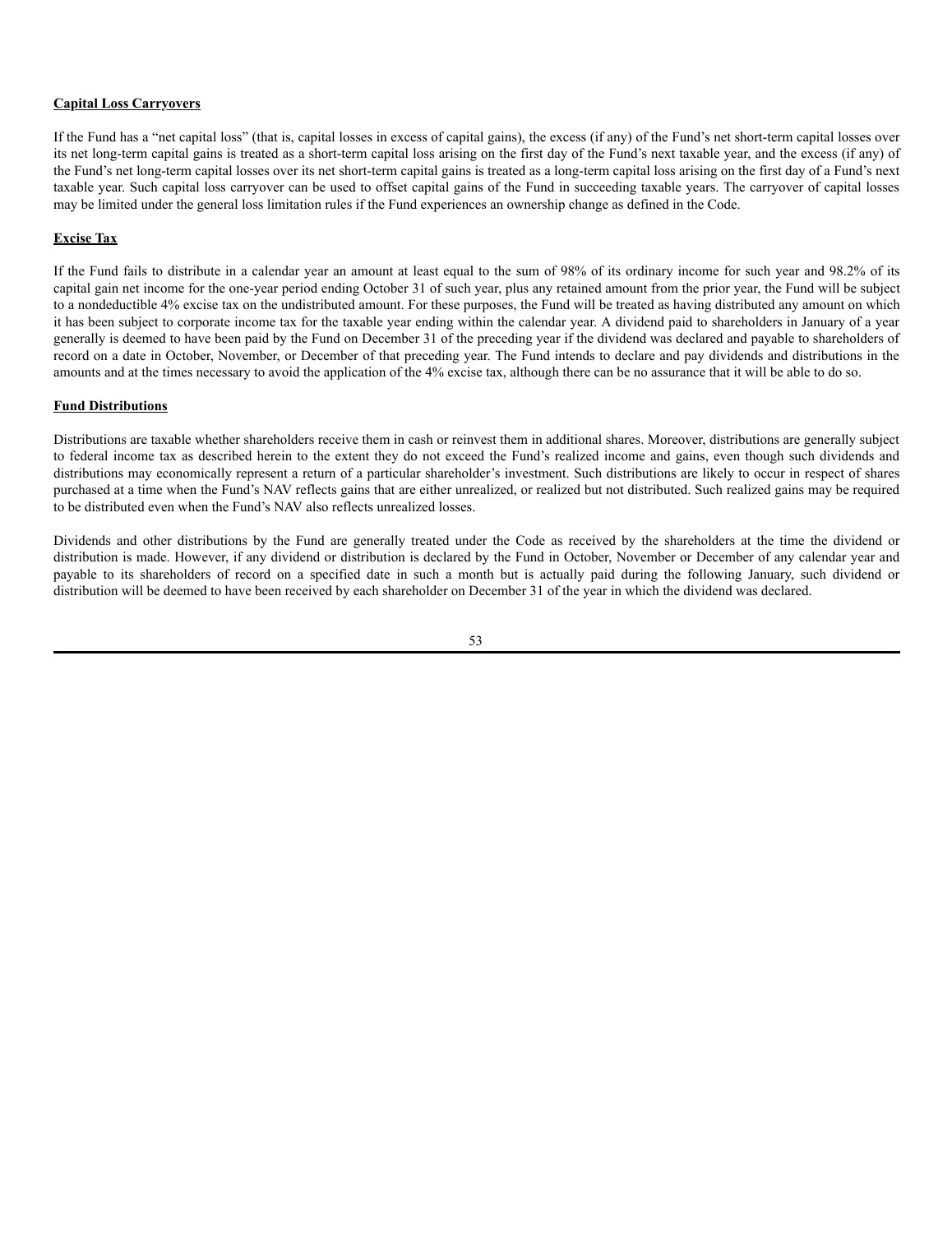**Capital Loss Carryovers**

If the Fund has a "net capital loss" (that is, capital losses in excess of capital gains), the excess (if any) of the Fund's net short-term capital losses over its net long-term capital gains is treated as a short-term capital loss arising on the first day of the Fund's next taxable year, and the excess (if any) of the Fund's net long-term capital losses over its net short-term capital gains is treated as a long-term capital loss arising on the first day of a Fund's next taxable year. Such capital loss carryover can be used to offset capital gains of the Fund in succeeding taxable years. The carryover of capital losses may be limited under the general loss limitation rules if the Fund experiences an ownership change as defined in the Code.

**Excise Tax**

If the Fund fails to distribute in a calendar year an amount at least equal to the sum of 98% of its ordinary income for such year and 98.2% of its capital gain net income for the one-year period ending October 31 of such year, plus any retained amount from the prior year, the Fund will be subject to a nondeductible 4% excise tax on the undistributed amount. For these purposes, the Fund will be treated as having distributed any amount on which it has been subject to corporate income tax for the taxable year ending within the calendar year. A dividend paid to shareholders in January of a year generally is deemed to have been paid by the Fund on December 31 of the preceding year if the dividend was declared and payable to shareholders of record on a date in October, November, or December of that preceding year. The Fund intends to declare and pay dividends and distributions in the amounts and at the times necessary to avoid the application of the 4% excise tax, although there can be no assurance that it will be able to do so.

**Fund Distributions**

Distributions are taxable whether shareholders receive them in cash or reinvest them in additional shares. Moreover, distributions are generally subject to federal income tax as described herein to the extent they do not exceed the Fund's realized income and gains, even though such dividends and distributions may economically represent a return of a particular shareholder's investment. Such distributions are likely to occur in respect of shares purchased at a time when the Fund's NAV reflects gains that are either unrealized, or realized but not distributed. Such realized gains may be required to be distributed even when the Fund's NAV also reflects unrealized losses.

Dividends and other distributions by the Fund are generally treated under the Code as received by the shareholders at the time the dividend or distribution is made. However, if any dividend or distribution is declared by the Fund in October, November or December of any calendar year and payable to its shareholders of record on a specified date in such a month but is actually paid during the following January, such dividend or distribution will be deemed to have been received by each shareholder on December 31 of the year in which the dividend was declared.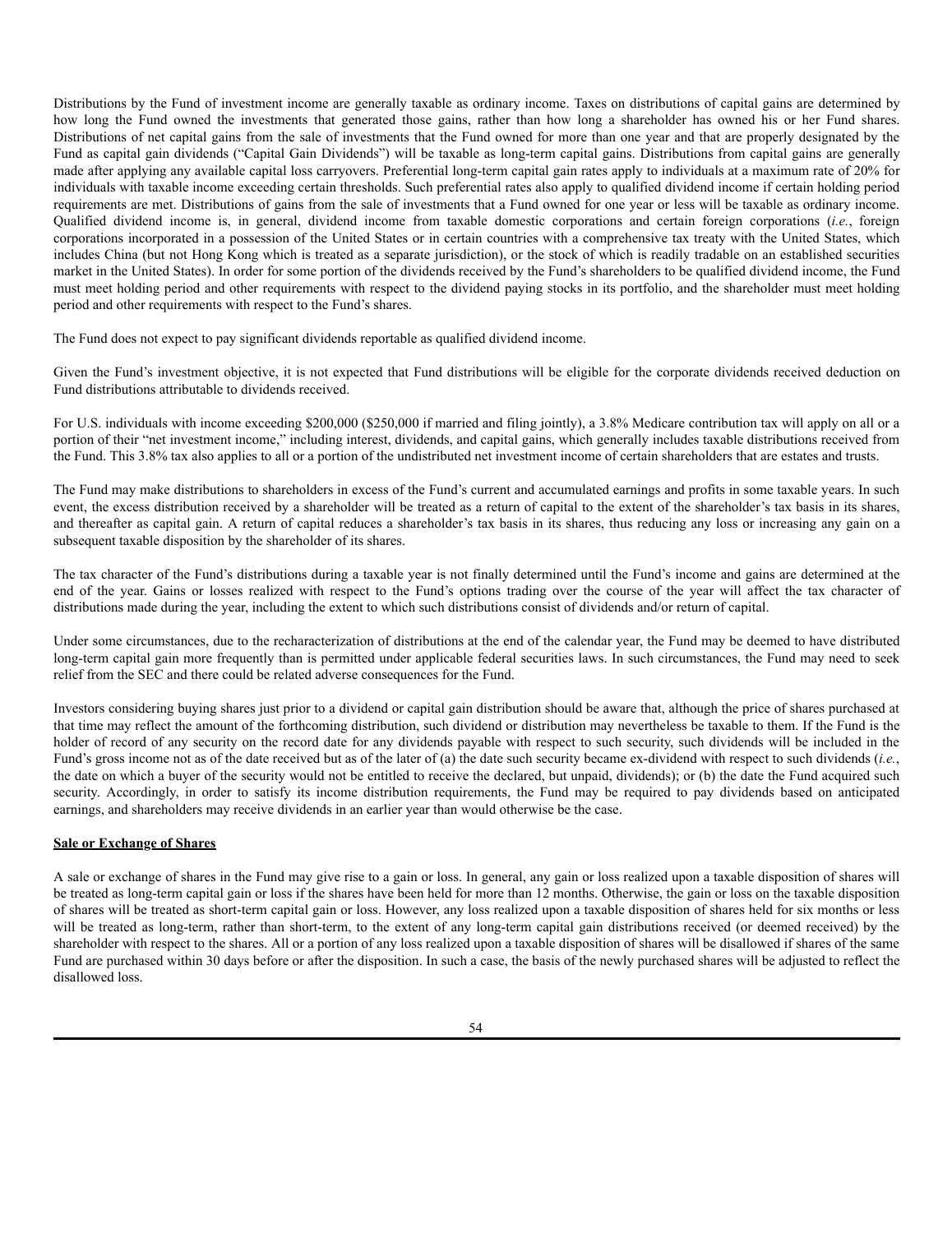Distributions by the Fund of investment income are generally taxable as ordinary income. Taxes on distributions of capital gains are determined by how long the Fund owned the investments that generated those gains, rather than how long a shareholder has owned his or her Fund shares. Distributions of net capital gains from the sale of investments that the Fund owned for more than one year and that are properly designated by the Fund as capital gain dividends ("Capital Gain Dividends") will be taxable as long-term capital gains. Distributions from capital gains are generally made after applying any available capital loss carryovers. Preferential long-term capital gain rates apply to individuals at a maximum rate of 20% for individuals with taxable income exceeding certain thresholds. Such preferential rates also apply to qualified dividend income if certain holding period requirements are met. Distributions of gains from the sale of investments that a Fund owned for one year or less will be taxable as ordinary income. Qualified dividend income is, in general, dividend income from taxable domestic corporations and certain foreign corporations (*i.e.*, foreign corporations incorporated in a possession of the United States or in certain countries with a comprehensive tax treaty with the United States, which includes China (but not Hong Kong which is treated as a separate jurisdiction), or the stock of which is readily tradable on an established securities market in the United States). In order for some portion of the dividends received by the Fund's shareholders to be qualified dividend income, the Fund must meet holding period and other requirements with respect to the dividend paying stocks in its portfolio, and the shareholder must meet holding period and other requirements with respect to the Fund's shares.

The Fund does not expect to pay significant dividends reportable as qualified dividend income.

Given the Fund's investment objective, it is not expected that Fund distributions will be eligible for the corporate dividends received deduction on Fund distributions attributable to dividends received.

For U.S. individuals with income exceeding $200,000 ($250,000 if married and filing jointly), a 3.8% Medicare contribution tax will apply on all or a portion of their "net investment income," including interest, dividends, and capital gains, which generally includes taxable distributions received from the Fund. This 3.8% tax also applies to all or a portion of the undistributed net investment income of certain shareholders that are estates and trusts.

The Fund may make distributions to shareholders in excess of the Fund's current and accumulated earnings and profits in some taxable years. In such event, the excess distribution received by a shareholder will be treated as a return of capital to the extent of the shareholder's tax basis in its shares, and thereafter as capital gain. A return of capital reduces a shareholder's tax basis in its shares, thus reducing any loss or increasing any gain on a subsequent taxable disposition by the shareholder of its shares.

The tax character of the Fund's distributions during a taxable year is not finally determined until the Fund's income and gains are determined at the end of the year. Gains or losses realized with respect to the Fund's options trading over the course of the year will affect the tax character of distributions made during the year, including the extent to which such distributions consist of dividends and/or return of capital.

Under some circumstances, due to the recharacterization of distributions at the end of the calendar year, the Fund may be deemed to have distributed long-term capital gain more frequently than is permitted under applicable federal securities laws. In such circumstances, the Fund may need to seek relief from the SEC and there could be related adverse consequences for the Fund.

Investors considering buying shares just prior to a dividend or capital gain distribution should be aware that, although the price of shares purchased at that time may reflect the amount of the forthcoming distribution, such dividend or distribution may nevertheless be taxable to them. If the Fund is the holder of record of any security on the record date for any dividends payable with respect to such security, such dividends will be included in the Fund's gross income not as of the date received but as of the later of (a) the date such security became ex-dividend with respect to such dividends (*i.e.*, the date on which a buyer of the security would not be entitled to receive the declared, but unpaid, dividends); or (b) the date the Fund acquired such security. Accordingly, in order to satisfy its income distribution requirements, the Fund may be required to pay dividends based on anticipated earnings, and shareholders may receive dividends in an earlier year than would otherwise be the case.

**Sale or Exchange of Shares**

A sale or exchange of shares in the Fund may give rise to a gain or loss. In general, any gain or loss realized upon a taxable disposition of shares will be treated as long-term capital gain or loss if the shares have been held for more than 12 months. Otherwise, the gain or loss on the taxable disposition of shares will be treated as short-term capital gain or loss. However, any loss realized upon a taxable disposition of shares held for six months or less will be treated as long-term, rather than short-term, to the extent of any long-term capital gain distributions received (or deemed received) by the shareholder with respect to the shares. All or a portion of any loss realized upon a taxable disposition of shares will be disallowed if shares of the same Fund are purchased within 30 days before or after the disposition. In such a case, the basis of the newly purchased shares will be adjusted to reflect the disallowed loss.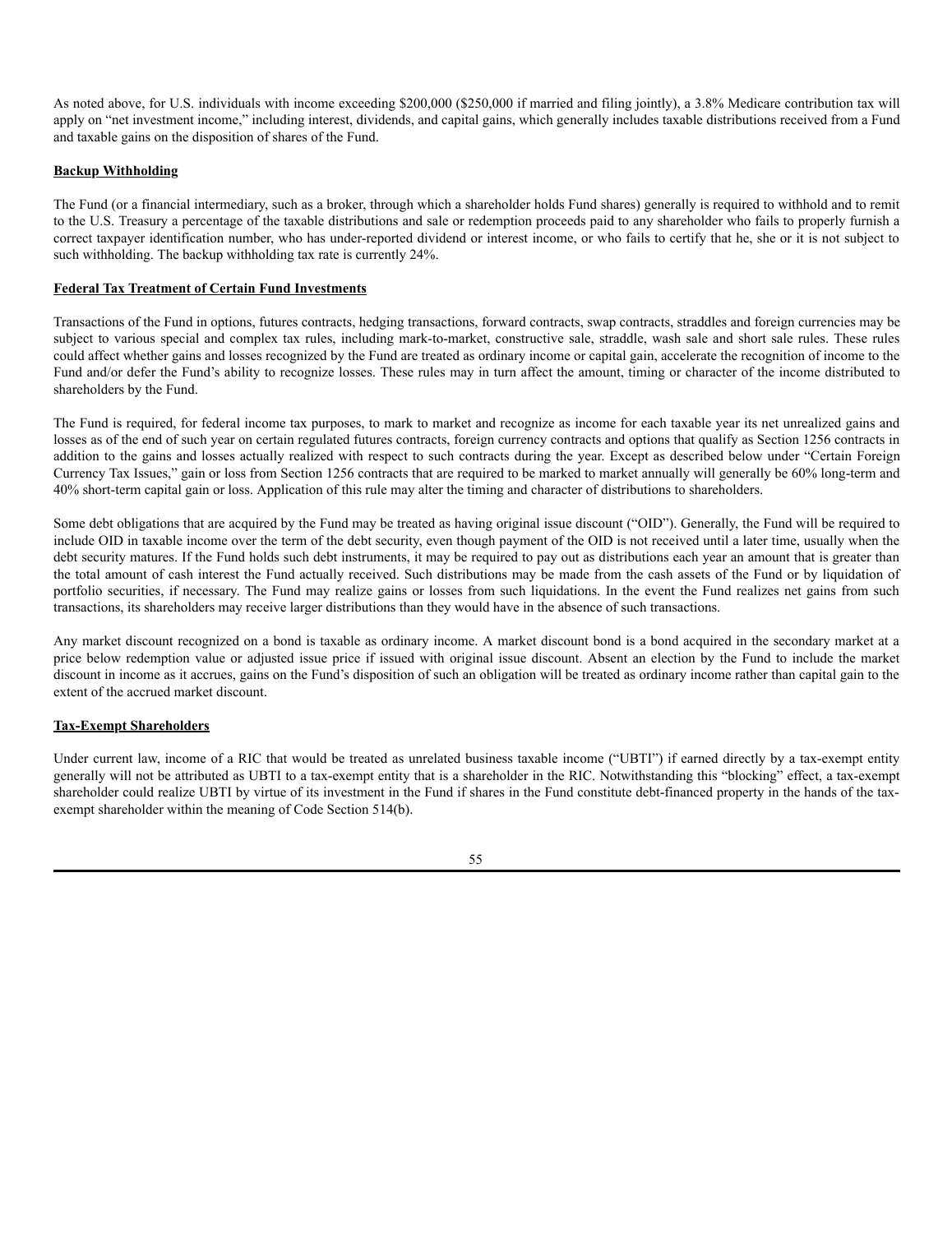As noted above, for U.S. individuals with income exceeding $200,000 ($250,000 if married and filing jointly), a 3.8% Medicare contribution tax will apply on "net investment income," including interest, dividends, and capital gains, which generally includes taxable distributions received from a Fund and taxable gains on the disposition of shares of the Fund.

**Backup Withholding**

The Fund (or a financial intermediary, such as a broker, through which a shareholder holds Fund shares) generally is required to withhold and to remit to the U.S. Treasury a percentage of the taxable distributions and sale or redemption proceeds paid to any shareholder who fails to properly furnish a correct taxpayer identification number, who has under-reported dividend or interest income, or who fails to certify that he, she or it is not subject to such withholding. The backup withholding tax rate is currently 24%.

**Federal Tax Treatment of Certain Fund Investments**

Transactions of the Fund in options, futures contracts, hedging transactions, forward contracts, swap contracts, straddles and foreign currencies may be subject to various special and complex tax rules, including mark-to-market, constructive sale, straddle, wash sale and short sale rules. These rules could affect whether gains and losses recognized by the Fund are treated as ordinary income or capital gain, accelerate the recognition of income to the Fund and/or defer the Fund's ability to recognize losses. These rules may in turn affect the amount, timing or character of the income distributed to shareholders by the Fund.

The Fund is required, for federal income tax purposes, to mark to market and recognize as income for each taxable year its net unrealized gains and losses as of the end of such year on certain regulated futures contracts, foreign currency contracts and options that qualify as Section 1256 contracts in addition to the gains and losses actually realized with respect to such contracts during the year. Except as described below under "Certain Foreign Currency Tax Issues," gain or loss from Section 1256 contracts that are required to be marked to market annually will generally be 60% long-term and 40% short-term capital gain or loss. Application of this rule may alter the timing and character of distributions to shareholders.

Some debt obligations that are acquired by the Fund may be treated as having original issue discount ("OID"). Generally, the Fund will be required to include OID in taxable income over the term of the debt security, even though payment of the OID is not received until a later time, usually when the debt security matures. If the Fund holds such debt instruments, it may be required to pay out as distributions each year an amount that is greater than the total amount of cash interest the Fund actually received. Such distributions may be made from the cash assets of the Fund or by liquidation of portfolio securities, if necessary. The Fund may realize gains or losses from such liquidations. In the event the Fund realizes net gains from such transactions, its shareholders may receive larger distributions than they would have in the absence of such transactions.

Any market discount recognized on a bond is taxable as ordinary income. A market discount bond is a bond acquired in the secondary market at a price below redemption value or adjusted issue price if issued with original issue discount. Absent an election by the Fund to include the market discount in income as it accrues, gains on the Fund's disposition of such an obligation will be treated as ordinary income rather than capital gain to the extent of the accrued market discount.

**Tax-Exempt Shareholders**

Under current law, income of a RIC that would be treated as unrelated business taxable income ("UBTI") if earned directly by a tax-exempt entity generally will not be attributed as UBTI to a tax-exempt entity that is a shareholder in the RIC. Notwithstanding this "blocking" effect, a tax-exempt shareholder could realize UBTI by virtue of its investment in the Fund if shares in the Fund constitute debt-financed property in the hands of the tax-exempt shareholder within the meaning of Code Section 514(b).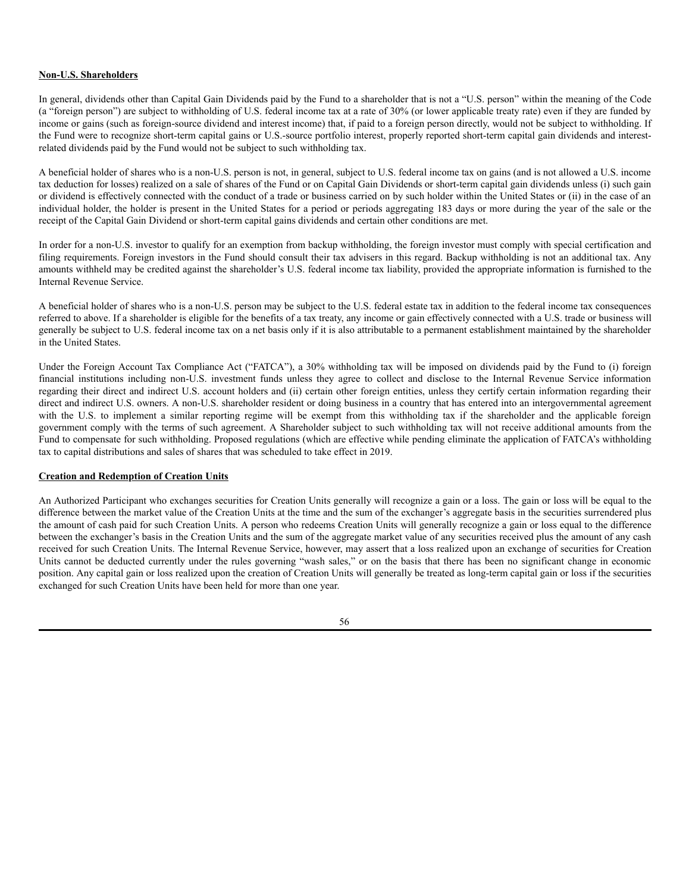**Non-U.S. Shareholders**

In general, dividends other than Capital Gain Dividends paid by the Fund to a shareholder that is not a "U.S. person" within the meaning of the Code (a "foreign person") are subject to withholding of U.S. federal income tax at a rate of 30% (or lower applicable treaty rate) even if they are funded by income or gains (such as foreign-source dividend and interest income) that, if paid to a foreign person directly, would not be subject to withholding. If the Fund were to recognize short-term capital gains or U.S.-source portfolio interest, properly reported short-term capital gain dividends and interest-related dividends paid by the Fund would not be subject to such withholding tax.

A beneficial holder of shares who is a non-U.S. person is not, in general, subject to U.S. federal income tax on gains (and is not allowed a U.S. income tax deduction for losses) realized on a sale of shares of the Fund or on Capital Gain Dividends or short-term capital gain dividends unless (i) such gain or dividend is effectively connected with the conduct of a trade or business carried on by such holder within the United States or (ii) in the case of an individual holder, the holder is present in the United States for a period or periods aggregating 183 days or more during the year of the sale or the receipt of the Capital Gain Dividend or short-term capital gains dividends and certain other conditions are met.

In order for a non-U.S. investor to qualify for an exemption from backup withholding, the foreign investor must comply with special certification and filing requirements. Foreign investors in the Fund should consult their tax advisers in this regard. Backup withholding is not an additional tax. Any amounts withheld may be credited against the shareholder's U.S. federal income tax liability, provided the appropriate information is furnished to the Internal Revenue Service.

A beneficial holder of shares who is a non-U.S. person may be subject to the U.S. federal estate tax in addition to the federal income tax consequences referred to above. If a shareholder is eligible for the benefits of a tax treaty, any income or gain effectively connected with a U.S. trade or business will generally be subject to U.S. federal income tax on a net basis only if it is also attributable to a permanent establishment maintained by the shareholder in the United States.

Under the Foreign Account Tax Compliance Act ("FATCA"), a 30% withholding tax will be imposed on dividends paid by the Fund to (i) foreign financial institutions including non-U.S. investment funds unless they agree to collect and disclose to the Internal Revenue Service information regarding their direct and indirect U.S. account holders and (ii) certain other foreign entities, unless they certify certain information regarding their direct and indirect U.S. owners. A non-U.S. shareholder resident or doing business in a country that has entered into an intergovernmental agreement with the U.S. to implement a similar reporting regime will be exempt from this withholding tax if the shareholder and the applicable foreign government comply with the terms of such agreement. A Shareholder subject to such withholding tax will not receive additional amounts from the Fund to compensate for such withholding. Proposed regulations (which are effective while pending eliminate the application of FATCA's withholding tax to capital distributions and sales of shares that was scheduled to take effect in 2019.

**Creation and Redemption of Creation Units**

An Authorized Participant who exchanges securities for Creation Units generally will recognize a gain or a loss. The gain or loss will be equal to the difference between the market value of the Creation Units at the time and the sum of the exchanger's aggregate basis in the securities surrendered plus the amount of cash paid for such Creation Units. A person who redeems Creation Units will generally recognize a gain or loss equal to the difference between the exchanger's basis in the Creation Units and the sum of the aggregate market value of any securities received plus the amount of any cash received for such Creation Units. The Internal Revenue Service, however, may assert that a loss realized upon an exchange of securities for Creation Units cannot be deducted currently under the rules governing "wash sales," or on the basis that there has been no significant change in economic position. Any capital gain or loss realized upon the creation of Creation Units will generally be treated as long-term capital gain or loss if the securities exchanged for such Creation Units have been held for more than one year.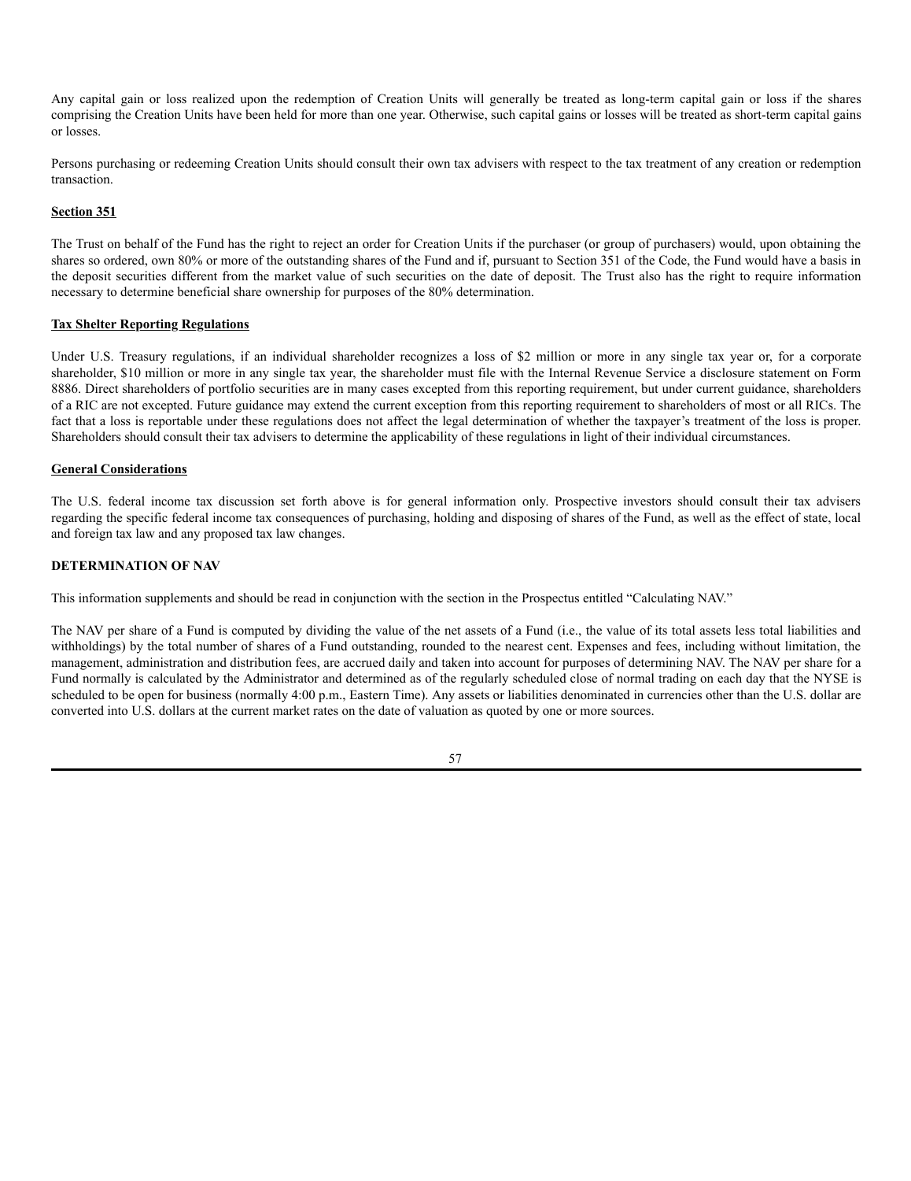Any capital gain or loss realized upon the redemption of Creation Units will generally be treated as long-term capital gain or loss if the shares comprising the Creation Units have been held for more than one year. Otherwise, such capital gains or losses will be treated as short-term capital gains or losses.

Persons purchasing or redeeming Creation Units should consult their own tax advisers with respect to the tax treatment of any creation or redemption transaction.

**Section 351**

The Trust on behalf of the Fund has the right to reject an order for Creation Units if the purchaser (or group of purchasers) would, upon obtaining the shares so ordered, own 80% or more of the outstanding shares of the Fund and if, pursuant to Section 351 of the Code, the Fund would have a basis in the deposit securities different from the market value of such securities on the date of deposit. The Trust also has the right to require information necessary to determine beneficial share ownership for purposes of the 80% determination.

**Tax Shelter Reporting Regulations**

Under U.S. Treasury regulations, if an individual shareholder recognizes a loss of $2 million or more in any single tax year or, for a corporate shareholder, $10 million or more in any single tax year, the shareholder must file with the Internal Revenue Service a disclosure statement on Form 8886. Direct shareholders of portfolio securities are in many cases excepted from this reporting requirement, but under current guidance, shareholders of a RIC are not excepted. Future guidance may extend the current exception from this reporting requirement to shareholders of most or all RICs. The fact that a loss is reportable under these regulations does not affect the legal determination of whether the taxpayer's treatment of the loss is proper. Shareholders should consult their tax advisers to determine the applicability of these regulations in light of their individual circumstances.

**General Considerations**

The U.S. federal income tax discussion set forth above is for general information only. Prospective investors should consult their tax advisers regarding the specific federal income tax consequences of purchasing, holding and disposing of shares of the Fund, as well as the effect of state, local and foreign tax law and any proposed tax law changes.

## DETERMINATION OF NAV

This information supplements and should be read in conjunction with the section in the Prospectus entitled "Calculating NAV."

The NAV per share of a Fund is computed by dividing the value of the net assets of a Fund (i.e., the value of its total assets less total liabilities and withholdings) by the total number of shares of a Fund outstanding, rounded to the nearest cent. Expenses and fees, including without limitation, the management, administration and distribution fees, are accrued daily and taken into account for purposes of determining NAV. The NAV per share for a Fund normally is calculated by the Administrator and determined as of the regularly scheduled close of normal trading on each day that the NYSE is scheduled to be open for business (normally 4:00 p.m., Eastern Time). Any assets or liabilities denominated in currencies other than the U.S. dollar are converted into U.S. dollars at the current market rates on the date of valuation as quoted by one or more sources.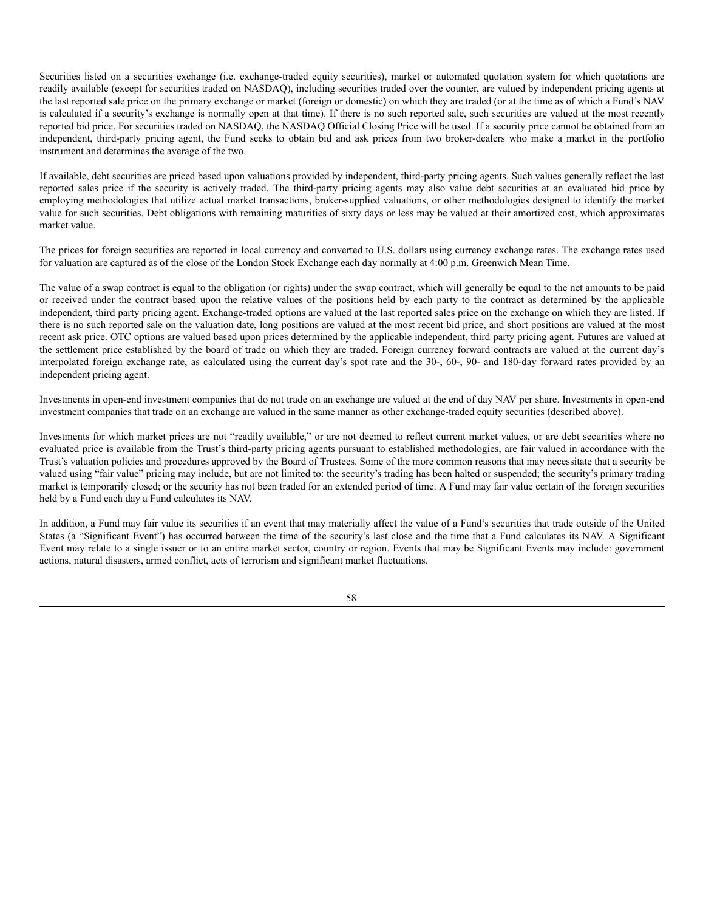Securities listed on a securities exchange (i.e. exchange-traded equity securities), market or automated quotation system for which quotations are readily available (except for securities traded on NASDAQ), including securities traded over the counter, are valued by independent pricing agents at the last reported sale price on the primary exchange or market (foreign or domestic) on which they are traded (or at the time as of which a Fund's NAV is calculated if a security's exchange is normally open at that time). If there is no such reported sale, such securities are valued at the most recently reported bid price. For securities traded on NASDAQ, the NASDAQ Official Closing Price will be used. If a security price cannot be obtained from an independent, third-party pricing agent, the Fund seeks to obtain bid and ask prices from two broker-dealers who make a market in the portfolio instrument and determines the average of the two.

If available, debt securities are priced based upon valuations provided by independent, third-party pricing agents. Such values generally reflect the last reported sales price if the security is actively traded. The third-party pricing agents may also value debt securities at an evaluated bid price by employing methodologies that utilize actual market transactions, broker-supplied valuations, or other methodologies designed to identify the market value for such securities. Debt obligations with remaining maturities of sixty days or less may be valued at their amortized cost, which approximates market value.

The prices for foreign securities are reported in local currency and converted to U.S. dollars using currency exchange rates. The exchange rates used for valuation are captured as of the close of the London Stock Exchange each day normally at 4:00 p.m. Greenwich Mean Time.

The value of a swap contract is equal to the obligation (or rights) under the swap contract, which will generally be equal to the net amounts to be paid or received under the contract based upon the relative values of the positions held by each party to the contract as determined by the applicable independent, third party pricing agent. Exchange-traded options are valued at the last reported sales price on the exchange on which they are listed. If there is no such reported sale on the valuation date, long positions are valued at the most recent bid price, and short positions are valued at the most recent ask price. OTC options are valued based upon prices determined by the applicable independent, third party pricing agent. Futures are valued at the settlement price established by the board of trade on which they are traded. Foreign currency forward contracts are valued at the current day's interpolated foreign exchange rate, as calculated using the current day's spot rate and the 30-, 60-, 90- and 180-day forward rates provided by an independent pricing agent.

Investments in open-end investment companies that do not trade on an exchange are valued at the end of day NAV per share. Investments in open-end investment companies that trade on an exchange are valued in the same manner as other exchange-traded equity securities (described above).

Investments for which market prices are not "readily available," or are not deemed to reflect current market values, or are debt securities where no evaluated price is available from the Trust's third-party pricing agents pursuant to established methodologies, are fair valued in accordance with the Trust's valuation policies and procedures approved by the Board of Trustees. Some of the more common reasons that may necessitate that a security be valued using "fair value" pricing may include, but are not limited to: the security's trading has been halted or suspended; the security's primary trading market is temporarily closed; or the security has not been traded for an extended period of time. A Fund may fair value certain of the foreign securities held by a Fund each day a Fund calculates its NAV.

In addition, a Fund may fair value its securities if an event that may materially affect the value of a Fund's securities that trade outside of the United States (a "Significant Event") has occurred between the time of the security's last close and the time that a Fund calculates its NAV. A Significant Event may relate to a single issuer or to an entire market sector, country or region. Events that may be Significant Events may include: government actions, natural disasters, armed conflict, acts of terrorism and significant market fluctuations.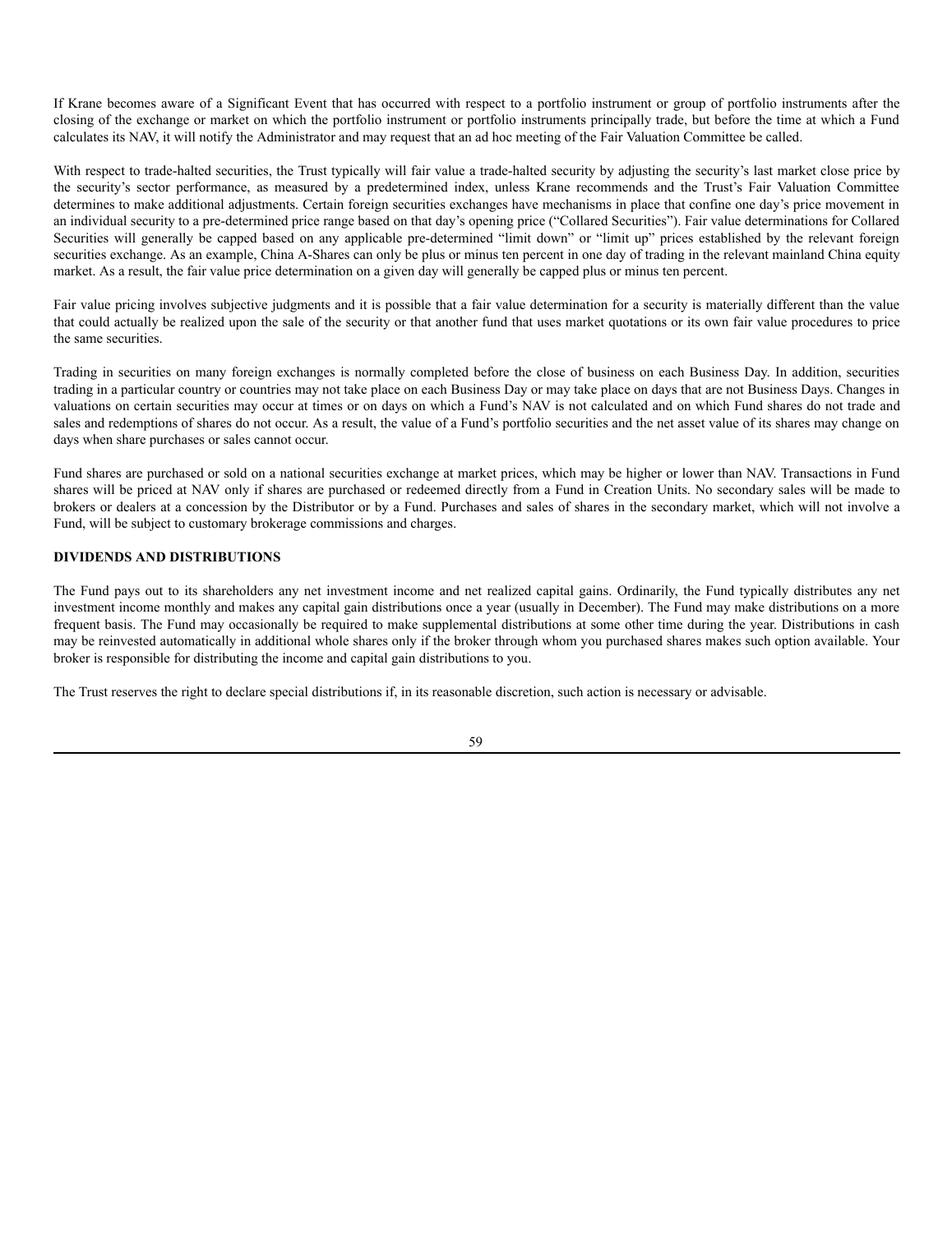If Krane becomes aware of a Significant Event that has occurred with respect to a portfolio instrument or group of portfolio instruments after the closing of the exchange or market on which the portfolio instrument or portfolio instruments principally trade, but before the time at which a Fund calculates its NAV, it will notify the Administrator and may request that an ad hoc meeting of the Fair Valuation Committee be called.

With respect to trade-halted securities, the Trust typically will fair value a trade-halted security by adjusting the security's last market close price by the security's sector performance, as measured by a predetermined index, unless Krane recommends and the Trust's Fair Valuation Committee determines to make additional adjustments. Certain foreign securities exchanges have mechanisms in place that confine one day's price movement in an individual security to a pre-determined price range based on that day's opening price ("Collared Securities"). Fair value determinations for Collared Securities will generally be capped based on any applicable pre-determined "limit down" or "limit up" prices established by the relevant foreign securities exchange. As an example, China A-Shares can only be plus or minus ten percent in one day of trading in the relevant mainland China equity market. As a result, the fair value price determination on a given day will generally be capped plus or minus ten percent.

Fair value pricing involves subjective judgments and it is possible that a fair value determination for a security is materially different than the value that could actually be realized upon the sale of the security or that another fund that uses market quotations or its own fair value procedures to price the same securities.

Trading in securities on many foreign exchanges is normally completed before the close of business on each Business Day. In addition, securities trading in a particular country or countries may not take place on each Business Day or may take place on days that are not Business Days. Changes in valuations on certain securities may occur at times or on days on which a Fund's NAV is not calculated and on which Fund shares do not trade and sales and redemptions of shares do not occur. As a result, the value of a Fund's portfolio securities and the net asset value of its shares may change on days when share purchases or sales cannot occur.

Fund shares are purchased or sold on a national securities exchange at market prices, which may be higher or lower than NAV. Transactions in Fund shares will be priced at NAV only if shares are purchased or redeemed directly from a Fund in Creation Units. No secondary sales will be made to brokers or dealers at a concession by the Distributor or by a Fund. Purchases and sales of shares in the secondary market, which will not involve a Fund, will be subject to customary brokerage commissions and charges.

## DIVIDENDS AND DISTRIBUTIONS

The Fund pays out to its shareholders any net investment income and net realized capital gains. Ordinarily, the Fund typically distributes any net investment income monthly and makes any capital gain distributions once a year (usually in December). The Fund may make distributions on a more frequent basis. The Fund may occasionally be required to make supplemental distributions at some other time during the year. Distributions in cash may be reinvested automatically in additional whole shares only if the broker through whom you purchased shares makes such option available. Your broker is responsible for distributing the income and capital gain distributions to you.

The Trust reserves the right to declare special distributions if, in its reasonable discretion, such action is necessary or advisable.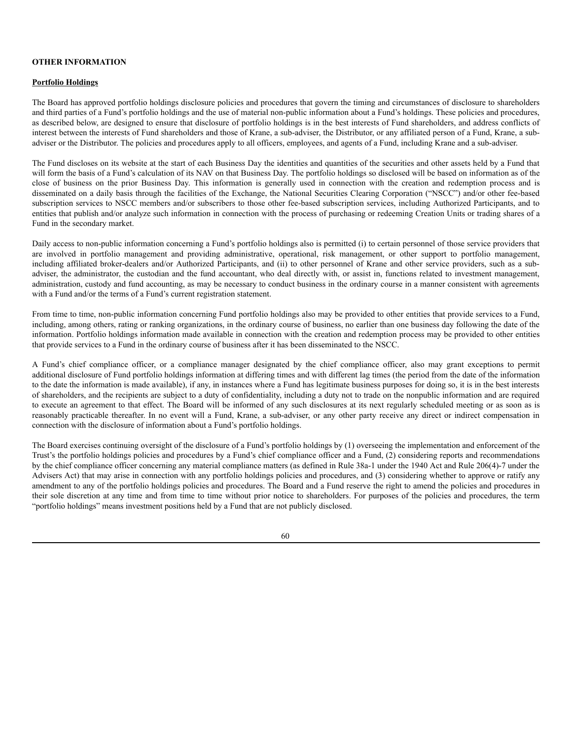**OTHER INFORMATION**

**Portfolio Holdings**

The Board has approved portfolio holdings disclosure policies and procedures that govern the timing and circumstances of disclosure to shareholders and third parties of a Fund's portfolio holdings and the use of material non-public information about a Fund's holdings. These policies and procedures, as described below, are designed to ensure that disclosure of portfolio holdings is in the best interests of Fund shareholders, and address conflicts of interest between the interests of Fund shareholders and those of Krane, a sub-adviser, the Distributor, or any affiliated person of a Fund, Krane, a sub-adviser or the Distributor. The policies and procedures apply to all officers, employees, and agents of a Fund, including Krane and a sub-adviser.

The Fund discloses on its website at the start of each Business Day the identities and quantities of the securities and other assets held by a Fund that will form the basis of a Fund's calculation of its NAV on that Business Day. The portfolio holdings so disclosed will be based on information as of the close of business on the prior Business Day. This information is generally used in connection with the creation and redemption process and is disseminated on a daily basis through the facilities of the Exchange, the National Securities Clearing Corporation ("NSCC") and/or other fee-based subscription services to NSCC members and/or subscribers to those other fee-based subscription services, including Authorized Participants, and to entities that publish and/or analyze such information in connection with the process of purchasing or redeeming Creation Units or trading shares of a Fund in the secondary market.

Daily access to non-public information concerning a Fund's portfolio holdings also is permitted (i) to certain personnel of those service providers that are involved in portfolio management and providing administrative, operational, risk management, or other support to portfolio management, including affiliated broker-dealers and/or Authorized Participants, and (ii) to other personnel of Krane and other service providers, such as a sub-adviser, the administrator, the custodian and the fund accountant, who deal directly with, or assist in, functions related to investment management, administration, custody and fund accounting, as may be necessary to conduct business in the ordinary course in a manner consistent with agreements with a Fund and/or the terms of a Fund's current registration statement.

From time to time, non-public information concerning Fund portfolio holdings also may be provided to other entities that provide services to a Fund, including, among others, rating or ranking organizations, in the ordinary course of business, no earlier than one business day following the date of the information. Portfolio holdings information made available in connection with the creation and redemption process may be provided to other entities that provide services to a Fund in the ordinary course of business after it has been disseminated to the NSCC.

A Fund's chief compliance officer, or a compliance manager designated by the chief compliance officer, also may grant exceptions to permit additional disclosure of Fund portfolio holdings information at differing times and with different lag times (the period from the date of the information to the date the information is made available), if any, in instances where a Fund has legitimate business purposes for doing so, it is in the best interests of shareholders, and the recipients are subject to a duty of confidentiality, including a duty not to trade on the nonpublic information and are required to execute an agreement to that effect. The Board will be informed of any such disclosures at its next regularly scheduled meeting or as soon as is reasonably practicable thereafter. In no event will a Fund, Krane, a sub-adviser, or any other party receive any direct or indirect compensation in connection with the disclosure of information about a Fund's portfolio holdings.

The Board exercises continuing oversight of the disclosure of a Fund's portfolio holdings by (1) overseeing the implementation and enforcement of the Trust's the portfolio holdings policies and procedures by a Fund's chief compliance officer and a Fund, (2) considering reports and recommendations by the chief compliance officer concerning any material compliance matters (as defined in Rule 38a-1 under the 1940 Act and Rule 206(4)-7 under the Advisers Act) that may arise in connection with any portfolio holdings policies and procedures, and (3) considering whether to approve or ratify any amendment to any of the portfolio holdings policies and procedures. The Board and a Fund reserve the right to amend the policies and procedures in their sole discretion at any time and from time to time without prior notice to shareholders. For purposes of the policies and procedures, the term "portfolio holdings" means investment positions held by a Fund that are not publicly disclosed.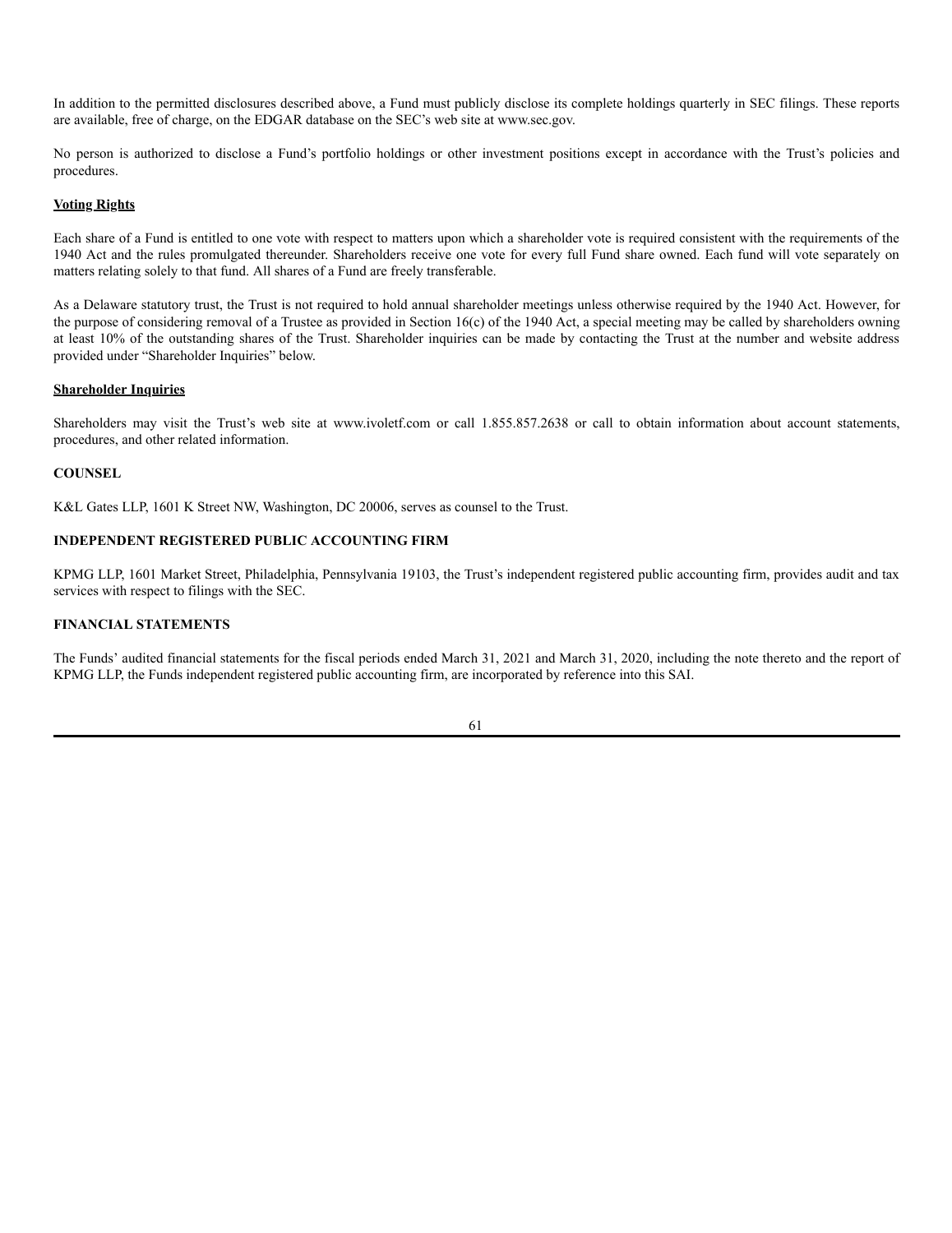In addition to the permitted disclosures described above, a Fund must publicly disclose its complete holdings quarterly in SEC filings. These reports are available, free of charge, on the EDGAR database on the SEC's web site at www.sec.gov.

No person is authorized to disclose a Fund's portfolio holdings or other investment positions except in accordance with the Trust's policies and procedures.

**Voting Rights**

Each share of a Fund is entitled to one vote with respect to matters upon which a shareholder vote is required consistent with the requirements of the 1940 Act and the rules promulgated thereunder. Shareholders receive one vote for every full Fund share owned. Each fund will vote separately on matters relating solely to that fund. All shares of a Fund are freely transferable.

As a Delaware statutory trust, the Trust is not required to hold annual shareholder meetings unless otherwise required by the 1940 Act. However, for the purpose of considering removal of a Trustee as provided in Section 16(c) of the 1940 Act, a special meeting may be called by shareholders owning at least 10% of the outstanding shares of the Trust. Shareholder inquiries can be made by contacting the Trust at the number and website address provided under "Shareholder Inquiries" below.

**Shareholder Inquiries**

Shareholders may visit the Trust's web site at www.ivoletf.com or call 1.855.857.2638 or call to obtain information about account statements, procedures, and other related information.

## COUNSEL

K&L Gates LLP, 1601 K Street NW, Washington, DC 20006, serves as counsel to the Trust.

## INDEPENDENT REGISTERED PUBLIC ACCOUNTING FIRM

KPMG LLP, 1601 Market Street, Philadelphia, Pennsylvania 19103, the Trust's independent registered public accounting firm, provides audit and tax services with respect to filings with the SEC.

## FINANCIAL STATEMENTS

The Funds' audited financial statements for the fiscal periods ended March 31, 2021 and March 31, 2020, including the note thereto and the report of KPMG LLP, the Funds independent registered public accounting firm, are incorporated by reference into this SAI.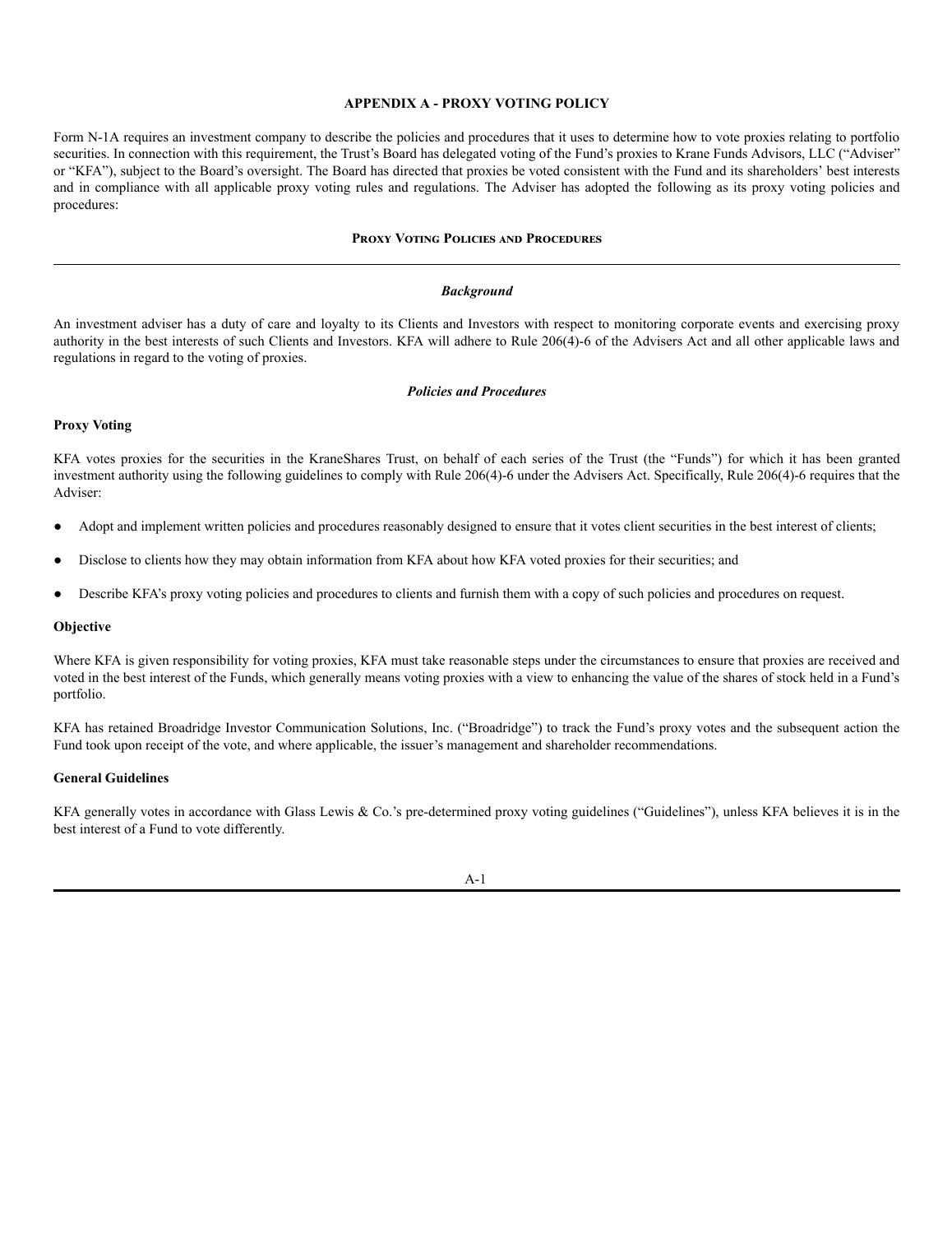# APPENDIX A - PROXY VOTING POLICY

Form N-1A requires an investment company to describe the policies and procedures that it uses to determine how to vote proxies relating to portfolio securities. In connection with this requirement, the Trust's Board has delegated voting of the Fund's proxies to Krane Funds Advisors, LLC ("Adviser" or "KFA"), subject to the Board's oversight. The Board has directed that proxies be voted consistent with the Fund and its shareholders' best interests and in compliance with all applicable proxy voting rules and regulations. The Adviser has adopted the following as its proxy voting policies and procedures:

## Proxy Voting Policies and Procedures

---

### *Background*

An investment adviser has a duty of care and loyalty to its Clients and Investors with respect to monitoring corporate events and exercising proxy authority in the best interests of such Clients and Investors. KFA will adhere to Rule 206(4)-6 of the Advisers Act and all other applicable laws and regulations in regard to the voting of proxies.

### *Policies and Procedures*

**Proxy Voting**

KFA votes proxies for the securities in the KraneShares Trust, on behalf of each series of the Trust (the "Funds") for which it has been granted investment authority using the following guidelines to comply with Rule 206(4)-6 under the Advisers Act. Specifically, Rule 206(4)-6 requires that the Adviser:

- Adopt and implement written policies and procedures reasonably designed to ensure that it votes client securities in the best interest of clients;
- Disclose to clients how they may obtain information from KFA about how KFA voted proxies for their securities; and
- Describe KFA's proxy voting policies and procedures to clients and furnish them with a copy of such policies and procedures on request.

**Objective**

Where KFA is given responsibility for voting proxies, KFA must take reasonable steps under the circumstances to ensure that proxies are received and voted in the best interest of the Funds, which generally means voting proxies with a view to enhancing the value of the shares of stock held in a Fund's portfolio.

KFA has retained Broadridge Investor Communication Solutions, Inc. ("Broadridge") to track the Fund's proxy votes and the subsequent action the Fund took upon receipt of the vote, and where applicable, the issuer's management and shareholder recommendations.

**General Guidelines**

KFA generally votes in accordance with Glass Lewis & Co.'s pre-determined proxy voting guidelines ("Guidelines"), unless KFA believes it is in the best interest of a Fund to vote differently.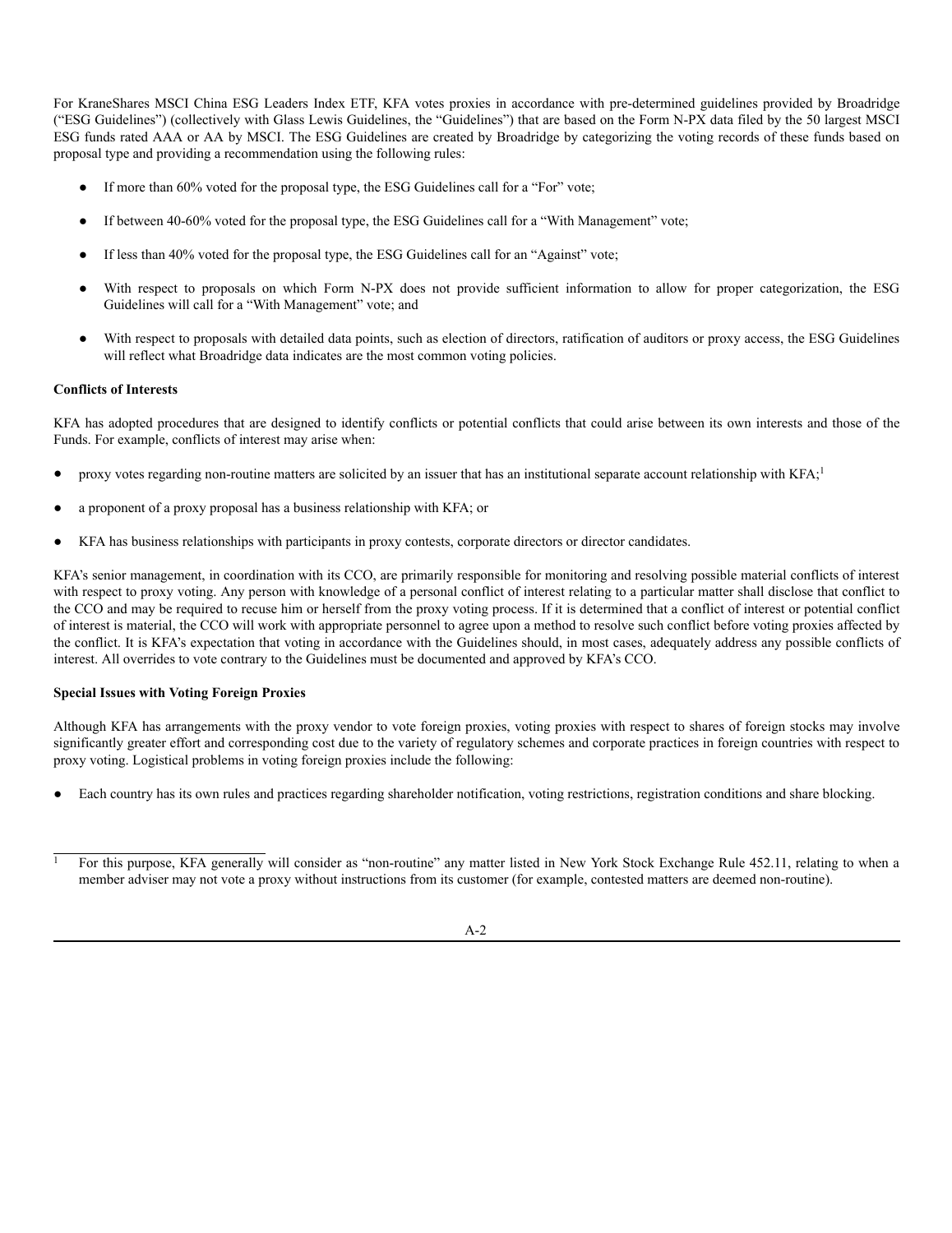For KraneShares MSCI China ESG Leaders Index ETF, KFA votes proxies in accordance with pre-determined guidelines provided by Broadridge ("ESG Guidelines") (collectively with Glass Lewis Guidelines, the "Guidelines") that are based on the Form N-PX data filed by the 50 largest MSCI ESG funds rated AAA or AA by MSCI. The ESG Guidelines are created by Broadridge by categorizing the voting records of these funds based on proposal type and providing a recommendation using the following rules:

- If more than 60% voted for the proposal type, the ESG Guidelines call for a "For" vote;
- If between 40-60% voted for the proposal type, the ESG Guidelines call for a "With Management" vote;
- If less than 40% voted for the proposal type, the ESG Guidelines call for an "Against" vote;
- With respect to proposals on which Form N-PX does not provide sufficient information to allow for proper categorization, the ESG Guidelines will call for a "With Management" vote; and
- With respect to proposals with detailed data points, such as election of directors, ratification of auditors or proxy access, the ESG Guidelines will reflect what Broadridge data indicates are the most common voting policies.

**Conflicts of Interests**

KFA has adopted procedures that are designed to identify conflicts or potential conflicts that could arise between its own interests and those of the Funds. For example, conflicts of interest may arise when:

- proxy votes regarding non-routine matters are solicited by an issuer that has an institutional separate account relationship with KFA;[1]
- a proponent of a proxy proposal has a business relationship with KFA; or
- KFA has business relationships with participants in proxy contests, corporate directors or director candidates.

KFA's senior management, in coordination with its CCO, are primarily responsible for monitoring and resolving possible material conflicts of interest with respect to proxy voting. Any person with knowledge of a personal conflict of interest relating to a particular matter shall disclose that conflict to the CCO and may be required to recuse him or herself from the proxy voting process. If it is determined that a conflict of interest or potential conflict of interest is material, the CCO will work with appropriate personnel to agree upon a method to resolve such conflict before voting proxies affected by the conflict. It is KFA's expectation that voting in accordance with the Guidelines should, in most cases, adequately address any possible conflicts of interest. All overrides to vote contrary to the Guidelines must be documented and approved by KFA's CCO.

**Special Issues with Voting Foreign Proxies**

Although KFA has arrangements with the proxy vendor to vote foreign proxies, voting proxies with respect to shares of foreign stocks may involve significantly greater effort and corresponding cost due to the variety of regulatory schemes and corporate practices in foreign countries with respect to proxy voting. Logistical problems in voting foreign proxies include the following:

- Each country has its own rules and practices regarding shareholder notification, voting restrictions, registration conditions and share blocking.

---

[1] For this purpose, KFA generally will consider as "non-routine" any matter listed in New York Stock Exchange Rule 452.11, relating to when a member adviser may not vote a proxy without instructions from its customer (for example, contested matters are deemed non-routine).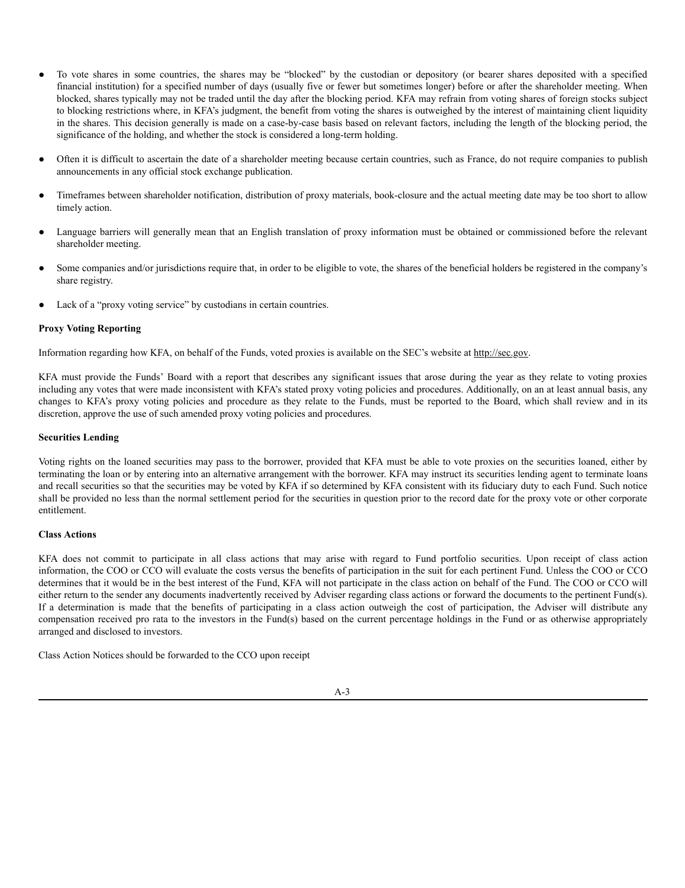- To vote shares in some countries, the shares may be "blocked" by the custodian or depository (or bearer shares deposited with a specified financial institution) for a specified number of days (usually five or fewer but sometimes longer) before or after the shareholder meeting. When blocked, shares typically may not be traded until the day after the blocking period. KFA may refrain from voting shares of foreign stocks subject to blocking restrictions where, in KFA's judgment, the benefit from voting the shares is outweighed by the interest of maintaining client liquidity in the shares. This decision generally is made on a case-by-case basis based on relevant factors, including the length of the blocking period, the significance of the holding, and whether the stock is considered a long-term holding.
- Often it is difficult to ascertain the date of a shareholder meeting because certain countries, such as France, do not require companies to publish announcements in any official stock exchange publication.
- Timeframes between shareholder notification, distribution of proxy materials, book-closure and the actual meeting date may be too short to allow timely action.
- Language barriers will generally mean that an English translation of proxy information must be obtained or commissioned before the relevant shareholder meeting.
- Some companies and/or jurisdictions require that, in order to be eligible to vote, the shares of the beneficial holders be registered in the company's share registry.
- Lack of a "proxy voting service" by custodians in certain countries.

**Proxy Voting Reporting**

Information regarding how KFA, on behalf of the Funds, voted proxies is available on the SEC's website at http://sec.gov.

KFA must provide the Funds' Board with a report that describes any significant issues that arose during the year as they relate to voting proxies including any votes that were made inconsistent with KFA's stated proxy voting policies and procedures. Additionally, on an at least annual basis, any changes to KFA's proxy voting policies and procedure as they relate to the Funds, must be reported to the Board, which shall review and in its discretion, approve the use of such amended proxy voting policies and procedures.

**Securities Lending**

Voting rights on the loaned securities may pass to the borrower, provided that KFA must be able to vote proxies on the securities loaned, either by terminating the loan or by entering into an alternative arrangement with the borrower. KFA may instruct its securities lending agent to terminate loans and recall securities so that the securities may be voted by KFA if so determined by KFA consistent with its fiduciary duty to each Fund. Such notice shall be provided no less than the normal settlement period for the securities in question prior to the record date for the proxy vote or other corporate entitlement.

**Class Actions**

KFA does not commit to participate in all class actions that may arise with regard to Fund portfolio securities. Upon receipt of class action information, the COO or CCO will evaluate the costs versus the benefits of participation in the suit for each pertinent Fund. Unless the COO or CCO determines that it would be in the best interest of the Fund, KFA will not participate in the class action on behalf of the Fund. The COO or CCO will either return to the sender any documents inadvertently received by Adviser regarding class actions or forward the documents to the pertinent Fund(s). If a determination is made that the benefits of participating in a class action outweigh the cost of participation, the Adviser will distribute any compensation received pro rata to the investors in the Fund(s) based on the current percentage holdings in the Fund or as otherwise appropriately arranged and disclosed to investors.

Class Action Notices should be forwarded to the CCO upon receipt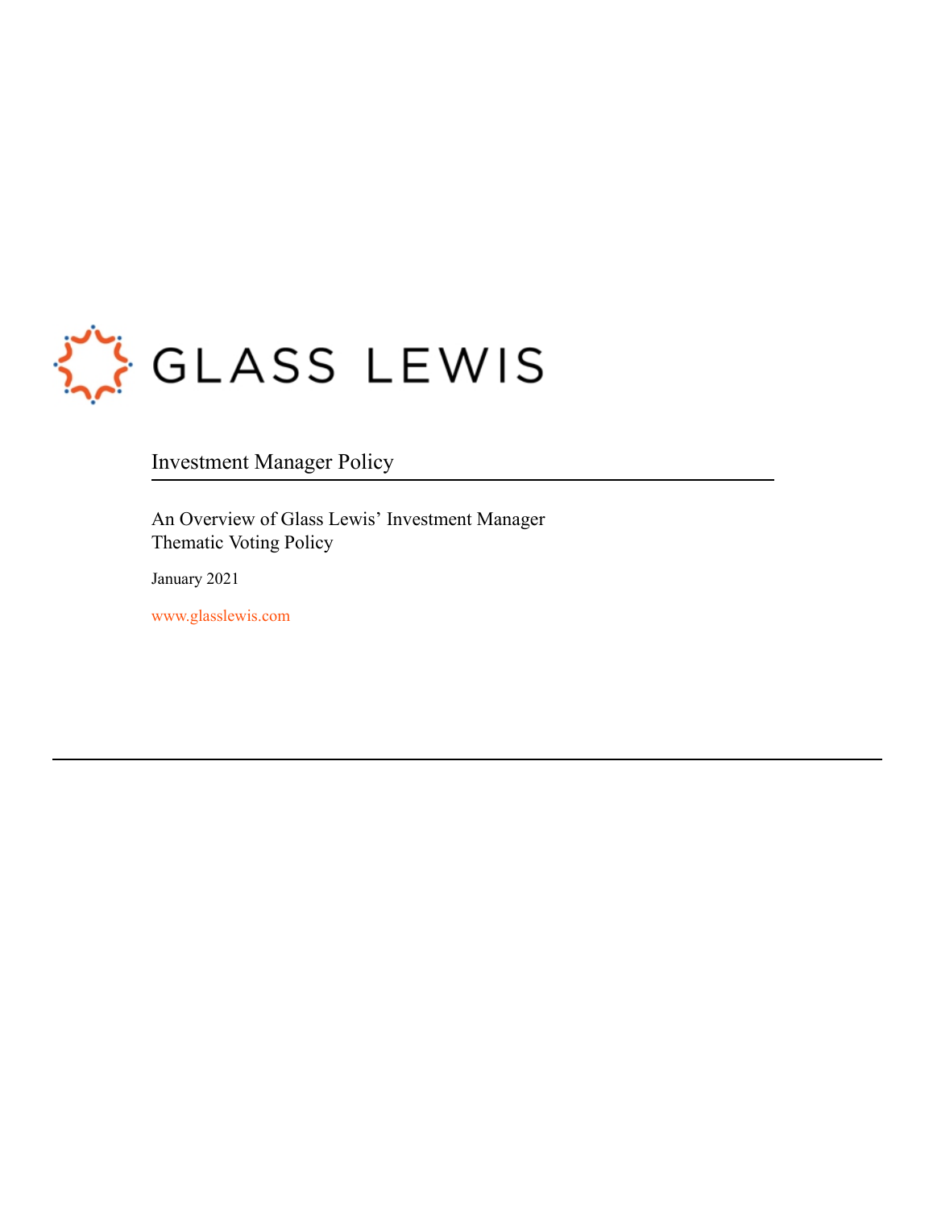GLASS LEWIS

# Investment Manager Policy

An Overview of Glass Lewis' Investment Manager Thematic Voting Policy

January 2021

www.glasslewis.com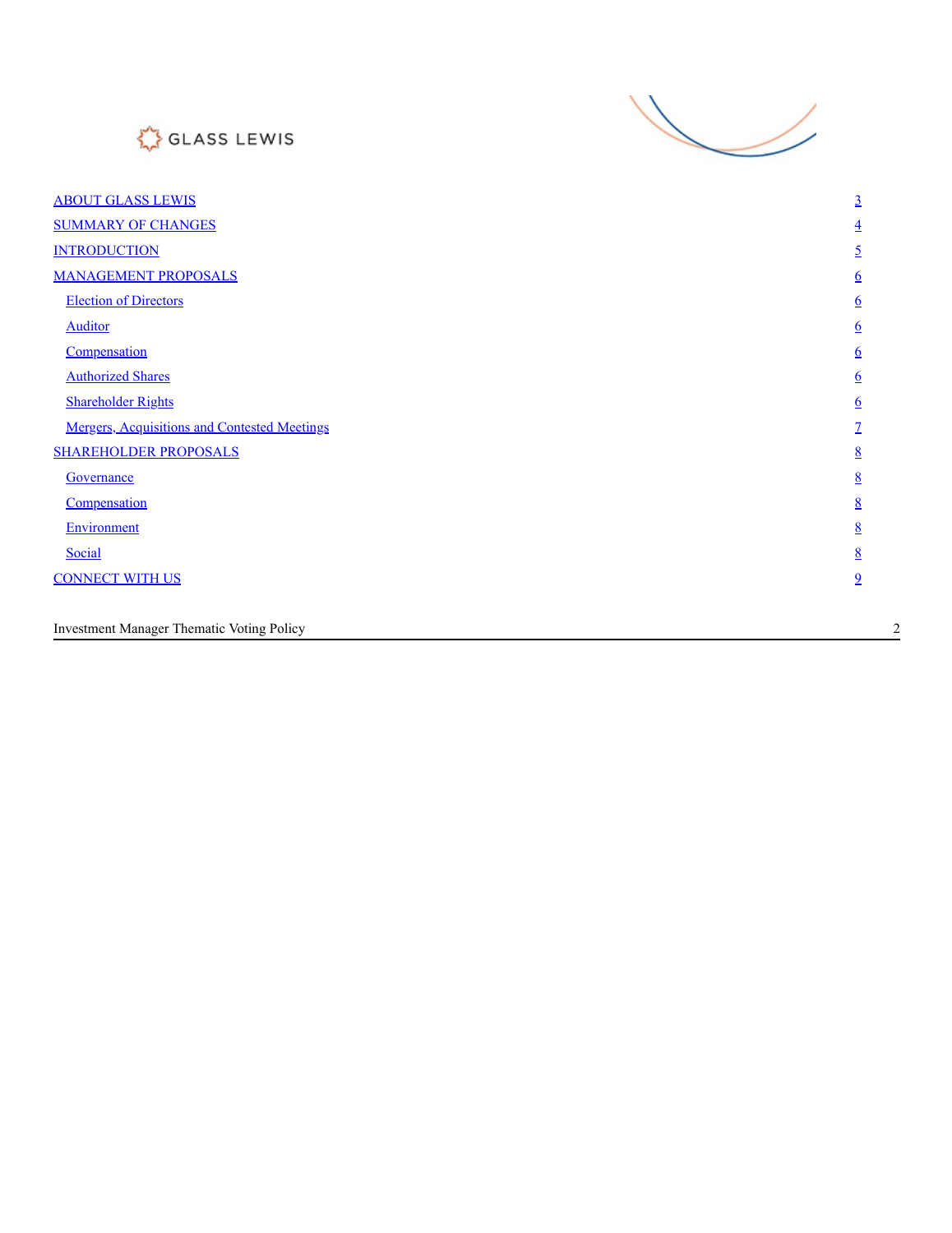| | |
|---|---|
| ABOUT GLASS LEWIS | 3 |
| SUMMARY OF CHANGES | 4 |
| INTRODUCTION | 5 |
| MANAGEMENT PROPOSALS | 6 |
| Election of Directors | 6 |
| Auditor | 6 |
| Compensation | 6 |
| Authorized Shares | 6 |
| Shareholder Rights | 6 |
| Mergers, Acquisitions and Contested Meetings | 7 |
| SHAREHOLDER PROPOSALS | 8 |
| Governance | 8 |
| Compensation | 8 |
| Environment | 8 |
| Social | 8 |
| CONNECT WITH US | 9 |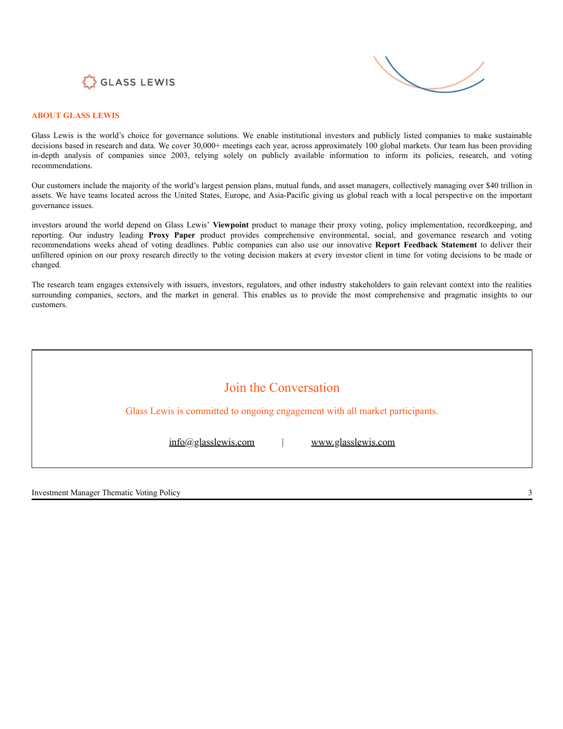## ABOUT GLASS LEWIS

Glass Lewis is the world's choice for governance solutions. We enable institutional investors and publicly listed companies to make sustainable decisions based in research and data. We cover 30,000+ meetings each year, across approximately 100 global markets. Our team has been providing in-depth analysis of companies since 2003, relying solely on publicly available information to inform its policies, research, and voting recommendations.

Our customers include the majority of the world's largest pension plans, mutual funds, and asset managers, collectively managing over $40 trillion in assets. We have teams located across the United States, Europe, and Asia-Pacific giving us global reach with a local perspective on the important governance issues.

investors around the world depend on Glass Lewis' **Viewpoint** product to manage their proxy voting, policy implementation, recordkeeping, and reporting. Our industry leading **Proxy Paper** product provides comprehensive environmental, social, and governance research and voting recommendations weeks ahead of voting deadlines. Public companies can also use our innovative **Report Feedback Statement** to deliver their unfiltered opinion on our proxy research directly to the voting decision makers at every investor client in time for voting decisions to be made or changed.

The research team engages extensively with issuers, investors, regulators, and other industry stakeholders to gain relevant context into the realities surrounding companies, sectors, and the market in general. This enables us to provide the most comprehensive and pragmatic insights to our customers.

## Join the Conversation

Glass Lewis is committed to ongoing engagement with all market participants.

info@glasslewis.com | www.glasslewis.com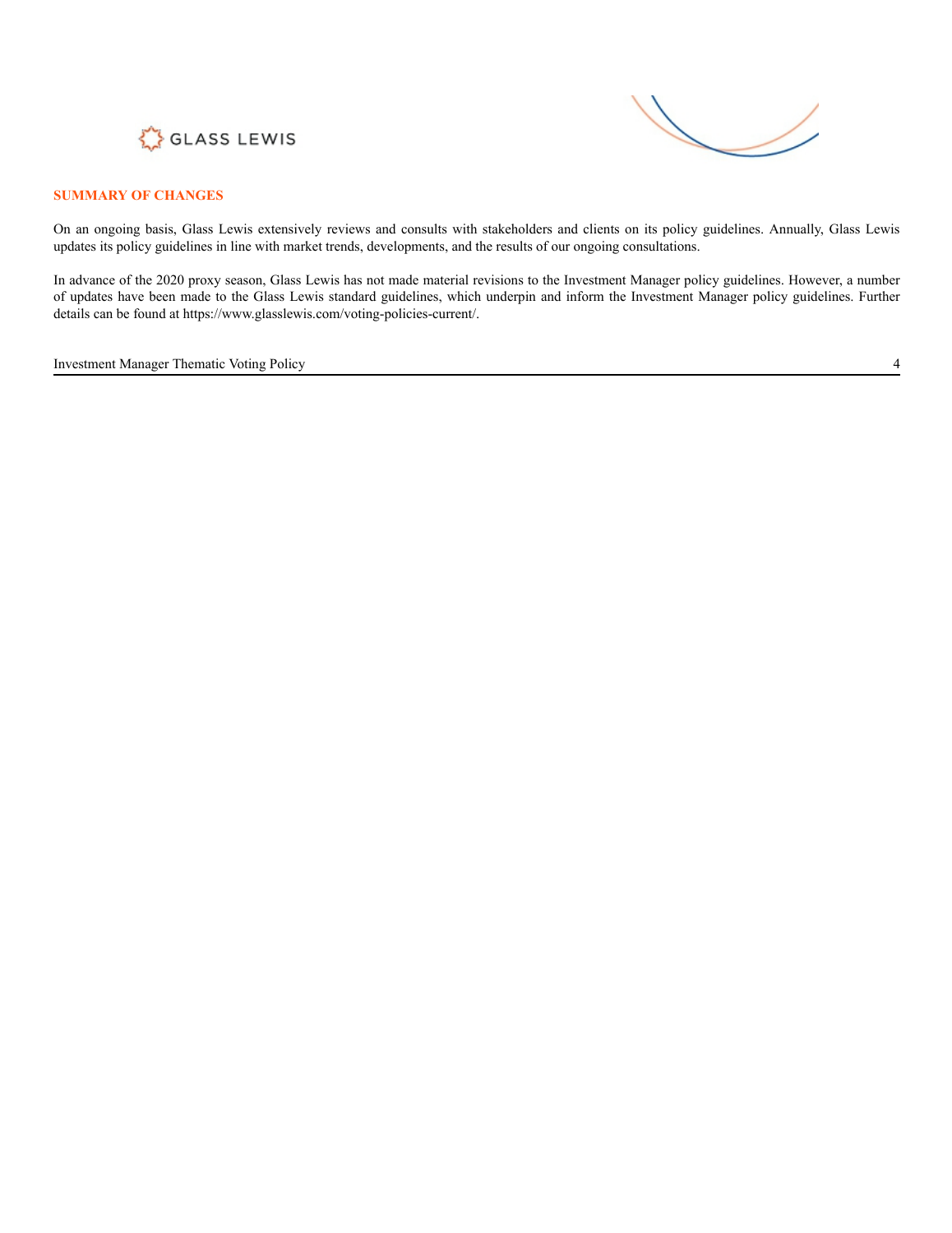## SUMMARY OF CHANGES

On an ongoing basis, Glass Lewis extensively reviews and consults with stakeholders and clients on its policy guidelines. Annually, Glass Lewis updates its policy guidelines in line with market trends, developments, and the results of our ongoing consultations.

In advance of the 2020 proxy season, Glass Lewis has not made material revisions to the Investment Manager policy guidelines. However, a number of updates have been made to the Glass Lewis standard guidelines, which underpin and inform the Investment Manager policy guidelines. Further details can be found at https://www.glasslewis.com/voting-policies-current/.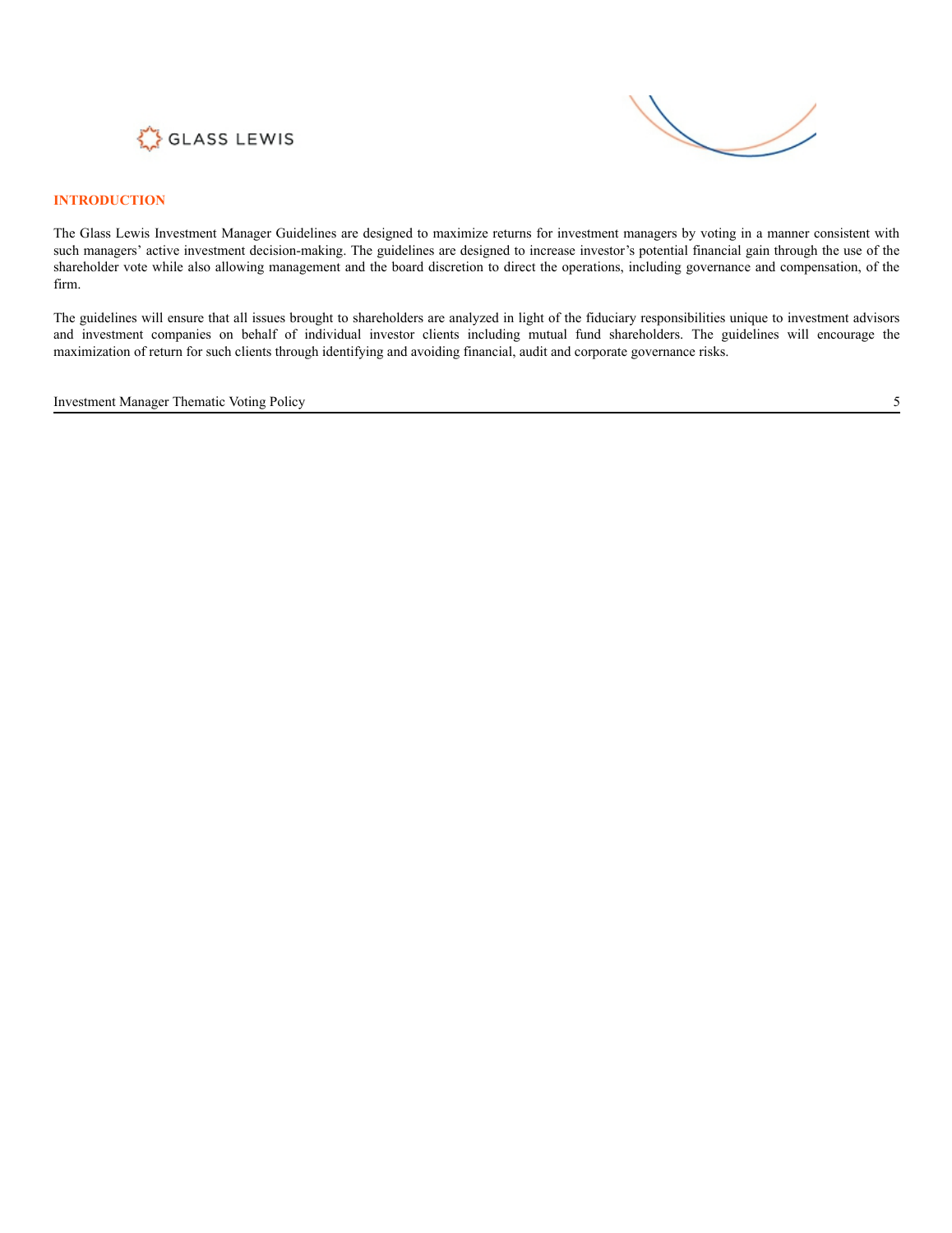## INTRODUCTION

The Glass Lewis Investment Manager Guidelines are designed to maximize returns for investment managers by voting in a manner consistent with such managers' active investment decision-making. The guidelines are designed to increase investor's potential financial gain through the use of the shareholder vote while also allowing management and the board discretion to direct the operations, including governance and compensation, of the firm.

The guidelines will ensure that all issues brought to shareholders are analyzed in light of the fiduciary responsibilities unique to investment advisors and investment companies on behalf of individual investor clients including mutual fund shareholders. The guidelines will encourage the maximization of return for such clients through identifying and avoiding financial, audit and corporate governance risks.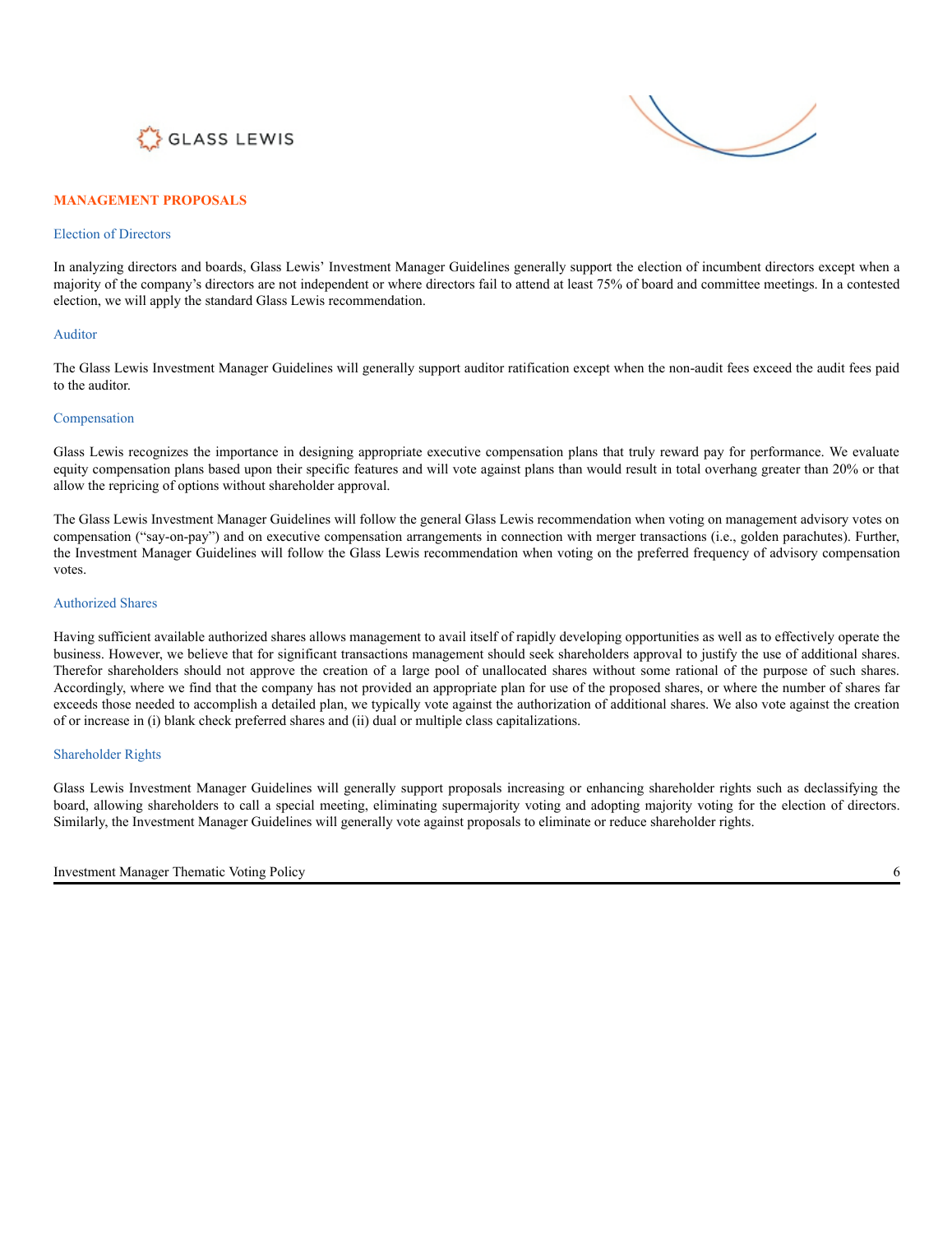## MANAGEMENT PROPOSALS

### Election of Directors

In analyzing directors and boards, Glass Lewis' Investment Manager Guidelines generally support the election of incumbent directors except when a majority of the company's directors are not independent or where directors fail to attend at least 75% of board and committee meetings. In a contested election, we will apply the standard Glass Lewis recommendation.

### Auditor

The Glass Lewis Investment Manager Guidelines will generally support auditor ratification except when the non-audit fees exceed the audit fees paid to the auditor.

### Compensation

Glass Lewis recognizes the importance in designing appropriate executive compensation plans that truly reward pay for performance. We evaluate equity compensation plans based upon their specific features and will vote against plans than would result in total overhang greater than 20% or that allow the repricing of options without shareholder approval.

The Glass Lewis Investment Manager Guidelines will follow the general Glass Lewis recommendation when voting on management advisory votes on compensation ("say-on-pay") and on executive compensation arrangements in connection with merger transactions (i.e., golden parachutes). Further, the Investment Manager Guidelines will follow the Glass Lewis recommendation when voting on the preferred frequency of advisory compensation votes.

### Authorized Shares

Having sufficient available authorized shares allows management to avail itself of rapidly developing opportunities as well as to effectively operate the business. However, we believe that for significant transactions management should seek shareholders approval to justify the use of additional shares. Therefor shareholders should not approve the creation of a large pool of unallocated shares without some rational of the purpose of such shares. Accordingly, where we find that the company has not provided an appropriate plan for use of the proposed shares, or where the number of shares far exceeds those needed to accomplish a detailed plan, we typically vote against the authorization of additional shares. We also vote against the creation of or increase in (i) blank check preferred shares and (ii) dual or multiple class capitalizations.

### Shareholder Rights

Glass Lewis Investment Manager Guidelines will generally support proposals increasing or enhancing shareholder rights such as declassifying the board, allowing shareholders to call a special meeting, eliminating supermajority voting and adopting majority voting for the election of directors. Similarly, the Investment Manager Guidelines will generally vote against proposals to eliminate or reduce shareholder rights.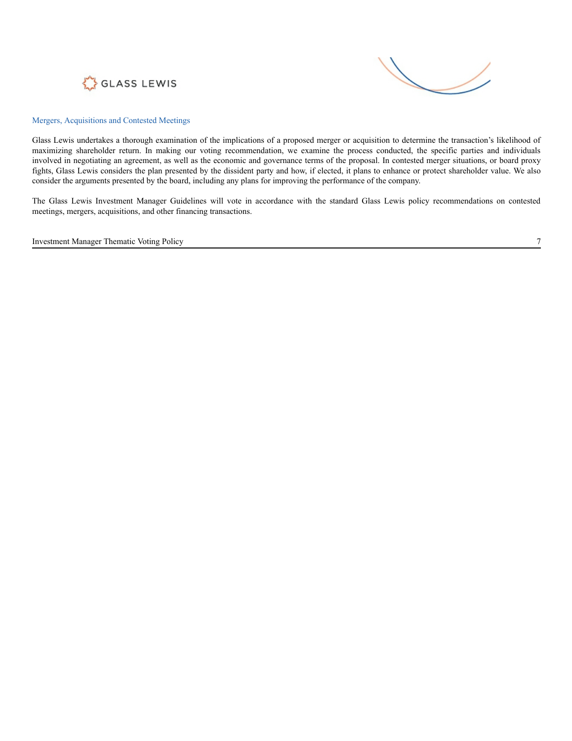## Mergers, Acquisitions and Contested Meetings

Glass Lewis undertakes a thorough examination of the implications of a proposed merger or acquisition to determine the transaction's likelihood of maximizing shareholder return. In making our voting recommendation, we examine the process conducted, the specific parties and individuals involved in negotiating an agreement, as well as the economic and governance terms of the proposal. In contested merger situations, or board proxy fights, Glass Lewis considers the plan presented by the dissident party and how, if elected, it plans to enhance or protect shareholder value. We also consider the arguments presented by the board, including any plans for improving the performance of the company.

The Glass Lewis Investment Manager Guidelines will vote in accordance with the standard Glass Lewis policy recommendations on contested meetings, mergers, acquisitions, and other financing transactions.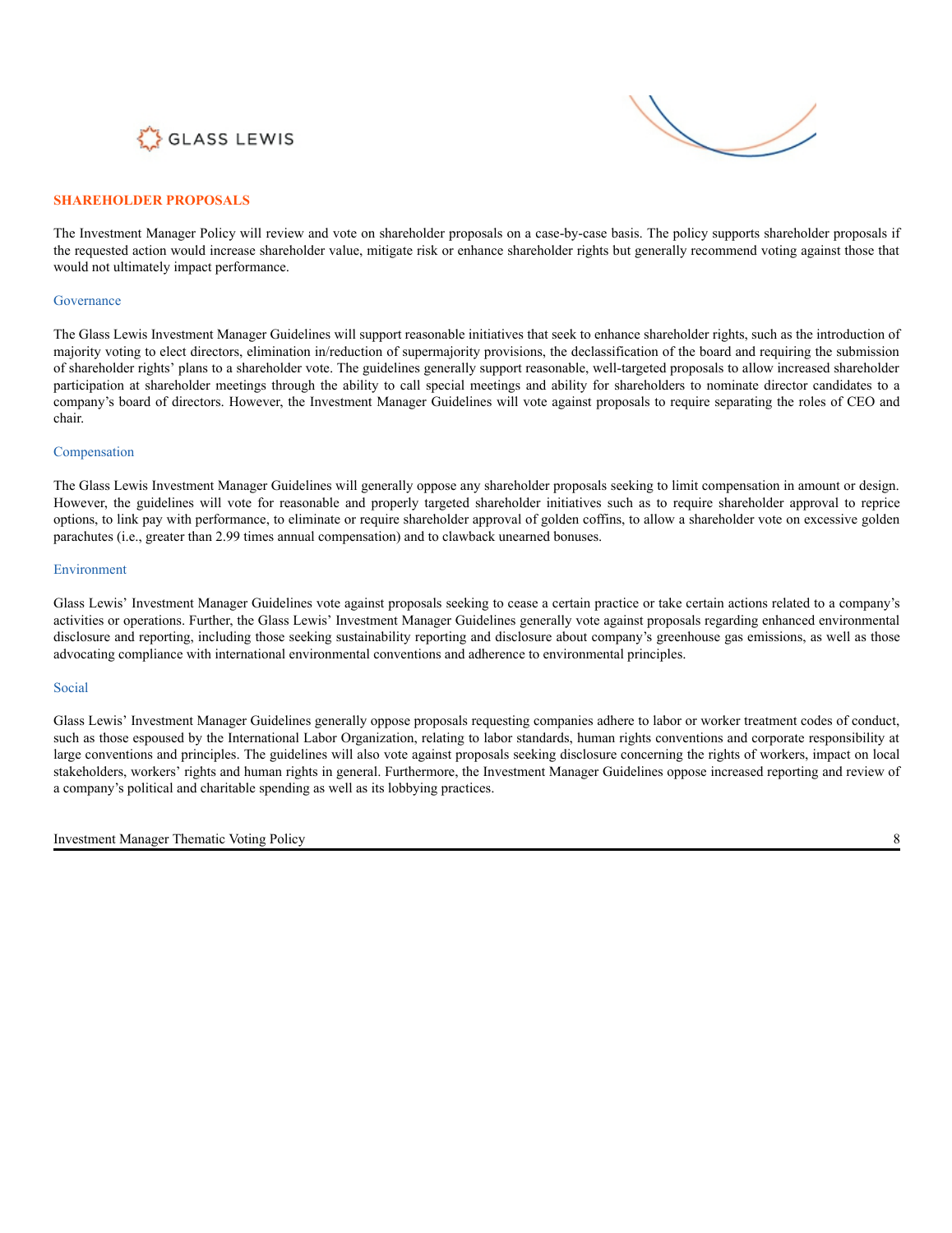## SHAREHOLDER PROPOSALS

The Investment Manager Policy will review and vote on shareholder proposals on a case-by-case basis. The policy supports shareholder proposals if the requested action would increase shareholder value, mitigate risk or enhance shareholder rights but generally recommend voting against those that would not ultimately impact performance.

### Governance

The Glass Lewis Investment Manager Guidelines will support reasonable initiatives that seek to enhance shareholder rights, such as the introduction of majority voting to elect directors, elimination in/reduction of supermajority provisions, the declassification of the board and requiring the submission of shareholder rights' plans to a shareholder vote. The guidelines generally support reasonable, well-targeted proposals to allow increased shareholder participation at shareholder meetings through the ability to call special meetings and ability for shareholders to nominate director candidates to a company's board of directors. However, the Investment Manager Guidelines will vote against proposals to require separating the roles of CEO and chair.

### Compensation

The Glass Lewis Investment Manager Guidelines will generally oppose any shareholder proposals seeking to limit compensation in amount or design. However, the guidelines will vote for reasonable and properly targeted shareholder initiatives such as to require shareholder approval to reprice options, to link pay with performance, to eliminate or require shareholder approval of golden coffins, to allow a shareholder vote on excessive golden parachutes (i.e., greater than 2.99 times annual compensation) and to clawback unearned bonuses.

### Environment

Glass Lewis' Investment Manager Guidelines vote against proposals seeking to cease a certain practice or take certain actions related to a company's activities or operations. Further, the Glass Lewis' Investment Manager Guidelines generally vote against proposals regarding enhanced environmental disclosure and reporting, including those seeking sustainability reporting and disclosure about company's greenhouse gas emissions, as well as those advocating compliance with international environmental conventions and adherence to environmental principles.

### Social

Glass Lewis' Investment Manager Guidelines generally oppose proposals requesting companies adhere to labor or worker treatment codes of conduct, such as those espoused by the International Labor Organization, relating to labor standards, human rights conventions and corporate responsibility at large conventions and principles. The guidelines will also vote against proposals seeking disclosure concerning the rights of workers, impact on local stakeholders, workers' rights and human rights in general. Furthermore, the Investment Manager Guidelines oppose increased reporting and review of a company's political and charitable spending as well as its lobbying practices.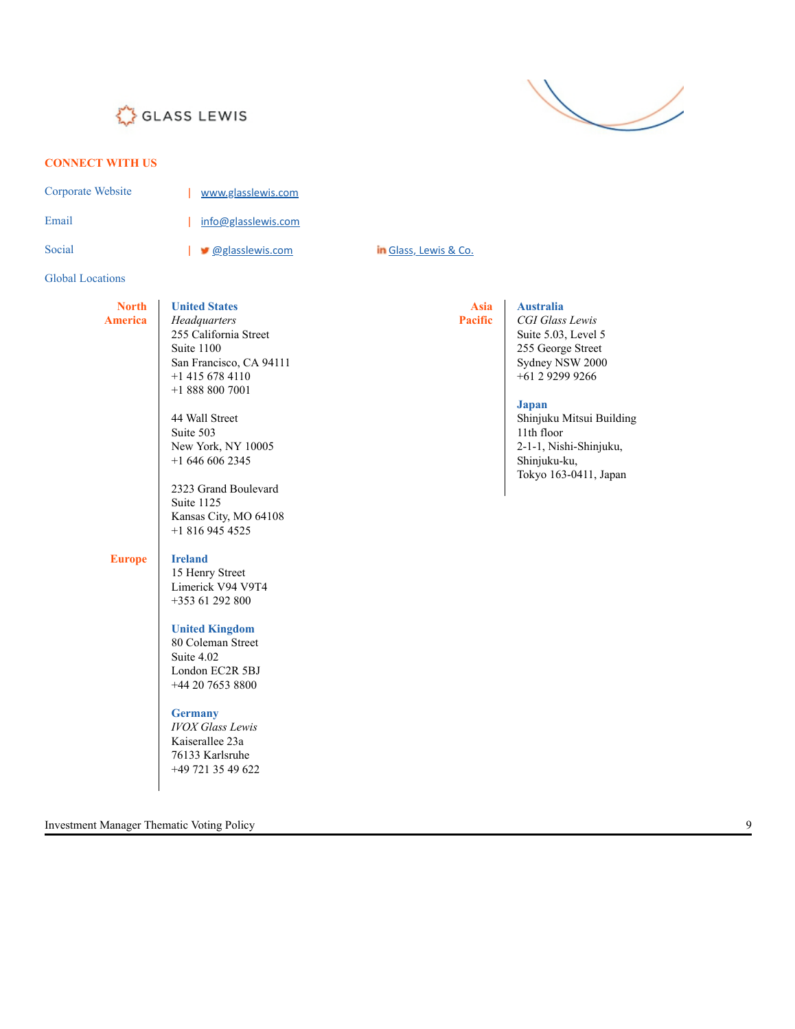## CONNECT WITH US

Corporate Website | [www.glasslewis.com](http://www.glasslewis.com)

Email | [info@glasslewis.com](mailto:info@glasslewis.com)

Social | @glasslewis.com  Glass, Lewis & Co.

Global Locations

### North America

**United States**
*Headquarters*
255 California Street
Suite 1100
San Francisco, CA 94111
+1 415 678 4110
+1 888 800 7001

44 Wall Street
Suite 503
New York, NY 10005
+1 646 606 2345

2323 Grand Boulevard
Suite 1125
Kansas City, MO 64108
+1 816 945 4525

### Europe

**Ireland**
15 Henry Street
Limerick V94 V9T4
+353 61 292 800

**United Kingdom**
80 Coleman Street
Suite 4.02
London EC2R 5BJ
+44 20 7653 8800

**Germany**
*IVOX Glass Lewis*
Kaiserallee 23a
76133 Karlsruhe
+49 721 35 49 622

### Asia Pacific

**Australia**
*CGI Glass Lewis*
Suite 5.03, Level 5
255 George Street
Sydney NSW 2000
+61 2 9299 9266

**Japan**
Shinjuku Mitsui Building
11th floor
2-1-1, Nishi-Shinjuku,
Shinjuku-ku,
Tokyo 163-0411, Japan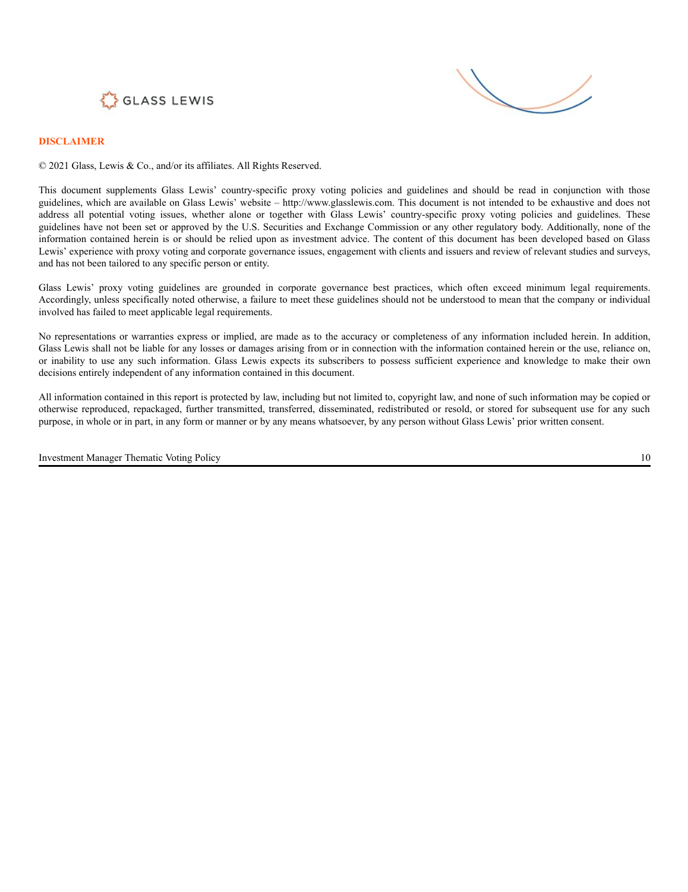## DISCLAIMER

© 2021 Glass, Lewis & Co., and/or its affiliates. All Rights Reserved.

This document supplements Glass Lewis' country-specific proxy voting policies and guidelines and should be read in conjunction with those guidelines, which are available on Glass Lewis' website – http://www.glasslewis.com. This document is not intended to be exhaustive and does not address all potential voting issues, whether alone or together with Glass Lewis' country-specific proxy voting policies and guidelines. These guidelines have not been set or approved by the U.S. Securities and Exchange Commission or any other regulatory body. Additionally, none of the information contained herein is or should be relied upon as investment advice. The content of this document has been developed based on Glass Lewis' experience with proxy voting and corporate governance issues, engagement with clients and issuers and review of relevant studies and surveys, and has not been tailored to any specific person or entity.

Glass Lewis' proxy voting guidelines are grounded in corporate governance best practices, which often exceed minimum legal requirements. Accordingly, unless specifically noted otherwise, a failure to meet these guidelines should not be understood to mean that the company or individual involved has failed to meet applicable legal requirements.

No representations or warranties express or implied, are made as to the accuracy or completeness of any information included herein. In addition, Glass Lewis shall not be liable for any losses or damages arising from or in connection with the information contained herein or the use, reliance on, or inability to use any such information. Glass Lewis expects its subscribers to possess sufficient experience and knowledge to make their own decisions entirely independent of any information contained in this document.

All information contained in this report is protected by law, including but not limited to, copyright law, and none of such information may be copied or otherwise reproduced, repackaged, further transmitted, transferred, disseminated, redistributed or resold, or stored for subsequent use for any such purpose, in whole or in part, in any form or manner or by any means whatsoever, by any person without Glass Lewis' prior written consent.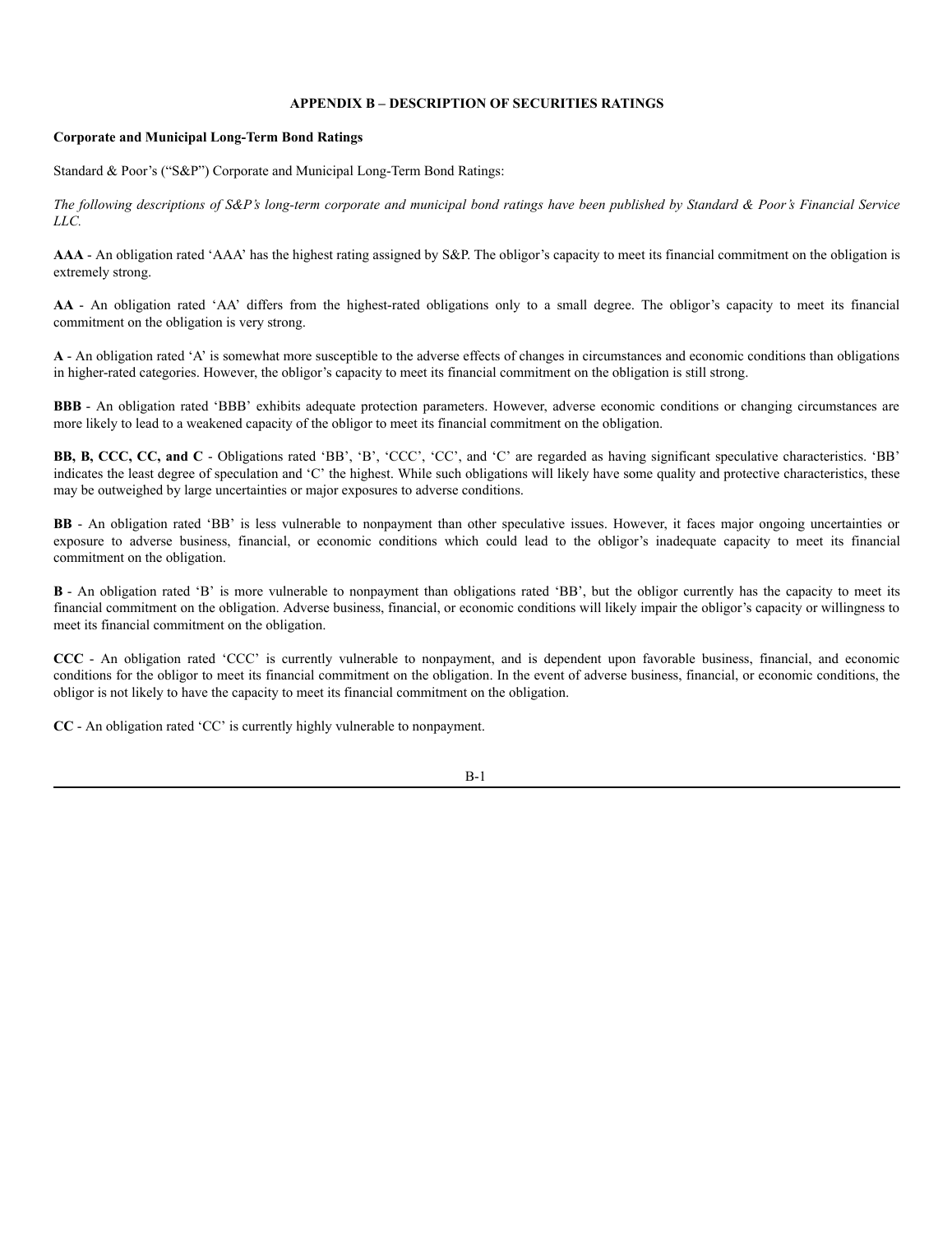## APPENDIX B – DESCRIPTION OF SECURITIES RATINGS

**Corporate and Municipal Long-Term Bond Ratings**

Standard & Poor's ("S&P") Corporate and Municipal Long-Term Bond Ratings:

*The following descriptions of S&P's long-term corporate and municipal bond ratings have been published by Standard & Poor's Financial Service LLC.*

**AAA** - An obligation rated 'AAA' has the highest rating assigned by S&P. The obligor's capacity to meet its financial commitment on the obligation is extremely strong.

**AA** - An obligation rated 'AA' differs from the highest-rated obligations only to a small degree. The obligor's capacity to meet its financial commitment on the obligation is very strong.

**A** - An obligation rated 'A' is somewhat more susceptible to the adverse effects of changes in circumstances and economic conditions than obligations in higher-rated categories. However, the obligor's capacity to meet its financial commitment on the obligation is still strong.

**BBB** - An obligation rated 'BBB' exhibits adequate protection parameters. However, adverse economic conditions or changing circumstances are more likely to lead to a weakened capacity of the obligor to meet its financial commitment on the obligation.

**BB, B, CCC, CC, and C** - Obligations rated 'BB', 'B', 'CCC', 'CC', and 'C' are regarded as having significant speculative characteristics. 'BB' indicates the least degree of speculation and 'C' the highest. While such obligations will likely have some quality and protective characteristics, these may be outweighed by large uncertainties or major exposures to adverse conditions.

**BB** - An obligation rated 'BB' is less vulnerable to nonpayment than other speculative issues. However, it faces major ongoing uncertainties or exposure to adverse business, financial, or economic conditions which could lead to the obligor's inadequate capacity to meet its financial commitment on the obligation.

**B** - An obligation rated 'B' is more vulnerable to nonpayment than obligations rated 'BB', but the obligor currently has the capacity to meet its financial commitment on the obligation. Adverse business, financial, or economic conditions will likely impair the obligor's capacity or willingness to meet its financial commitment on the obligation.

**CCC** - An obligation rated 'CCC' is currently vulnerable to nonpayment, and is dependent upon favorable business, financial, and economic conditions for the obligor to meet its financial commitment on the obligation. In the event of adverse business, financial, or economic conditions, the obligor is not likely to have the capacity to meet its financial commitment on the obligation.

**CC** - An obligation rated 'CC' is currently highly vulnerable to nonpayment.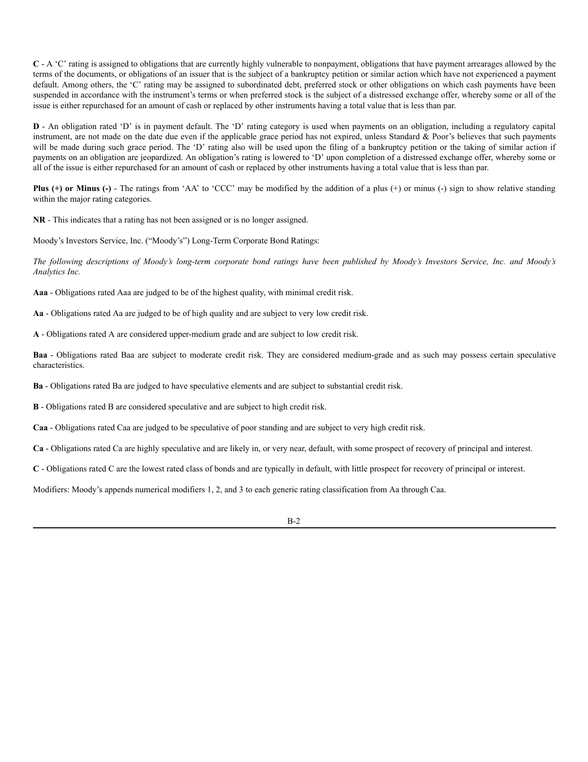**C** - A ‘C’ rating is assigned to obligations that are currently highly vulnerable to nonpayment, obligations that have payment arrearages allowed by the terms of the documents, or obligations of an issuer that is the subject of a bankruptcy petition or similar action which have not experienced a payment default. Among others, the ‘C’ rating may be assigned to subordinated debt, preferred stock or other obligations on which cash payments have been suspended in accordance with the instrument’s terms or when preferred stock is the subject of a distressed exchange offer, whereby some or all of the issue is either repurchased for an amount of cash or replaced by other instruments having a total value that is less than par.

**D** - An obligation rated ‘D’ is in payment default. The ‘D’ rating category is used when payments on an obligation, including a regulatory capital instrument, are not made on the date due even if the applicable grace period has not expired, unless Standard & Poor’s believes that such payments will be made during such grace period. The ‘D’ rating also will be used upon the filing of a bankruptcy petition or the taking of similar action if payments on an obligation are jeopardized. An obligation’s rating is lowered to ‘D’ upon completion of a distressed exchange offer, whereby some or all of the issue is either repurchased for an amount of cash or replaced by other instruments having a total value that is less than par.

**Plus (+) or Minus (-)** - The ratings from ‘AA’ to ‘CCC’ may be modified by the addition of a plus (+) or minus (-) sign to show relative standing within the major rating categories.

**NR** - This indicates that a rating has not been assigned or is no longer assigned.

Moody’s Investors Service, Inc. (“Moody’s”) Long-Term Corporate Bond Ratings:

*The following descriptions of Moody’s long-term corporate bond ratings have been published by Moody’s Investors Service, Inc. and Moody’s Analytics Inc.*

**Aaa** - Obligations rated Aaa are judged to be of the highest quality, with minimal credit risk.

**Aa** - Obligations rated Aa are judged to be of high quality and are subject to very low credit risk.

**A** - Obligations rated A are considered upper-medium grade and are subject to low credit risk.

**Baa** - Obligations rated Baa are subject to moderate credit risk. They are considered medium-grade and as such may possess certain speculative characteristics.

**Ba** - Obligations rated Ba are judged to have speculative elements and are subject to substantial credit risk.

**B** - Obligations rated B are considered speculative and are subject to high credit risk.

**Caa** - Obligations rated Caa are judged to be speculative of poor standing and are subject to very high credit risk.

**Ca** - Obligations rated Ca are highly speculative and are likely in, or very near, default, with some prospect of recovery of principal and interest.

**C** - Obligations rated C are the lowest rated class of bonds and are typically in default, with little prospect for recovery of principal or interest.

Modifiers: Moody’s appends numerical modifiers 1, 2, and 3 to each generic rating classification from Aa through Caa.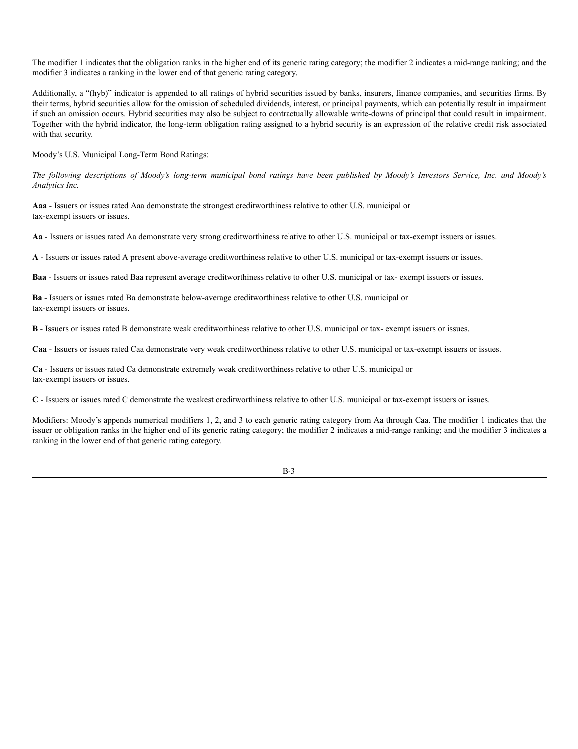The modifier 1 indicates that the obligation ranks in the higher end of its generic rating category; the modifier 2 indicates a mid-range ranking; and the modifier 3 indicates a ranking in the lower end of that generic rating category.

Additionally, a "(hyb)" indicator is appended to all ratings of hybrid securities issued by banks, insurers, finance companies, and securities firms. By their terms, hybrid securities allow for the omission of scheduled dividends, interest, or principal payments, which can potentially result in impairment if such an omission occurs. Hybrid securities may also be subject to contractually allowable write-downs of principal that could result in impairment. Together with the hybrid indicator, the long-term obligation rating assigned to a hybrid security is an expression of the relative credit risk associated with that security.

Moody's U.S. Municipal Long-Term Bond Ratings:

*The following descriptions of Moody's long-term municipal bond ratings have been published by Moody's Investors Service, Inc. and Moody's Analytics Inc.*

**Aaa** - Issuers or issues rated Aaa demonstrate the strongest creditworthiness relative to other U.S. municipal or tax-exempt issuers or issues.

**Aa** - Issuers or issues rated Aa demonstrate very strong creditworthiness relative to other U.S. municipal or tax-exempt issuers or issues.

**A** - Issuers or issues rated A present above-average creditworthiness relative to other U.S. municipal or tax-exempt issuers or issues.

**Baa** - Issuers or issues rated Baa represent average creditworthiness relative to other U.S. municipal or tax- exempt issuers or issues.

**Ba** - Issuers or issues rated Ba demonstrate below-average creditworthiness relative to other U.S. municipal or tax-exempt issuers or issues.

**B** - Issuers or issues rated B demonstrate weak creditworthiness relative to other U.S. municipal or tax- exempt issuers or issues.

**Caa** - Issuers or issues rated Caa demonstrate very weak creditworthiness relative to other U.S. municipal or tax-exempt issuers or issues.

**Ca** - Issuers or issues rated Ca demonstrate extremely weak creditworthiness relative to other U.S. municipal or tax-exempt issuers or issues.

**C** - Issuers or issues rated C demonstrate the weakest creditworthiness relative to other U.S. municipal or tax-exempt issuers or issues.

Modifiers: Moody's appends numerical modifiers 1, 2, and 3 to each generic rating category from Aa through Caa. The modifier 1 indicates that the issuer or obligation ranks in the higher end of its generic rating category; the modifier 2 indicates a mid-range ranking; and the modifier 3 indicates a ranking in the lower end of that generic rating category.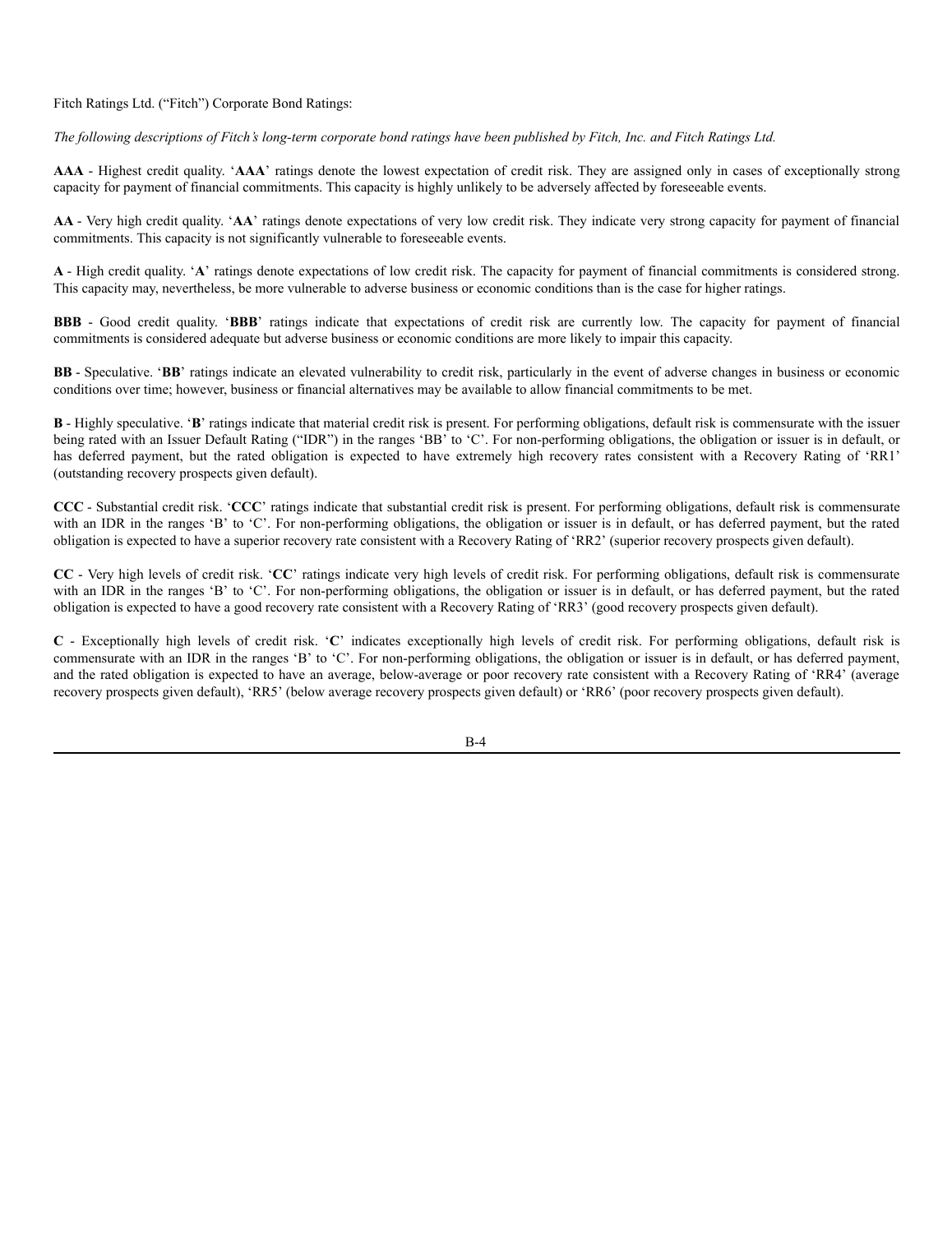Fitch Ratings Ltd. ("Fitch") Corporate Bond Ratings:

*The following descriptions of Fitch's long-term corporate bond ratings have been published by Fitch, Inc. and Fitch Ratings Ltd.*

**AAA** - Highest credit quality. '**AAA**' ratings denote the lowest expectation of credit risk. They are assigned only in cases of exceptionally strong capacity for payment of financial commitments. This capacity is highly unlikely to be adversely affected by foreseeable events.

**AA** - Very high credit quality. '**AA**' ratings denote expectations of very low credit risk. They indicate very strong capacity for payment of financial commitments. This capacity is not significantly vulnerable to foreseeable events.

**A** - High credit quality. '**A**' ratings denote expectations of low credit risk. The capacity for payment of financial commitments is considered strong. This capacity may, nevertheless, be more vulnerable to adverse business or economic conditions than is the case for higher ratings.

**BBB** - Good credit quality. '**BBB**' ratings indicate that expectations of credit risk are currently low. The capacity for payment of financial commitments is considered adequate but adverse business or economic conditions are more likely to impair this capacity.

**BB** - Speculative. '**BB**' ratings indicate an elevated vulnerability to credit risk, particularly in the event of adverse changes in business or economic conditions over time; however, business or financial alternatives may be available to allow financial commitments to be met.

**B** - Highly speculative. '**B**' ratings indicate that material credit risk is present. For performing obligations, default risk is commensurate with the issuer being rated with an Issuer Default Rating ("IDR") in the ranges 'BB' to 'C'. For non-performing obligations, the obligation or issuer is in default, or has deferred payment, but the rated obligation is expected to have extremely high recovery rates consistent with a Recovery Rating of 'RR1' (outstanding recovery prospects given default).

**CCC** - Substantial credit risk. '**CCC**' ratings indicate that substantial credit risk is present. For performing obligations, default risk is commensurate with an IDR in the ranges 'B' to 'C'. For non-performing obligations, the obligation or issuer is in default, or has deferred payment, but the rated obligation is expected to have a superior recovery rate consistent with a Recovery Rating of 'RR2' (superior recovery prospects given default).

**CC** - Very high levels of credit risk. '**CC**' ratings indicate very high levels of credit risk. For performing obligations, default risk is commensurate with an IDR in the ranges 'B' to 'C'. For non-performing obligations, the obligation or issuer is in default, or has deferred payment, but the rated obligation is expected to have a good recovery rate consistent with a Recovery Rating of 'RR3' (good recovery prospects given default).

**C** - Exceptionally high levels of credit risk. '**C**' indicates exceptionally high levels of credit risk. For performing obligations, default risk is commensurate with an IDR in the ranges 'B' to 'C'. For non-performing obligations, the obligation or issuer is in default, or has deferred payment, and the rated obligation is expected to have an average, below-average or poor recovery rate consistent with a Recovery Rating of 'RR4' (average recovery prospects given default), 'RR5' (below average recovery prospects given default) or 'RR6' (poor recovery prospects given default).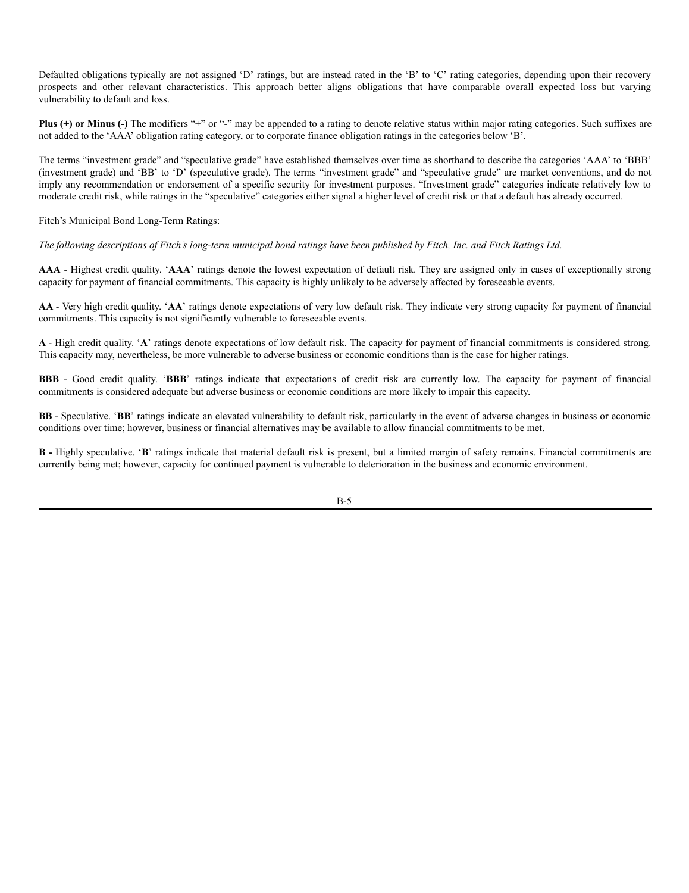Defaulted obligations typically are not assigned 'D' ratings, but are instead rated in the 'B' to 'C' rating categories, depending upon their recovery prospects and other relevant characteristics. This approach better aligns obligations that have comparable overall expected loss but varying vulnerability to default and loss.

**Plus (+) or Minus (-)** The modifiers "+" or "-" may be appended to a rating to denote relative status within major rating categories. Such suffixes are not added to the 'AAA' obligation rating category, or to corporate finance obligation ratings in the categories below 'B'.

The terms "investment grade" and "speculative grade" have established themselves over time as shorthand to describe the categories 'AAA' to 'BBB' (investment grade) and 'BB' to 'D' (speculative grade). The terms "investment grade" and "speculative grade" are market conventions, and do not imply any recommendation or endorsement of a specific security for investment purposes. "Investment grade" categories indicate relatively low to moderate credit risk, while ratings in the "speculative" categories either signal a higher level of credit risk or that a default has already occurred.

Fitch's Municipal Bond Long-Term Ratings:

*The following descriptions of Fitch's long-term municipal bond ratings have been published by Fitch, Inc. and Fitch Ratings Ltd.*

**AAA** - Highest credit quality. '**AAA**' ratings denote the lowest expectation of default risk. They are assigned only in cases of exceptionally strong capacity for payment of financial commitments. This capacity is highly unlikely to be adversely affected by foreseeable events.

**AA** - Very high credit quality. '**AA**' ratings denote expectations of very low default risk. They indicate very strong capacity for payment of financial commitments. This capacity is not significantly vulnerable to foreseeable events.

**A** - High credit quality. '**A**' ratings denote expectations of low default risk. The capacity for payment of financial commitments is considered strong. This capacity may, nevertheless, be more vulnerable to adverse business or economic conditions than is the case for higher ratings.

**BBB** - Good credit quality. '**BBB**' ratings indicate that expectations of credit risk are currently low. The capacity for payment of financial commitments is considered adequate but adverse business or economic conditions are more likely to impair this capacity.

**BB** - Speculative. '**BB**' ratings indicate an elevated vulnerability to default risk, particularly in the event of adverse changes in business or economic conditions over time; however, business or financial alternatives may be available to allow financial commitments to be met.

**B -** Highly speculative. '**B**' ratings indicate that material default risk is present, but a limited margin of safety remains. Financial commitments are currently being met; however, capacity for continued payment is vulnerable to deterioration in the business and economic environment.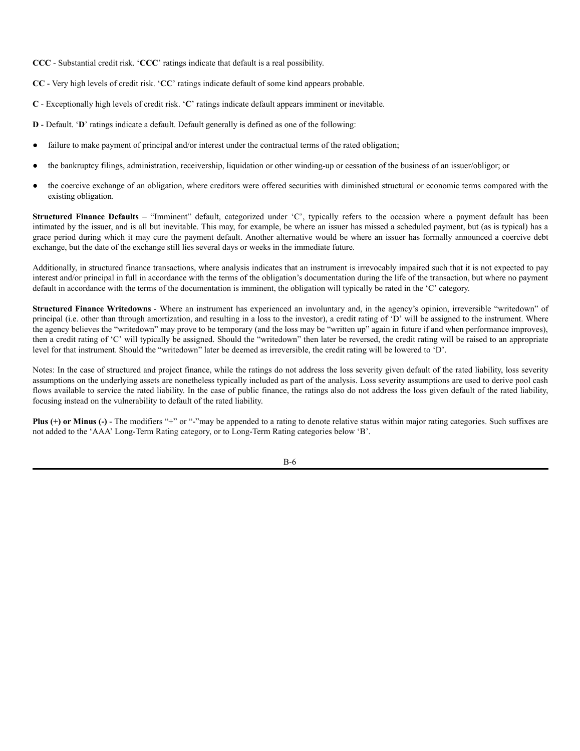**CCC** - Substantial credit risk. '**CCC**' ratings indicate that default is a real possibility.

**CC** - Very high levels of credit risk. '**CC**' ratings indicate default of some kind appears probable.

**C** - Exceptionally high levels of credit risk. '**C**' ratings indicate default appears imminent or inevitable.

**D** - Default. '**D**' ratings indicate a default. Default generally is defined as one of the following:

- failure to make payment of principal and/or interest under the contractual terms of the rated obligation;
- the bankruptcy filings, administration, receivership, liquidation or other winding-up or cessation of the business of an issuer/obligor; or
- the coercive exchange of an obligation, where creditors were offered securities with diminished structural or economic terms compared with the existing obligation.

**Structured Finance Defaults** – "Imminent" default, categorized under 'C', typically refers to the occasion where a payment default has been intimated by the issuer, and is all but inevitable. This may, for example, be where an issuer has missed a scheduled payment, but (as is typical) has a grace period during which it may cure the payment default. Another alternative would be where an issuer has formally announced a coercive debt exchange, but the date of the exchange still lies several days or weeks in the immediate future.

Additionally, in structured finance transactions, where analysis indicates that an instrument is irrevocably impaired such that it is not expected to pay interest and/or principal in full in accordance with the terms of the obligation's documentation during the life of the transaction, but where no payment default in accordance with the terms of the documentation is imminent, the obligation will typically be rated in the 'C' category.

**Structured Finance Writedowns** - Where an instrument has experienced an involuntary and, in the agency's opinion, irreversible "writedown" of principal (i.e. other than through amortization, and resulting in a loss to the investor), a credit rating of 'D' will be assigned to the instrument. Where the agency believes the "writedown" may prove to be temporary (and the loss may be "written up" again in future if and when performance improves), then a credit rating of 'C' will typically be assigned. Should the "writedown" then later be reversed, the credit rating will be raised to an appropriate level for that instrument. Should the "writedown" later be deemed as irreversible, the credit rating will be lowered to 'D'.

Notes: In the case of structured and project finance, while the ratings do not address the loss severity given default of the rated liability, loss severity assumptions on the underlying assets are nonetheless typically included as part of the analysis. Loss severity assumptions are used to derive pool cash flows available to service the rated liability. In the case of public finance, the ratings also do not address the loss given default of the rated liability, focusing instead on the vulnerability to default of the rated liability.

**Plus (+) or Minus (-)** - The modifiers "+" or "-"may be appended to a rating to denote relative status within major rating categories. Such suffixes are not added to the 'AAA' Long-Term Rating category, or to Long-Term Rating categories below 'B'.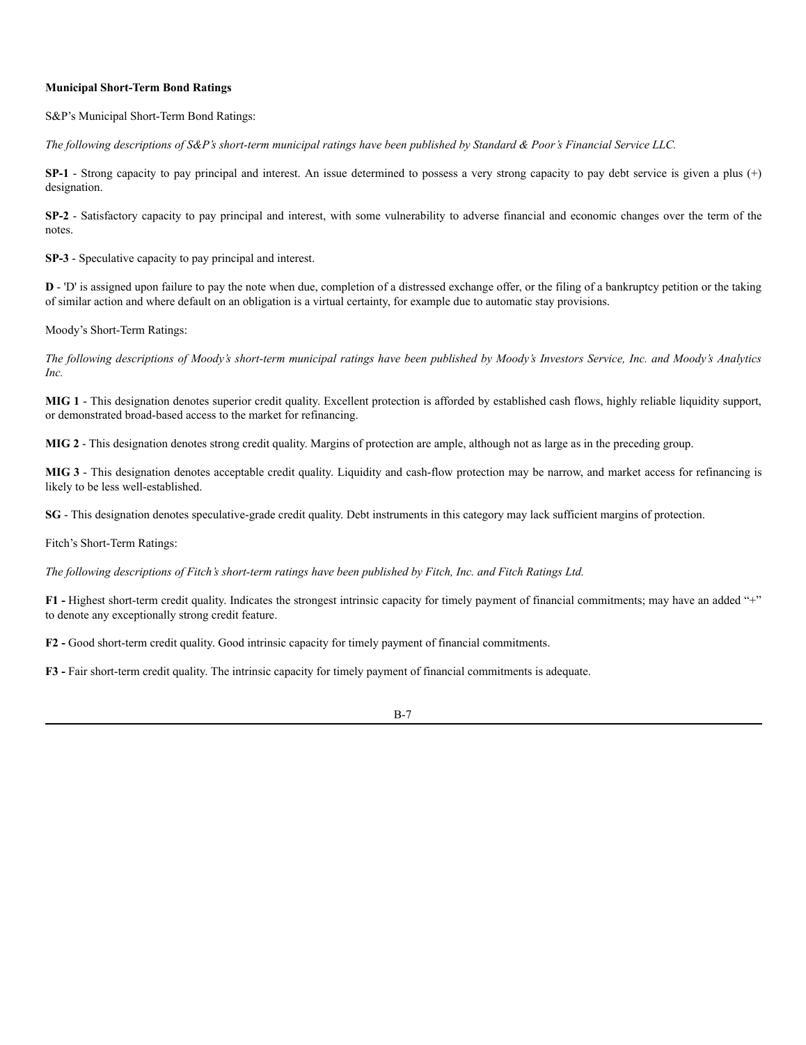**Municipal Short-Term Bond Ratings**

S&P's Municipal Short-Term Bond Ratings:

*The following descriptions of S&P's short-term municipal ratings have been published by Standard & Poor's Financial Service LLC.*

**SP-1** - Strong capacity to pay principal and interest. An issue determined to possess a very strong capacity to pay debt service is given a plus (+) designation.

**SP-2** - Satisfactory capacity to pay principal and interest, with some vulnerability to adverse financial and economic changes over the term of the notes.

**SP-3** - Speculative capacity to pay principal and interest.

**D** - 'D' is assigned upon failure to pay the note when due, completion of a distressed exchange offer, or the filing of a bankruptcy petition or the taking of similar action and where default on an obligation is a virtual certainty, for example due to automatic stay provisions.

Moody's Short-Term Ratings:

*The following descriptions of Moody's short-term municipal ratings have been published by Moody's Investors Service, Inc. and Moody's Analytics Inc.*

**MIG 1** - This designation denotes superior credit quality. Excellent protection is afforded by established cash flows, highly reliable liquidity support, or demonstrated broad-based access to the market for refinancing.

**MIG 2** - This designation denotes strong credit quality. Margins of protection are ample, although not as large as in the preceding group.

**MIG 3** - This designation denotes acceptable credit quality. Liquidity and cash-flow protection may be narrow, and market access for refinancing is likely to be less well-established.

**SG** - This designation denotes speculative-grade credit quality. Debt instruments in this category may lack sufficient margins of protection.

Fitch's Short-Term Ratings:

*The following descriptions of Fitch's short-term ratings have been published by Fitch, Inc. and Fitch Ratings Ltd.*

**F1 -** Highest short-term credit quality. Indicates the strongest intrinsic capacity for timely payment of financial commitments; may have an added "+" to denote any exceptionally strong credit feature.

**F2 -** Good short-term credit quality. Good intrinsic capacity for timely payment of financial commitments.

**F3 -** Fair short-term credit quality. The intrinsic capacity for timely payment of financial commitments is adequate.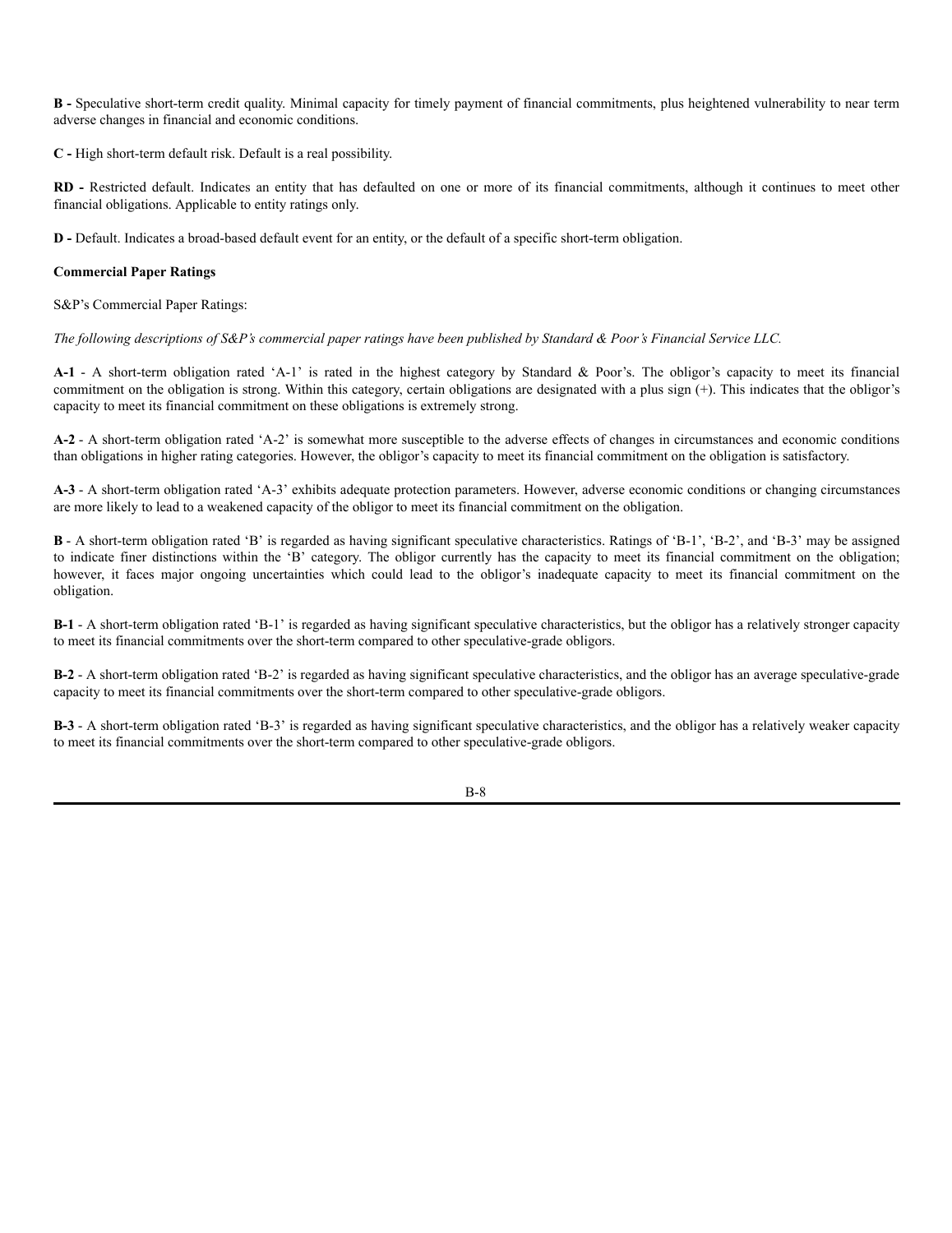**B -** Speculative short-term credit quality. Minimal capacity for timely payment of financial commitments, plus heightened vulnerability to near term adverse changes in financial and economic conditions.

**C -** High short-term default risk. Default is a real possibility.

**RD -** Restricted default. Indicates an entity that has defaulted on one or more of its financial commitments, although it continues to meet other financial obligations. Applicable to entity ratings only.

**D -** Default. Indicates a broad-based default event for an entity, or the default of a specific short-term obligation.

**Commercial Paper Ratings**

S&P's Commercial Paper Ratings:

*The following descriptions of S&P's commercial paper ratings have been published by Standard & Poor's Financial Service LLC.*

**A-1** - A short-term obligation rated 'A-1' is rated in the highest category by Standard & Poor's. The obligor's capacity to meet its financial commitment on the obligation is strong. Within this category, certain obligations are designated with a plus sign (+). This indicates that the obligor's capacity to meet its financial commitment on these obligations is extremely strong.

**A-2** - A short-term obligation rated 'A-2' is somewhat more susceptible to the adverse effects of changes in circumstances and economic conditions than obligations in higher rating categories. However, the obligor's capacity to meet its financial commitment on the obligation is satisfactory.

**A-3** - A short-term obligation rated 'A-3' exhibits adequate protection parameters. However, adverse economic conditions or changing circumstances are more likely to lead to a weakened capacity of the obligor to meet its financial commitment on the obligation.

**B** - A short-term obligation rated 'B' is regarded as having significant speculative characteristics. Ratings of 'B-1', 'B-2', and 'B-3' may be assigned to indicate finer distinctions within the 'B' category. The obligor currently has the capacity to meet its financial commitment on the obligation; however, it faces major ongoing uncertainties which could lead to the obligor's inadequate capacity to meet its financial commitment on the obligation.

**B-1** - A short-term obligation rated 'B-1' is regarded as having significant speculative characteristics, but the obligor has a relatively stronger capacity to meet its financial commitments over the short-term compared to other speculative-grade obligors.

**B-2** - A short-term obligation rated 'B-2' is regarded as having significant speculative characteristics, and the obligor has an average speculative-grade capacity to meet its financial commitments over the short-term compared to other speculative-grade obligors.

**B-3** - A short-term obligation rated 'B-3' is regarded as having significant speculative characteristics, and the obligor has a relatively weaker capacity to meet its financial commitments over the short-term compared to other speculative-grade obligors.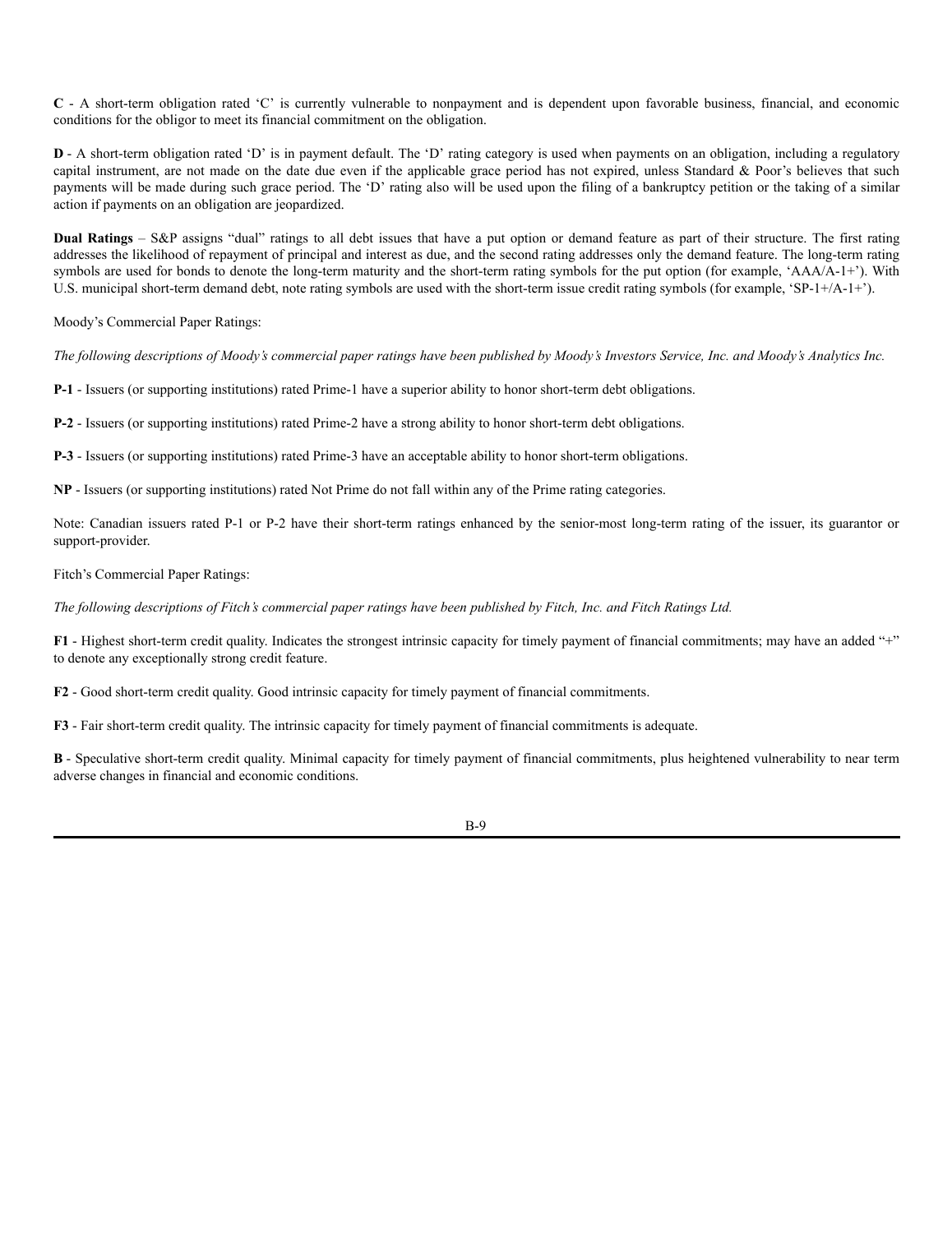**C** - A short-term obligation rated 'C' is currently vulnerable to nonpayment and is dependent upon favorable business, financial, and economic conditions for the obligor to meet its financial commitment on the obligation.

**D** - A short-term obligation rated 'D' is in payment default. The 'D' rating category is used when payments on an obligation, including a regulatory capital instrument, are not made on the date due even if the applicable grace period has not expired, unless Standard & Poor's believes that such payments will be made during such grace period. The 'D' rating also will be used upon the filing of a bankruptcy petition or the taking of a similar action if payments on an obligation are jeopardized.

**Dual Ratings** – S&P assigns "dual" ratings to all debt issues that have a put option or demand feature as part of their structure. The first rating addresses the likelihood of repayment of principal and interest as due, and the second rating addresses only the demand feature. The long-term rating symbols are used for bonds to denote the long-term maturity and the short-term rating symbols for the put option (for example, 'AAA/A-1+'). With U.S. municipal short-term demand debt, note rating symbols are used with the short-term issue credit rating symbols (for example, 'SP-1+/A-1+').

Moody's Commercial Paper Ratings:

*The following descriptions of Moody's commercial paper ratings have been published by Moody's Investors Service, Inc. and Moody's Analytics Inc.*

**P-1** - Issuers (or supporting institutions) rated Prime-1 have a superior ability to honor short-term debt obligations.

**P-2** - Issuers (or supporting institutions) rated Prime-2 have a strong ability to honor short-term debt obligations.

**P-3** - Issuers (or supporting institutions) rated Prime-3 have an acceptable ability to honor short-term obligations.

**NP** - Issuers (or supporting institutions) rated Not Prime do not fall within any of the Prime rating categories.

Note: Canadian issuers rated P-1 or P-2 have their short-term ratings enhanced by the senior-most long-term rating of the issuer, its guarantor or support-provider.

Fitch's Commercial Paper Ratings:

*The following descriptions of Fitch's commercial paper ratings have been published by Fitch, Inc. and Fitch Ratings Ltd.*

**F1** - Highest short-term credit quality. Indicates the strongest intrinsic capacity for timely payment of financial commitments; may have an added "+" to denote any exceptionally strong credit feature.

**F2** - Good short-term credit quality. Good intrinsic capacity for timely payment of financial commitments.

**F3** - Fair short-term credit quality. The intrinsic capacity for timely payment of financial commitments is adequate.

**B** - Speculative short-term credit quality. Minimal capacity for timely payment of financial commitments, plus heightened vulnerability to near term adverse changes in financial and economic conditions.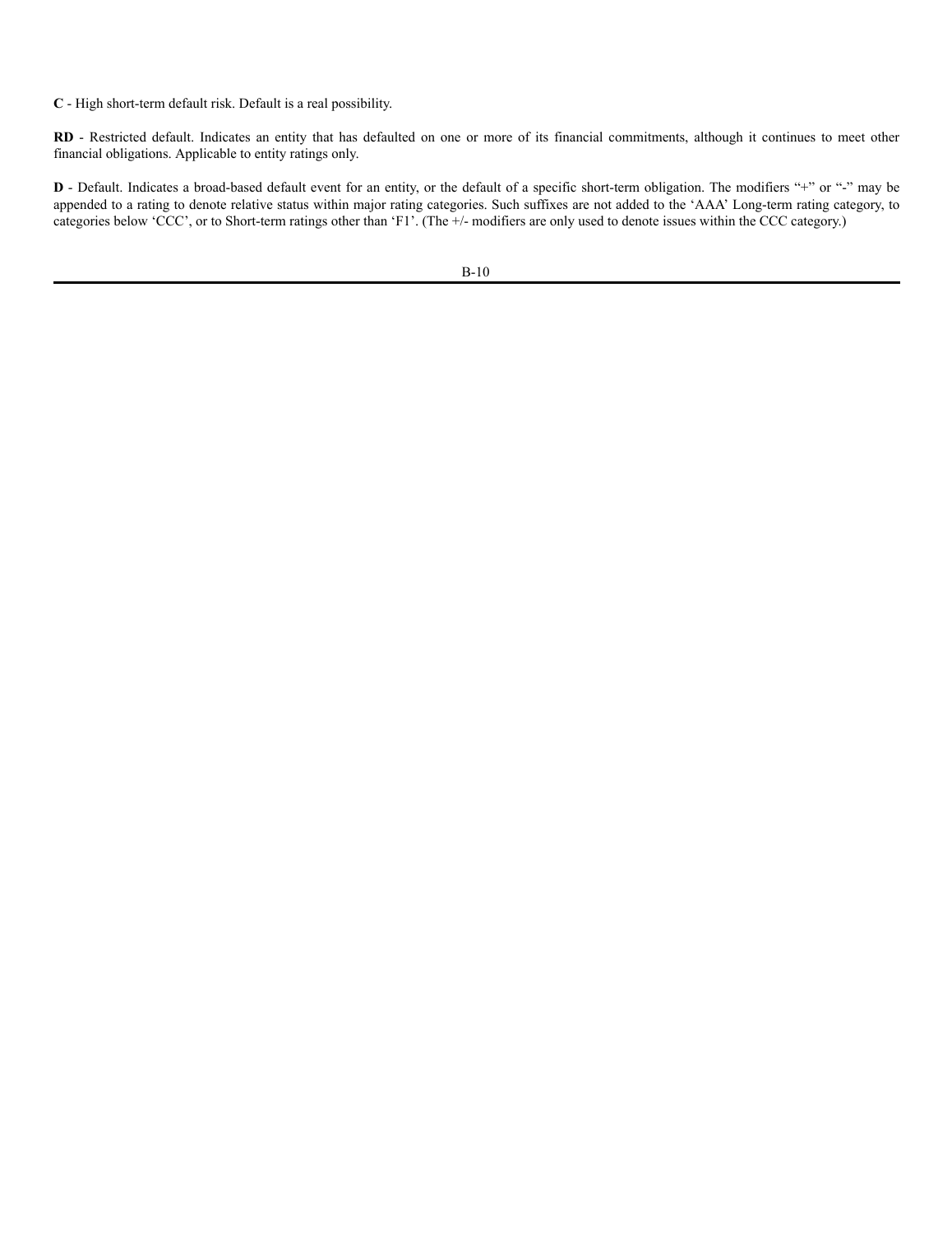**C** - High short-term default risk. Default is a real possibility.

**RD** - Restricted default. Indicates an entity that has defaulted on one or more of its financial commitments, although it continues to meet other financial obligations. Applicable to entity ratings only.

**D** - Default. Indicates a broad-based default event for an entity, or the default of a specific short-term obligation. The modifiers "+" or "-" may be appended to a rating to denote relative status within major rating categories. Such suffixes are not added to the 'AAA' Long-term rating category, to categories below 'CCC', or to Short-term ratings other than 'F1'. (The +/- modifiers are only used to denote issues within the CCC category.)